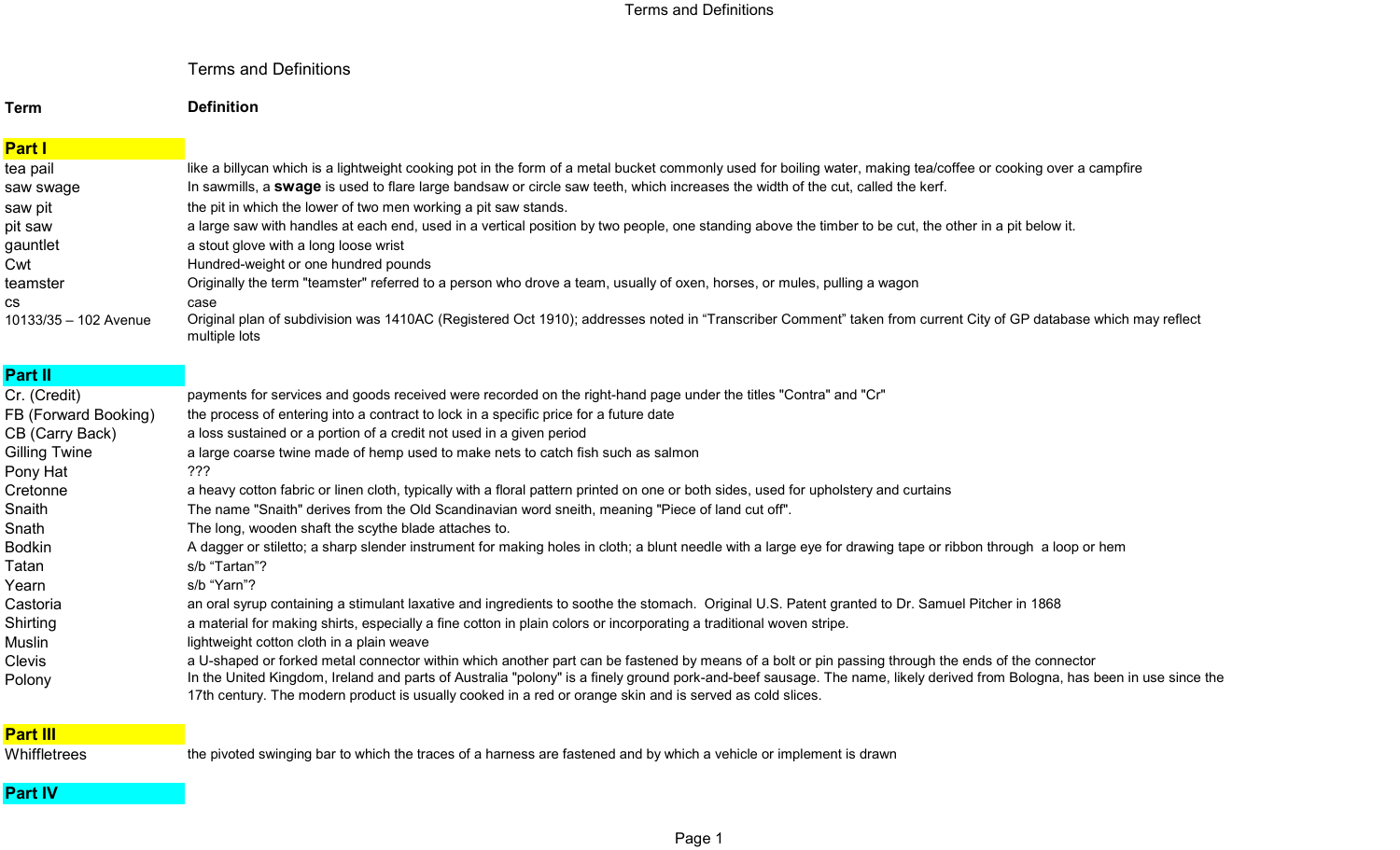# Terms and Definitions

| Term | Definition |
| --- | --- |
| **Part I** | |
| tea pail | like a billycan which is a lightweight cooking pot in the form of a metal bucket commonly used for boiling water, making tea/coffee or cooking over a campfire |
| saw swage | In sawmills, a **swage** is used to flare large bandsaw or circle saw teeth, which increases the width of the cut, called the kerf. |
| saw pit | the pit in which the lower of two men working a pit saw stands. |
| pit saw | a large saw with handles at each end, used in a vertical position by two people, one standing above the timber to be cut, the other in a pit below it. |
| gauntlet | a stout glove with a long loose wrist |
| Cwt | Hundred-weight or one hundred pounds |
| teamster | Originally the term "teamster" referred to a person who drove a team, usually of oxen, horses, or mules, pulling a wagon |
| cs | case |
| 10133/35 – 102 Avenue | Original plan of subdivision was 1410AC (Registered Oct 1910); addresses noted in "Transcriber Comment" taken from current City of GP database which may reflect multiple lots |
| **Part II** | |
| Cr. (Credit) | payments for services and goods received were recorded on the right-hand page under the titles "Contra" and "Cr" |
| FB (Forward Booking) | the process of entering into a contract to lock in a specific price for a future date |
| CB (Carry Back) | a loss sustained or a portion of a credit not used in a given period |
| Gilling Twine | a large coarse twine made of hemp used to make nets to catch fish such as salmon |
| Pony Hat | ??? |
| Cretonne | a heavy cotton fabric or linen cloth, typically with a floral pattern printed on one or both sides, used for upholstery and curtains |
| Snaith | The name "Snaith" derives from the Old Scandinavian word sneith, meaning "Piece of land cut off". |
| Snath | The long, wooden shaft the scythe blade attaches to. |
| Bodkin | A dagger or stiletto; a sharp slender instrument for making holes in cloth; a blunt needle with a large eye for drawing tape or ribbon through a loop or hem |
| Tatan | s/b "Tartan"? |
| Yearn | s/b "Yarn"? |
| Castoria | an oral syrup containing a stimulant laxative and ingredients to soothe the stomach. Original U.S. Patent granted to Dr. Samuel Pitcher in 1868 |
| Shirting | a material for making shirts, especially a fine cotton in plain colors or incorporating a traditional woven stripe. |
| Muslin | lightweight cotton cloth in a plain weave |
| Clevis | a U-shaped or forked metal connector within which another part can be fastened by means of a bolt or pin passing through the ends of the connector |
| Polony | In the United Kingdom, Ireland and parts of Australia "polony" is a finely ground pork-and-beef sausage. The name, likely derived from Bologna, has been in use since the 17th century. The modern product is usually cooked in a red or orange skin and is served as cold slices. |
| **Part III** | |
| Whiffletrees | the pivoted swinging bar to which the traces of a harness are fastened and by which a vehicle or implement is drawn |
| **Part IV** | |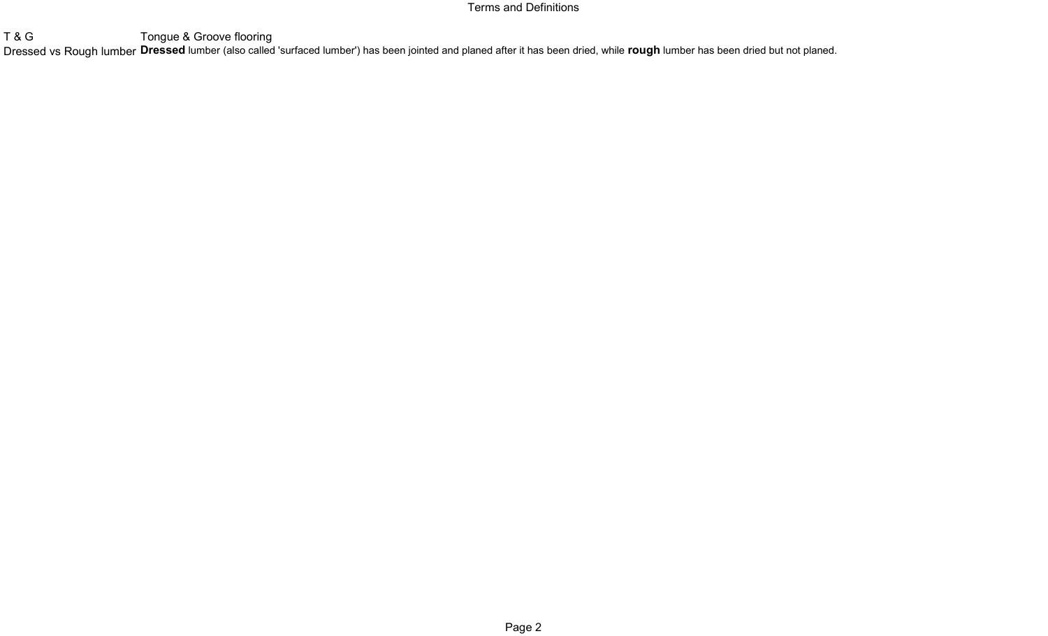# Terms and Definitions

| Term | Definition |
| --- | --- |
| T & G | Tongue & Groove flooring |
| Dressed vs Rough lumber | **Dressed** lumber (also called 'surfaced lumber') has been jointed and planed after it has been dried, while **rough** lumber has been dried but not planed. |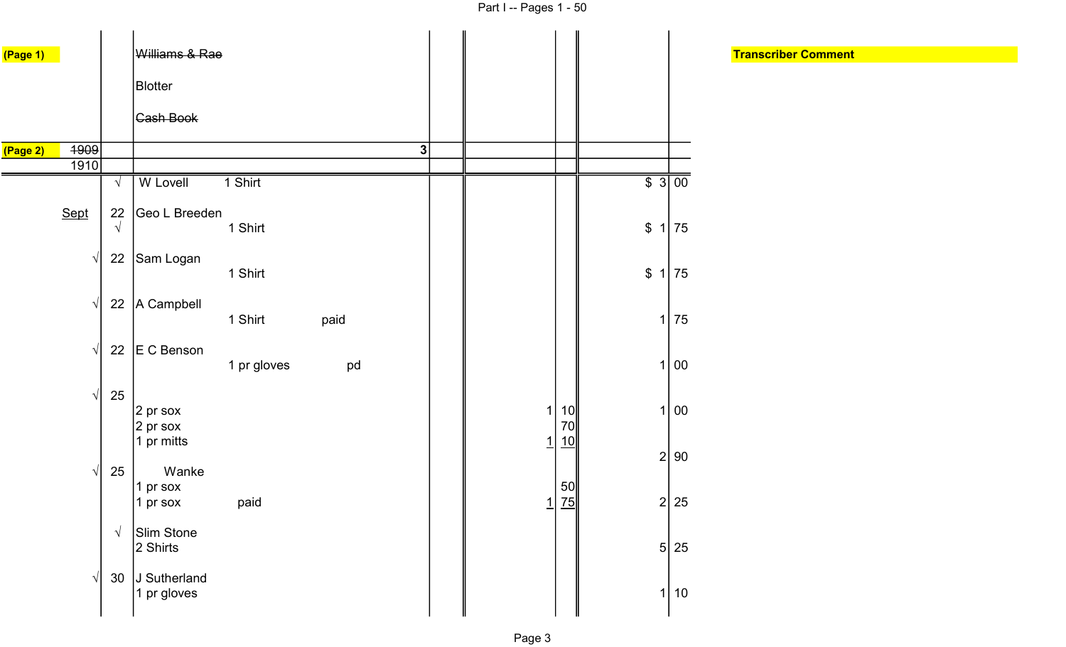Part I -- Pages 1 - 50

| | | | | | | | | Transcriber Comment |
|---|---|---|---|---|---|---|---|---|
| (Page 1) | | ~~Williams & Rae~~ | | | | | | |
| | | Blotter | | | | | | |
| | | ~~Cash Book~~ | | | | | | |
| (Page 2) ~~1909~~ | | | 3 | | | | | |
| 1910 | | | | | | | | |
| | √ | W Lovell 1 Shirt | | | | $ 3 | 00 | |
| Sept | 22 √ | Geo L Breeden 1 Shirt | | | | $ 1 | 75 | |
| √ | 22 | Sam Logan 1 Shirt | | | | $ 1 | 75 | |
| √ | 22 | A Campbell 1 Shirt paid | | | | 1 | 75 | |
| √ | 22 | E C Benson 1 pr gloves pd | | | | 1 | 00 | |
| √ | 25 | 2 pr sox | | 1 | 10 | 1 | 00 | |
| | | 2 pr sox | | | 70 | | | |
| | | 1 pr mitts | | 1 | 10 | 2 | 90 | |
| √ | 25 | Wanke | | | | | | |
| | | 1 pr sox | | | 50 | | | |
| | | 1 pr sox paid | | 1 | 75 | 2 | 25 | |
| | √ | Slim Stone 2 Shirts | | | | 5 | 25 | |
| √ | 30 | J Sutherland 1 pr gloves | | | | 1 | 10 | |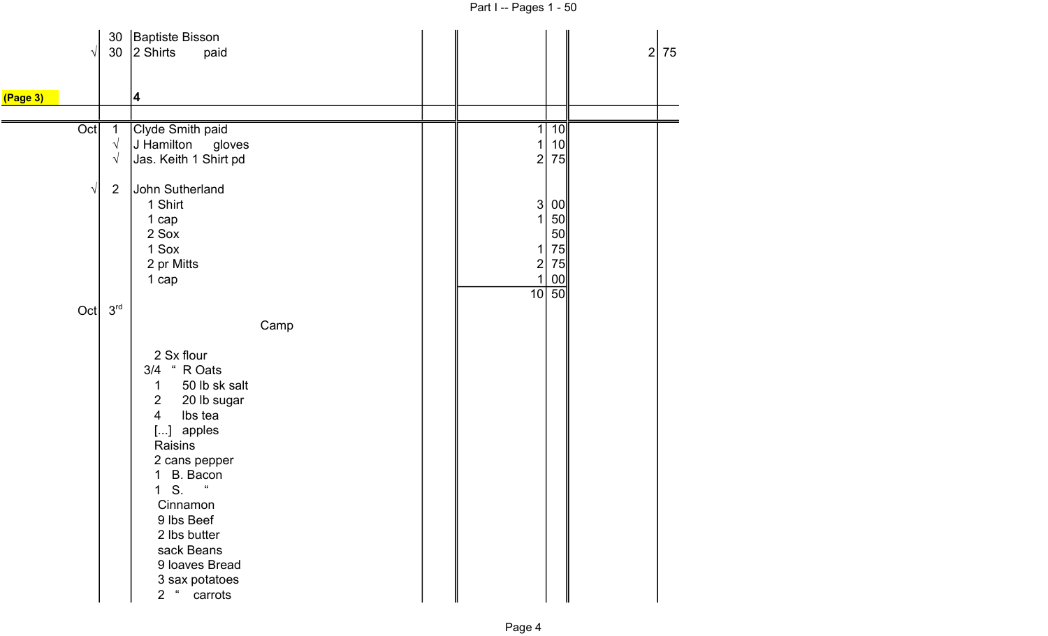| | | | | | | | |
|---|---|---|---|---|---|---|---|
| | 30 | Baptiste Bisson | | | | | |
| √ | 30 | 2 Shirts paid | | | | 2 | 75 |
| (Page 3) | | **4** | | | | | |
| Oct | 1 | Clyde Smith paid | | 1 | 10 | | |
| | √ | J Hamilton gloves | | 1 | 10 | | |
| | √ | Jas. Keith 1 Shirt pd | | 2 | 75 | | |
| √ | 2 | John Sutherland | | | | | |
| | | 1 Shirt | | 3 | 00 | | |
| | | 1 cap | | 1 | 50 | | |
| | | 2 Sox | | | 50 | | |
| | | 1 Sox | | 1 | 75 | | |
| | | 2 pr Mitts | | 2 | 75 | | |
| | | 1 cap | | 1 | 00 | | |
| | | | | 10 | 50 | | |
| Oct | 3rd | Camp | | | | | |
| | | 2 Sx flour | | | | | |
| | | 3/4 " R Oats | | | | | |
| | | 1 50 lb sk salt | | | | | |
| | | 2 20 lb sugar | | | | | |
| | | 4 lbs tea | | | | | |
| | | [...] apples | | | | | |
| | | Raisins | | | | | |
| | | 2 cans pepper | | | | | |
| | | 1 B. Bacon | | | | | |
| | | 1 S. " | | | | | |
| | | Cinnamon | | | | | |
| | | 9 lbs Beef | | | | | |
| | | 2 lbs butter | | | | | |
| | | sack Beans | | | | | |
| | | 9 loaves Bread | | | | | |
| | | 3 sax potatoes | | | | | |
| | | 2 " carrots | | | | | |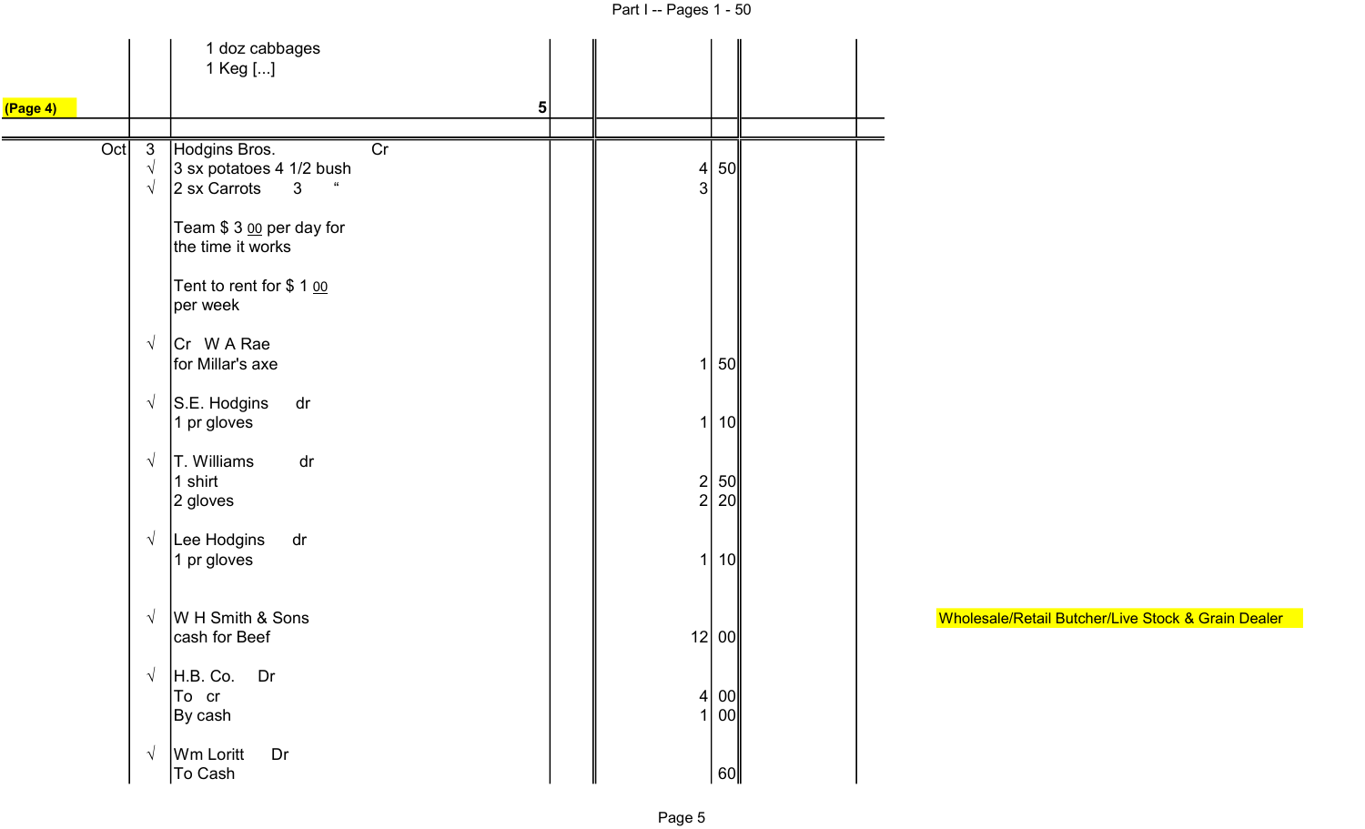| | | 1 doz cabbages<br>1 Keg [...] | | | | |
|---|---|---|---|---|---|---|
| (Page 4) | | | 5 | | | |
| Oct | 3 | Hodgins Bros. Cr | | | | |
| | √ | 3 sx potatoes 4 1/2 bush | | 4 | 50 | |
| | √ | 2 sx Carrots 3 " | | 3 | | |
| | | Team $ 3 00 per day for the time it works | | | | |
| | | Tent to rent for $ 1 00 per week | | | | |
| | √ | Cr W A Rae<br>for Millar's axe | | 1 | 50 | |
| | √ | S.E. Hodgins dr<br>1 pr gloves | | 1 | 10 | |
| | √ | T. Williams dr<br>1 shirt | | 2 | 50 | |
| | | 2 gloves | | 2 | 20 | |
| | √ | Lee Hodgins dr<br>1 pr gloves | | 1 | 10 | |
| | √ | W H Smith & Sons<br>cash for Beef | | 12 | 00 | Wholesale/Retail Butcher/Live Stock & Grain Dealer |
| | √ | H.B. Co. Dr<br>To cr | | 4 | 00 | |
| | | By cash | | 1 | 00 | |
| | √ | Wm Loritt Dr<br>To Cash | | | 60 | |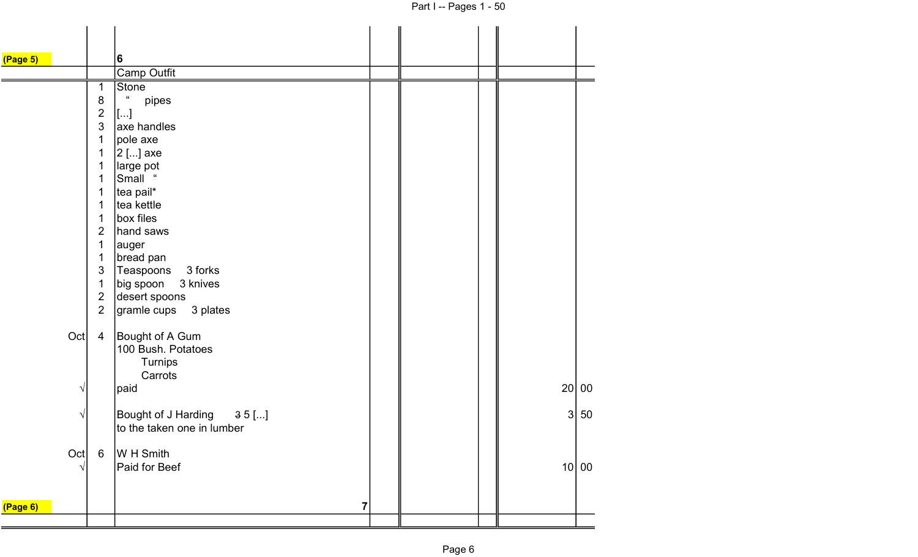| | | | | | | | |
|---|---|---|---|---|---|---|---|
| (Page 5) | | 6 | | | | | |
| | | Camp Outfit | | | | | |
| | 1 | Stone | | | | | |
| | 8 | " pipes | | | | | |
| | 2 | [...] | | | | | |
| | 3 | axe handles | | | | | |
| | 1 | pole axe | | | | | |
| | 1 | 2 [...] axe | | | | | |
| | 1 | large pot | | | | | |
| | 1 | Small " | | | | | |
| | 1 | tea pail* | | | | | |
| | 1 | tea kettle | | | | | |
| | 1 | box files | | | | | |
| | 2 | hand saws | | | | | |
| | 1 | auger | | | | | |
| | 1 | bread pan | | | | | |
| | 3 | Teaspoons 3 forks | | | | | |
| | 1 | big spoon 3 knives | | | | | |
| | 2 | desert spoons | | | | | |
| | 2 | gramle cups 3 plates | | | | | |
| Oct | 4 | Bought of A Gum | | | | | |
| | | 100 Bush. Potatoes | | | | | |
| | | Turnips | | | | | |
| | | Carrots | | | | | |
| √ | | paid | | | | 20 | 00 |
| √ | | Bought of J Harding ~~3~~ 5 [...] | | | | 3 | 50 |
| | | to the taken one in lumber | | | | | |
| Oct | 6 | W H Smith | | | | | |
| √ | | Paid for Beef | | | | 10 | 00 |
| (Page 6) | | 7 | | | | | |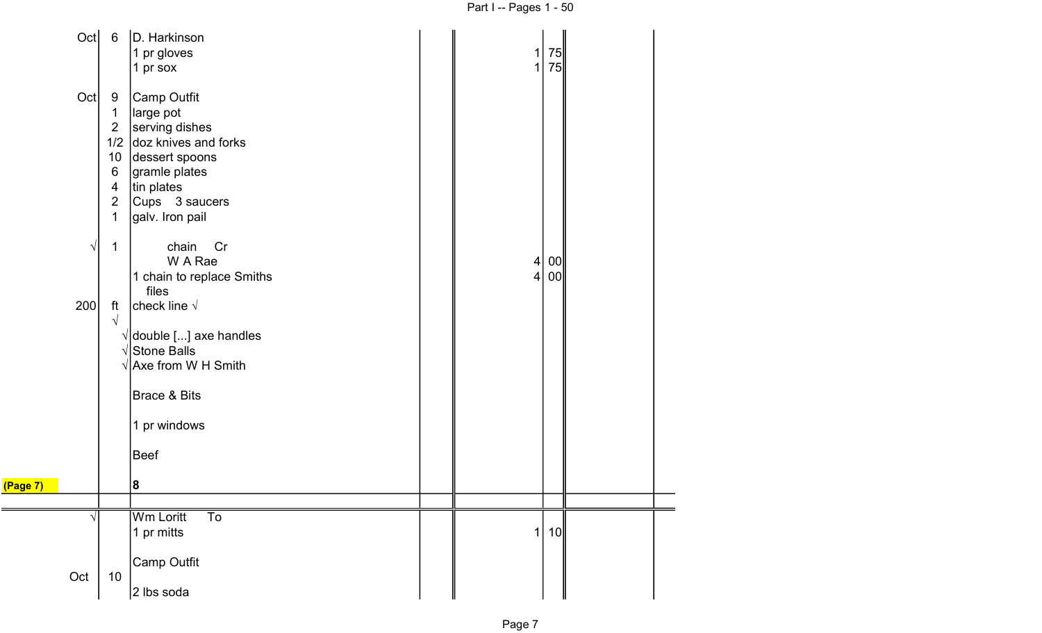| | | | | | | |
|---|---|---|---|---|---|---|
| Oct | 6 | D. Harkinson | | | | |
| | | 1 pr gloves | | 1 | 75 | |
| | | 1 pr sox | | 1 | 75 | |
| | | | | | | |
| Oct | 9 | Camp Outfit | | | | |
| | 1 | large pot | | | | |
| | 2 | serving dishes | | | | |
| | 1/2 | doz knives and forks | | | | |
| | 10 | dessert spoons | | | | |
| | 6 | gramle plates | | | | |
| | 4 | tin plates | | | | |
| | 2 | Cups 3 saucers | | | | |
| | 1 | galv. Iron pail | | | | |
| | | | | | | |
| √ | 1 | chain Cr | | | | |
| | | W A Rae | | 4 | 00 | |
| | | 1 chain to replace Smiths files | | 4 | 00 | |
| 200 | ft √ | check line √ | | | | |
| | | | | | | |
| | √ | double [...] axe handles | | | | |
| | √ | Stone Balls | | | | |
| | √ | Axe from W H Smith | | | | |
| | | | | | | |
| | | Brace & Bits | | | | |
| | | | | | | |
| | | 1 pr windows | | | | |
| | | | | | | |
| | | Beef | | | | |
| | | | | | | |
| (Page 7) | | **8** | | | | |

| | | | | | | |
|---|---|---|---|---|---|---|
| √ | | Wm Loritt To | | | | |
| | | 1 pr mitts | | 1 | 10 | |
| | | | | | | |
| | | Camp Outfit | | | | |
| Oct | 10 | | | | | |
| | | 2 lbs soda | | | | |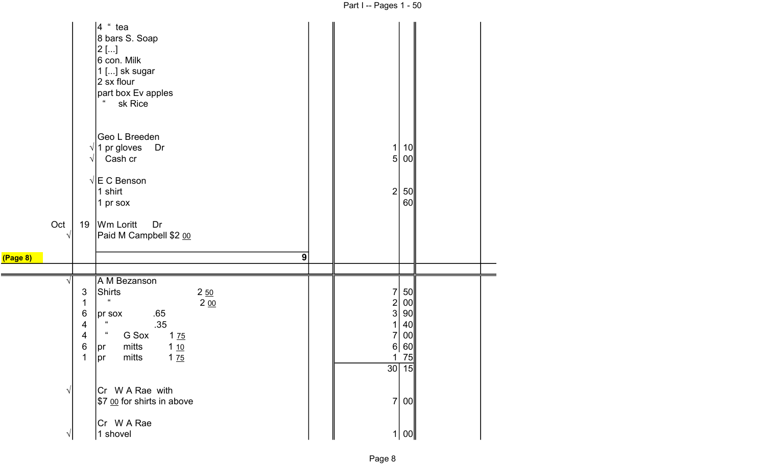| | | | | | | |
|---|---|---|---|---|---|---|
| | | 4 " tea | | | | |
| | | 8 bars S. Soap | | | | |
| | | 2 [...] | | | | |
| | | 6 con. Milk | | | | |
| | | 1 [...] sk sugar | | | | |
| | | 2 sx flour | | | | |
| | | part box Ev apples | | | | |
| | | " sk Rice | | | | |
| | | | | | | |
| | | Geo L Breeden | | | | |
| | √ | 1 pr gloves Dr | | | 1 | 10 |
| | √ | Cash cr | | | 5 | 00 |
| | | | | | | |
| | √ | E C Benson | | | | |
| | | 1 shirt | | | 2 | 50 |
| | | 1 pr sox | | | | 60 |
| | | | | | | |
| Oct | 19 | Wm Loritt Dr | | | | |
| √ | | Paid M Campbell $2 00 | | | | |
| (Page 8) | | | 9 | | | |

| | | | | | |
|---|---|---|---|---|---|
| √ | | A M Bezanson | | | |
| | 3 | Shirts | 2 50 | 7 | 50 |
| | 1 | " | 2 00 | 2 | 00 |
| | 6 | pr sox | .65 | 3 | 90 |
| | 4 | " | .35 | 1 | 40 |
| | 4 | " G Sox | 1 75 | 7 | 00 |
| | 6 | pr mitts | 1 10 | 6 | 60 |
| | 1 | pr mitts | 1 75 | 1 | 75 |
| | | | | 30 | 15 |
| | | | | | |
| √ | | Cr W A Rae with | | | |
| | | $7 00 for shirts in above | | 7 | 00 |
| | | | | | |
| | | Cr W A Rae | | | |
| √ | | 1 shovel | | 1 | 00 |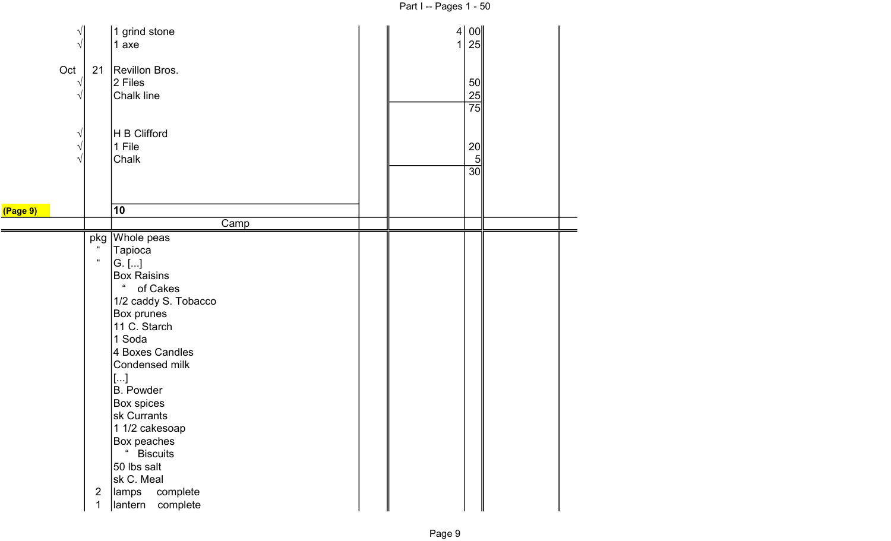| | | | | | |
|---|---|---|---|---|---|
| √ | | 1 grind stone | | 4 | 00 |
| √ | | 1 axe | | 1 | 25 |
| Oct | 21 | Revillon Bros. | | | |
| √ | | 2 Files | | | 50 |
| √ | | Chalk line | | | 25 |
| | | | | | 75 |
| √ | | H B Clifford | | | |
| √ | | 1 File | | | 20 |
| √ | | Chalk | | | 5 |
| | | | | | 30 |

(Page 9)

| | | | | | |
|---|---|---|---|---|---|
| | | 10 | | | |
| | | Camp | | | |
| | pkg | Whole peas | | | |
| | " | Tapioca | | | |
| | " | G. [...] | | | |
| | | Box Raisins | | | |
| | | " of Cakes | | | |
| | | 1/2 caddy S. Tobacco | | | |
| | | Box prunes | | | |
| | | 11 C. Starch | | | |
| | | 1 Soda | | | |
| | | 4 Boxes Candles | | | |
| | | Condensed milk | | | |
| | | [...] | | | |
| | | B. Powder | | | |
| | | Box spices | | | |
| | | sk Currants | | | |
| | | 1 1/2 cakesoap | | | |
| | | Box peaches | | | |
| | | " Biscuits | | | |
| | | 50 lbs salt | | | |
| | | sk C. Meal | | | |
| | 2 | lamps complete | | | |
| | 1 | lantern complete | | | |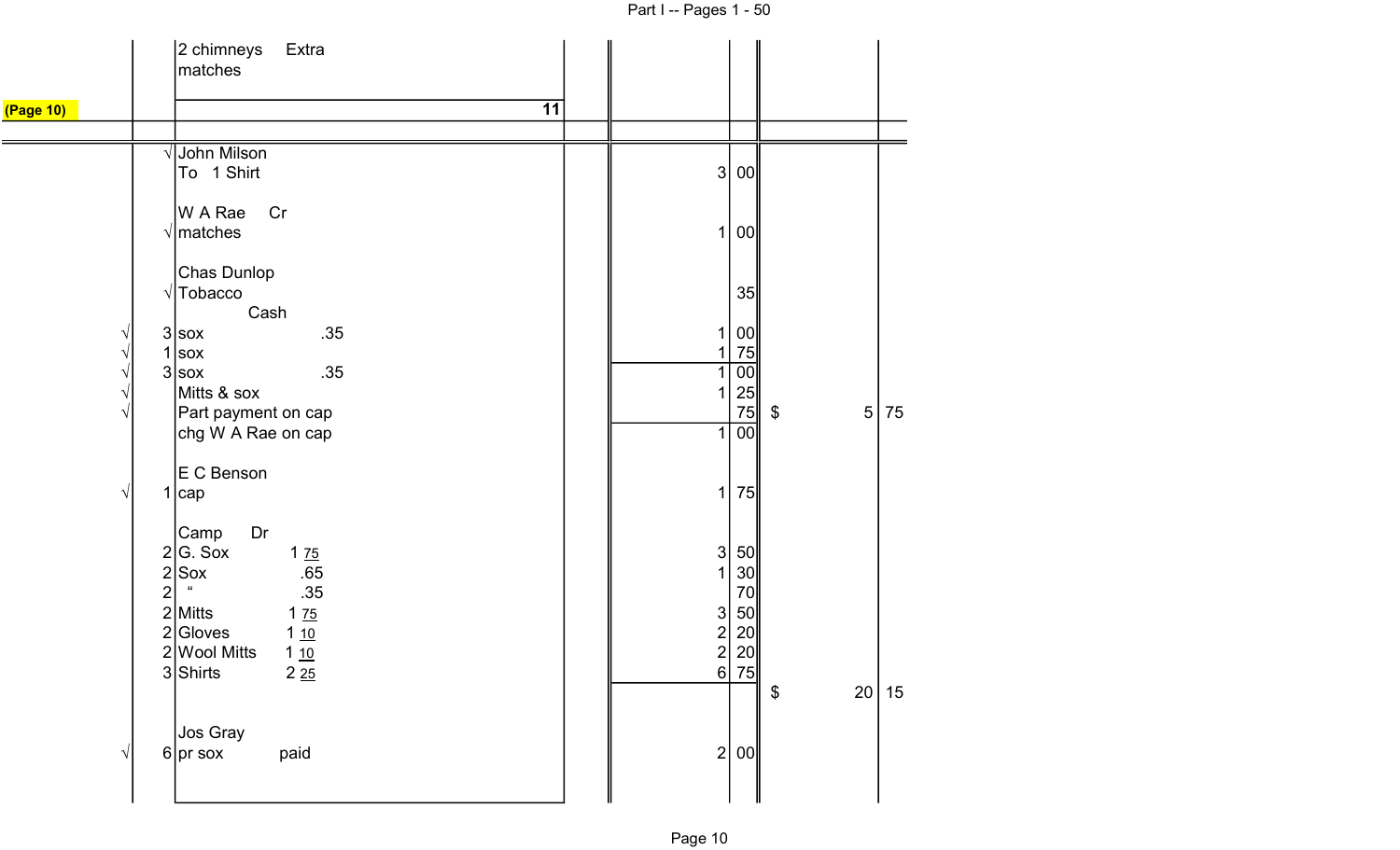| | | | | |
|---|---|---|---|---|
| | | 2 chimneys Extra matches | | |
| (Page 10) | | 11 | | |
| | √ | John Milson | | |
| | | To 1 Shirt | 3.00 | |
| | | W A Rae Cr | | |
| | √ | matches | 1.00 | |
| | | Chas Dunlop | | |
| | √ | Tobacco | 35 | |
| | | Cash | | |
| √ | 3 | sox .35 | 1.00 | |
| √ | 1 | sox | 1.75 | |
| √ | 3 | sox .35 | 1.00 | |
| √ | | Mitts & sox | 1.25 | |
| √ | | Part payment on cap | 75 | $ 5.75 |
| | | chg W A Rae on cap | 1.00 | |
| | | E C Benson | | |
| √ | 1 | cap | 1.75 | |
| | | Camp Dr | | |
| | 2 | G. Sox 1 75 | 3.50 | |
| | 2 | Sox .65 | 1.30 | |
| | 2 | " .35 | 70 | |
| | 2 | Mitts 1 75 | 3.50 | |
| | 2 | Gloves 1 10 | 2.20 | |
| | 2 | Wool Mitts 1 10 | 2.20 | |
| | 3 | Shirts 2 25 | 6.75 | |
| | | | | $ 20.15 |
| | | Jos Gray | | |
| √ | 6 | pr sox paid | 2.00 | |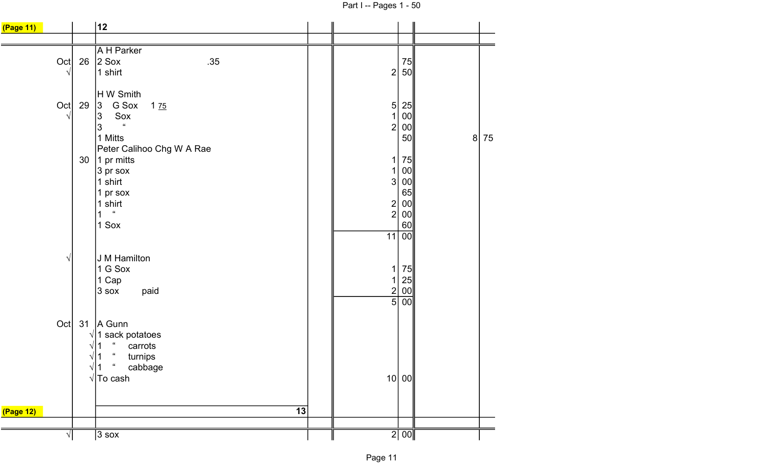(Page 11)

| | | 12 | | | | | |
|---|---|---|---|---|---|---|---|
| | | A H Parker | | | | | |
| Oct | 26 | 2 Sox .35 | | | 75 | | |
| √ | | 1 shirt | | 2 | 50 | | |
| | | H W Smith | | | | | |
| Oct | 29 | 3 G Sox 1 75 | | 5 | 25 | | |
| √ | | 3 Sox | | 1 | 00 | | |
| | | 3 " | | 2 | 00 | | |
| | | 1 Mitts | | | 50 | 8 | 75 |
| | | Peter Calihoo Chg W A Rae | | | | | |
| | 30 | 1 pr mitts | | 1 | 75 | | |
| | | 3 pr sox | | 1 | 00 | | |
| | | 1 shirt | | 3 | 00 | | |
| | | 1 pr sox | | | 65 | | |
| | | 1 shirt | | 2 | 00 | | |
| | | 1 " | | 2 | 00 | | |
| | | 1 Sox | | | 60 | | |
| | | | | 11 | 00 | | |
| √ | | J M Hamilton | | | | | |
| | | 1 G Sox | | 1 | 75 | | |
| | | 1 Cap | | 1 | 25 | | |
| | | 3 sox paid | | 2 | 00 | | |
| | | | | 5 | 00 | | |
| Oct | 31 | A Gunn | | | | | |
| | √ | 1 sack potatoes | | | | | |
| | √ | 1 " carrots | | | | | |
| | √ | 1 " turnips | | | | | |
| | √ | 1 " cabbage | | | | | |
| | √ | To cash | | 10 | 00 | | |

(Page 12)

| | | 13 | | | | | |
|---|---|---|---|---|---|---|---|
| √ | | 3 sox | | 2 | 00 | | |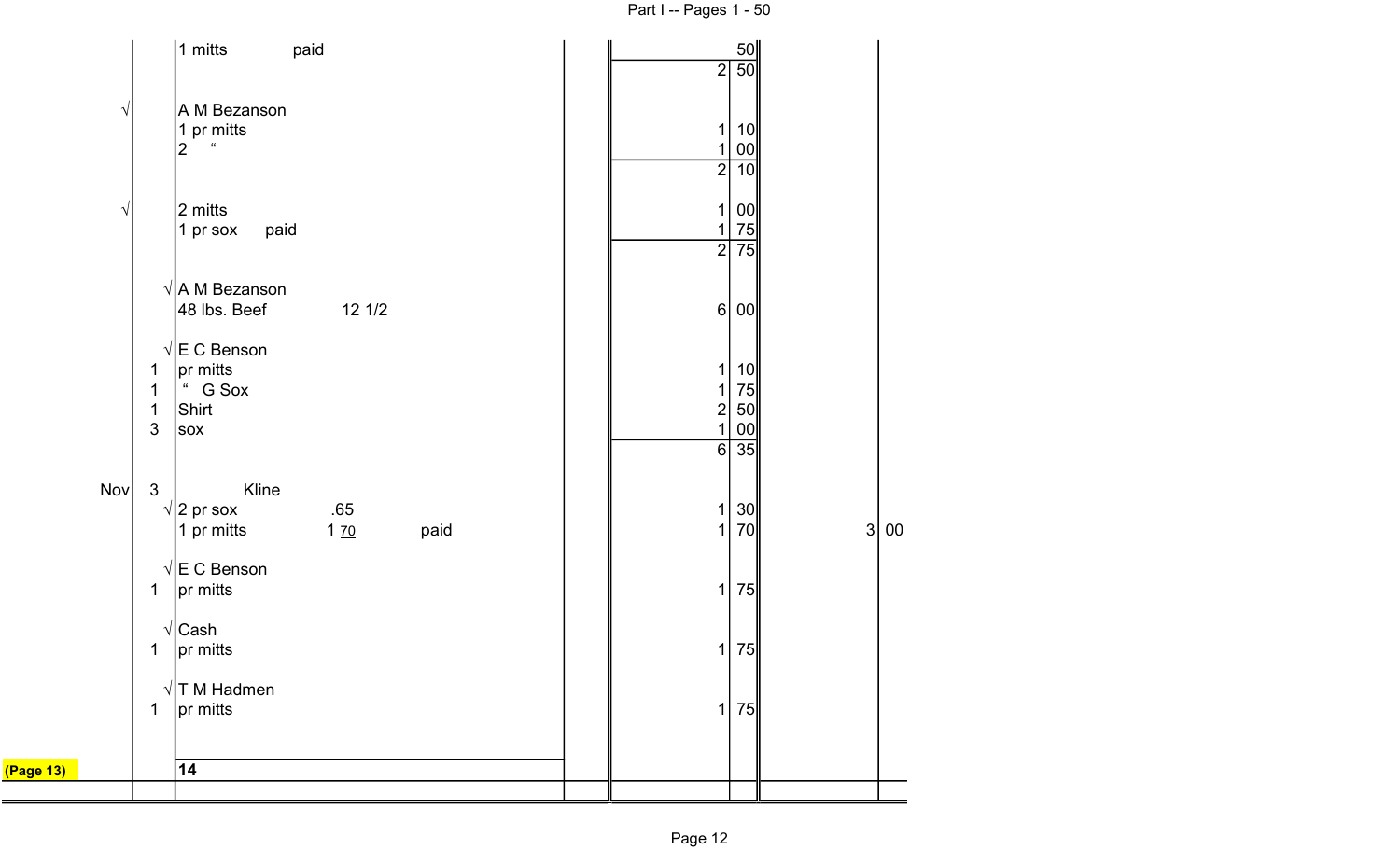| Date | Qty | Description | | Dollars | Cents | Dollars | Cents |
|---|---|---|---|---|---|---|---|
| | | 1 mitts paid | | | 50 | | |
| | | | | 2 | 50 | | |
| √ | | A M Bezanson | | | | | |
| | | 1 pr mitts | | 1 | 10 | | |
| | | 2 " | | 1 | 00 | | |
| | | | | 2 | 10 | | |
| √ | | 2 mitts | | 1 | 00 | | |
| | | 1 pr sox paid | | 1 | 75 | | |
| | | | | 2 | 75 | | |
| | √ | A M Bezanson | | | | | |
| | | 48 lbs. Beef 12 1/2 | | 6 | 00 | | |
| | √ | E C Benson | | | | | |
| | 1 | pr mitts | | 1 | 10 | | |
| | 1 | " G Sox | | 1 | 75 | | |
| | 1 | Shirt | | 2 | 50 | | |
| | 3 | sox | | 1 | 00 | | |
| | | | | 6 | 35 | | |
| Nov | 3 | Kline | | | | | |
| | √ | 2 pr sox .65 | | 1 | 30 | | |
| | | 1 pr mitts 1 70 paid | | 1 | 70 | 3 | 00 |
| | √ | E C Benson | | | | | |
| | 1 | pr mitts | | 1 | 75 | | |
| | √ | Cash | | | | | |
| | 1 | pr mitts | | 1 | 75 | | |
| | √ | T M Hadmen | | | | | |
| | 1 | pr mitts | | 1 | 75 | | |
| (Page 13) | | **14** | | | | | |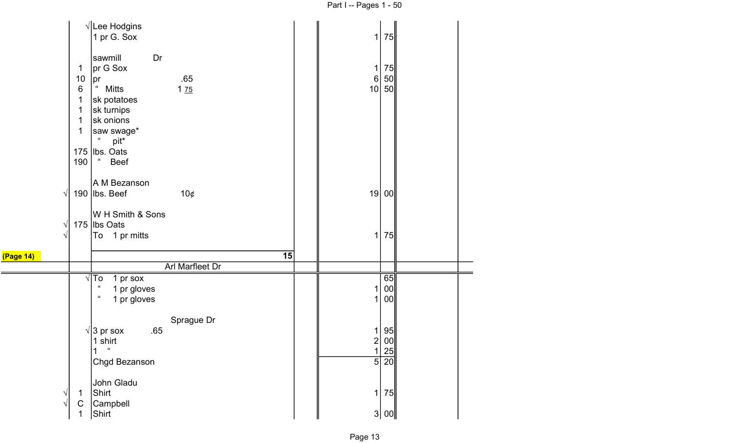| | | | | | | |
|---|---|---|---|---|---|---|
| | √ | Lee Hodgins | | | | |
| | | 1 pr G. Sox | | 1 | 75 | |
| | | | | | | |
| | | sawmill Dr | | | | |
| | 1 | pr G Sox | | 1 | 75 | |
| | 10 | pr .65 | | 6 | 50 | |
| | 6 | " Mitts 1 75 | | 10 | 50 | |
| | 1 | sk potatoes | | | | |
| | 1 | sk turnips | | | | |
| | 1 | sk onions | | | | |
| | 1 | saw swage* | | | | |
| | | " pit* | | | | |
| | 175 | lbs. Oats | | | | |
| | 190 | " Beef | | | | |
| | | | | | | |
| | | A M Bezanson | | | | |
| √ | 190 | lbs. Beef 10¢ | | 19 | 00 | |
| | | | | | | |
| | | W H Smith & Sons | | | | |
| √ | 175 | lbs Oats | | | | |
| √ | | To 1 pr mitts | | 1 | 75 | |
| (Page 14) | | 15 | | | | |
| | | Arl Marfleet Dr | | | | |
| | √ | To 1 pr sox | | | 65 | |
| | | " 1 pr gloves | | 1 | 00 | |
| | | " 1 pr gloves | | 1 | 00 | |
| | | | | | | |
| | | Sprague Dr | | | | |
| | √ | 3 pr sox .65 | | 1 | 95 | |
| | | 1 shirt | | 2 | 00 | |
| | | 1 " | | 1 | 25 | |
| | | Chgd Bezanson | | 5 | 20 | |
| | | | | | | |
| | | John Gladu | | | | |
| √ | 1 | Shirt | | 1 | 75 | |
| √ | C | Campbell | | | | |
| | 1 | Shirt | | 3 | 00 | |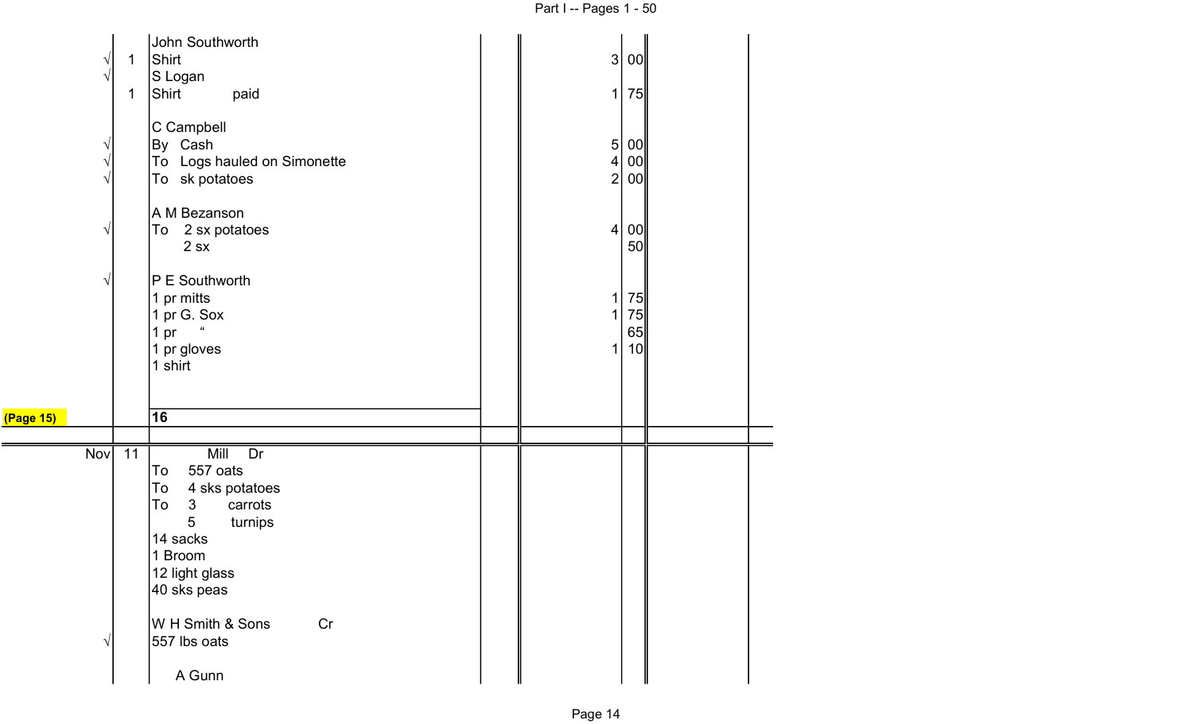| | | | | | |
|---|---|---|---|---|---|
| | | John Southworth | | | |
| √ | 1 | Shirt | | 3 | 00 |
| √ | | S Logan | | | |
| | 1 | Shirt paid | | 1 | 75 |
| | | | | | |
| | | C Campbell | | | |
| √ | | By Cash | | 5 | 00 |
| √ | | To Logs hauled on Simonette | | 4 | 00 |
| √ | | To sk potatoes | | 2 | 00 |
| | | | | | |
| | | A M Bezanson | | | |
| √ | | To 2 sx potatoes | | 4 | 00 |
| | | 2 sx | | | 50 |
| | | | | | |
| √ | | P E Southworth | | | |
| | | 1 pr mitts | | 1 | 75 |
| | | 1 pr G. Sox | | 1 | 75 |
| | | 1 pr " | | | 65 |
| | | 1 pr gloves | | 1 | 10 |
| | | 1 shirt | | | |

(Page 15)

**16**

| | | | | | |
|---|---|---|---|---|---|
| Nov | 11 | Mill Dr | | | |
| | | To 557 oats | | | |
| | | To 4 sks potatoes | | | |
| | | To 3 carrots | | | |
| | | 5 turnips | | | |
| | | 14 sacks | | | |
| | | 1 Broom | | | |
| | | 12 light glass | | | |
| | | 40 sks peas | | | |
| | | | | | |
| | | W H Smith & Sons Cr | | | |
| √ | | 557 lbs oats | | | |
| | | | | | |
| | | A Gunn | | | |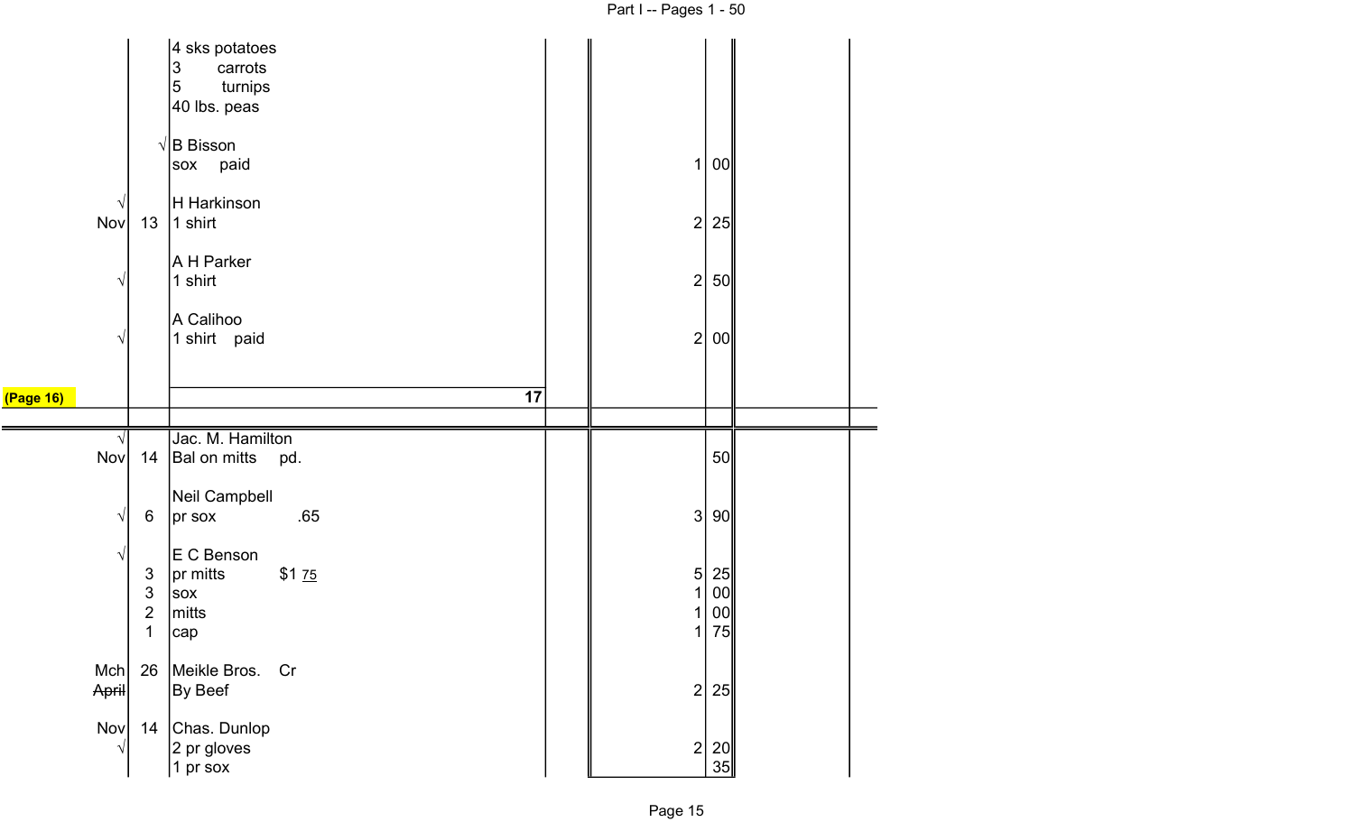| | | | | | | |
|---|---|---|---|---|---|---|
| | | 4 sks potatoes | | | | |
| | | 3 carrots | | | | |
| | | 5 turnips | | | | |
| | | 40 lbs. peas | | | | |
| | √ | B Bisson | | | | |
| | | sox paid | | | 1 | 00 |
| √ | | H Harkinson | | | | |
| Nov | 13 | 1 shirt | | | 2 | 25 |
| | | A H Parker | | | | |
| √ | | 1 shirt | | | 2 | 50 |
| | | A Calihoo | | | | |
| √ | | 1 shirt paid | | | 2 | 00 |
| (Page 16) | | | 17 | | | |
| √ | | Jac. M. Hamilton | | | | |
| Nov | 14 | Bal on mitts pd. | | | | 50 |
| | | Neil Campbell | | | | |
| √ | 6 | pr sox .65 | | | 3 | 90 |
| √ | | E C Benson | | | | |
| | 3 | pr mitts $1 75 | | | 5 | 25 |
| | 3 | sox | | | 1 | 00 |
| | 2 | mitts | | | 1 | 00 |
| | 1 | cap | | | 1 | 75 |
| Mch | 26 | Meikle Bros. Cr | | | | |
| ~~April~~ | | By Beef | | | 2 | 25 |
| Nov | 14 | Chas. Dunlop | | | | |
| √ | | 2 pr gloves | | | 2 | 20 |
| | | 1 pr sox | | | | 35 |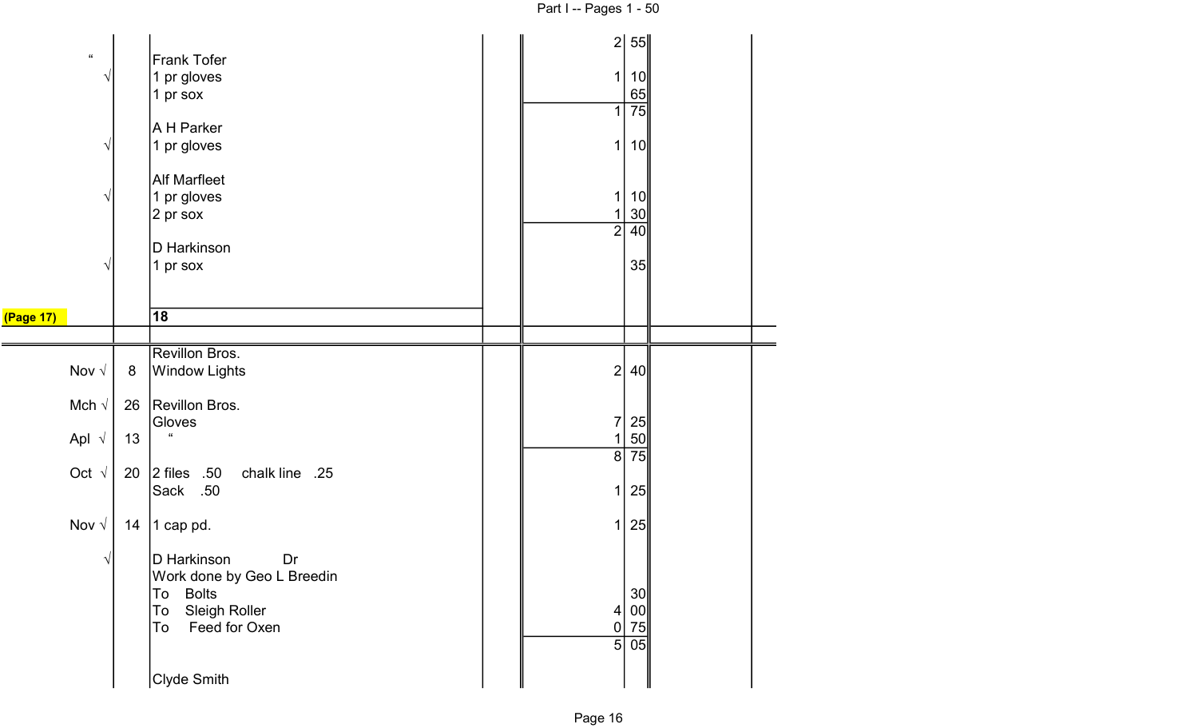| Date | Day | Description | | Dollars | Cents | |
|---|---|---|---|---|---|---|
| | | | | 2 | 55 | |
| " | | Frank Tofer | | | | |
| √ | | 1 pr gloves | | 1 | 10 | |
| | | 1 pr sox | | | 65 | |
| | | | | 1 | 75 | |
| | | A H Parker | | | | |
| √ | | 1 pr gloves | | 1 | 10 | |
| | | Alf Marfleet | | | | |
| √ | | 1 pr gloves | | 1 | 10 | |
| | | 2 pr sox | | 1 | 30 | |
| | | | | 2 | 40 | |
| | | D Harkinson | | | | |
| √ | | 1 pr sox | | | 35 | |
| (Page 17) | | **18** | | | | |
| | | Revillon Bros. | | | | |
| Nov √ | 8 | Window Lights | | 2 | 40 | |
| Mch √ | 26 | Revillon Bros. | | | | |
| | | Gloves | | 7 | 25 | |
| Apl √ | 13 | " | | 1 | 50 | |
| | | | | 8 | 75 | |
| Oct √ | 20 | 2 files .50 chalk line .25 | | | | |
| | | Sack .50 | | 1 | 25 | |
| Nov √ | 14 | 1 cap pd. | | 1 | 25 | |
| √ | | D Harkinson Dr | | | | |
| | | Work done by Geo L Breedin | | | | |
| | | To Bolts | | | 30 | |
| | | To Sleigh Roller | | 4 | 00 | |
| | | To Feed for Oxen | | 0 | 75 | |
| | | | | 5 | 05 | |
| | | Clyde Smith | | | | |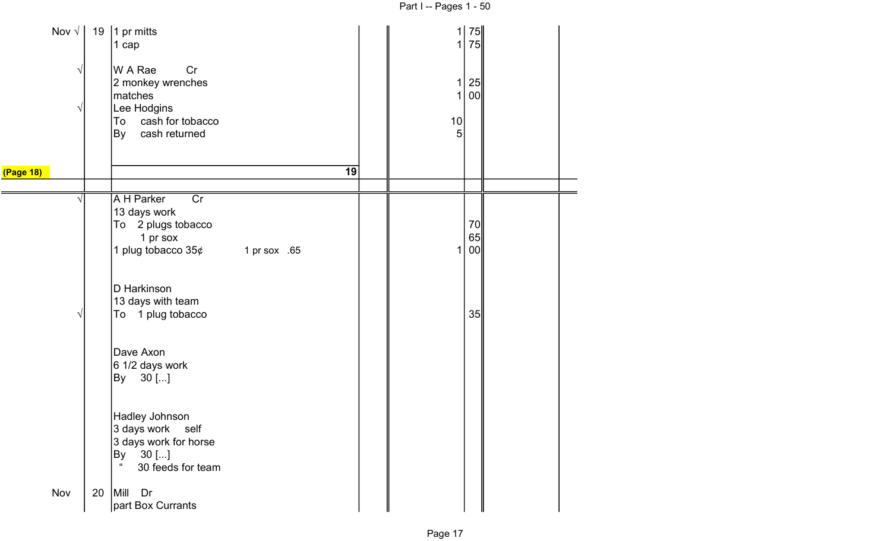| Month | Day | Description | | Dollars | Cents | |
|---|---|---|---|---|---|---|
| Nov √ | 19 | 1 pr mitts | | 1 | 75 | |
| | | 1 cap | | 1 | 75 | |
| √ | | W A Rae Cr | | | | |
| | | 2 monkey wrenches | | 1 | 25 | |
| | | matches | | 1 | 00 | |
| √ | | Lee Hodgins | | | | |
| | | To cash for tobacco | | 10 | | |
| | | By cash returned | | 5 | | |
| (Page 18) | | 19 | | | | |
| √ | | A H Parker Cr | | | | |
| | | 13 days work | | | | |
| | | To 2 plugs tobacco | | | 70 | |
| | | 1 pr sox | | | 65 | |
| | | 1 plug tobacco 35¢ 1 pr sox .65 | | 1 | 00 | |
| | | D Harkinson | | | | |
| | | 13 days with team | | | | |
| √ | | To 1 plug tobacco | | | 35 | |
| | | Dave Axon | | | | |
| | | 6 1/2 days work | | | | |
| | | By 30 [...] | | | | |
| | | Hadley Johnson | | | | |
| | | 3 days work self | | | | |
| | | 3 days work for horse | | | | |
| | | By 30 [...] | | | | |
| | | " 30 feeds for team | | | | |
| Nov | 20 | Mill Dr | | | | |
| | | part Box Currants | | | | |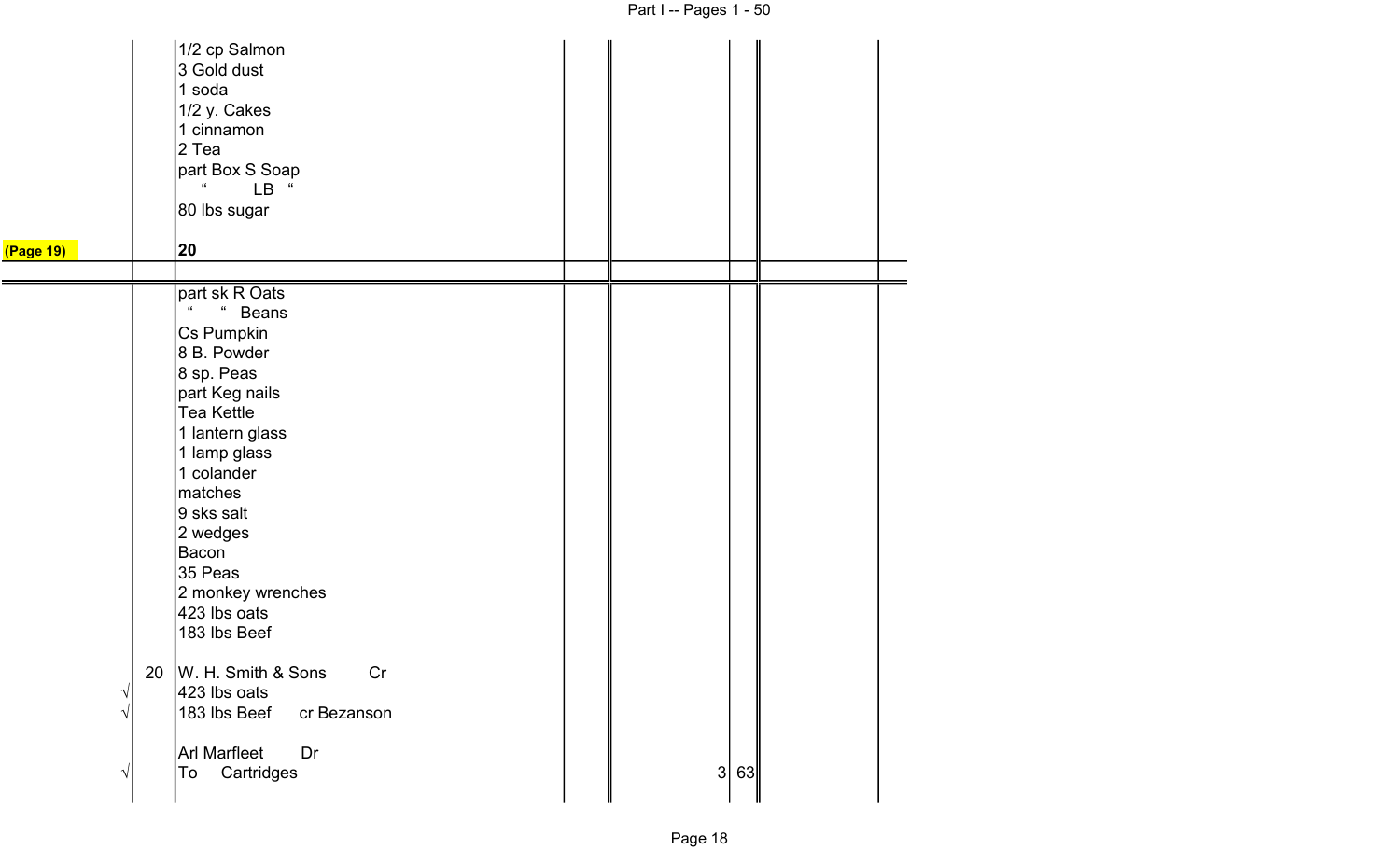| | | | | | | |
|---|---|---|---|---|---|---|
| | | 1/2 cp Salmon | | | | |
| | | 3 Gold dust | | | | |
| | | 1 soda | | | | |
| | | 1/2 y. Cakes | | | | |
| | | 1 cinnamon | | | | |
| | | 2 Tea | | | | |
| | | part Box S Soap | | | | |
| | | " LB " | | | | |
| | | 80 lbs sugar | | | | |
| (Page 19) | | **20** | | | | |

| | | | | | | |
|---|---|---|---|---|---|---|
| | | part sk R Oats | | | | |
| | | " " Beans | | | | |
| | | Cs Pumpkin | | | | |
| | | 8 B. Powder | | | | |
| | | 8 sp. Peas | | | | |
| | | part Keg nails | | | | |
| | | Tea Kettle | | | | |
| | | 1 lantern glass | | | | |
| | | 1 lamp glass | | | | |
| | | 1 colander | | | | |
| | | matches | | | | |
| | | 9 sks salt | | | | |
| | | 2 wedges | | | | |
| | | Bacon | | | | |
| | | 35 Peas | | | | |
| | | 2 monkey wrenches | | | | |
| | | 423 lbs oats | | | | |
| | | 183 lbs Beef | | | | |
| | | | | | | |
| | 20 | W. H. Smith & Sons Cr | | | | |
| √ | | 423 lbs oats | | | | |
| √ | | 183 lbs Beef cr Bezanson | | | | |
| | | | | | | |
| | | Arl Marfleet Dr | | | | |
| √ | | To Cartridges | | 3 | 63 | |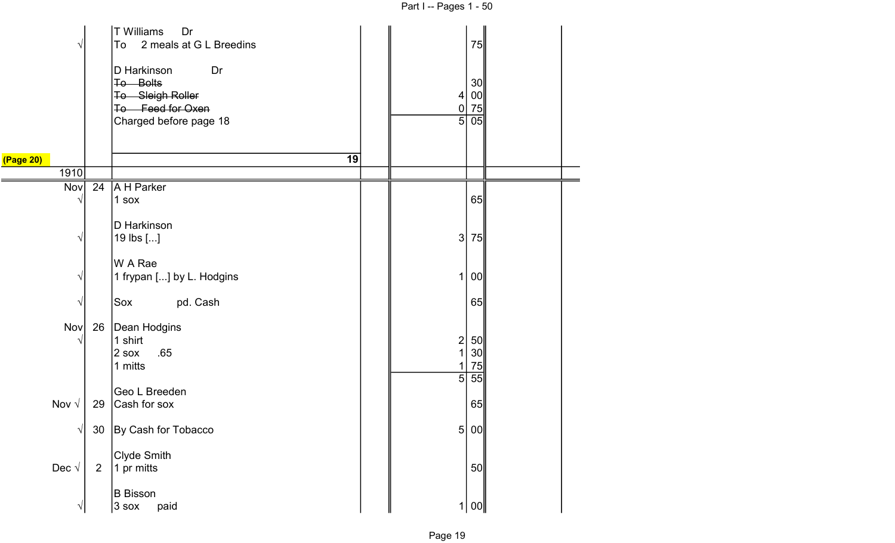| | | | | | | |
|---|---|---|---|---|---|---|
| √ | | T Williams Dr<br>To 2 meals at G L Breedins | | | 75 | |
| | | D Harkinson Dr | | | | |
| | | ~~To Bolts~~ | | | 30 | |
| | | ~~To Sleigh Roller~~ | | 4 | 00 | |
| | | ~~To Feed for Oxen~~ | | 0 | 75 | |
| | | Charged before page 18 | | 5 | 05 | |
| (Page 20) | | | 19 | | | |
| 1910 | | | | | | |
| Nov | 24 | A H Parker | | | | |
| √ | | 1 sox | | | 65 | |
| | | D Harkinson | | | | |
| √ | | 19 lbs [...] | | 3 | 75 | |
| | | W A Rae | | | | |
| √ | | 1 frypan [...] by L. Hodgins | | 1 | 00 | |
| √ | | Sox pd. Cash | | | 65 | |
| Nov | 26 | Dean Hodgins | | | | |
| √ | | 1 shirt | | 2 | 50 | |
| | | 2 sox .65 | | 1 | 30 | |
| | | 1 mitts | | 1 | 75 | |
| | | | | 5 | 55 | |
| | | Geo L Breeden | | | | |
| Nov √ | 29 | Cash for sox | | | 65 | |
| √ | 30 | By Cash for Tobacco | | 5 | 00 | |
| | | Clyde Smith | | | | |
| Dec √ | 2 | 1 pr mitts | | | 50 | |
| | | B Bisson | | | | |
| √ | | 3 sox paid | | 1 | 00 | |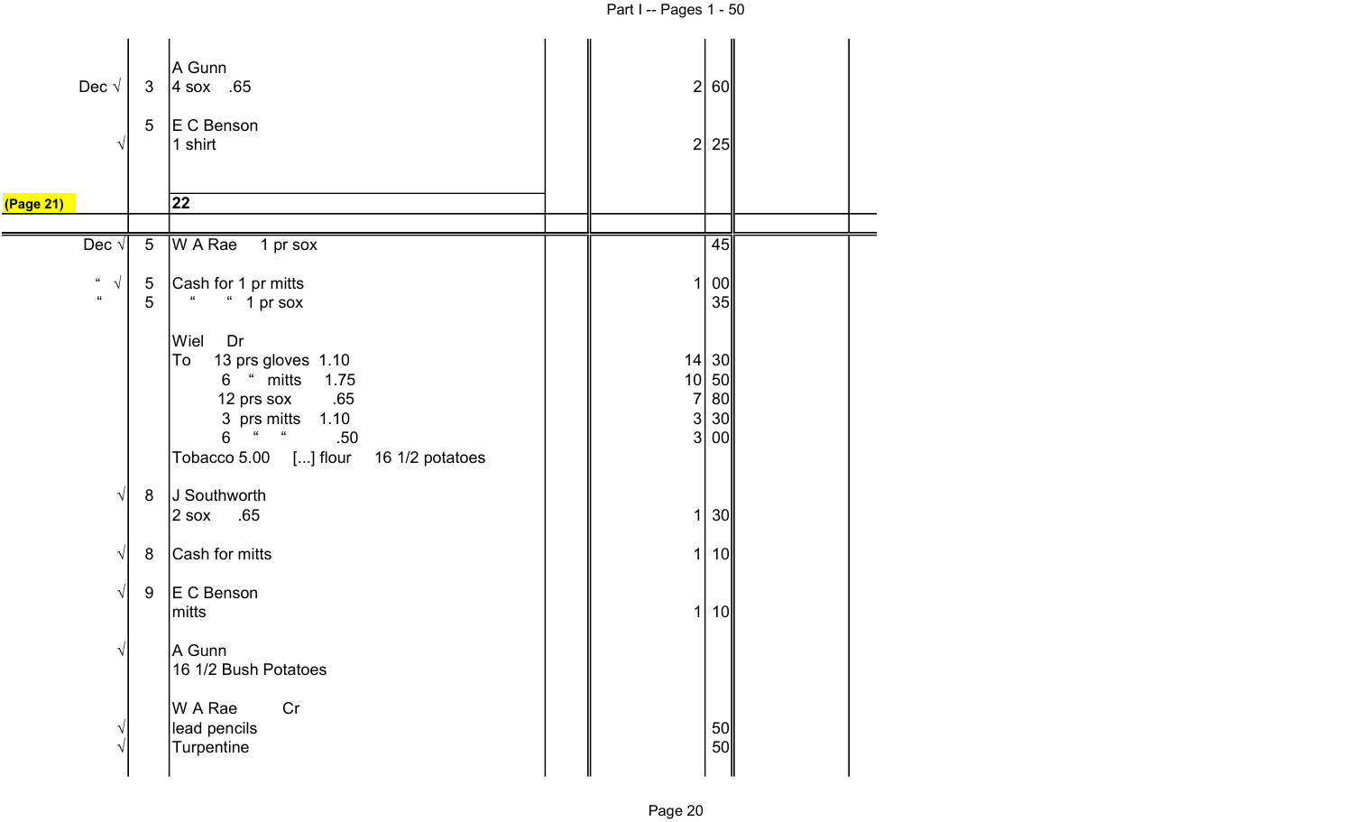| | | | | | |
|---|---|---|---|---|---|
| | | A Gunn | | | |
| Dec √ | 3 | 4 sox .65 | | 2 | 60 |
| | 5 | E C Benson | | | |
| √ | | 1 shirt | | 2 | 25 |
| (Page 21) | | 22 | | | |
| Dec √ | 5 | W A Rae 1 pr sox | | | 45 |
| " √ | 5 | Cash for 1 pr mitts | | 1 | 00 |
| " | 5 | " " 1 pr sox | | | 35 |
| | | Wiel Dr | | | |
| | | To 13 prs gloves 1.10 | | 14 | 30 |
| | | 6 " mitts 1.75 | | 10 | 50 |
| | | 12 prs sox .65 | | 7 | 80 |
| | | 3 prs mitts 1.10 | | 3 | 30 |
| | | 6 " " .50 | | 3 | 00 |
| | | Tobacco 5.00 [...] flour 16 1/2 potatoes | | | |
| √ | 8 | J Southworth | | | |
| | | 2 sox .65 | | 1 | 30 |
| √ | 8 | Cash for mitts | | 1 | 10 |
| √ | 9 | E C Benson | | | |
| | | mitts | | 1 | 10 |
| √ | | A Gunn | | | |
| | | 16 1/2 Bush Potatoes | | | |
| | | W A Rae Cr | | | |
| √ | | lead pencils | | | 50 |
| √ | | Turpentine | | | 50 |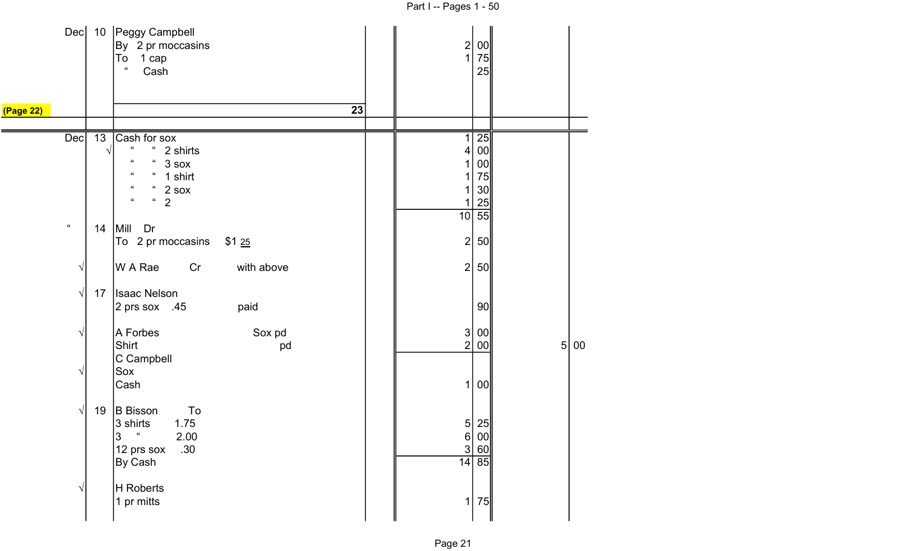| | | | | | | |
|---|---|---|---|---|---|---|
| Dec | 10 | Peggy Campbell | | | | |
| | | By 2 pr moccasins | | 2 | 00 | |
| | | To 1 cap | | 1 | 75 | |
| | | " Cash | | | 25 | |
| (Page 22) | | | 23 | | | |
| Dec | 13 | Cash for sox | | 1 | 25 | |
| | √ | " " 2 shirts | | 4 | 00 | |
| | | " " 3 sox | | 1 | 00 | |
| | | " " 1 shirt | | 1 | 75 | |
| | | " " 2 sox | | 1 | 30 | |
| | | " " 2 | | 1 | 25 | |
| | | | | 10 | 55 | |
| " | 14 | Mill Dr | | | | |
| | | To 2 pr moccasins $1 25 | | 2 | 50 | |
| √ | | W A Rae Cr with above | | 2 | 50 | |
| √ | 17 | Isaac Nelson | | | | |
| | | 2 prs sox .45 paid | | | 90 | |
| √ | | A Forbes Sox pd | | 3 | 00 | |
| | | Shirt pd | | 2 | 00 | 5 00 |
| | | C Campbell | | | | |
| √ | | Sox | | | | |
| | | Cash | | 1 | 00 | |
| √ | 19 | B Bisson To | | | | |
| | | 3 shirts 1.75 | | 5 | 25 | |
| | | 3 " 2.00 | | 6 | 00 | |
| | | 12 prs sox .30 | | 3 | 60 | |
| | | By Cash | | 14 | 85 | |
| √ | | H Roberts | | | | |
| | | 1 pr mitts | | 1 | 75 | |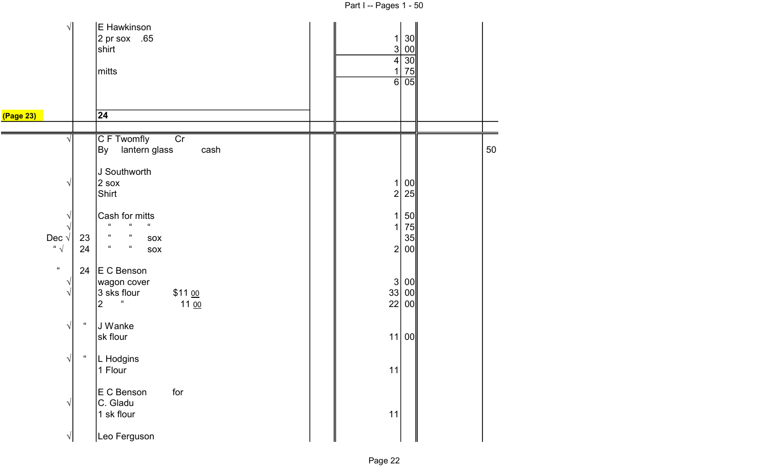| | | | | Dollars | Cents | | |
|---|---|---|---|---|---|---|---|
| √ | | E Hawkinson | | | | | |
| | | 2 pr sox .65 | | 1 | 30 | | |
| | | shirt | | 3 | 00 | | |
| | | | | 4 | 30 | | |
| | | mitts | | 1 | 75 | | |
| | | | | 6 | 05 | | |
| (Page 23) | | 24 | | | | | |
| √ | | C F Twomfly Cr | | | | | |
| | | By lantern glass cash | | | | | 50 |
| | | J Southworth | | | | | |
| √ | | 2 sox | | 1 | 00 | | |
| | | Shirt | | 2 | 25 | | |
| √ | | Cash for mitts | | 1 | 50 | | |
| √ | | " " " | | 1 | 75 | | |
| Dec √ | 23 | " " sox | | | 35 | | |
| " √ | 24 | " " sox | | 2 | 00 | | |
| " | 24 | E C Benson | | | | | |
| √ | | wagon cover | | 3 | 00 | | |
| √ | | 3 sks flour $11 00 | | 33 | 00 | | |
| | | 2 " 11 00 | | 22 | 00 | | |
| √ | " | J Wanke | | | | | |
| | | sk flour | | 11 | 00 | | |
| √ | " | L Hodgins | | | | | |
| | | 1 Flour | | 11 | | | |
| | | E C Benson for | | | | | |
| √ | | C. Gladu | | | | | |
| | | 1 sk flour | | 11 | | | |
| √ | | Leo Ferguson | | | | | |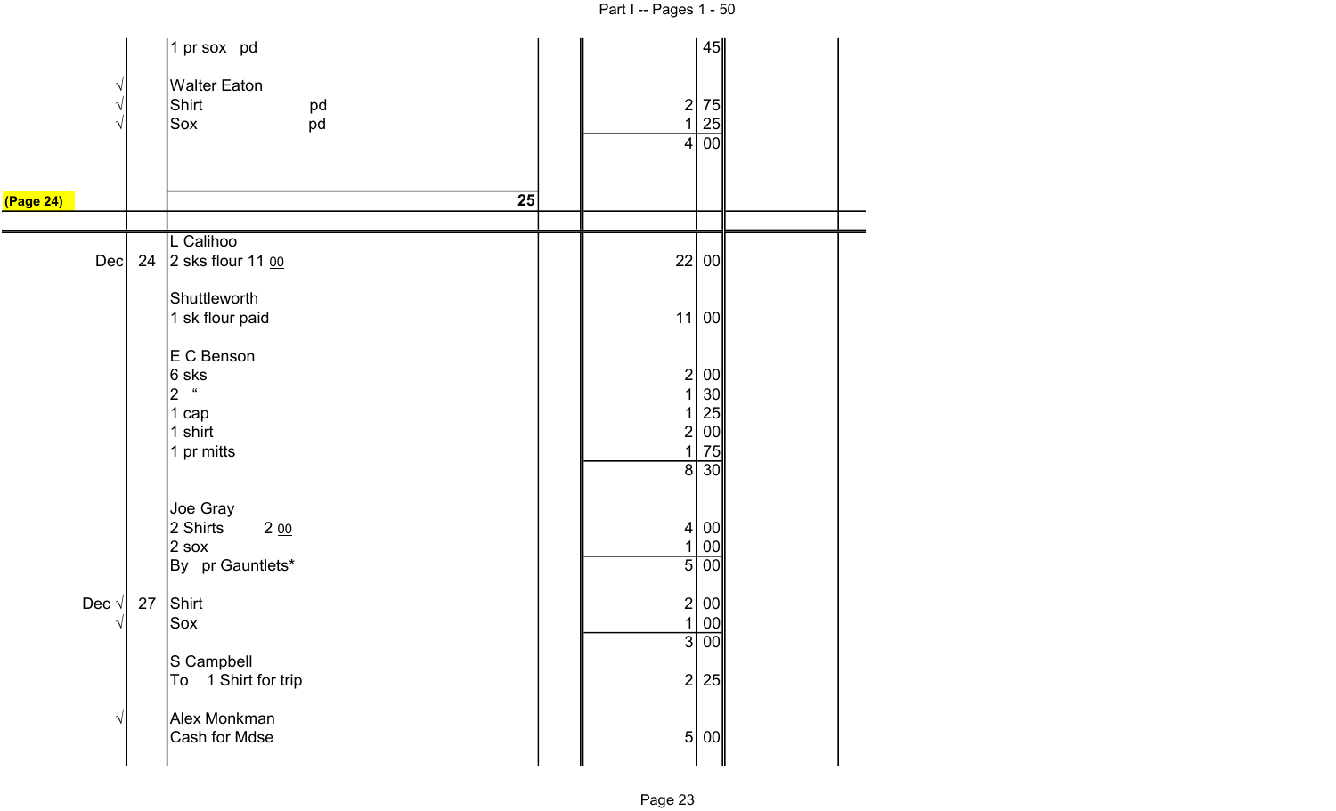| | | | | | |
|---|---|---|---|---|---|
| | | 1 pr sox pd | | | 45 |
| √ | | Walter Eaton | | | |
| √ | | Shirt pd | | 2 | 75 |
| √ | | Sox pd | | 1 | 25 |
| | | | | 4 | 00 |
| (Page 24) | | **25** | | | |

| | | | | | |
|---|---|---|---|---|---|
| | | L Calihoo | | | |
| Dec | 24 | 2 sks flour 11 00 | | 22 | 00 |
| | | Shuttleworth | | | |
| | | 1 sk flour paid | | 11 | 00 |
| | | E C Benson | | | |
| | | 6 sks | | 2 | 00 |
| | | 2 " | | 1 | 30 |
| | | 1 cap | | 1 | 25 |
| | | 1 shirt | | 2 | 00 |
| | | 1 pr mitts | | 1 | 75 |
| | | | | 8 | 30 |
| | | Joe Gray | | | |
| | | 2 Shirts 2 00 | | 4 | 00 |
| | | 2 sox | | 1 | 00 |
| | | By pr Gauntlets* | | 5 | 00 |
| Dec √ | 27 | Shirt | | 2 | 00 |
| √ | | Sox | | 1 | 00 |
| | | | | 3 | 00 |
| | | S Campbell | | | |
| | | To 1 Shirt for trip | | 2 | 25 |
| √ | | Alex Monkman | | | |
| | | Cash for Mdse | | 5 | 00 |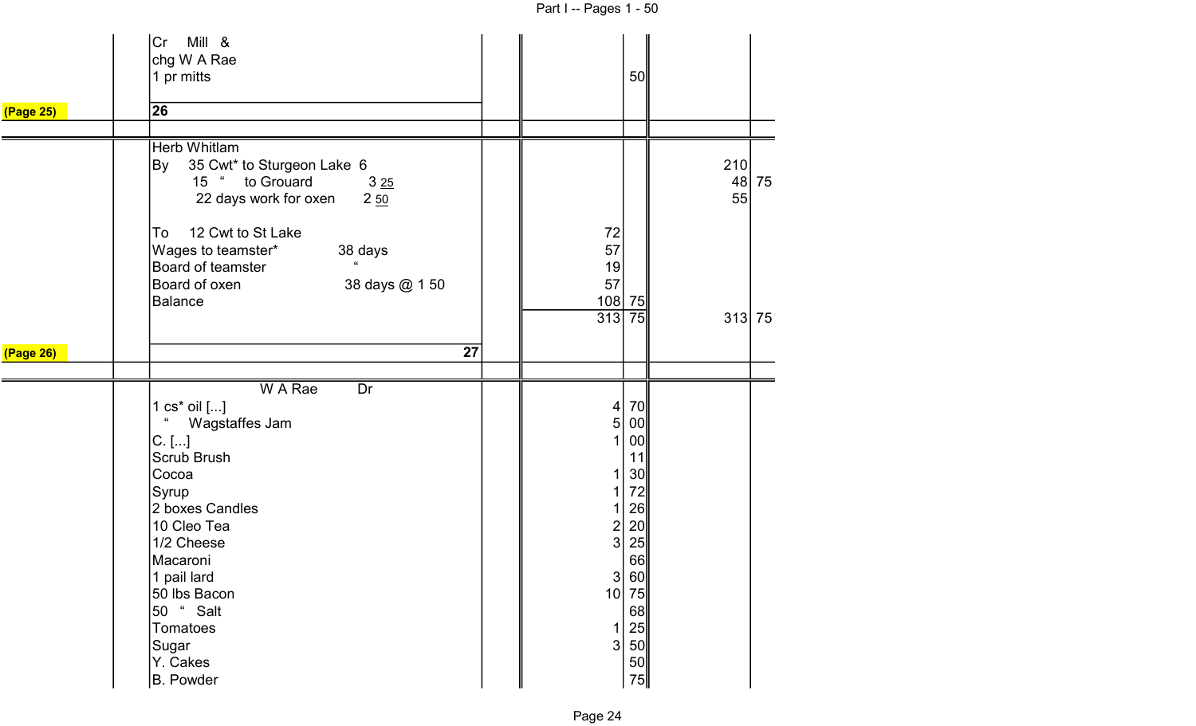| | | Description | | Dr $ | ¢ | Cr $ | ¢ |
|---|---|---|---|---|---|---|---|
| | | Cr Mill & chg W A Rae 1 pr mitts | | | 50 | | |
| (Page 25) | | **26** | | | | | |
| | | Herb Whitlam | | | | | |
| | | By 35 Cwt* to Sturgeon Lake 6 | | | | 210 | |
| | | 15 " to Grouard 3 25 | | | | 48 | 75 |
| | | 22 days work for oxen 2 50 | | | | 55 | |
| | | To 12 Cwt to St Lake | | 72 | | | |
| | | Wages to teamster* 38 days | | 57 | | | |
| | | Board of teamster " | | 19 | | | |
| | | Board of oxen 38 days @ 1 50 | | 57 | | | |
| | | Balance | | 108 | 75 | | |
| | | | | 313 | 75 | 313 | 75 |
| (Page 26) | | **27** | | | | | |
| | | W A Rae Dr | | | | | |
| | | 1 cs* oil [...] | | 4 | 70 | | |
| | | " Wagstaffes Jam | | 5 | 00 | | |
| | | C. [...] | | 1 | 00 | | |
| | | Scrub Brush | | | 11 | | |
| | | Cocoa | | 1 | 30 | | |
| | | Syrup | | 1 | 72 | | |
| | | 2 boxes Candles | | 1 | 26 | | |
| | | 10 Cleo Tea | | 2 | 20 | | |
| | | 1/2 Cheese | | 3 | 25 | | |
| | | Macaroni | | | 66 | | |
| | | 1 pail lard | | 3 | 60 | | |
| | | 50 lbs Bacon | | 10 | 75 | | |
| | | 50 " Salt | | | 68 | | |
| | | Tomatoes | | 1 | 25 | | |
| | | Sugar | | 3 | 50 | | |
| | | Y. Cakes | | | 50 | | |
| | | B. Powder | | | 75 | | |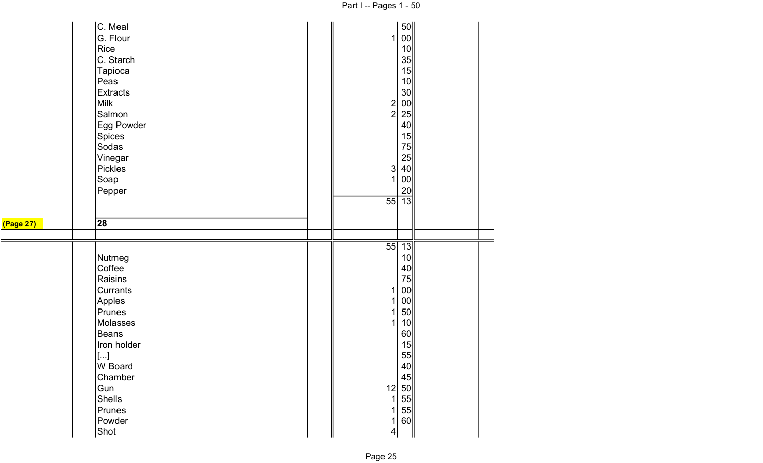| | Item | Dollars | Cents |
|---|---|---|---|
| | C. Meal | | 50 |
| | G. Flour | 1 | 00 |
| | Rice | | 10 |
| | C. Starch | | 35 |
| | Tapioca | | 15 |
| | Peas | | 10 |
| | Extracts | | 30 |
| | Milk | 2 | 00 |
| | Salmon | 2 | 25 |
| | Egg Powder | | 40 |
| | Spices | | 15 |
| | Sodas | | 75 |
| | Vinegar | | 25 |
| | Pickles | 3 | 40 |
| | Soap | 1 | 00 |
| | Pepper | | 20 |
| | | 55 | 13 |
| **(Page 27)** | **28** | | |

| | Item | Dollars | Cents |
|---|---|---|---|
| | | 55 | 13 |
| | Nutmeg | | 10 |
| | Coffee | | 40 |
| | Raisins | | 75 |
| | Currants | 1 | 00 |
| | Apples | 1 | 00 |
| | Prunes | 1 | 50 |
| | Molasses | 1 | 10 |
| | Beans | | 60 |
| | Iron holder | | 15 |
| | [...] | | 55 |
| | W Board | | 40 |
| | Chamber | | 45 |
| | Gun | 12 | 50 |
| | Shells | 1 | 55 |
| | Prunes | 1 | 55 |
| | Powder | 1 | 60 |
| | Shot | 4 | |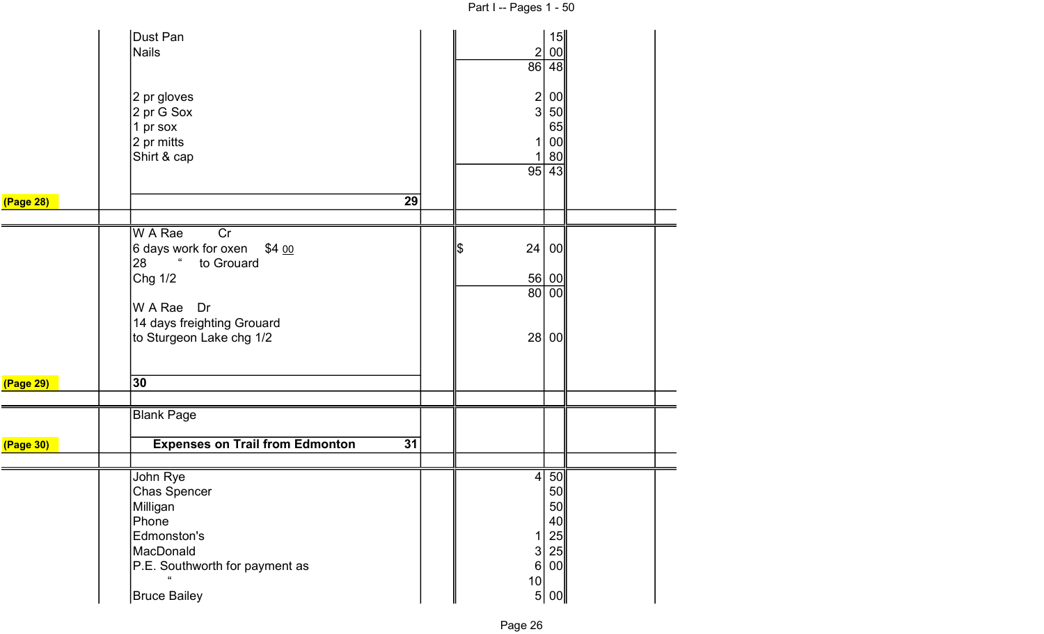| | Description | | Amount | |
|---|---|---|---|---|
| | Dust Pan | | | 15 |
| | Nails | | 2 | 00 |
| | | | 86 | 48 |
| | 2 pr gloves | | 2 | 00 |
| | 2 pr G Sox | | 3 | 50 |
| | 1 pr sox | | | 65 |
| | 2 pr mitts | | 1 | 00 |
| | Shirt & cap | | 1 | 80 |
| | | | 95 | 43 |
| (Page 28) | 29 | | | |

| | Description | | Amount | |
|---|---|---|---|---|
| | W A Rae Cr | | | |
| | 6 days work for oxen $4 00 | | $ 24 | 00 |
| | 28 " to Grouard | | | |
| | Chg 1/2 | | 56 | 00 |
| | | | 80 | 00 |
| | W A Rae Dr | | | |
| | 14 days freighting Grouard | | | |
| | to Sturgeon Lake chg 1/2 | | 28 | 00 |
| (Page 29) | 30 | | | |

| | Description | | Amount | |
|---|---|---|---|---|
| | Blank Page | | | |
| (Page 30) | **Expenses on Trail from Edmonton** 31 | | | |

| | Description | | Amount | |
|---|---|---|---|---|
| | John Rye | | 4 | 50 |
| | Chas Spencer | | | 50 |
| | Milligan | | | 50 |
| | Phone | | | 40 |
| | Edmonston's | | 1 | 25 |
| | MacDonald | | 3 | 25 |
| | P.E. Southworth for payment as | | 6 | 00 |
| | " | | 10 | |
| | Bruce Bailey | | 5 | 00 |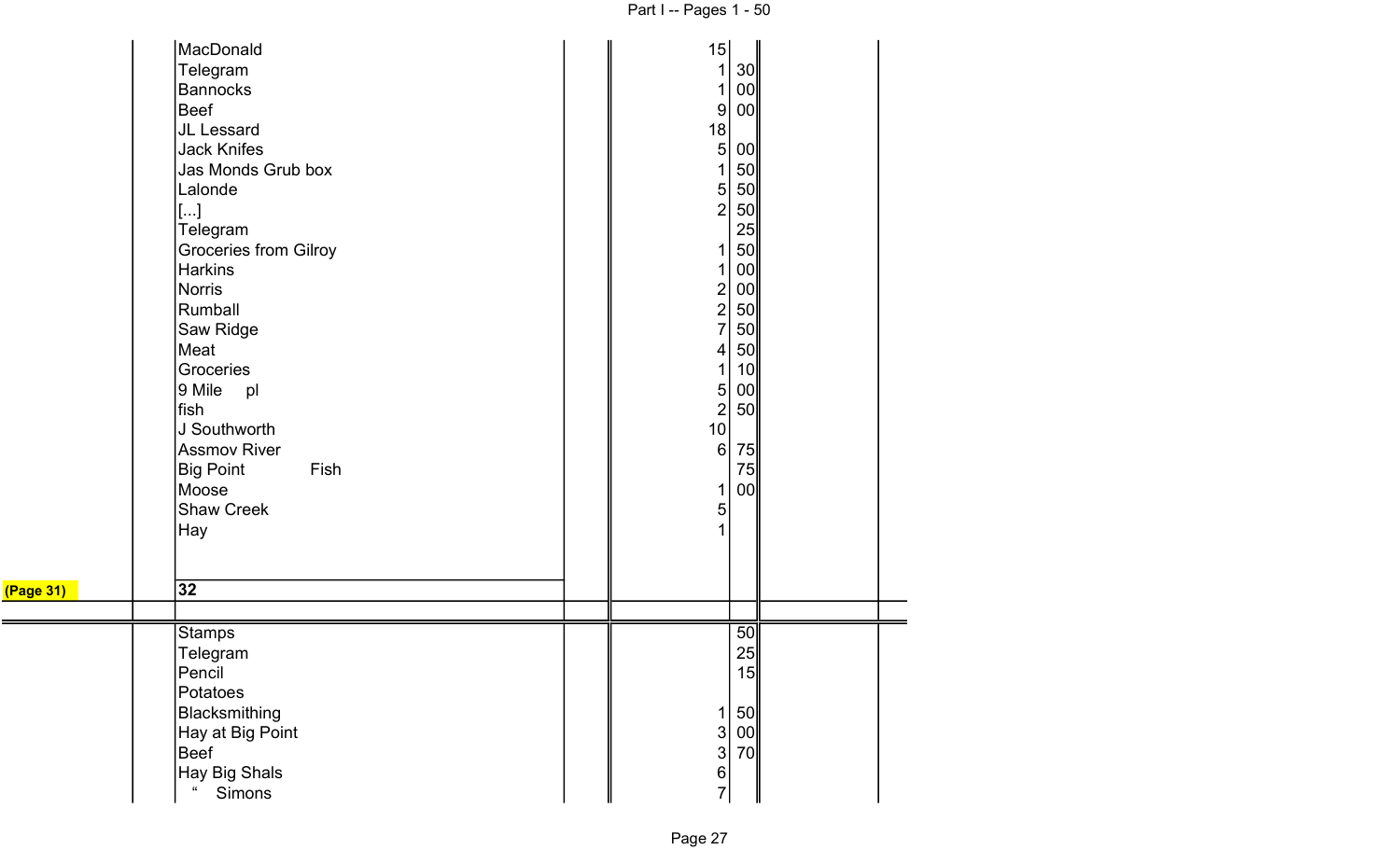| | Item | Dollars | Cents |
|---|---|---|---|
| | MacDonald | 15 | |
| | Telegram | 1 | 30 |
| | Bannocks | 1 | 00 |
| | Beef | 9 | 00 |
| | JL Lessard | 18 | |
| | Jack Knifes | 5 | 00 |
| | Jas Monds Grub box | 1 | 50 |
| | Lalonde | 5 | 50 |
| | [...] | 2 | 50 |
| | Telegram | | 25 |
| | Groceries from Gilroy | 1 | 50 |
| | Harkins | 1 | 00 |
| | Norris | 2 | 00 |
| | Rumball | 2 | 50 |
| | Saw Ridge | 7 | 50 |
| | Meat | 4 | 50 |
| | Groceries | 1 | 10 |
| | 9 Mile pl | 5 | 00 |
| | fish | 2 | 50 |
| | J Southworth | 10 | |
| | Assmov River | 6 | 75 |
| | Big Point Fish | | 75 |
| | Moose | 1 | 00 |
| | Shaw Creek | 5 | |
| | Hay | 1 | |
| (Page 31) | **32** | | |

| Item | Dollars | Cents |
|---|---|---|
| Stamps | | 50 |
| Telegram | | 25 |
| Pencil | | 15 |
| Potatoes | | |
| Blacksmithing | 1 | 50 |
| Hay at Big Point | 3 | 00 |
| Beef | 3 | 70 |
| Hay Big Shals | 6 | |
| " Simons | 7 | |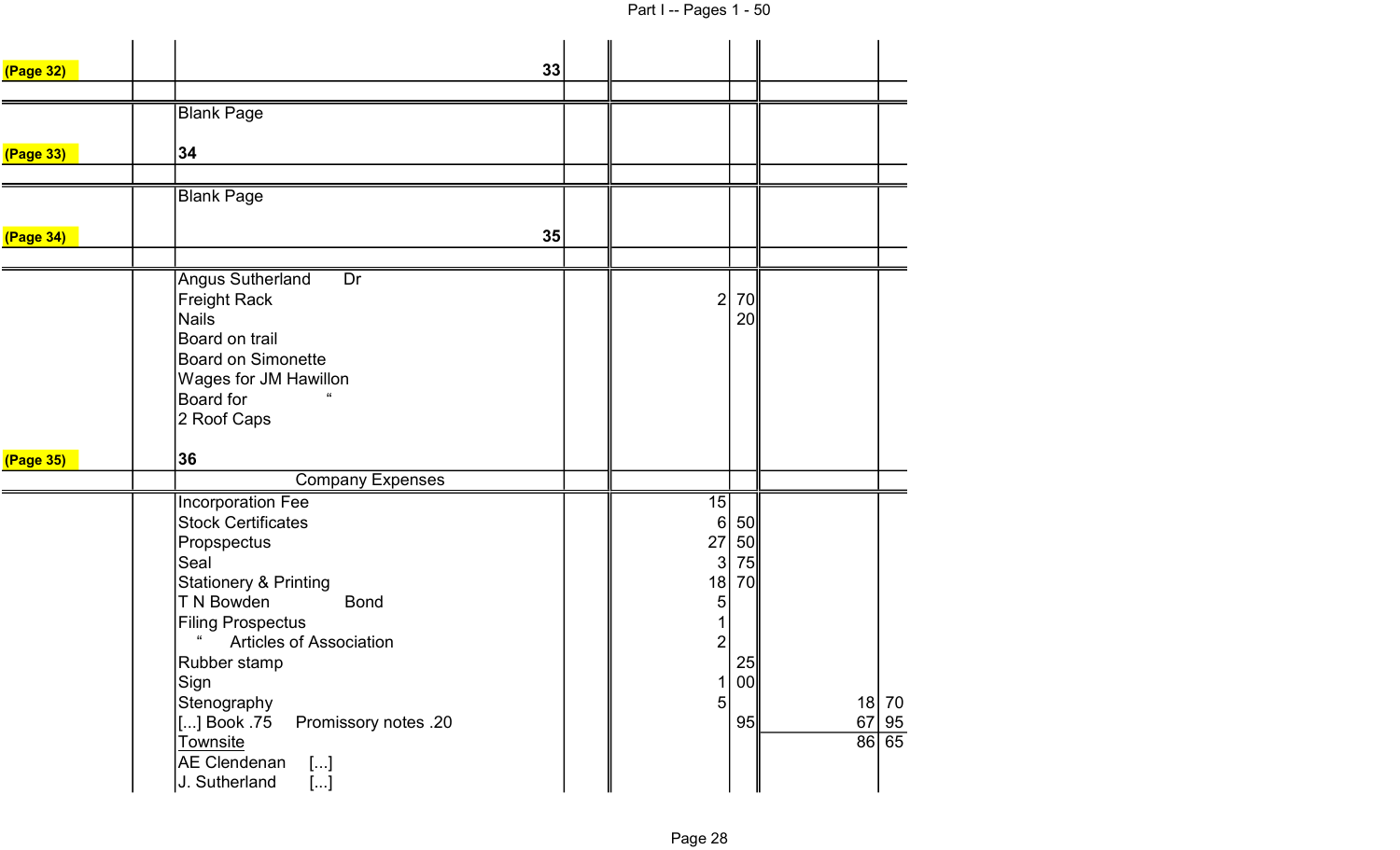| | | | | | | | |
|---|---|---|---|---|---|---|---|
| (Page 32) | | 33 | | | | | |
| | | | | | | | |
| | | Blank Page | | | | | |
| (Page 33) | | 34 | | | | | |
| | | | | | | | |
| | | Blank Page | | | | | |
| (Page 34) | | 35 | | | | | |
| | | | | | | | |
| | | Angus Sutherland Dr | | | | | |
| | | Freight Rack | | 2 | 70 | | |
| | | Nails | | | 20 | | |
| | | Board on trail | | | | | |
| | | Board on Simonette | | | | | |
| | | Wages for JM Hawillon | | | | | |
| | | Board for " | | | | | |
| | | 2 Roof Caps | | | | | |
| (Page 35) | | 36 | | | | | |
| | | Company Expenses | | | | | |
| | | Incorporation Fee | | 15 | | | |
| | | Stock Certificates | | 6 | 50 | | |
| | | Propspectus | | 27 | 50 | | |
| | | Seal | | 3 | 75 | | |
| | | Stationery & Printing | | 18 | 70 | | |
| | | T N Bowden Bond | | 5 | | | |
| | | Filing Prospectus | | 1 | | | |
| | | " Articles of Association | | 2 | | | |
| | | Rubber stamp | | | 25 | | |
| | | Sign | | 1 | 00 | | |
| | | Stenography | | 5 | | 18 | 70 |
| | | [...] Book .75 Promissory notes .20 | | | 95 | 67 | 95 |
| | | Townsite | | | | 86 | 65 |
| | | AE Clendenan [...] | | | | | |
| | | J. Sutherland [...] | | | | | |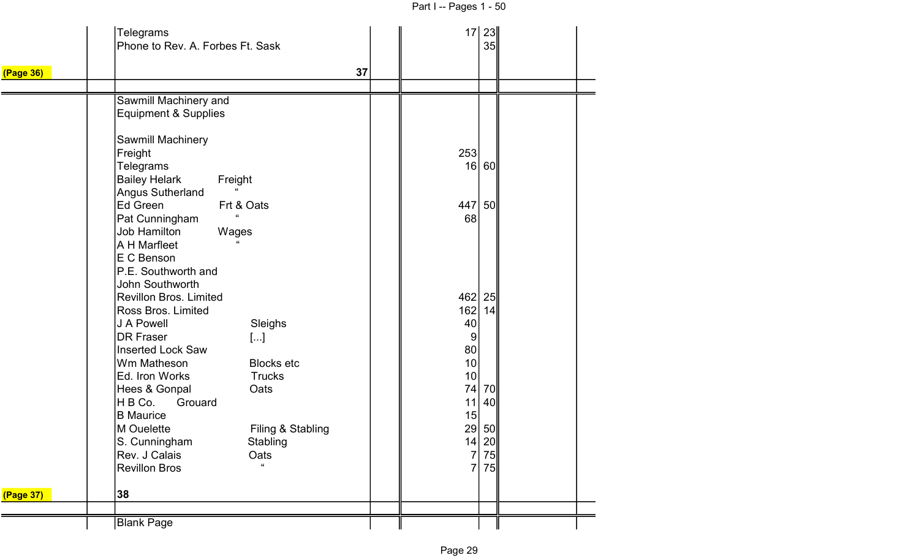| | | Description | | | Dollars | Cents | |
|---|---|---|---|---|---|---|---|
| | | Telegrams | | | 17 | 23 | |
| | | Phone to Rev. A. Forbes Ft. Sask | | | | 35 | |
| (Page 36) | | | 37 | | | | |
| | | Sawmill Machinery and Equipment & Supplies | | | | | |
| | | Sawmill Machinery | | | | | |
| | | Freight | | | 253 | | |
| | | Telegrams | | | 16 | 60 | |
| | | Bailey Helark Freight | | | | | |
| | | Angus Sutherland " | | | | | |
| | | Ed Green Frt & Oats | | | 447 | 50 | |
| | | Pat Cunningham " | | | 68 | | |
| | | Job Hamilton Wages | | | | | |
| | | A H Marfleet " | | | | | |
| | | E C Benson | | | | | |
| | | P.E. Southworth and John Southworth | | | | | |
| | | Revillon Bros. Limited | | | 462 | 25 | |
| | | Ross Bros. Limited | | | 162 | 14 | |
| | | J A Powell Sleighs | | | 40 | | |
| | | DR Fraser [...] | | | 9 | | |
| | | Inserted Lock Saw | | | 80 | | |
| | | Wm Matheson Blocks etc | | | 10 | | |
| | | Ed. Iron Works Trucks | | | 10 | | |
| | | Hees & Gonpal Oats | | | 74 | 70 | |
| | | H B Co. Grouard | | | 11 | 40 | |
| | | B Maurice | | | 15 | | |
| | | M Ouelette Filing & Stabling | | | 29 | 50 | |
| | | S. Cunningham Stabling | | | 14 | 20 | |
| | | Rev. J Calais Oats | | | 7 | 75 | |
| | | Revillon Bros " | | | 7 | 75 | |
| (Page 37) | | 38 | | | | | |
| | | Blank Page | | | | | |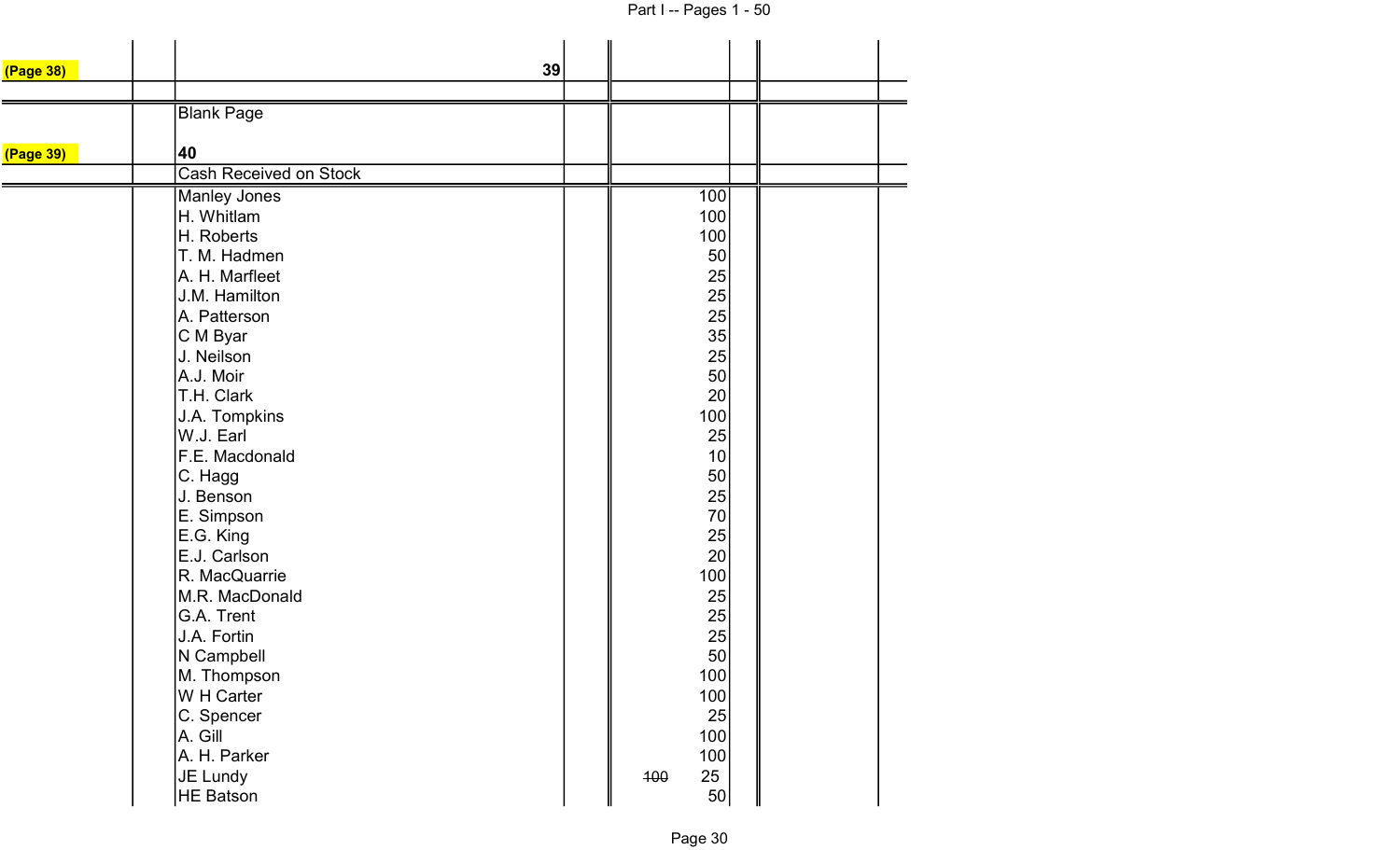| | | | | |
|---|---|---|---|---|
| (Page 38) | | 39 | | |
| | | | | |
| | Blank Page | | | |
| (Page 39) | 40 | | | |
| | Cash Received on Stock | | | |
| | Manley Jones | | 100 | |
| | H. Whitlam | | 100 | |
| | H. Roberts | | 100 | |
| | T. M. Hadmen | | 50 | |
| | A. H. Marfleet | | 25 | |
| | J.M. Hamilton | | 25 | |
| | A. Patterson | | 25 | |
| | C M Byar | | 35 | |
| | J. Neilson | | 25 | |
| | A.J. Moir | | 50 | |
| | T.H. Clark | | 20 | |
| | J.A. Tompkins | | 100 | |
| | W.J. Earl | | 25 | |
| | F.E. Macdonald | | 10 | |
| | C. Hagg | | 50 | |
| | J. Benson | | 25 | |
| | E. Simpson | | 70 | |
| | E.G. King | | 25 | |
| | E.J. Carlson | | 20 | |
| | R. MacQuarrie | | 100 | |
| | M.R. MacDonald | | 25 | |
| | G.A. Trent | | 25 | |
| | J.A. Fortin | | 25 | |
| | N Campbell | | 50 | |
| | M. Thompson | | 100 | |
| | W H Carter | | 100 | |
| | C. Spencer | | 25 | |
| | A. Gill | | 100 | |
| | A. H. Parker | | 100 | |
| | JE Lundy | | ~~100~~ 25 | |
| | HE Batson | | 50 | |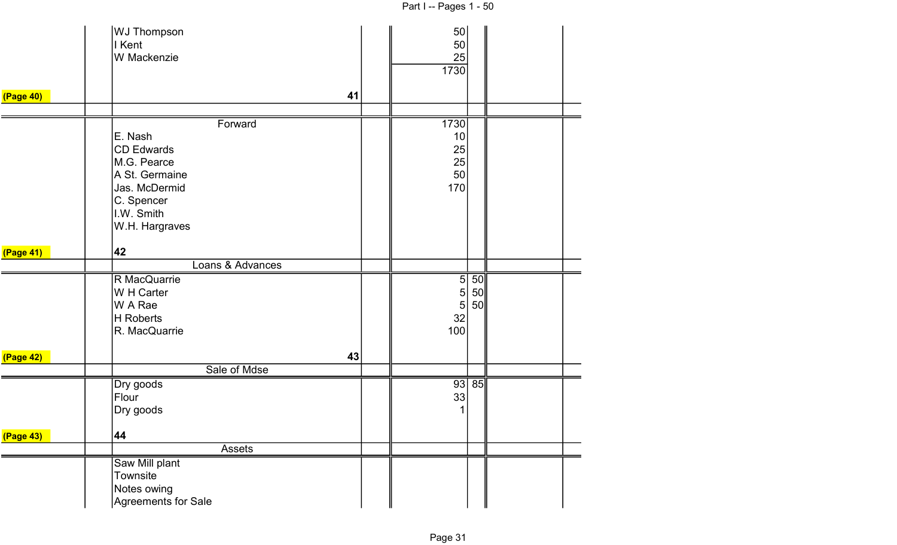| | | | | | | |
|---|---|---|---|---|---|---|
| | | WJ Thompson | | 50 | | |
| | | I Kent | | 50 | | |
| | | W Mackenzie | | 25 | | |
| | | | | 1730 | | |
| (Page 40) | | 41 | | | | |
| | | | | | | |
| | | Forward | | 1730 | | |
| | | E. Nash | | 10 | | |
| | | CD Edwards | | 25 | | |
| | | M.G. Pearce | | 25 | | |
| | | A St. Germaine | | 50 | | |
| | | Jas. McDermid | | 170 | | |
| | | C. Spencer | | | | |
| | | I.W. Smith | | | | |
| | | W.H. Hargraves | | | | |
| (Page 41) | | 42 | | | | |
| | | Loans & Advances | | | | |
| | | R MacQuarrie | | 5 | 50 | |
| | | W H Carter | | 5 | 50 | |
| | | W A Rae | | 5 | 50 | |
| | | H Roberts | | 32 | | |
| | | R. MacQuarrie | | 100 | | |
| (Page 42) | | 43 | | | | |
| | | Sale of Mdse | | | | |
| | | Dry goods | | 93 | 85 | |
| | | Flour | | 33 | | |
| | | Dry goods | | 1 | | |
| (Page 43) | | 44 | | | | |
| | | Assets | | | | |
| | | Saw Mill plant | | | | |
| | | Townsite | | | | |
| | | Notes owing | | | | |
| | | Agreements for Sale | | | | |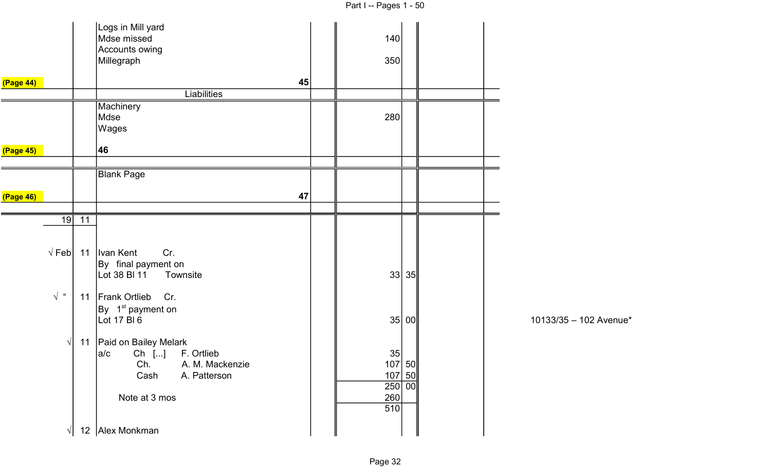| | | | | | | |
|---|---|---|---|---|---|---|
| | | Logs in Mill yard | | | | |
| | | Mdse missed | | 140 | | |
| | | Accounts owing | | | | |
| | | Millegraph | | 350 | | |
| (Page 44) | | 45 | | | | |
| | | Liabilities | | | | |
| | | Machinery | | | | |
| | | Mdse | | 280 | | |
| | | Wages | | | | |
| (Page 45) | | 46 | | | | |
| | | | | | | |
| | | Blank Page | | | | |
| (Page 46) | | 47 | | | | |
| 19 | 11 | | | | | |
| √ Feb | 11 | Ivan Kent Cr. | | | | |
| | | By final payment on | | | | |
| | | Lot 38 Bl 11 Townsite | | 33 | 35 | |
| √ " | 11 | Frank Ortlieb Cr. | | | | |
| | | By 1st payment on | | | | |
| | | Lot 17 Bl 6 | | 35 | 00 | 10133/35 – 102 Avenue* |
| √ | 11 | Paid on Bailey Melark | | | | |
| | | a/c Ch [...] F. Ortlieb | | 35 | | |
| | | Ch. A. M. Mackenzie | | 107 | 50 | |
| | | Cash A. Patterson | | 107 | 50 | |
| | | | | 250 | 00 | |
| | | Note at 3 mos | | 260 | | |
| | | | | 510 | | |
| √ | 12 | Alex Monkman | | | | |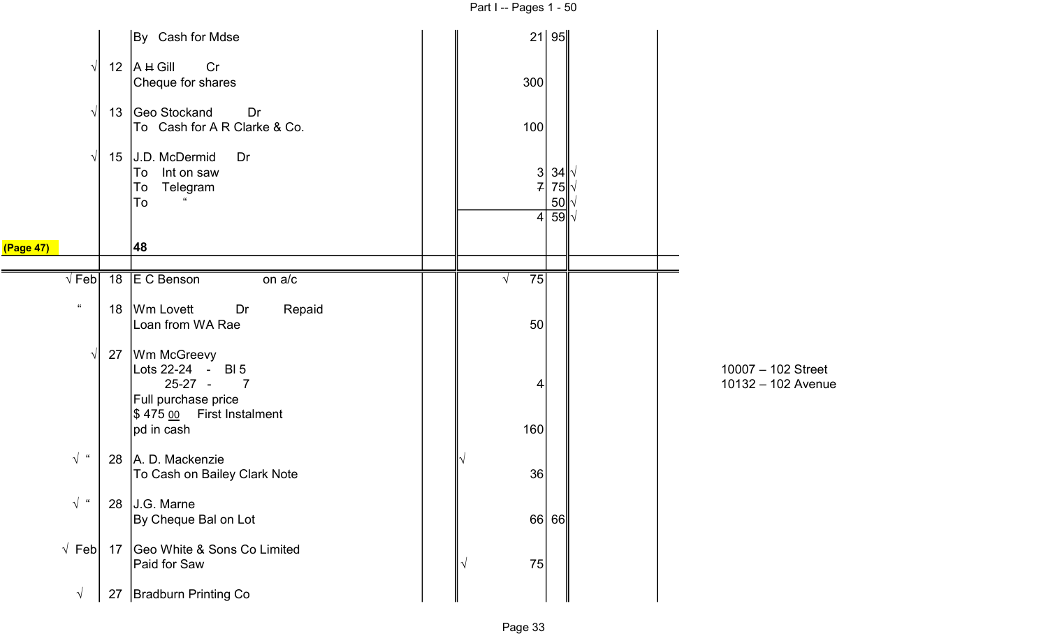| | | | | | | |
|---|---|---|---|---|---|---|
| | | By Cash for Mdse | | 21 | 95 | |
| √ | 12 | A ~~H~~ Gill Cr<br>Cheque for shares | | 300 | | |
| √ | 13 | Geo Stockand Dr<br>To Cash for A R Clarke & Co. | | 100 | | |
| √ | 15 | J.D. McDermid Dr<br>To Int on saw<br>To Telegram<br>To " | | 3<br>~~7~~<br><br>4 | 34 √<br>75 √<br>50 √<br>59 √ | |
| (Page 47) | | **48** | | | | |
| √ Feb | 18 | E C Benson on a/c | | √ 75 | | |
| " | 18 | Wm Lovett Dr Repaid<br>Loan from WA Rae | | 50 | | |
| √ | 27 | Wm McGreevy<br>Lots 22-24 - Bl 5<br>25-27 - 7<br>Full purchase price<br>$ 475 00 First Instalment<br>pd in cash | | 4<br><br>160 | | 10007 – 102 Street<br>10132 – 102 Avenue |
| √ " | 28 | A. D. Mackenzie<br>To Cash on Bailey Clark Note | | √ 36 | | |
| √ " | 28 | J.G. Marne<br>By Cheque Bal on Lot | | 66 | 66 | |
| √ Feb | 17 | Geo White & Sons Co Limited<br>Paid for Saw | | √ 75 | | |
| √ | 27 | Bradburn Printing Co | | | | |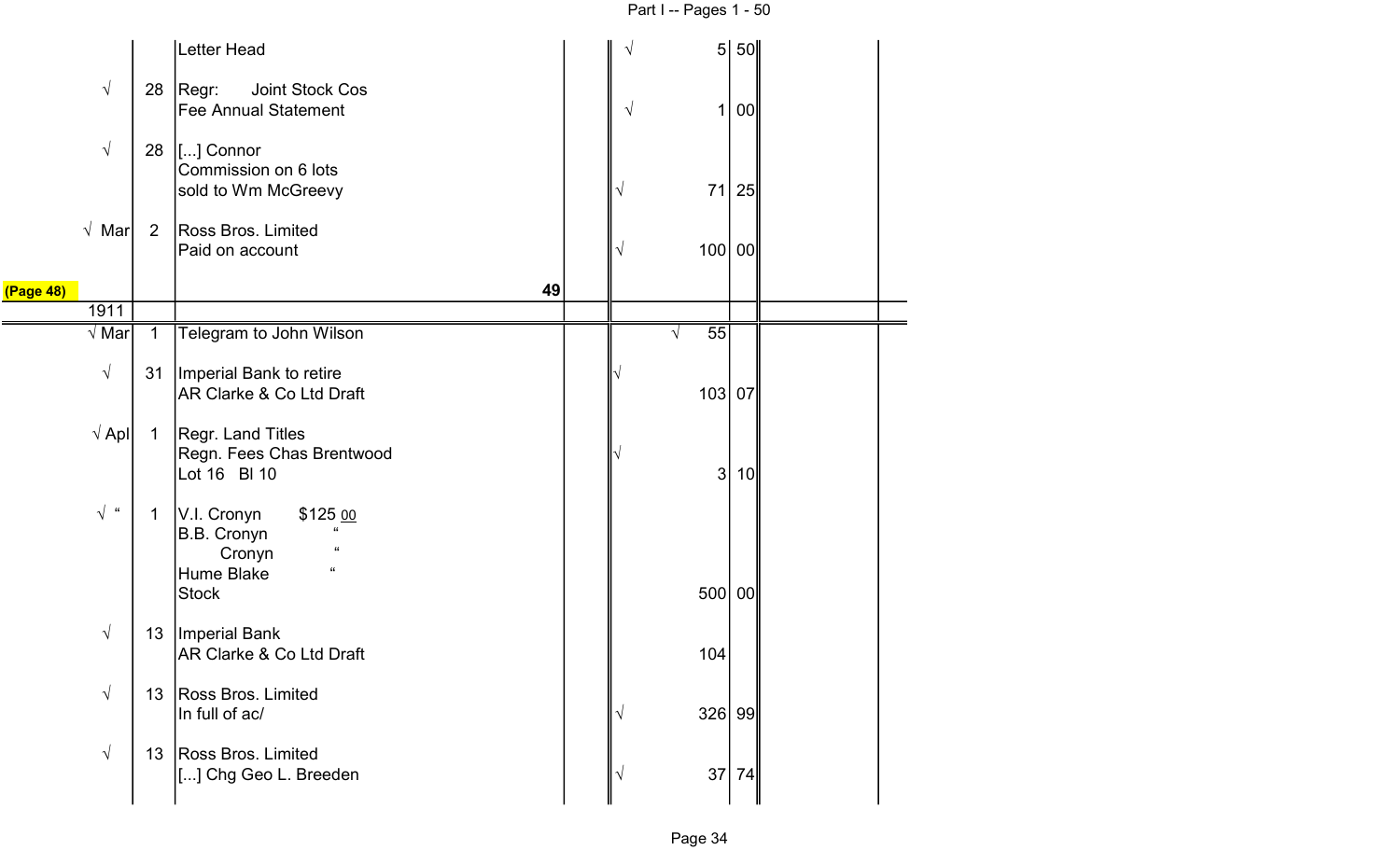| | | | | | | | |
|---|---|---|---|---|---|---|---|
| | | Letter Head | | √ | 5 | 50 | |
| √ | 28 | Regr: Joint Stock Cos<br>Fee Annual Statement | | √ | 1 | 00 | |
| √ | 28 | [...] Connor<br>Commission on 6 lots<br>sold to Wm McGreevy | | √ | 71 | 25 | |
| √ Mar | 2 | Ross Bros. Limited<br>Paid on account | | √ | 100 | 00 | |
| (Page 48) | | 49 | | | | | |
| 1911 | | | | | | | |
| √ Mar | 1 | Telegram to John Wilson | | √ | 55 | | |
| √ | 31 | Imperial Bank to retire<br>AR Clarke & Co Ltd Draft | | √ | 103 | 07 | |
| √ Apl | 1 | Regr. Land Titles<br>Regn. Fees Chas Brentwood<br>Lot 16 Bl 10 | | √ | 3 | 10 | |
| √ " | 1 | V.I. Cronyn $125 00<br>B.B. Cronyn "<br>Cronyn "<br>Hume Blake "<br>Stock | | | 500 | 00 | |
| √ | 13 | Imperial Bank<br>AR Clarke & Co Ltd Draft | | | 104 | | |
| √ | 13 | Ross Bros. Limited<br>In full of ac/ | | √ | 326 | 99 | |
| √ | 13 | Ross Bros. Limited<br>[...] Chg Geo L. Breeden | | √ | 37 | 74 | |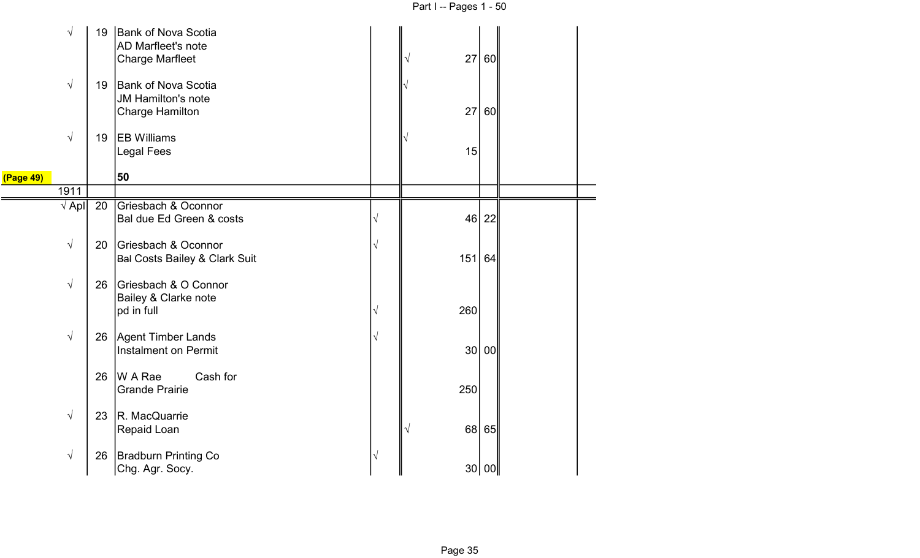| | Day | Particulars | | | $ | ¢ |
|---|---|---|---|---|---|---|
| √ | 19 | Bank of Nova Scotia<br>AD Marfleet's note<br>Charge Marfleet | | √ | 27 | 60 |
| √ | 19 | Bank of Nova Scotia<br>JM Hamilton's note<br>Charge Hamilton | | √ | 27 | 60 |
| √ | 19 | EB Williams<br>Legal Fees | | √ | 15 | |
| (Page 49) | | **50** | | | | |
| 1911 | | | | | | |
| √ Apl | 20 | Griesbach & Oconnor<br>Bal due Ed Green & costs | √ | | 46 | 22 |
| √ | 20 | Griesbach & Oconnor<br>~~Bal~~ Costs Bailey & Clark Suit | √ | | 151 | 64 |
| √ | 26 | Griesbach & O Connor<br>Bailey & Clarke note<br>pd in full | √ | | 260 | |
| √ | 26 | Agent Timber Lands<br>Instalment on Permit | √ | | 30 | 00 |
| | 26 | W A Rae Cash for<br>Grande Prairie | | | 250 | |
| √ | 23 | R. MacQuarrie<br>Repaid Loan | | √ | 68 | 65 |
| √ | 26 | Bradburn Printing Co<br>Chg. Agr. Socy. | √ | | 30 | 00 |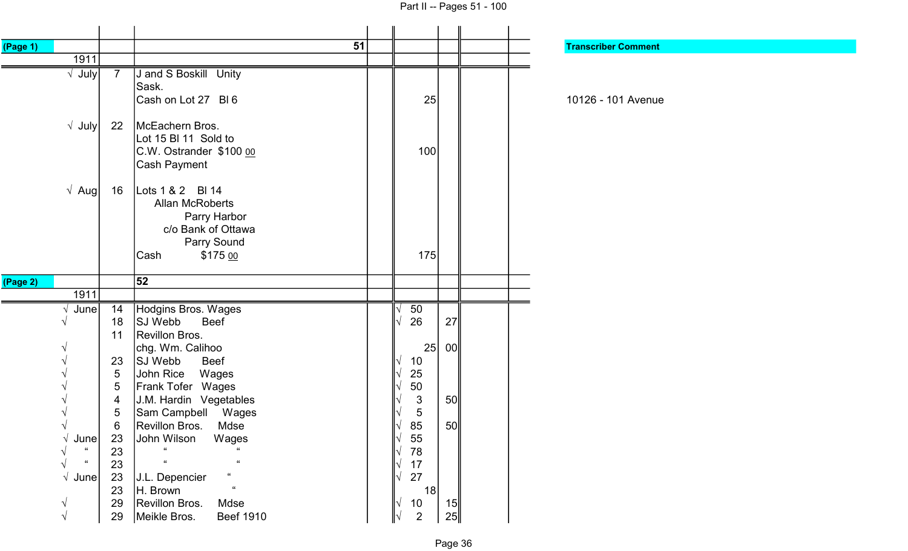| (Page 1) | | 51 | | | | Transcriber Comment |
|---|---|---|---|---|---|---|
| 1911 | | | | | | |
| √ July | 7 | J and S Boskill Unity Sask. | | | | |
| | | Cash on Lot 27 Bl 6 | 25 | | | 10126 - 101 Avenue |
| √ July | 22 | McEachern Bros. | | | | |
| | | Lot 15 Bl 11 Sold to | | | | |
| | | C.W. Ostrander $100 00 | 100 | | | |
| | | Cash Payment | | | | |
| √ Aug | 16 | Lots 1 & 2 Bl 14 | | | | |
| | | Allan McRoberts | | | | |
| | | Parry Harbor | | | | |
| | | c/o Bank of Ottawa | | | | |
| | | Parry Sound | | | | |
| | | Cash $175 00 | 175 | | | |

| (Page 2) | | 52 | | | | |
|---|---|---|---|---|---|---|
| 1911 | | | | | | |
| √ June | 14 | Hodgins Bros. Wages | √ 50 | | | |
| √ | 18 | SJ Webb Beef | √ 26 | 27 | | |
| | 11 | Revillon Bros. | | | | |
| √ | | chg. Wm. Calihoo | 25 | 00 | | |
| √ | 23 | SJ Webb Beef | √ 10 | | | |
| √ | 5 | John Rice Wages | √ 25 | | | |
| √ | 5 | Frank Tofer Wages | √ 50 | | | |
| √ | 4 | J.M. Hardin Vegetables | √ 3 | 50 | | |
| √ | 5 | Sam Campbell Wages | √ 5 | | | |
| √ | 6 | Revillon Bros. Mdse | √ 85 | 50 | | |
| √ June | 23 | John Wilson Wages | √ 55 | | | |
| √ " | 23 | " " | √ 78 | | | |
| √ " | 23 | " " | √ 17 | | | |
| √ June | 23 | J.L. Depencier " | √ 27 | | | |
| | 23 | H. Brown " | 18 | | | |
| √ | 29 | Revillon Bros. Mdse | √ 10 | 15 | | |
| √ | 29 | Meikle Bros. Beef 1910 | √ 2 | 25 | | |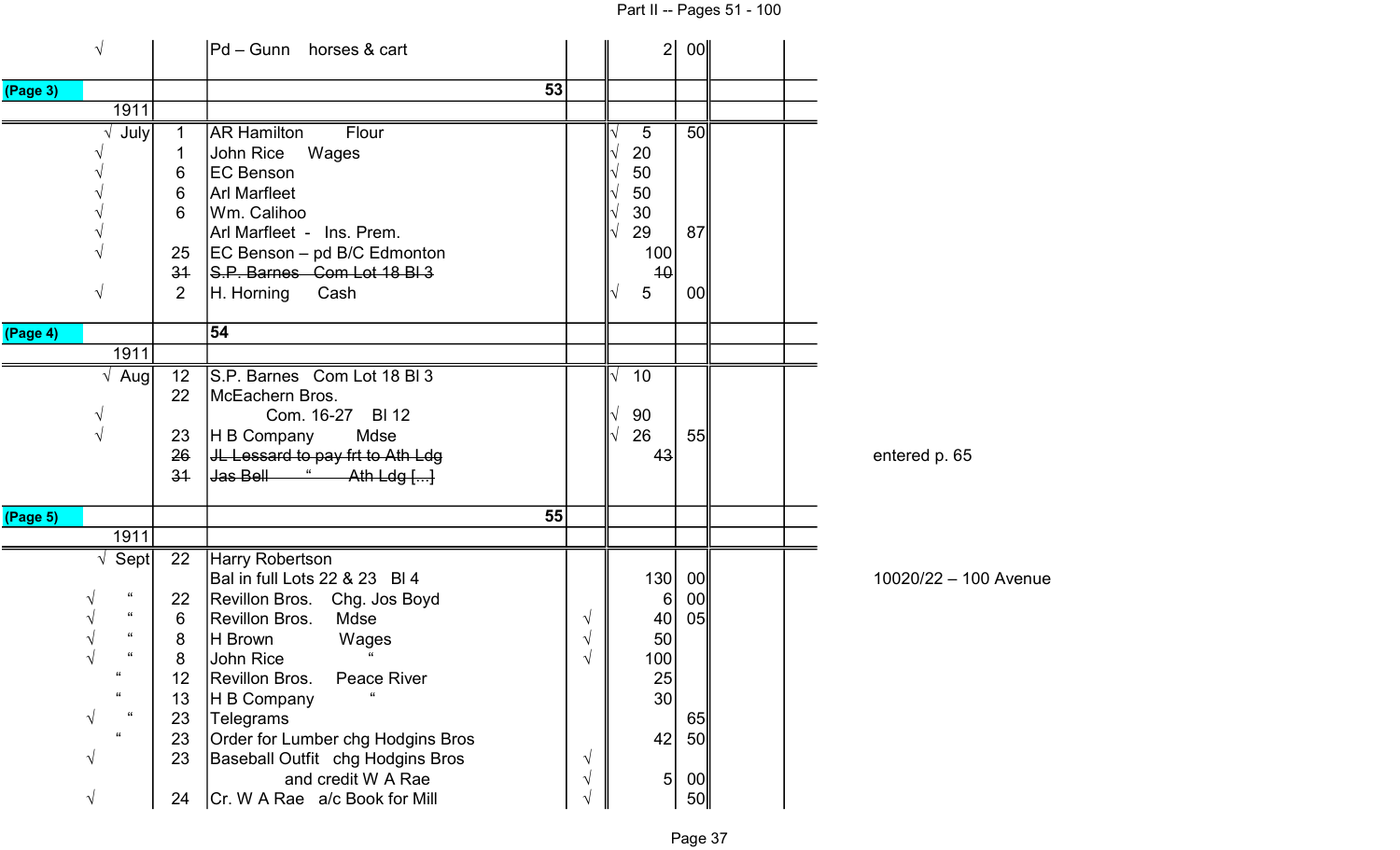| | | | | | | | |
|---|---|---|---|---|---|---|---|
| √ | | Pd – Gunn horses & cart | | | 2 | 00 | |
| **(Page 3)** | | **53** | | | | | |
| 1911 | | | | | | | |
| √ July | 1 | AR Hamilton Flour | | √ | 5 | 50 | |
| √ | 1 | John Rice Wages | | √ | 20 | | |
| √ | 6 | EC Benson | | √ | 50 | | |
| √ | 6 | Arl Marfleet | | √ | 50 | | |
| √ | 6 | Wm. Calihoo | | √ | 30 | | |
| √ | | Arl Marfleet - Ins. Prem. | | √ | 29 | 87 | |
| √ | 25 | EC Benson – pd B/C Edmonton | | | 100 | | |
| | ~~31~~ | ~~S.P. Barnes Com Lot 18 Bl 3~~ | | | ~~10~~ | | |
| √ | 2 | H. Horning Cash | | √ | 5 | 00 | |
| **(Page 4)** | | **54** | | | | | |
| 1911 | | | | | | | |
| √ Aug | 12 | S.P. Barnes Com Lot 18 Bl 3 | | √ | 10 | | |
| | 22 | McEachern Bros. | | | | | |
| √ | | Com. 16-27 Bl 12 | | √ | 90 | | |
| √ | 23 | H B Company Mdse | | √ | 26 | 55 | |
| | ~~26~~ | ~~JL Lessard to pay frt to Ath Ldg~~ | | | ~~43~~ | | entered p. 65 |
| | ~~31~~ | ~~Jas Bell " Ath Ldg [...]~~ | | | | | |
| **(Page 5)** | | **55** | | | | | |
| 1911 | | | | | | | |
| √ Sept | 22 | Harry Robertson | | | | | |
| | | Bal in full Lots 22 & 23 Bl 4 | | | 130 | 00 | 10020/22 – 100 Avenue |
| √ " | 22 | Revillon Bros. Chg. Jos Boyd | | | 6 | 00 | |
| √ " | 6 | Revillon Bros. Mdse | √ | | 40 | 05 | |
| √ " | 8 | H Brown Wages | √ | | 50 | | |
| √ " | 8 | John Rice " | √ | | 100 | | |
| " | 12 | Revillon Bros. Peace River | | | 25 | | |
| " | 13 | H B Company " | | | 30 | | |
| √ " | 23 | Telegrams | | | | 65 | |
| " | 23 | Order for Lumber chg Hodgins Bros | | | 42 | 50 | |
| √ | 23 | Baseball Outfit chg Hodgins Bros | √ | | | | |
| | | and credit W A Rae | √ | | 5 | 00 | |
| √ | 24 | Cr. W A Rae a/c Book for Mill | √ | | | 50 | |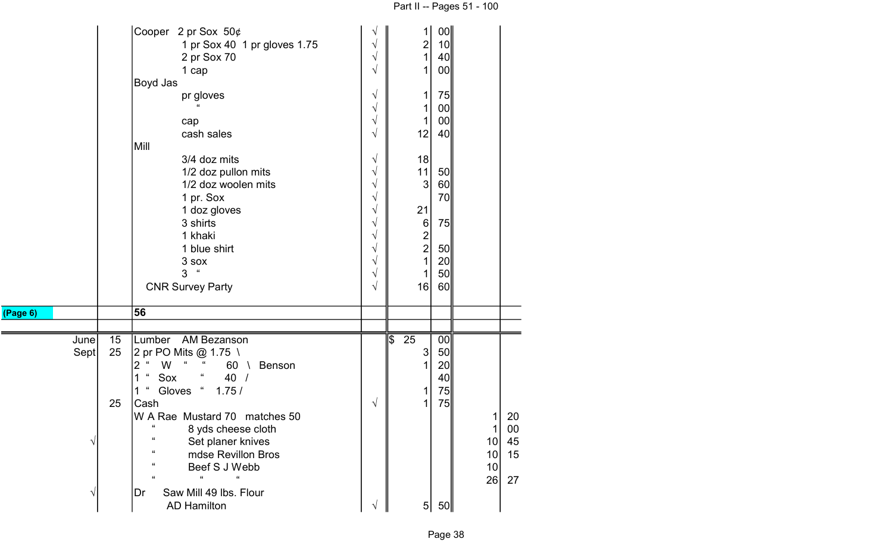| | | | | | | | |
|---|---|---|---|---|---|---|---|
| | | Cooper 2 pr Sox 50¢ | √ | 1 | 00 | | |
| | | 1 pr Sox 40 1 pr gloves 1.75 | √ | 2 | 10 | | |
| | | 2 pr Sox 70 | √ | 1 | 40 | | |
| | | 1 cap | √ | 1 | 00 | | |
| | | Boyd Jas | | | | | |
| | | pr gloves | √ | 1 | 75 | | |
| | | " | √ | 1 | 00 | | |
| | | cap | √ | 1 | 00 | | |
| | | cash sales | √ | 12 | 40 | | |
| | | Mill | | | | | |
| | | 3/4 doz mits | √ | 18 | | | |
| | | 1/2 doz pullon mits | √ | 11 | 50 | | |
| | | 1/2 doz woolen mits | √ | 3 | 60 | | |
| | | 1 pr. Sox | √ | | 70 | | |
| | | 1 doz gloves | √ | 21 | | | |
| | | 3 shirts | √ | 6 | 75 | | |
| | | 1 khaki | √ | 2 | | | |
| | | 1 blue shirt | √ | 2 | 50 | | |
| | | 3 sox | √ | 1 | 20 | | |
| | | 3 " | √ | 1 | 50 | | |
| | | CNR Survey Party | √ | 16 | 60 | | |
| (Page 6) | | **56** | | | | | |

| | | | | | | | |
|---|---|---|---|---|---|---|---|
| June | 15 | Lumber AM Bezanson | | $ 25 | 00 | | |
| Sept | 25 | 2 pr PO Mits @ 1.75 \ | | 3 | 50 | | |
| | | 2 " W " " 60 \ Benson | | 1 | 20 | | |
| | | 1 " Sox " 40 / | | | 40 | | |
| | | 1 " Gloves " 1.75 / | | 1 | 75 | | |
| | 25 | Cash | √ | 1 | 75 | | |
| | | W A Rae Mustard 70 matches 50 | | | | 1 | 20 |
| | | " 8 yds cheese cloth | | | | 1 | 00 |
| √ | | " Set planer knives | | | | 10 | 45 |
| | | " mdse Revillon Bros | | | | 10 | 15 |
| | | " Beef S J Webb | | | | 10 | |
| | | " " " | | | | 26 | 27 |
| √ | | Dr Saw Mill 49 lbs. Flour | | | | | |
| | | AD Hamilton | √ | 5 | 50 | | |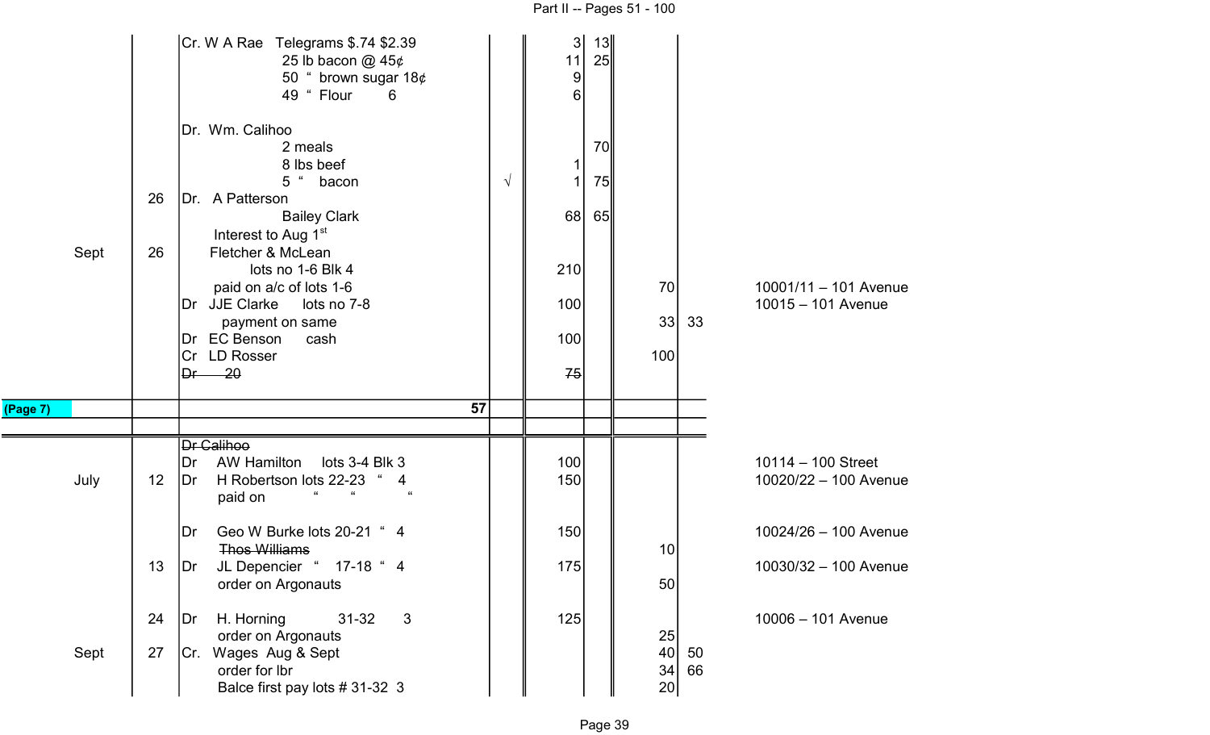| Month | Day | Entry | | ✓ | $ | ¢ | $ | ¢ | Address |
|---|---|---|---|---|---|---|---|---|---|
| | | Cr. W A Rae Telegrams $.74 $2.39 | | | 3 | 13 | | | |
| | | 25 lb bacon @ 45¢ | | | 11 | 25 | | | |
| | | 50 " brown sugar 18¢ | | | 9 | | | | |
| | | 49 " Flour 6 | | | 6 | | | | |
| | | | | | | | | | |
| | | Dr. Wm. Calihoo | | | | | | | |
| | | 2 meals | | | | 70 | | | |
| | | 8 lbs beef | | | 1 | | | | |
| | | 5 " bacon | | √ | 1 | 75 | | | |
| | 26 | Dr. A Patterson | | | | | | | |
| | | Bailey Clark | | | 68 | 65 | | | |
| | | Interest to Aug 1st | | | | | | | |
| Sept | 26 | Fletcher & McLean | | | | | | | |
| | | lots no 1-6 Blk 4 | | | 210 | | | | |
| | | paid on a/c of lots 1-6 | | | | | 70 | | 10001/11 – 101 Avenue |
| | | Dr JJE Clarke lots no 7-8 | | | 100 | | | | 10015 – 101 Avenue |
| | | payment on same | | | | | 33 | 33 | |
| | | Dr EC Benson cash | | | 100 | | | | |
| | | Cr LD Rosser | | | | | 100 | | |
| | | ~~Dr 20~~ | | | ~~75~~ | | | | |
| (Page 7) | | | 57 | | | | | | |
| | | ~~Dr Calihoo~~ | | | | | | | |
| | | Dr AW Hamilton lots 3-4 Blk 3 | | | 100 | | | | 10114 – 100 Street |
| July | 12 | Dr H Robertson lots 22-23 " 4 | | | 150 | | | | 10020/22 – 100 Avenue |
| | | paid on " " " | | | | | | | |
| | | | | | | | | | |
| | | Dr Geo W Burke lots 20-21 " 4 | | | 150 | | | | 10024/26 – 100 Avenue |
| | | ~~Thos Williams~~ | | | | | 10 | | |
| | 13 | Dr JL Depencier " 17-18 " 4 | | | 175 | | | | 10030/32 – 100 Avenue |
| | | order on Argonauts | | | | | 50 | | |
| | | | | | | | | | |
| | 24 | Dr H. Horning 31-32 3 | | | 125 | | | | 10006 – 101 Avenue |
| | | order on Argonauts | | | | | 25 | | |
| Sept | 27 | Cr. Wages Aug & Sept | | | | | 40 | 50 | |
| | | order for lbr | | | | | 34 | 66 | |
| | | Balce first pay lots # 31-32 3 | | | | | 20 | | |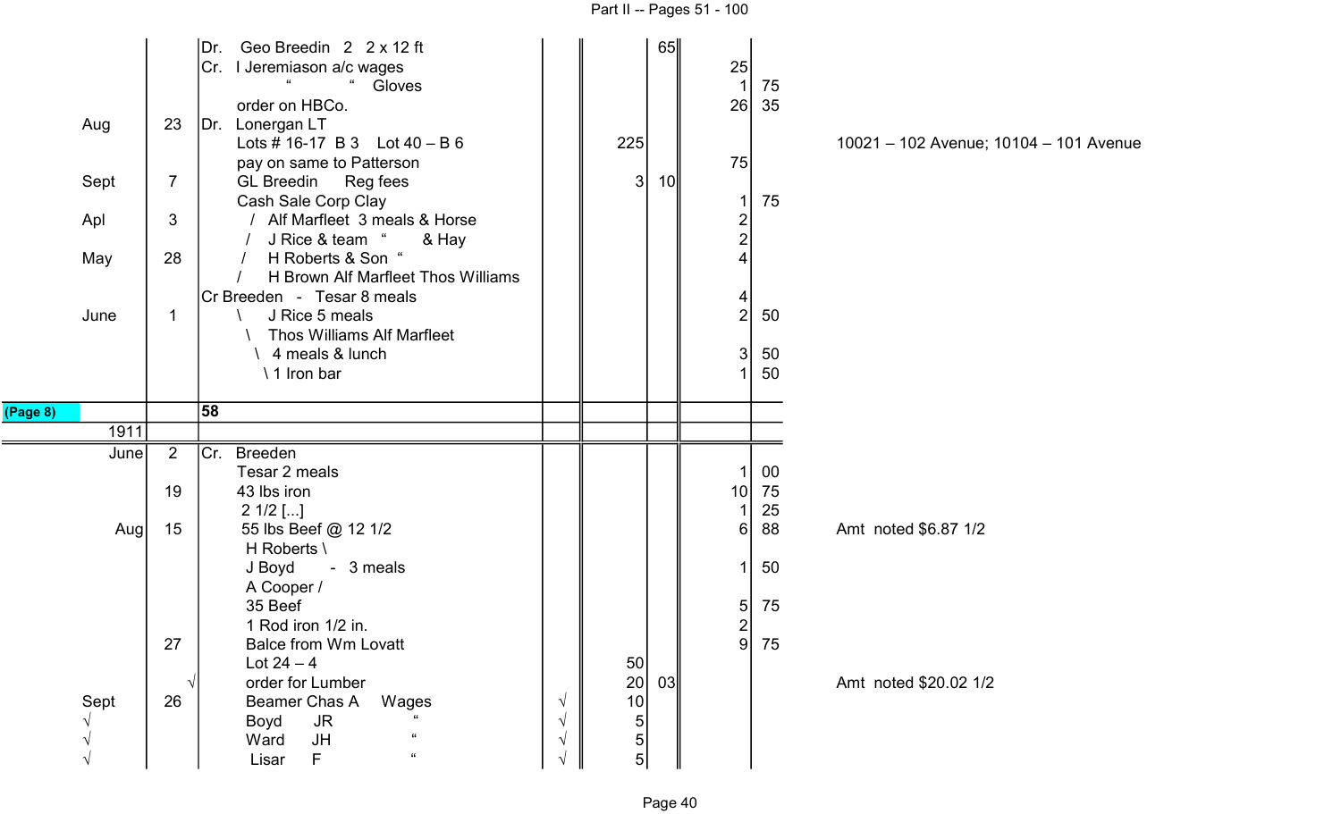| Month | Day | Description | | | Dr. $ | Dr. ¢ | Cr. $ | Cr. ¢ | Notes |
|---|---|---|---|---|---|---|---|---|---|
| | | Dr. Geo Breedin 2 2 x 12 ft | | | | 65 | | | |
| | | Cr. I Jeremiason a/c wages | | | | | 25 | | |
| | | " " Gloves | | | | | 1 | 75 | |
| | | order on HBCo. | | | | | 26 | 35 | |
| Aug | 23 | Dr. Lonergan LT | | | | | | | |
| | | Lots # 16-17 B 3 Lot 40 – B 6 | | | 225 | | | | 10021 – 102 Avenue; 10104 – 101 Avenue |
| | | pay on same to Patterson | | | | | 75 | | |
| Sept | 7 | GL Breedin Reg fees | | | 3 | 10 | | | |
| | | Cash Sale Corp Clay | | | | | 1 | 75 | |
| Apl | 3 | / Alf Marfleet 3 meals & Horse | | | | | 2 | | |
| | | / J Rice & team " & Hay | | | | | 2 | | |
| May | 28 | / H Roberts & Son " | | | | | 4 | | |
| | | / H Brown Alf Marfleet Thos Williams | | | | | | | |
| | | Cr Breeden - Tesar 8 meals | | | | | 4 | | |
| June | 1 | \ J Rice 5 meals | | | | | 2 | 50 | |
| | | \ Thos Williams Alf Marfleet | | | | | | | |
| | | \ 4 meals & lunch | | | | | 3 | 50 | |
| | | \ 1 Iron bar | | | | | 1 | 50 | |
| (Page 8) | | 58 | | | | | | | |
| 1911 | | | | | | | | | |
| June | 2 | Cr. Breeden | | | | | | | |
| | | Tesar 2 meals | | | | | 1 | 00 | |
| | 19 | 43 lbs iron | | | | | 10 | 75 | |
| | | 2 1/2 [...] | | | | | 1 | 25 | |
| Aug | 15 | 55 lbs Beef @ 12 1/2 | | | | | 6 | 88 | Amt noted $6.87 1/2 |
| | | H Roberts \ | | | | | | | |
| | | J Boyd - 3 meals | | | | | 1 | 50 | |
| | | A Cooper / | | | | | | | |
| | | 35 Beef | | | | | 5 | 75 | |
| | | 1 Rod iron 1/2 in. | | | | | 2 | | |
| | 27 | Balce from Wm Lovatt | | | | | 9 | 75 | |
| | | Lot 24 – 4 | | | 50 | | | | |
| | √ | order for Lumber | | | 20 | 03 | | | Amt noted $20.02 1/2 |
| Sept | 26 | Beamer Chas A Wages | √ | | 10 | | | | |
| √ | | Boyd JR " | √ | | 5 | | | | |
| √ | | Ward JH " | √ | | 5 | | | | |
| √ | | Lisar F " | √ | | 5 | | | | |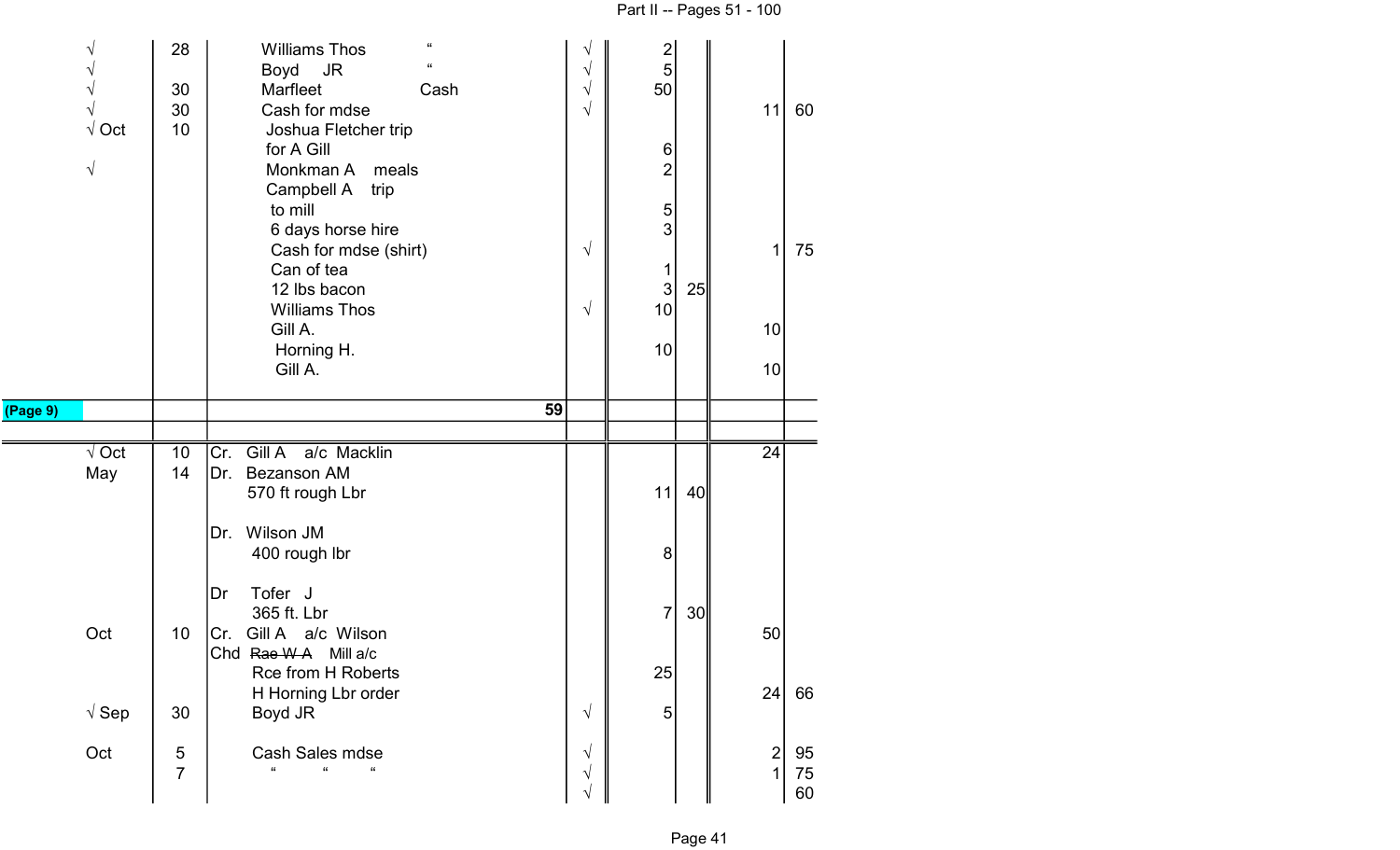| | | | | | | |
|---|---|---|---|---|---|---|
| √ | 28 | Williams Thos " | √ | 2 | | | |
| √ | | Boyd JR " | √ | 5 | | | |
| √ | 30 | Marfleet Cash | √ | 50 | | | |
| √ | 30 | Cash for mdse | √ | | | 11 | 60 |
| √ Oct | 10 | Joshua Fletcher trip | | | | | |
| | | for A Gill | | 6 | | | |
| √ | | Monkman A meals | | 2 | | | |
| | | Campbell A trip | | | | | |
| | | to mill | | 5 | | | |
| | | 6 days horse hire | | 3 | | | |
| | | Cash for mdse (shirt) | √ | | | 1 | 75 |
| | | Can of tea | | 1 | | | |
| | | 12 lbs bacon | | 3 | 25 | | |
| | | Williams Thos | √ | 10 | | | |
| | | Gill A. | | | | 10 | |
| | | Horning H. | | 10 | | | |
| | | Gill A. | | | | 10 | |
| (Page 9) | | 59 | | | | | |
| √ Oct | 10 | Cr. Gill A a/c Macklin | | | | 24 | |
| May | 14 | Dr. Bezanson AM | | | | | |
| | | 570 ft rough Lbr | | 11 | 40 | | |
| | | Dr. Wilson JM | | | | | |
| | | 400 rough lbr | | 8 | | | |
| | | Dr Tofer J | | | | | |
| | | 365 ft. Lbr | | 7 | 30 | | |
| Oct | 10 | Cr. Gill A a/c Wilson | | | | 50 | |
| | | Chd ~~Rae W A~~ Mill a/c | | | | | |
| | | Rce from H Roberts | | 25 | | | |
| | | H Horning Lbr order | | | | 24 | 66 |
| √ Sep | 30 | Boyd JR | √ | 5 | | | |
| Oct | 5 | Cash Sales mdse | √ | | | 2 | 95 |
| | 7 | " " " | √ | | | 1 | 75 |
| | | | √ | | | | 60 |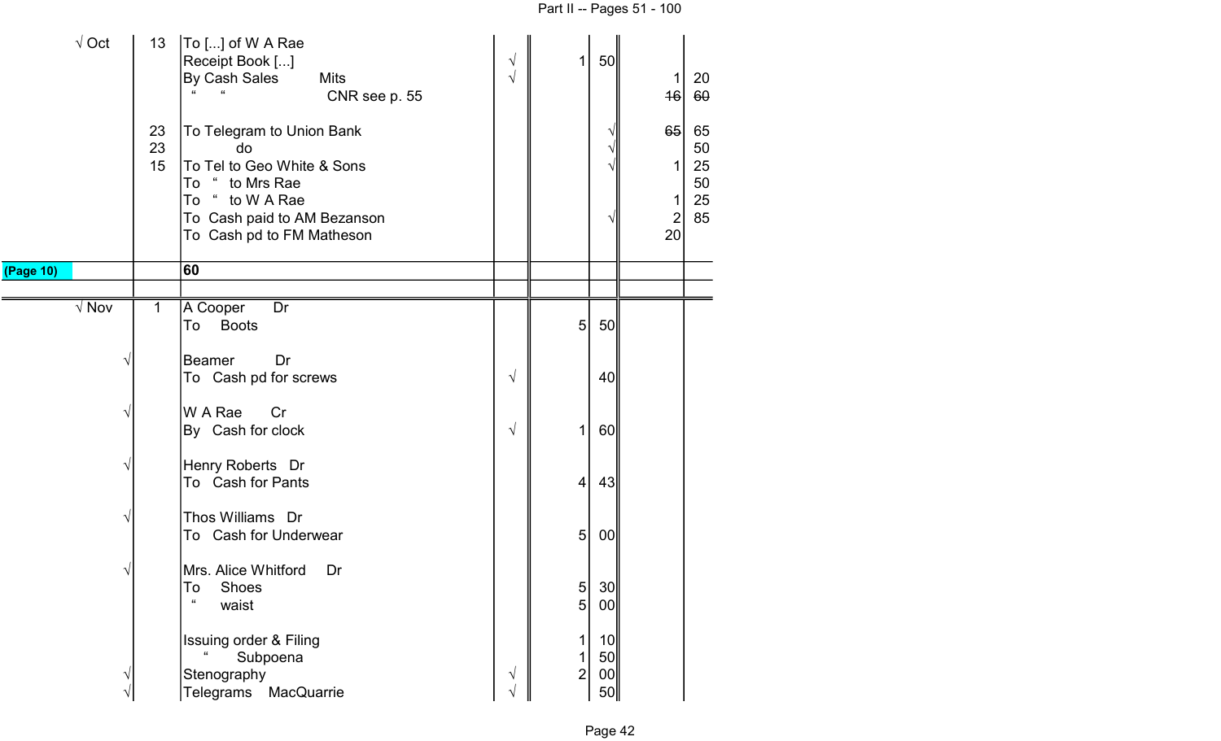| | | | | | | | |
|---|---|---|---|---|---|---|---|
| √ Oct | 13 | To [...] of W A Rae | | | | | |
| | | Receipt Book [...] | √ | 1 | 50 | | |
| | | By Cash Sales Mits | √ | | | 1 | 20 |
| | | " " CNR see p. 55 | | | | ~~16~~ | ~~60~~ |
| | 23 | To Telegram to Union Bank | | | √ | ~~65~~ | 65 |
| | 23 | do | | | √ | | 50 |
| | 15 | To Tel to Geo White & Sons | | | √ | 1 | 25 |
| | | To " to Mrs Rae | | | | | 50 |
| | | To " to W A Rae | | | | 1 | 25 |
| | | To Cash paid to AM Bezanson | | | √ | 2 | 85 |
| | | To Cash pd to FM Matheson | | | | 20 | |
| **(Page 10)** | | **60** | | | | | |
| | | | | | | | |
| √ Nov | 1 | A Cooper Dr | | | | | |
| | | To Boots | | 5 | 50 | | |
| √ | | Beamer Dr | | | | | |
| | | To Cash pd for screws | √ | | 40 | | |
| √ | | W A Rae Cr | | | | | |
| | | By Cash for clock | √ | 1 | 60 | | |
| √ | | Henry Roberts Dr | | | | | |
| | | To Cash for Pants | | 4 | 43 | | |
| √ | | Thos Williams Dr | | | | | |
| | | To Cash for Underwear | | 5 | 00 | | |
| √ | | Mrs. Alice Whitford Dr | | | | | |
| | | To Shoes | | 5 | 30 | | |
| | | " waist | | 5 | 00 | | |
| | | Issuing order & Filing | | 1 | 10 | | |
| | | " Subpoena | | 1 | 50 | | |
| √ | | Stenography | √ | 2 | 00 | | |
| √ | | Telegrams MacQuarrie | √ | | 50 | | |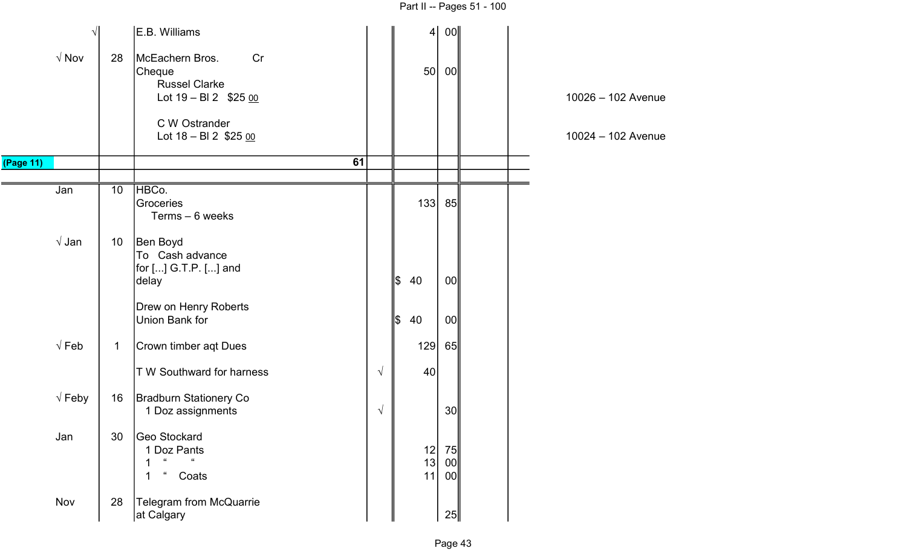| | | | | | | | |
|---|---|---|---|---|---|---|---|
| √ | | E.B. Williams | | 4 | 00 | | |
| √ Nov | 28 | McEachern Bros. Cr<br>Cheque<br>Russel Clarke<br>Lot 19 – Bl 2 $25 00<br><br>C W Ostrander<br>Lot 18 – Bl 2 $25 00 | | 50 | 00 | | 10026 – 102 Avenue<br><br>10024 – 102 Avenue |
| (Page 11) | | 61 | | | | | |
| | | | | | | | |
| Jan | 10 | HBCo.<br>Groceries<br>Terms – 6 weeks | | 133 | 85 | | |
| √ Jan | 10 | Ben Boyd<br>To Cash advance<br>for [...] G.T.P. [...] and<br>delay | | $ 40 | 00 | | |
| | | Drew on Henry Roberts<br>Union Bank for | | $ 40 | 00 | | |
| √ Feb | 1 | Crown timber aqt Dues | | 129 | 65 | | |
| | | T W Southward for harness | √ | 40 | | | |
| √ Feby | 16 | Bradburn Stationery Co<br>1 Doz assignments | √ | | 30 | | |
| Jan | 30 | Geo Stockard<br>1 Doz Pants<br>1 " "<br>1 " Coats | | <br>12<br>13<br>11 | <br>75<br>00<br>00 | | |
| Nov | 28 | Telegram from McQuarrie<br>at Calgary | | | 25 | | |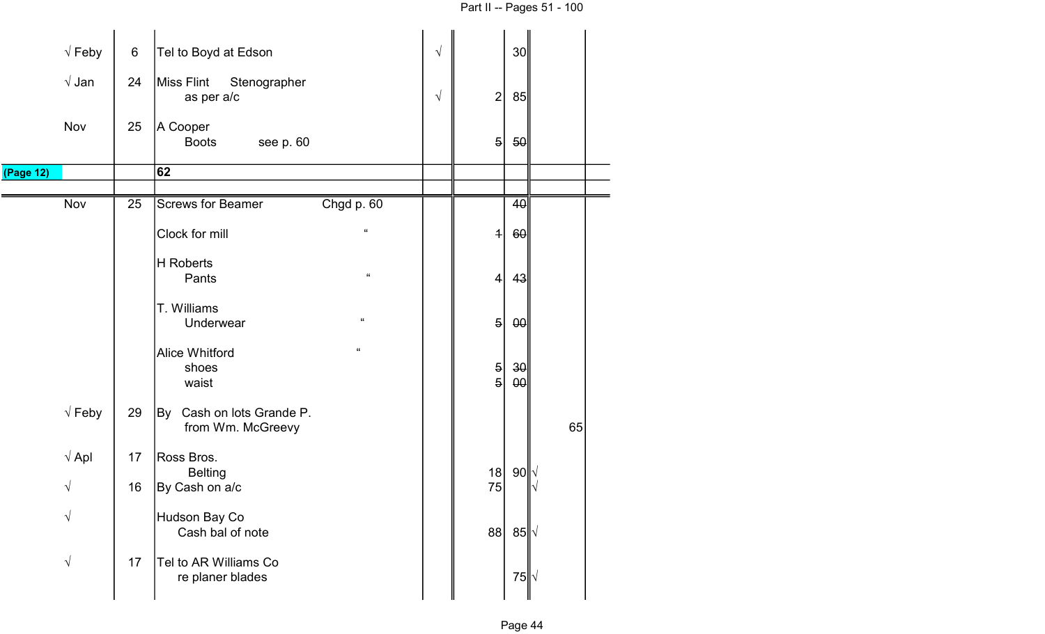| Month | Day | Particulars | | ✓ | $ | ¢ | $ | ¢ |
|---|---|---|---|---|---|---|---|---|
| √ Feby | 6 | Tel to Boyd at Edson | | √ | | 30 | | |
| √ Jan | 24 | Miss Flint Stenographer as per a/c | | √ | 2 | 85 | | |
| Nov | 25 | A Cooper Boots see p. 60 | | | ~~5~~ | ~~50~~ | | |
| (Page 12) | | **62** | | | | | | |
| | | | | | | | | |
| Nov | 25 | Screws for Beamer | Chgd p. 60 | | | ~~40~~ | | |
| | | Clock for mill | " | | ~~1~~ | ~~60~~ | | |
| | | H Roberts Pants | " | | ~~4~~ | ~~43~~ | | |
| | | T. Williams Underwear | " | | ~~5~~ | ~~00~~ | | |
| | | Alice Whitford | " | | | | | |
| | | shoes | | | ~~5~~ | ~~30~~ | | |
| | | waist | | | ~~5~~ | ~~00~~ | | |
| √ Feby | 29 | By Cash on lots Grande P. from Wm. McGreevy | | | | | 65 | |
| √ Apl | 17 | Ross Bros. Belting | | | 18 | 90 √ | | |
| √ | 16 | By Cash on a/c | | | 75 | √ | | |
| √ | | Hudson Bay Co Cash bal of note | | | 88 | 85 √ | | |
| √ | 17 | Tel to AR Williams Co re planer blades | | | | 75 √ | | |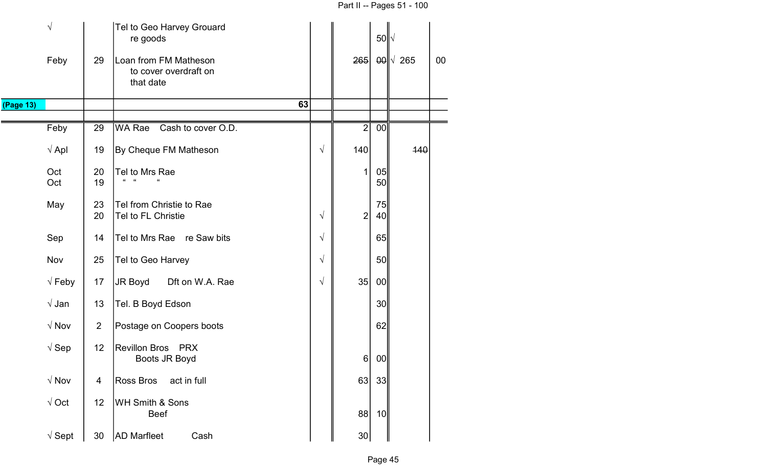| | | | | | | | |
|---|---|---|---|---|---|---|---|
| √ | | Tel to Geo Harvey Grouard re goods | | | 50 | √ | |
| Feby | 29 | Loan from FM Matheson to cover overdraft on that date | | ~~265~~ | ~~00~~ | √ 265 | 00 |
| (Page 13) | | 63 | | | | | |

| | | | | | | | |
|---|---|---|---|---|---|---|---|
| Feby | 29 | WA Rae Cash to cover O.D. | | 2 | 00 | | |
| √ Apl | 19 | By Cheque FM Matheson | √ | 140 | | ~~140~~ | |
| Oct | 20 | Tel to Mrs Rae | | 1 | 05 | | |
| Oct | 19 | " " " | | | 50 | | |
| May | 23 | Tel from Christie to Rae | | | 75 | | |
| | 20 | Tel to FL Christie | √ | 2 | 40 | | |
| Sep | 14 | Tel to Mrs Rae re Saw bits | √ | | 65 | | |
| Nov | 25 | Tel to Geo Harvey | √ | | 50 | | |
| √ Feby | 17 | JR Boyd Dft on W.A. Rae | √ | 35 | 00 | | |
| √ Jan | 13 | Tel. B Boyd Edson | | | 30 | | |
| √ Nov | 2 | Postage on Coopers boots | | | 62 | | |
| √ Sep | 12 | Revillon Bros PRX Boots JR Boyd | | 6 | 00 | | |
| √ Nov | 4 | Ross Bros act in full | | 63 | 33 | | |
| √ Oct | 12 | WH Smith & Sons Beef | | 88 | 10 | | |
| √ Sept | 30 | AD Marfleet Cash | | 30 | | | |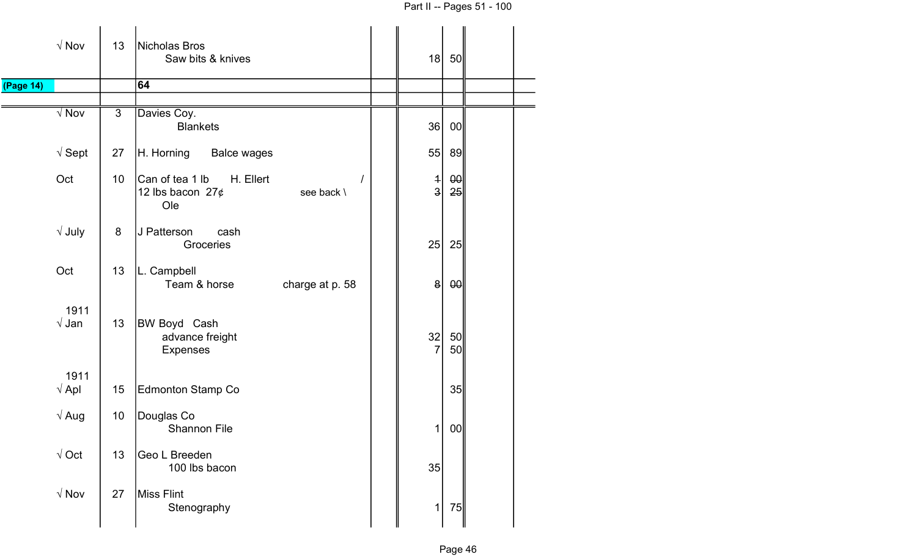| | | | | | | | |
|---|---|---|---|---|---|---|---|
| √ Nov | 13 | Nicholas Bros<br>Saw bits & knives | | | 18 | 50 | |
| (Page 14) | | **64** | | | | | |
| | | | | | | | |
| √ Nov | 3 | Davies Coy.<br>Blankets | | | 36 | 00 | |
| √ Sept | 27 | H. Horning     Balce wages | | | 55 | 89 | |
| Oct | 10 | Can of tea 1 lb     H. Ellert     /<br>12 lbs bacon 27¢     see back \\<br>Ole | | | ~~1~~<br>~~3~~ | ~~00~~<br>~~25~~ | |
| √ July | 8 | J Patterson     cash<br>Groceries | | | 25 | 25 | |
| Oct | 13 | L. Campbell<br>Team & horse     charge at p. 58 | | | ~~8~~ | ~~00~~ | |
| 1911<br>√ Jan | 13 | BW Boyd   Cash<br>advance freight<br>Expenses | | | 32<br>7 | 50<br>50 | |
| 1911<br>√ Apl | 15 | Edmonton Stamp Co | | | | 35 | |
| √ Aug | 10 | Douglas Co<br>Shannon File | | | 1 | 00 | |
| √ Oct | 13 | Geo L Breeden<br>100 lbs bacon | | | 35 | | |
| √ Nov | 27 | Miss Flint<br>Stenography | | | 1 | 75 | |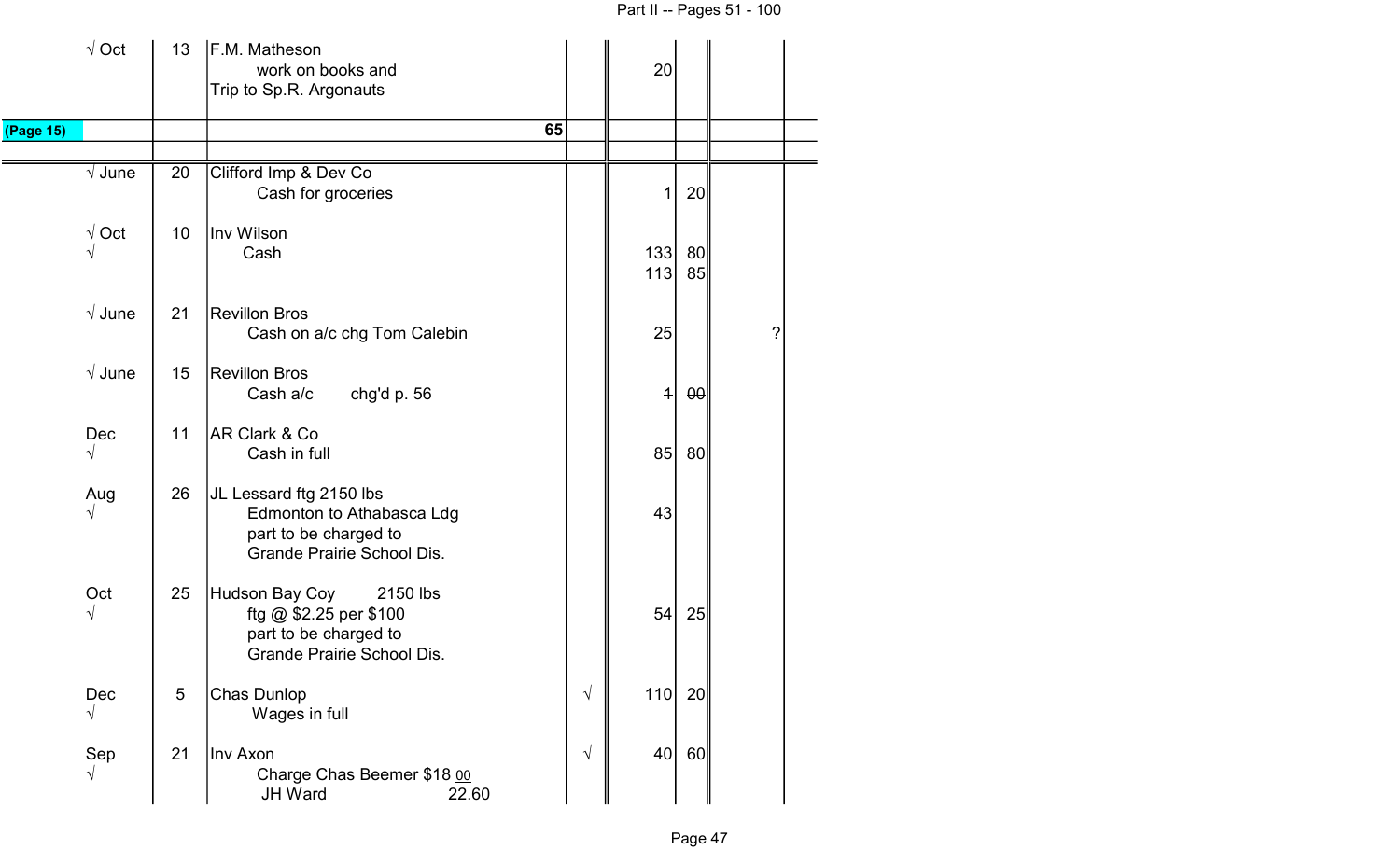| Date | | Particulars | | | | | |
|---|---|---|---|---|---|---|---|
| √ Oct | 13 | F.M. Matheson<br>work on books and<br>Trip to Sp.R. Argonauts | | | 20 | | |
| (Page 15) | | 65 | | | | | |
| √ June | 20 | Clifford Imp & Dev Co<br>Cash for groceries | | | 1 | 20 | |
| √ Oct<br>√ | 10 | Inv Wilson<br>Cash | | | 133<br>113 | 80<br>85 | |
| √ June | 21 | Revillon Bros<br>Cash on a/c chg Tom Calebin | | | 25 | | ? |
| √ June | 15 | Revillon Bros<br>Cash a/c chg'd p. 56 | | | ~~1~~ | ~~00~~ | |
| Dec<br>√ | 11 | AR Clark & Co<br>Cash in full | | | 85 | 80 | |
| Aug<br>√ | 26 | JL Lessard ftg 2150 lbs<br>Edmonton to Athabasca Ldg<br>part to be charged to<br>Grande Prairie School Dis. | | | 43 | | |
| Oct<br>√ | 25 | Hudson Bay Coy 2150 lbs<br>ftg @ $2.25 per $100<br>part to be charged to<br>Grande Prairie School Dis. | | | 54 | 25 | |
| Dec<br>√ | 5 | Chas Dunlop<br>Wages in full | | √ | 110 | 20 | |
| Sep<br>√ | 21 | Inv Axon<br>Charge Chas Beemer $18 00<br>JH Ward 22.60 | | √ | 40 | 60 | |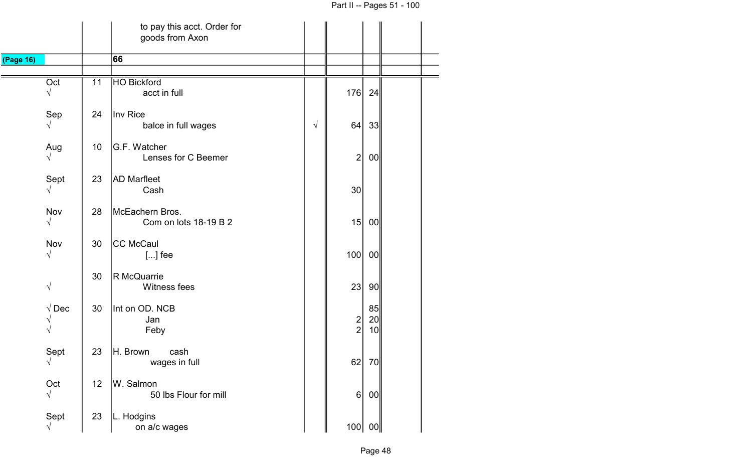| | | | | | | |
|---|---|---|---|---|---|---|
| | | to pay this acct. Order for goods from Axon | | | | |
| (Page 16) | | **66** | | | | |
| Oct √ | 11 | HO Bickford<br>acct in full | | 176 | 24 | |
| Sep √ | 24 | Inv Rice<br>balce in full wages | √ | 64 | 33 | |
| Aug √ | 10 | G.F. Watcher<br>Lenses for C Beemer | | 2 | 00 | |
| Sept √ | 23 | AD Marfleet<br>Cash | | 30 | | |
| Nov √ | 28 | McEachern Bros.<br>Com on lots 18-19 B 2 | | 15 | 00 | |
| Nov √ | 30 | CC McCaul<br>[...] fee | | 100 | 00 | |
| √ | 30 | R McQuarrie<br>Witness fees | | 23 | 90 | |
| √ Dec | 30 | Int on OD. NCB | | | 85 | |
| √ | | Jan | | 2 | 20 | |
| √ | | Feby | | 2 | 10 | |
| Sept √ | 23 | H. Brown cash<br>wages in full | | 62 | 70 | |
| Oct √ | 12 | W. Salmon<br>50 lbs Flour for mill | | 6 | 00 | |
| Sept √ | 23 | L. Hodgins<br>on a/c wages | | 100 | 00 | |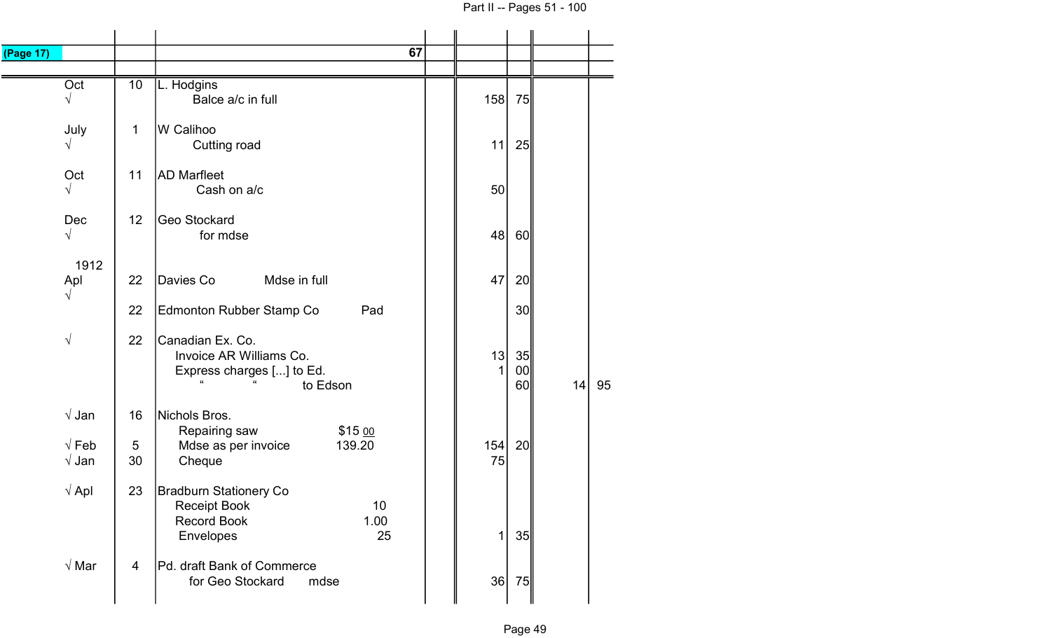| (Page 17) | | 67 | | | | |
|---|---|---|---|---|---|---|
| Oct √ | 10 | L. Hodgins<br>Balce a/c in full | | 158 | 75 | | |
| July √ | 1 | W Calihoo<br>Cutting road | | 11 | 25 | | |
| Oct √ | 11 | AD Marfleet<br>Cash on a/c | | 50 | | | |
| Dec √ | 12 | Geo Stockard<br>for mdse | | 48 | 60 | | |
| 1912<br>Apl √ | 22 | Davies Co Mdse in full | | 47 | 20 | | |
| | 22 | Edmonton Rubber Stamp Co Pad | | | 30 | | |
| √ | 22 | Canadian Ex. Co.<br>Invoice AR Williams Co.<br>Express charges [...] to Ed.<br>" " to Edson | | 13<br>1 | 35<br>00<br>60 | 14 | 95 |
| √ Jan<br>√ Feb<br>√ Jan | 16<br>5<br>30 | Nichols Bros.<br>Repairing saw $15 00<br>Mdse as per invoice 139.20<br>Cheque | | 154<br>75 | 20 | | |
| √ Apl | 23 | Bradburn Stationery Co<br>Receipt Book 10<br>Record Book 1.00<br>Envelopes 25 | | 1 | 35 | | |
| √ Mar | 4 | Pd. draft Bank of Commerce<br>for Geo Stockard mdse | | 36 | 75 | | |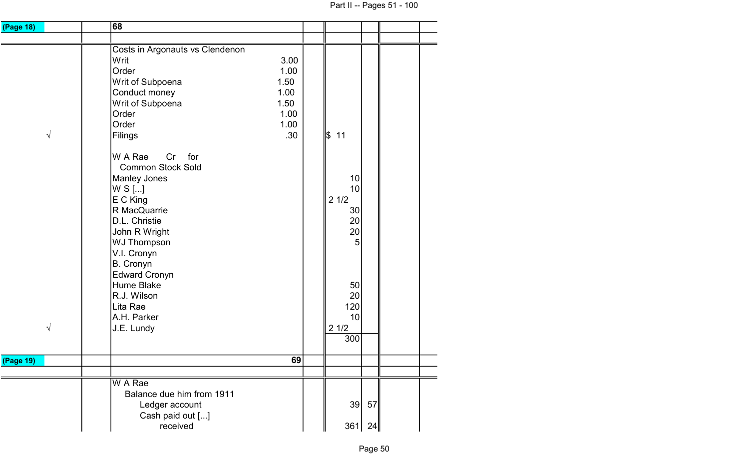| (Page 18) | | 68 | | | | | |
|---|---|---|---|---|---|---|---|
| | | | | | | | |
| | | Costs in Argonauts vs Clendenon | | | | | |
| | | Writ 3.00 | | | | | |
| | | Order 1.00 | | | | | |
| | | Writ of Subpoena 1.50 | | | | | |
| | | Conduct money 1.00 | | | | | |
| | | Writ of Subpoena 1.50 | | | | | |
| | | Order 1.00 | | | | | |
| | | Order 1.00 | | | | | |
| √ | | Filings .30 | | $ 11 | | | |
| | | | | | | | |
| | | W A Rae Cr for | | | | | |
| | | Common Stock Sold | | | | | |
| | | Manley Jones | | 10 | | | |
| | | W S [...] | | 10 | | | |
| | | E C King | | 2 1/2 | | | |
| | | R MacQuarrie | | 30 | | | |
| | | D.L. Christie | | 20 | | | |
| | | John R Wright | | 20 | | | |
| | | WJ Thompson | | 5 | | | |
| | | V.I. Cronyn | | | | | |
| | | B. Cronyn | | | | | |
| | | Edward Cronyn | | | | | |
| | | Hume Blake | | 50 | | | |
| | | R.J. Wilson | | 20 | | | |
| | | Lita Rae | | 120 | | | |
| | | A.H. Parker | | 10 | | | |
| √ | | J.E. Lundy | | 2 1/2 | | | |
| | | | | 300 | | | |
| (Page 19) | | 69 | | | | | |
| | | | | | | | |
| | | W A Rae | | | | | |
| | | Balance due him from 1911 | | | | | |
| | | Ledger account | | 39 | 57 | | |
| | | Cash paid out [...] | | | | | |
| | | received | | 361 | 24 | | |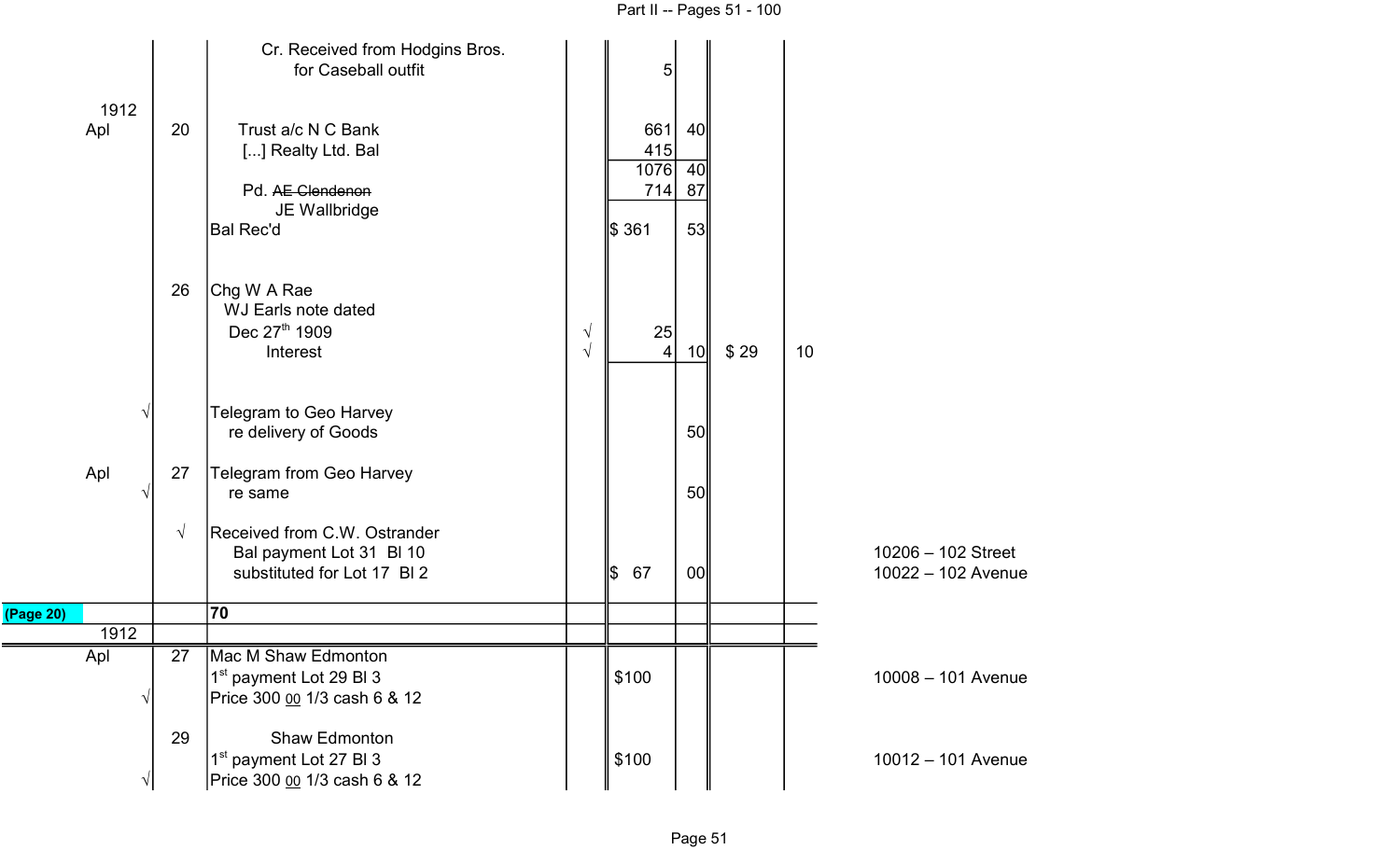| | | | | | | | | |
|---|---|---|---|---|---|---|---|---|
| | | Cr. Received from Hodgins Bros. for Caseball outfit | | 5 | | | | |
| 1912 Apl | 20 | Trust a/c N C Bank | | 661 | 40 | | | |
| | | [...] Realty Ltd. Bal | | 415 | | | | |
| | | | | 1076 | 40 | | | |
| | | Pd. ~~AE Clendenon~~ JE Wallbridge | | 714 | 87 | | | |
| | | Bal Rec'd | | $ 361 | 53 | | | |
| | 26 | Chg W A Rae WJ Earls note dated Dec 27th 1909 | √ | 25 | | | | |
| | | Interest | √ | 4 | 10 | $ 29 | 10 | |
| √ | | Telegram to Geo Harvey re delivery of Goods | | | 50 | | | |
| Apl √ | 27 | Telegram from Geo Harvey re same | | | 50 | | | |
| | √ | Received from C.W. Ostrander Bal payment Lot 31 Bl 10 substituted for Lot 17 Bl 2 | | $ 67 | 00 | | | 10206 – 102 Street<br>10022 – 102 Avenue |
| (Page 20) | | **70** | | | | | | |
| 1912 | | | | | | | | |
| Apl | 27 | Mac M Shaw Edmonton 1st payment Lot 29 Bl 3 | | $100 | | | | 10008 – 101 Avenue |
| √ | | Price 300 00 1/3 cash 6 & 12 | | | | | | |
| | 29 | Shaw Edmonton 1st payment Lot 27 Bl 3 | | $100 | | | | 10012 – 101 Avenue |
| √ | | Price 300 00 1/3 cash 6 & 12 | | | | | | |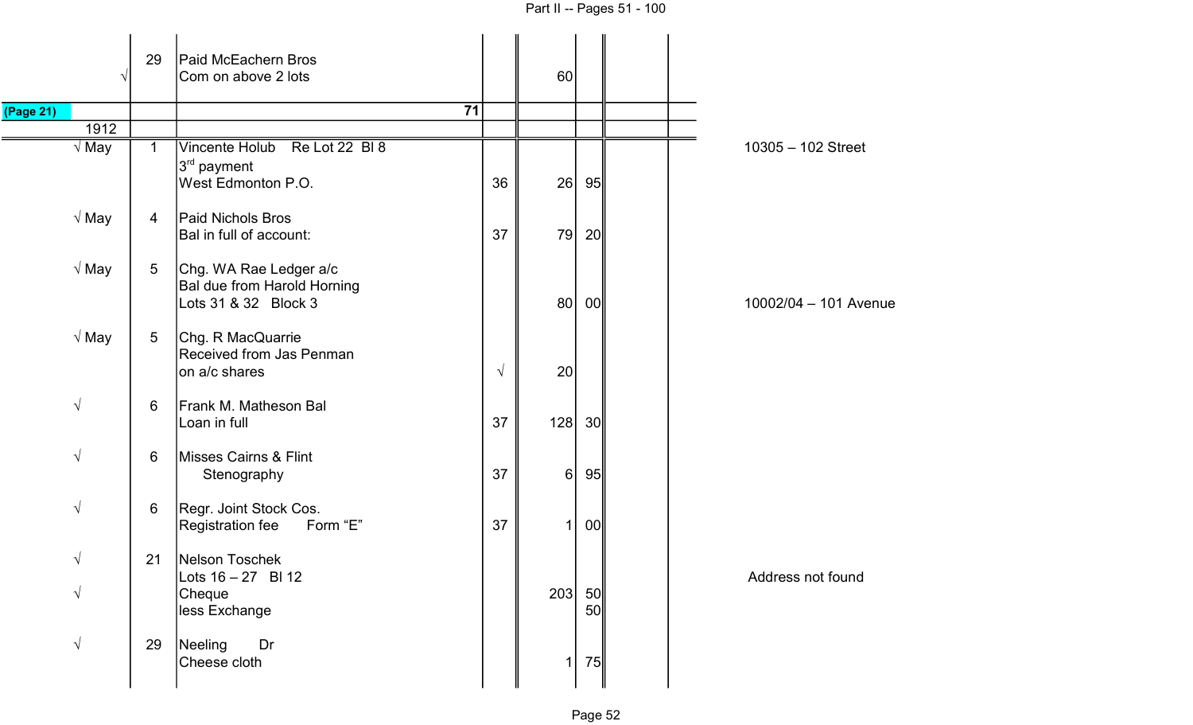| | Day | Particulars | Fo. | $ | ¢ | | | Notes |
|---|---|---|---|---|---|---|---|---|
| √ | 29 | Paid McEachern Bros<br>Com on above 2 lots | | 60 | | | | |
| (Page 21) | | 71 | | | | | | |
| 1912 | | | | | | | | |
| √ May | 1 | Vincente Holub Re Lot 22 Bl 8<br>3rd payment<br>West Edmonton P.O. | 36 | 26 | 95 | | | 10305 – 102 Street |
| √ May | 4 | Paid Nichols Bros<br>Bal in full of account: | 37 | 79 | 20 | | | |
| √ May | 5 | Chg. WA Rae Ledger a/c<br>Bal due from Harold Horning<br>Lots 31 & 32 Block 3 | | 80 | 00 | | | 10002/04 – 101 Avenue |
| √ May | 5 | Chg. R MacQuarrie<br>Received from Jas Penman<br>on a/c shares | √ | 20 | | | | |
| √ | 6 | Frank M. Matheson Bal<br>Loan in full | 37 | 128 | 30 | | | |
| √ | 6 | Misses Cairns & Flint<br>Stenography | 37 | 6 | 95 | | | |
| √ | 6 | Regr. Joint Stock Cos.<br>Registration fee Form “E” | 37 | 1 | 00 | | | |
| √<br>√ | 21 | Nelson Toschek<br>Lots 16 – 27 Bl 12<br>Cheque<br>less Exchange | | 203 | 50<br>50 | | | Address not found |
| √ | 29 | Neeling Dr<br>Cheese cloth | | 1 | 75 | | | |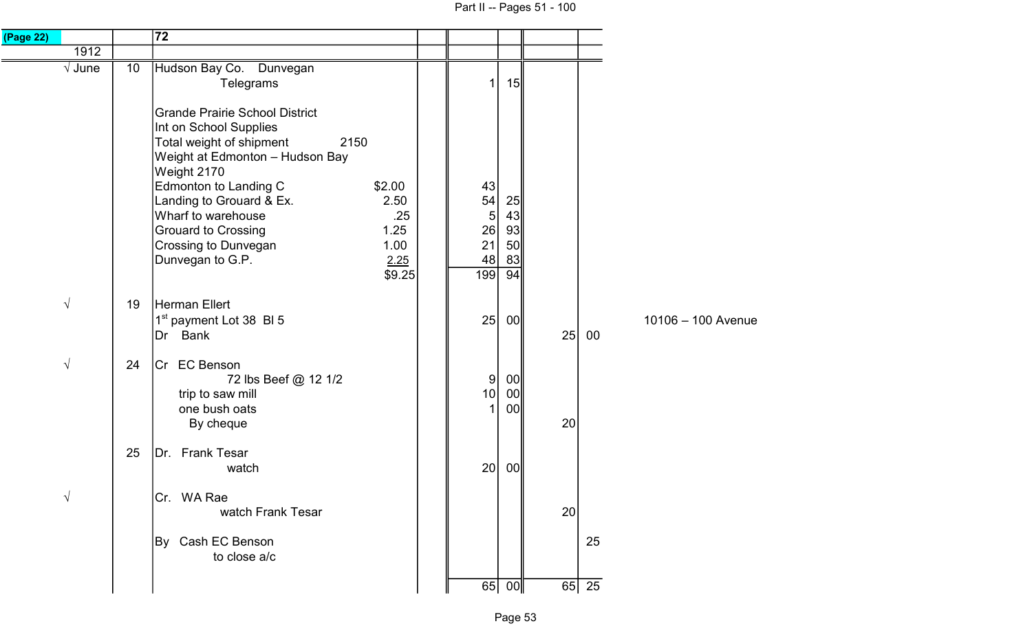(Page 22)

| | | 72 | | | | | |
|---|---|---|---|---|---|---|---|
| 1912 | | | | | | | |
| √ June | 10 | Hudson Bay Co. Dunvegan | | | | | |
| | | Telegrams | | 1 | 15 | | |
| | | Grande Prairie School District | | | | | |
| | | Int on School Supplies | | | | | |
| | | Total weight of shipment 2150 | | | | | |
| | | Weight at Edmonton – Hudson Bay | | | | | |
| | | Weight 2170 | | | | | |
| | | Edmonton to Landing C | $2.00 | 43 | | | |
| | | Landing to Grouard & Ex. | 2.50 | 54 | 25 | | |
| | | Wharf to warehouse | .25 | 5 | 43 | | |
| | | Grouard to Crossing | 1.25 | 26 | 93 | | |
| | | Crossing to Dunvegan | 1.00 | 21 | 50 | | |
| | | Dunvegan to G.P. | 2.25 | 48 | 83 | | |
| | | | $9.25 | 199 | 94 | | |
| √ | 19 | Herman Ellert | | | | | |
| | | 1st payment Lot 38 Bl 5 | | 25 | 00 | | |
| | | Dr Bank | | | | 25 | 00 |
| √ | 24 | Cr EC Benson | | | | | |
| | | 72 lbs Beef @ 12 1/2 | | 9 | 00 | | |
| | | trip to saw mill | | 10 | 00 | | |
| | | one bush oats | | 1 | 00 | | |
| | | By cheque | | | | 20 | |
| | 25 | Dr. Frank Tesar | | | | | |
| | | watch | | 20 | 00 | | |
| √ | | Cr. WA Rae | | | | | |
| | | watch Frank Tesar | | | | 20 | |
| | | By Cash EC Benson | | | | | 25 |
| | | to close a/c | | | | | |
| | | | | 65 | 00 | 65 | 25 |

10106 – 100 Avenue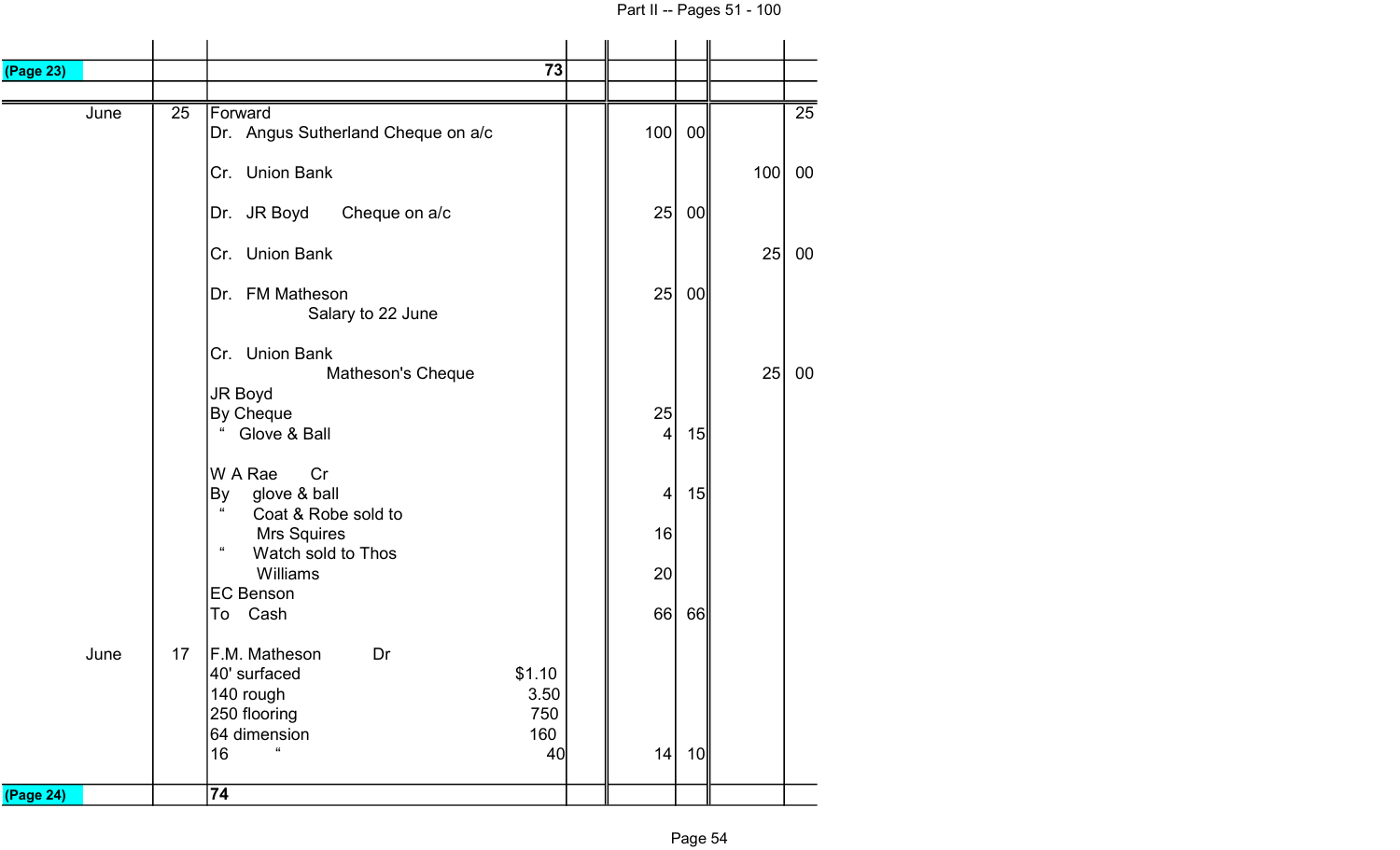| (Page 23) | | 73 | | | | | |
|---|---|---|---|---|---|---|---|
| | | | | | | | |
| June | 25 | Forward | | | | | 25 |
| | | Dr. Angus Sutherland Cheque on a/c | | 100 | 00 | | |
| | | Cr. Union Bank | | | | 100 | 00 |
| | | Dr. JR Boyd Cheque on a/c | | 25 | 00 | | |
| | | Cr. Union Bank | | | | 25 | 00 |
| | | Dr. FM Matheson Salary to 22 June | | 25 | 00 | | |
| | | Cr. Union Bank Matheson's Cheque | | | | 25 | 00 |
| | | JR Boyd | | | | | |
| | | By Cheque | | 25 | | | |
| | | " Glove & Ball | | 4 | 15 | | |
| | | W A Rae Cr | | | | | |
| | | By glove & ball | | 4 | 15 | | |
| | | " Coat & Robe sold to Mrs Squires | | 16 | | | |
| | | " Watch sold to Thos Williams | | 20 | | | |
| | | EC Benson | | | | | |
| | | To Cash | | 66 | 66 | | |
| June | 17 | F.M. Matheson Dr | | | | | |
| | | 40' surfaced | $1.10 | | | | |
| | | 140 rough | 3.50 | | | | |
| | | 250 flooring | 750 | | | | |
| | | 64 dimension | 160 | | | | |
| | | 16 " | 40 | 14 | 10 | | |
| (Page 24) | | 74 | | | | | |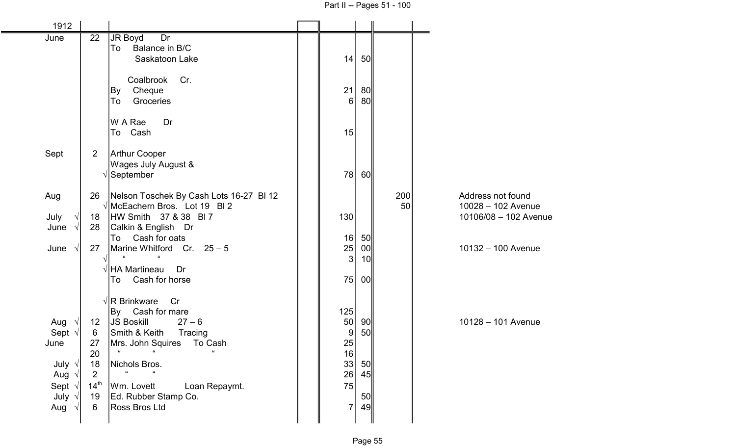| 1912 | | | | | | | | |
|---|---|---|---|---|---|---|---|---|
| June | | 22 | JR Boyd Dr | | | | | |
| | | | To Balance in B/C | | | | | |
| | | | Saskatoon Lake | 14 | 50 | | | |
| | | | | | | | | |
| | | | Coalbrook Cr. | | | | | |
| | | | By Cheque | 21 | 80 | | | |
| | | | To Groceries | 6 | 80 | | | |
| | | | | | | | | |
| | | | W A Rae Dr | | | | | |
| | | | To Cash | 15 | | | | |
| | | | | | | | | |
| Sept | | 2 | Arthur Cooper | | | | | |
| | | | Wages July August & | | | | | |
| | | √ | September | 78 | 60 | | | |
| | | | | | | | | |
| Aug | | 26 | Nelson Toschek By Cash Lots 16-27 Bl 12 | | | 200 | | Address not found |
| | | √ | McEachern Bros. Lot 19 Bl 2 | | | 50 | | 10028 – 102 Avenue |
| July | √ | 18 | HW Smith 37 & 38 Bl 7 | 130 | | | | 10106/08 – 102 Avenue |
| June | √ | 28 | Calkin & English Dr | | | | | |
| | | | To Cash for oats | 16 | 50 | | | |
| June | √ | 27 | Marine Whitford Cr. 25 – 5 | 25 | 00 | | | 10132 – 100 Avenue |
| | | √ | " " | 3 | 10 | | | |
| | | √ | HA Martineau Dr | | | | | |
| | | | To Cash for horse | 75 | 00 | | | |
| | | | | | | | | |
| | | √ | R Brinkware Cr | | | | | |
| | | | By Cash for mare | 125 | | | | |
| Aug | √ | 12 | JS Boskill 27 – 6 | 50 | 90 | | | 10128 – 101 Avenue |
| Sept | √ | 6 | Smith & Keith Tracing | 9 | 50 | | | |
| June | | 27 | Mrs. John Squires To Cash | 25 | | | | |
| | | 20 | " " " | 16 | | | | |
| July | √ | 18 | Nichols Bros. | 33 | 50 | | | |
| Aug | √ | 2 | " " | 26 | 45 | | | |
| Sept | √ | 14th | Wm. Lovett Loan Repaymt. | 75 | | | | |
| July | √ | 19 | Ed. Rubber Stamp Co. | | 50 | | | |
| Aug | √ | 6 | Ross Bros Ltd | 7 | 49 | | | |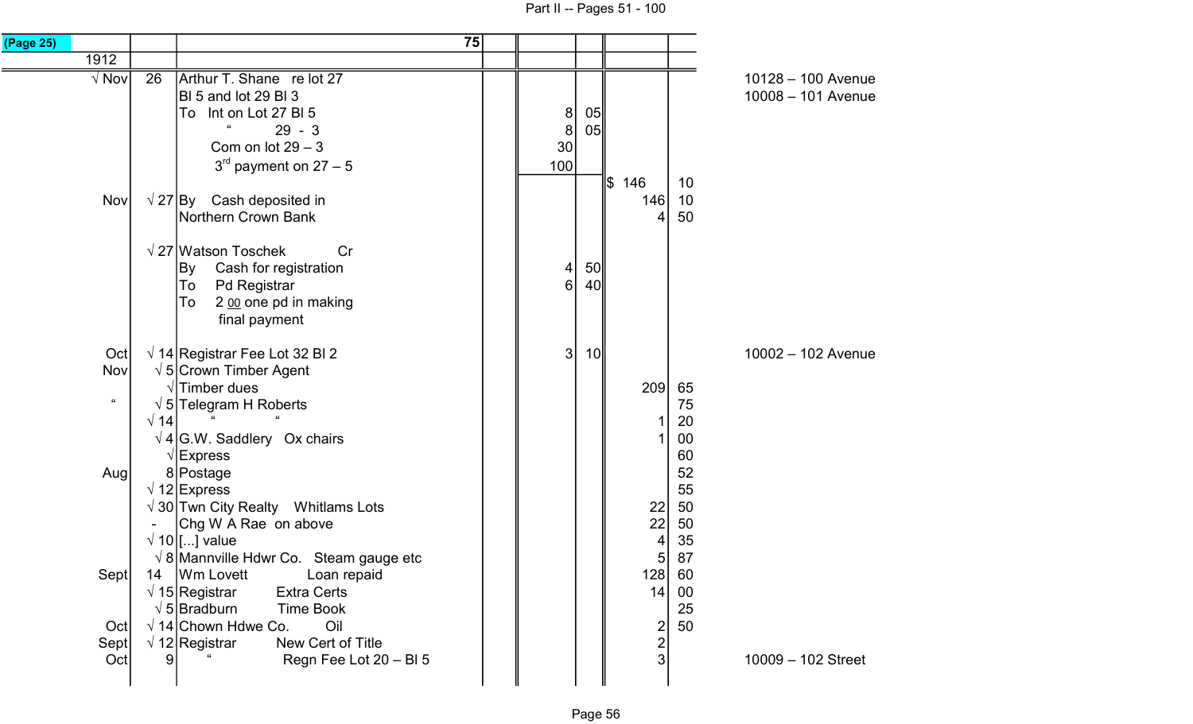(Page 25)

| 1912 | | 75 | | | | | | |
|---|---|---|---|---|---|---|---|---|
| √ Nov | 26 | Arthur T. Shane re lot 27 | | | | | | 10128 – 100 Avenue |
| | | Bl 5 and lot 29 Bl 3 | | | | | | 10008 – 101 Avenue |
| | | To Int on Lot 27 Bl 5 | | 8 | 05 | | | |
| | | " 29 - 3 | | 8 | 05 | | | |
| | | Com on lot 29 – 3 | | 30 | | | | |
| | | 3rd payment on 27 – 5 | | 100 | | | | |
| | | | | | | $ 146 | 10 | |
| Nov | √ 27 | By Cash deposited in | | | | 146 | 10 | |
| | | Northern Crown Bank | | | | 4 | 50 | |
| | | | | | | | | |
| | √ 27 | Watson Toschek Cr | | | | | | |
| | | By Cash for registration | | 4 | 50 | | | |
| | | To Pd Registrar | | 6 | 40 | | | |
| | | To 2 00 one pd in making | | | | | | |
| | | final payment | | | | | | |
| | | | | | | | | |
| Oct | √ 14 | Registrar Fee Lot 32 Bl 2 | | 3 | 10 | | | 10002 – 102 Avenue |
| Nov | √ 5 | Crown Timber Agent | | | | | | |
| | √ | Timber dues | | | | 209 | 65 | |
| " | √ 5 | Telegram H Roberts | | | | | 75 | |
| | √ 14 | " " | | | | 1 | 20 | |
| | √ 4 | G.W. Saddlery Ox chairs | | | | 1 | 00 | |
| | √ | Express | | | | | 60 | |
| Aug | 8 | Postage | | | | | 52 | |
| | √ 12 | Express | | | | | 55 | |
| | √ 30 | Twn City Realty Whitlams Lots | | | | 22 | 50 | |
| | - | Chg W A Rae on above | | | | 22 | 50 | |
| | √ 10 | [...] value | | | | 4 | 35 | |
| | √ 8 | Mannville Hdwr Co. Steam gauge etc | | | | 5 | 87 | |
| Sept | 14 | Wm Lovett Loan repaid | | | | 128 | 60 | |
| | √ 15 | Registrar Extra Certs | | | | 14 | 00 | |
| | √ 5 | Bradburn Time Book | | | | | 25 | |
| Oct | √ 14 | Chown Hdwe Co. Oil | | | | 2 | 50 | |
| Sept | √ 12 | Registrar New Cert of Title | | | | 2 | | |
| Oct | 9 | " Regn Fee Lot 20 – Bl 5 | | | | 3 | | 10009 – 102 Street |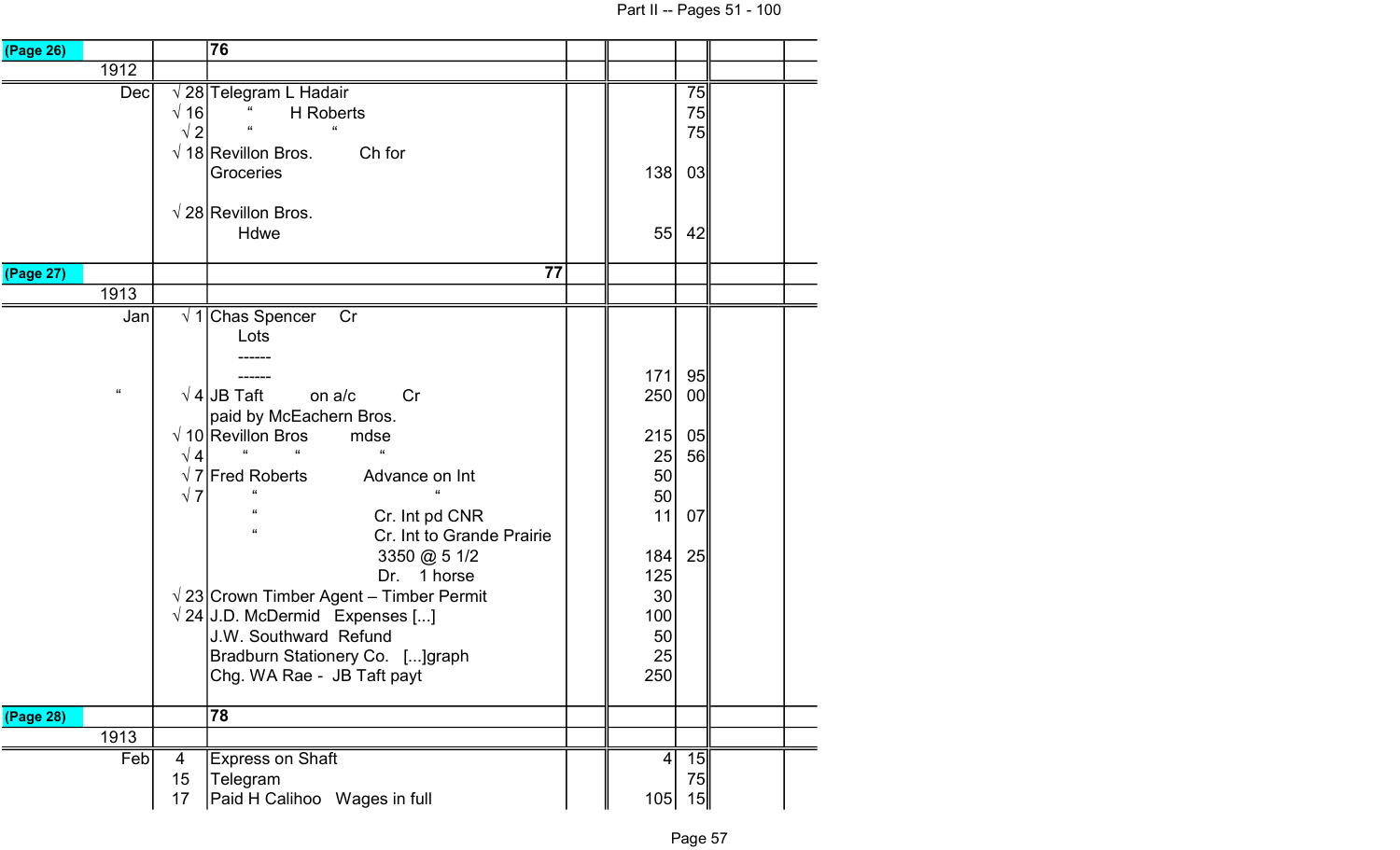| (Page 26) | | 76 | | | | |
|---|---|---|---|---|---|---|
| 1912 | | | | | | |
| Dec | √ 28 | Telegram L Hadair | | | 75 | |
| | √ 16 | " H Roberts | | | 75 | |
| | √ 2 | " " | | | 75 | |
| | √ 18 | Revillon Bros. Ch for | | | | |
| | | Groceries | | 138 | 03 | |
| | √ 28 | Revillon Bros. | | | | |
| | | Hdwe | | 55 | 42 | |
| (Page 27) | | 77 | | | | |
| 1913 | | | | | | |
| Jan | √ 1 | Chas Spencer Cr | | | | |
| | | Lots | | | | |
| | | ------ | | | | |
| | | ------ | | 171 | 95 | |
| " | √ 4 | JB Taft on a/c Cr | | 250 | 00 | |
| | | paid by McEachern Bros. | | | | |
| | √ 10 | Revillon Bros mdse | | 215 | 05 | |
| | √ 4 | " " " | | 25 | 56 | |
| | √ 7 | Fred Roberts Advance on Int | | 50 | | |
| | √ 7 | " " | | 50 | | |
| | | " Cr. Int pd CNR | | 11 | 07 | |
| | | " Cr. Int to Grande Prairie | | | | |
| | | 3350 @ 5 1/2 | | 184 | 25 | |
| | | Dr. 1 horse | | 125 | | |
| | √ 23 | Crown Timber Agent – Timber Permit | | 30 | | |
| | √ 24 | J.D. McDermid Expenses [...] | | 100 | | |
| | | J.W. Southward Refund | | 50 | | |
| | | Bradburn Stationery Co. [...]graph | | 25 | | |
| | | Chg. WA Rae - JB Taft payt | | 250 | | |
| (Page 28) | | 78 | | | | |
| 1913 | | | | | | |
| Feb | 4 | Express on Shaft | | 4 | 15 | |
| | 15 | Telegram | | | 75 | |
| | 17 | Paid H Calihoo Wages in full | | 105 | 15 | |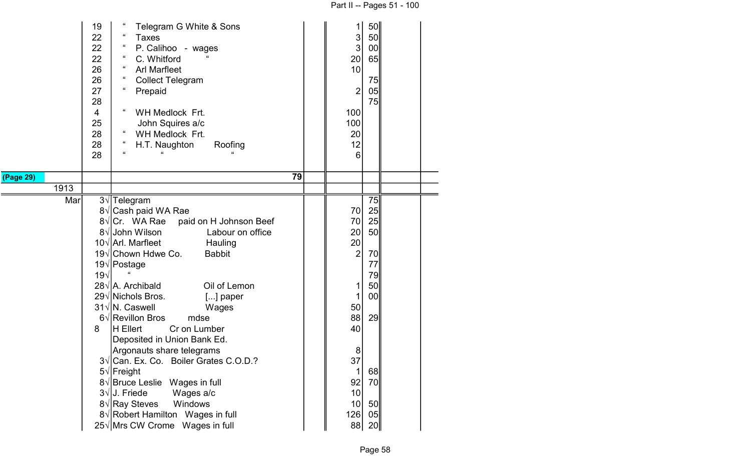| | | | | | | | | |
|---|---|---|---|---|---|---|---|---|
| | 19 | " Telegram G White & Sons | | | 1 | 50 | | |
| | 22 | " Taxes | | | 3 | 50 | | |
| | 22 | " P. Calihoo - wages | | | 3 | 00 | | |
| | 22 | " C. Whitford " | | | 20 | 65 | | |
| | 26 | " Arl Marfleet | | | 10 | | | |
| | 26 | " Collect Telegram | | | | 75 | | |
| | 27 | " Prepaid | | | 2 | 05 | | |
| | 28 | | | | | 75 | | |
| | 4 | " WH Medlock Frt. | | | 100 | | | |
| | 25 | John Squires a/c | | | 100 | | | |
| | 28 | " WH Medlock Frt. | | | 20 | | | |
| | 28 | " H.T. Naughton Roofing | | | 12 | | | |
| | 28 | " " " | | | 6 | | | |
| (Page 29) | | | 79 | | | | | |
| 1913 | | | | | | | | |
| Mar | 3√ | Telegram | | | | 75 | | |
| | 8√ | Cash paid WA Rae | | | 70 | 25 | | |
| | 8√ | Cr. WA Rae paid on H Johnson Beef | | | 70 | 25 | | |
| | 8√ | John Wilson Labour on office | | | 20 | 50 | | |
| | 10√ | Arl. Marfleet Hauling | | | 20 | | | |
| | 19√ | Chown Hdwe Co. Babbit | | | 2 | 70 | | |
| | 19√ | Postage | | | | 77 | | |
| | 19√ | " | | | | 79 | | |
| | 28√ | A. Archibald Oil of Lemon | | | 1 | 50 | | |
| | 29√ | Nichols Bros. [...] paper | | | 1 | 00 | | |
| | 31√ | N. Caswell Wages | | | 50 | | | |
| | 6√ | Revillon Bros mdse | | | 88 | 29 | | |
| | 8 | H Ellert Cr on Lumber | | | 40 | | | |
| | | Deposited in Union Bank Ed. | | | | | | |
| | | Argonauts share telegrams | | | 8 | | | |
| | 3√ | Can. Ex. Co. Boiler Grates C.O.D.? | | | 37 | | | |
| | 5√ | Freight | | | 1 | 68 | | |
| | 8√ | Bruce Leslie Wages in full | | | 92 | 70 | | |
| | 3√ | J. Friede Wages a/c | | | 10 | | | |
| | 8√ | Ray Steves Windows | | | 10 | 50 | | |
| | 8√ | Robert Hamilton Wages in full | | | 126 | 05 | | |
| | 25√ | Mrs CW Crome Wages in full | | | 88 | 20 | | |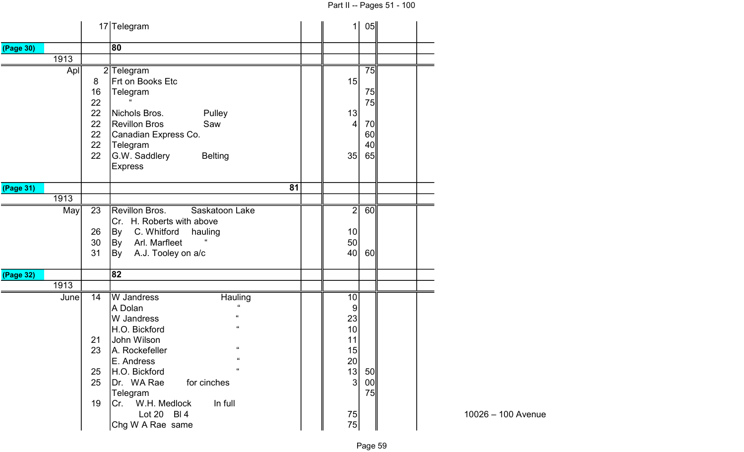| | | | | | | |
|---|---|---|---|---|---|---|
| | 17 | Telegram | | 1 | 05 | |
| (Page 30) | | **80** | | | | |
| 1913 | | | | | | |
| Apl | 2 | Telegram | | | 75 | |
| | 8 | Frt on Books Etc | | 15 | | |
| | 16 | Telegram | | | 75 | |
| | 22 | " | | | 75 | |
| | 22 | Nichols Bros. Pulley | | 13 | | |
| | 22 | Revillon Bros Saw | | 4 | 70 | |
| | 22 | Canadian Express Co. | | | 60 | |
| | 22 | Telegram | | | 40 | |
| | 22 | G.W. Saddlery Belting Express | | 35 | 65 | |
| (Page 31) | | **81** | | | | |
| 1913 | | | | | | |
| May | 23 | Revillon Bros. Saskatoon Lake | | 2 | 60 | |
| | | Cr. H. Roberts with above | | | | |
| | 26 | By C. Whitford hauling | | 10 | | |
| | 30 | By Arl. Marfleet " | | 50 | | |
| | 31 | By A.J. Tooley on a/c | | 40 | 60 | |
| (Page 32) | | **82** | | | | |
| 1913 | | | | | | |
| June | 14 | W Jandress Hauling | | 10 | | |
| | | A Dolan " | | 9 | | |
| | | W Jandress " | | 23 | | |
| | | H.O. Bickford " | | 10 | | |
| | 21 | John Wilson | | 11 | | |
| | 23 | A. Rockefeller " | | 15 | | |
| | | E. Andress " | | 20 | | |
| | 25 | H.O. Bickford " | | 13 | 50 | |
| | 25 | Dr. WA Rae for cinches | | 3 | 00 | |
| | | Telegram | | | 75 | |
| | 19 | Cr. W.H. Medlock In full | | | | |
| | | Lot 20 Bl 4 | | 75 | | |
| | | Chg W A Rae same | | 75 | | |

10026 – 100 Avenue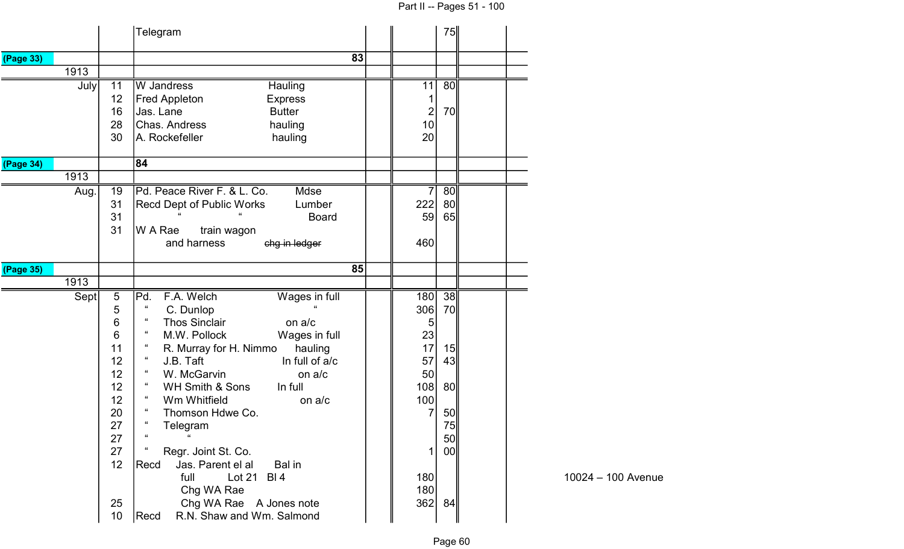| | | | | | | | |
|---|---|---|---|---|---|---|---|
| | | Telegram | | | 75 | | |
| (Page 33) | | 83 | | | | | |
| 1913 | | | | | | | |
| July | 11 | W Jandress Hauling | | 11 | 80 | | |
| | 12 | Fred Appleton Express | | 1 | | | |
| | 16 | Jas. Lane Butter | | 2 | 70 | | |
| | 28 | Chas. Andress hauling | | 10 | | | |
| | 30 | A. Rockefeller hauling | | 20 | | | |
| (Page 34) | | 84 | | | | | |
| 1913 | | | | | | | |
| Aug. | 19 | Pd. Peace River F. & L. Co. Mdse | | 7 | 80 | | |
| | 31 | Recd Dept of Public Works Lumber | | 222 | 80 | | |
| | 31 | " " Board | | 59 | 65 | | |
| | 31 | W A Rae train wagon | | | | | |
| | | and harness ~~chg in ledger~~ | | 460 | | | |
| (Page 35) | | 85 | | | | | |
| 1913 | | | | | | | |
| Sept | 5 | Pd. F.A. Welch Wages in full | | 180 | 38 | | |
| | 5 | " C. Dunlop " | | 306 | 70 | | |
| | 6 | " Thos Sinclair on a/c | | 5 | | | |
| | 6 | " M.W. Pollock Wages in full | | 23 | | | |
| | 11 | " R. Murray for H. Nimmo hauling | | 17 | 15 | | |
| | 12 | " J.B. Taft In full of a/c | | 57 | 43 | | |
| | 12 | " W. McGarvin on a/c | | 50 | | | |
| | 12 | " WH Smith & Sons In full | | 108 | 80 | | |
| | 12 | " Wm Whitfield on a/c | | 100 | | | |
| | 20 | " Thomson Hdwe Co. | | 7 | 50 | | |
| | 27 | " Telegram | | | 75 | | |
| | 27 | " " | | | 50 | | |
| | 27 | " Regr. Joint St. Co. | | 1 | 00 | | |
| | 12 | Recd Jas. Parent el al Bal in | | | | | |
| | | full Lot 21 Bl 4 | | 180 | | | 10024 – 100 Avenue |
| | | Chg WA Rae | | 180 | | | |
| | 25 | Chg WA Rae A Jones note | | 362 | 84 | | |
| | 10 | Recd R.N. Shaw and Wm. Salmond | | | | | |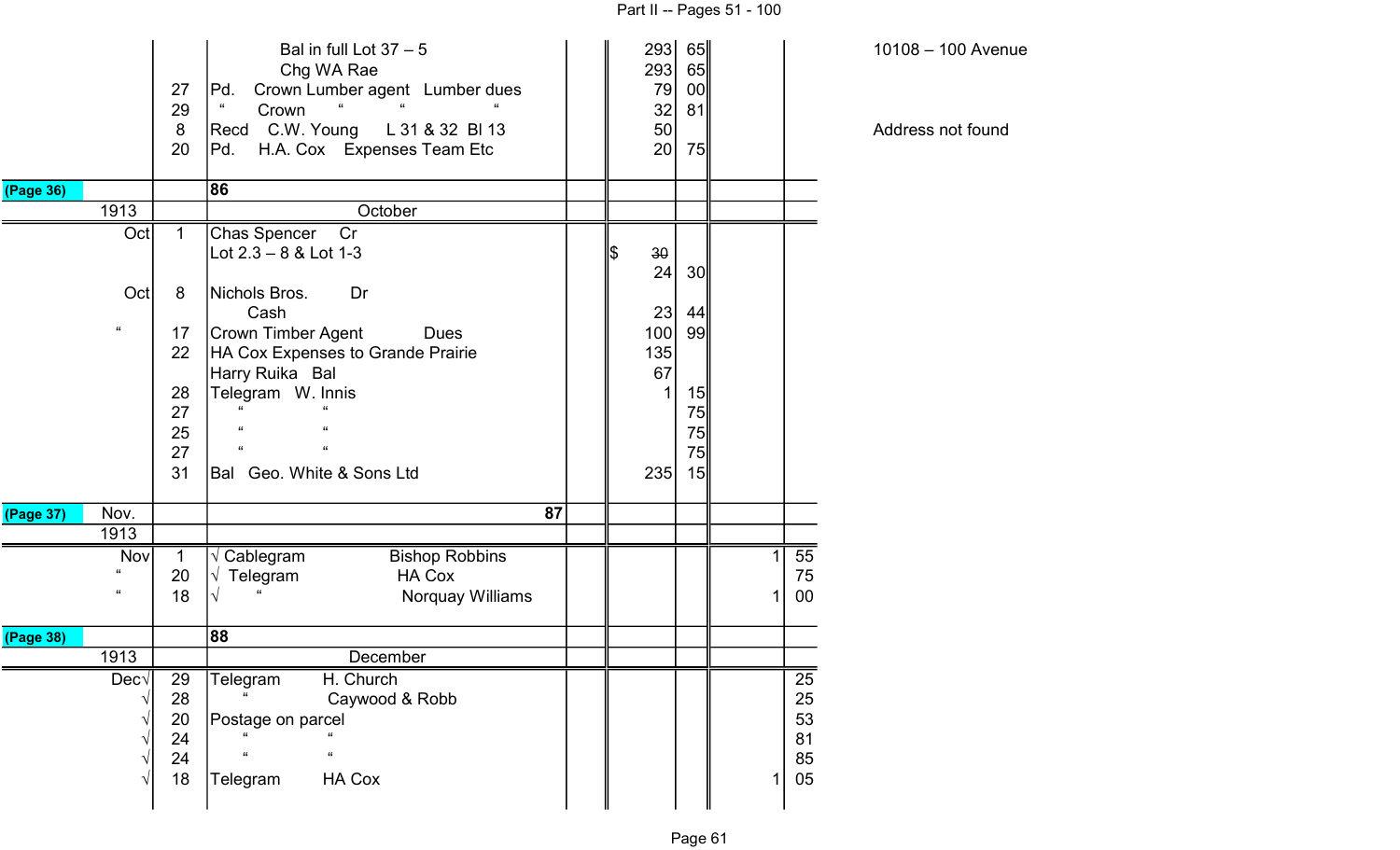| | | | | | | | | | |
|---|---|---|---|---|---|---|---|---|---|
| | | Bal in full Lot 37 – 5 | | 293 | 65 | | | | 10108 – 100 Avenue |
| | | Chg WA Rae | | 293 | 65 | | | | |
| | 27 | Pd. Crown Lumber agent Lumber dues | | 79 | 00 | | | | |
| | 29 | " Crown " " | | 32 | 81 | | | | |
| | 8 | Recd C.W. Young L 31 & 32 Bl 13 | | 50 | | | | | Address not found |
| | 20 | Pd. H.A. Cox Expenses Team Etc | | 20 | 75 | | | | |
| (Page 36) | | 86 | | | | | | | |
| 1913 | | October | | | | | | | |
| Oct | 1 | Chas Spencer Cr | | | | | | | |
| | | Lot 2.3 – 8 & Lot 1-3 | | $ ~~30~~ | | | | | |
| | | | | 24 | 30 | | | | |
| Oct | 8 | Nichols Bros. Dr | | | | | | | |
| | | Cash | | 23 | 44 | | | | |
| " | 17 | Crown Timber Agent Dues | | 100 | 99 | | | | |
| | 22 | HA Cox Expenses to Grande Prairie | | 135 | | | | | |
| | | Harry Ruika Bal | | 67 | | | | | |
| | 28 | Telegram W. Innis | | 1 | 15 | | | | |
| | 27 | " " | | | 75 | | | | |
| | 25 | " " | | | 75 | | | | |
| | 27 | " " | | | 75 | | | | |
| | 31 | Bal Geo. White & Sons Ltd | | 235 | 15 | | | | |
| (Page 37) Nov. | | 87 | | | | | | | |
| 1913 | | | | | | | | | |
| Nov | 1 | √ Cablegram Bishop Robbins | | | | 1 | 55 | | |
| " | 20 | √ Telegram HA Cox | | | | | 75 | | |
| " | 18 | √ " Norquay Williams | | | | 1 | 00 | | |
| (Page 38) | | 88 | | | | | | | |
| 1913 | | December | | | | | | | |
| Dec√ | 29 | Telegram H. Church | | | | | 25 | | |
| √ | 28 | " Caywood & Robb | | | | | 25 | | |
| √ | 20 | Postage on parcel | | | | | 53 | | |
| √ | 24 | " " | | | | | 81 | | |
| √ | 24 | " " | | | | | 85 | | |
| √ | 18 | Telegram HA Cox | | | | 1 | 05 | | |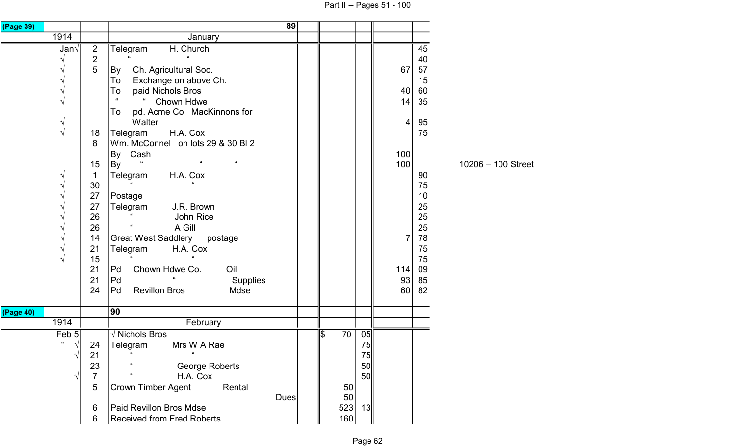| (Page 39) | | 89 | | | | |
|---|---|---|---|---|---|---|
| 1914 | | January | | | | |
| Jan√ | 2 | Telegram H. Church | | | | 45 |
| √ | 2 | " " | | | | 40 |
| √ | 5 | By Ch. Agricultural Soc. | | | 67 | 57 |
| √ | | To Exchange on above Ch. | | | | 15 |
| √ | | To paid Nichols Bros | | | 40 | 60 |
| √ | | " " Chown Hdwe | | | 14 | 35 |
| √ | | To pd. Acme Co MacKinnons for Walter | | | 4 | 95 |
| √ | 18 | Telegram H.A. Cox | | | | 75 |
| | 8 | Wm. McConnel on lots 29 & 30 Bl 2 | | | | |
| | | By Cash | | | 100 | |
| | 15 | By " " " | | | 100 | |
| √ | 1 | Telegram H.A. Cox | | | | 90 |
| √ | 30 | " " | | | | 75 |
| √ | 27 | Postage | | | | 10 |
| √ | 27 | Telegram J.R. Brown | | | | 25 |
| √ | 26 | " John Rice | | | | 25 |
| √ | 26 | " A Gill | | | | 25 |
| √ | 14 | Great West Saddlery postage | | | 7 | 78 |
| √ | 21 | Telegram H.A. Cox | | | | 75 |
| √ | 15 | " " | | | | 75 |
| | 21 | Pd Chown Hdwe Co. Oil | | | 114 | 09 |
| | 21 | Pd " Supplies | | | 93 | 85 |
| | 24 | Pd Revillon Bros Mdse | | | 60 | 82 |

10206 – 100 Street

| (Page 40) | | 90 | | | | |
|---|---|---|---|---|---|---|
| 1914 | | February | | | | |
| Feb 5 | | √ Nichols Bros | $ 70 | 05 | | |
| " √ | 24 | Telegram Mrs W A Rae | | 75 | | |
| √ | 21 | " " | | 75 | | |
| | 23 | " George Roberts | | 50 | | |
| √ | 7 | " H.A. Cox | | 50 | | |
| | 5 | Crown Timber Agent Rental | 50 | | | |
| | | Dues | 50 | | | |
| | 6 | Paid Revillon Bros Mdse | 523 | 13 | | |
| | 6 | Received from Fred Roberts | 160 | | | |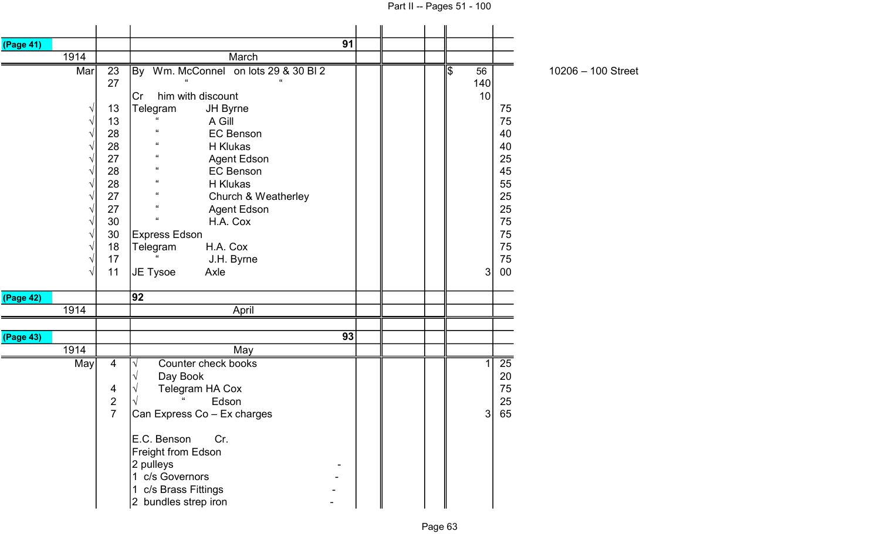Part II -- Pages 51 - 100

| | | | | | | | |
|---|---|---|---|---|---|---|---|
| (Page 41) | | 91 | | | | | |
| 1914 | | March | | | | | |
| Mar | 23 | By Wm. McConnel on lots 29 & 30 Bl 2 | | | | $ 56 | |
| | 27 | " " | | | | 140 | |
| | | Cr him with discount | | | | 10 | |
| √ | 13 | Telegram JH Byrne | | | | | 75 |
| √ | 13 | " A Gill | | | | | 75 |
| √ | 28 | " EC Benson | | | | | 40 |
| √ | 28 | " H Klukas | | | | | 40 |
| √ | 27 | " Agent Edson | | | | | 25 |
| √ | 28 | " EC Benson | | | | | 45 |
| √ | 28 | " H Klukas | | | | | 55 |
| √ | 27 | " Church & Weatherley | | | | | 25 |
| √ | 27 | " Agent Edson | | | | | 25 |
| √ | 30 | " H.A. Cox | | | | | 75 |
| √ | 30 | Express Edson | | | | | 75 |
| √ | 18 | Telegram H.A. Cox | | | | | 75 |
| √ | 17 | " J.H. Byrne | | | | | 75 |
| √ | 11 | JE Tysoe Axle | | | | 3 | 00 |
| (Page 42) | | 92 | | | | | |
| 1914 | | April | | | | | |
| (Page 43) | | 93 | | | | | |
| 1914 | | May | | | | | |
| May | 4 | √ Counter check books | | | | 1 | 25 |
| | | √ Day Book | | | | | 20 |
| | 4 | √ Telegram HA Cox | | | | | 75 |
| | 2 | √ " Edson | | | | | 25 |
| | 7 | Can Express Co – Ex charges | | | | 3 | 65 |
| | | E.C. Benson Cr. | | | | | |
| | | Freight from Edson | | | | | |
| | | 2 pulleys - | | | | | |
| | | 1 c/s Governors - | | | | | |
| | | 1 c/s Brass Fittings - | | | | | |
| | | 2 bundles strep iron - | | | | | |

10206 – 100 Street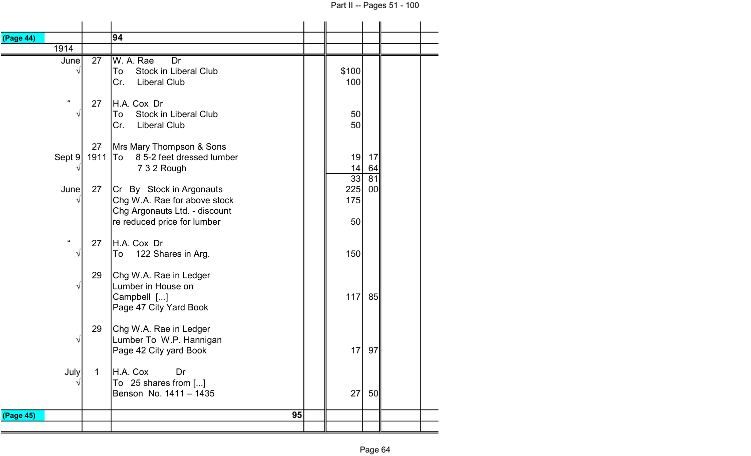| (Page 44) | | 94 | | | | |
|---|---|---|---|---|---|---|
| 1914 | | | | | | |
| June | 27 | W. A. Rae Dr | | | | |
| √ | | To Stock in Liberal Club | | $100 | | |
| | | Cr. Liberal Club | | 100 | | |
| | | | | | | |
| " | 27 | H.A. Cox Dr | | | | |
| √ | | To Stock in Liberal Club | | 50 | | |
| | | Cr. Liberal Club | | 50 | | |
| | | | | | | |
| | ~~27~~ | Mrs Mary Thompson & Sons | | | | |
| Sept 9 | 1911 | To 8 5-2 feet dressed lumber | | 19 | 17 | |
| √ | | 7 3 2 Rough | | 14 | 64 | |
| | | | | 33 | 81 | |
| June | 27 | Cr By Stock in Argonauts | | 225 | 00 | |
| √ | | Chg W.A. Rae for above stock | | 175 | | |
| | | Chg Argonauts Ltd. - discount | | | | |
| | | re reduced price for lumber | | 50 | | |
| | | | | | | |
| " | 27 | H.A. Cox Dr | | | | |
| √ | | To 122 Shares in Arg. | | 150 | | |
| | | | | | | |
| | 29 | Chg W.A. Rae in Ledger | | | | |
| √ | | Lumber in House on | | | | |
| | | Campbell [...] | | 117 | 85 | |
| | | Page 47 City Yard Book | | | | |
| | | | | | | |
| | 29 | Chg W.A. Rae in Ledger | | | | |
| √ | | Lumber To W.P. Hannigan | | | | |
| | | Page 42 City yard Book | | 17 | 97 | |
| | | | | | | |
| July | 1 | H.A. Cox Dr | | | | |
| √ | | To 25 shares from [...] | | | | |
| | | Benson No. 1411 – 1435 | | 27 | 50 | |
| (Page 45) | | 95 | | | | |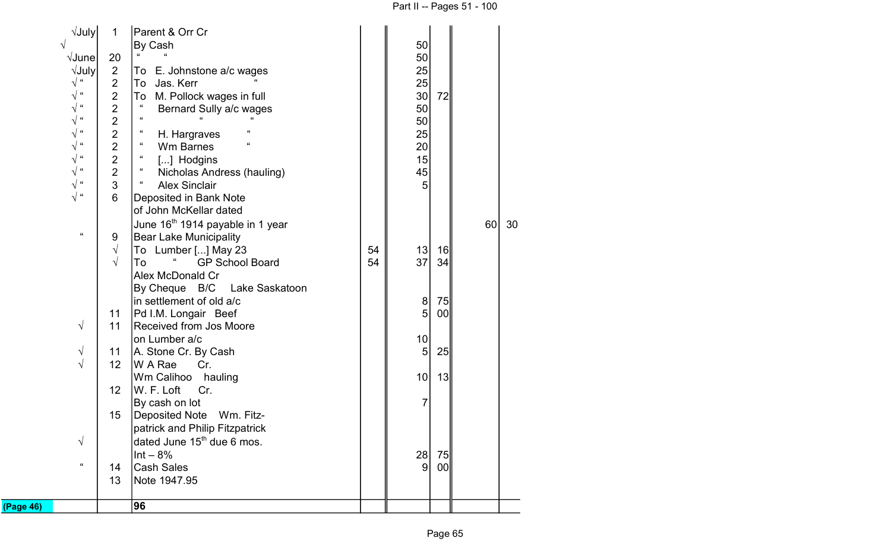| | | | | | | | |
|---|---|---|---|---|---|---|---|
| √July | 1 | Parent & Orr Cr | | | | | |
| √ | | By Cash | | 50 | | | |
| √June | 20 | " " | | 50 | | | |
| √July | 2 | To E. Johnstone a/c wages | | 25 | | | |
| √ " | 2 | To Jas. Kerr " | | 25 | | | |
| √ " | 2 | To M. Pollock wages in full | | 30 | 72 | | |
| √ " | 2 | " Bernard Sully a/c wages | | 50 | | | |
| √ " | 2 | " " " | | 50 | | | |
| √ " | 2 | " H. Hargraves " | | 25 | | | |
| √ " | 2 | " Wm Barnes " | | 20 | | | |
| √ " | 2 | " [...] Hodgins | | 15 | | | |
| √ " | 2 | " Nicholas Andress (hauling) | | 45 | | | |
| √ " | 3 | " Alex Sinclair | | 5 | | | |
| √ " | 6 | Deposited in Bank Note | | | | | |
| | | of John McKellar dated | | | | | |
| | | June 16th 1914 payable in 1 year | | | | 60 | 30 |
| " | 9 | Bear Lake Municipality | | | | | |
| | √ | To Lumber [...] May 23 | 54 | 13 | 16 | | |
| | √ | To " GP School Board | 54 | 37 | 34 | | |
| | | Alex McDonald Cr | | | | | |
| | | By Cheque B/C Lake Saskatoon | | | | | |
| | | in settlement of old a/c | | 8 | 75 | | |
| | 11 | Pd I.M. Longair Beef | | 5 | 00 | | |
| √ | 11 | Received from Jos Moore | | | | | |
| | | on Lumber a/c | | 10 | | | |
| √ | 11 | A. Stone Cr. By Cash | | 5 | 25 | | |
| √ | 12 | W A Rae Cr. | | | | | |
| | | Wm Calihoo hauling | | 10 | 13 | | |
| | 12 | W. F. Loft Cr. | | | | | |
| | | By cash on lot | | 7 | | | |
| | 15 | Deposited Note Wm. Fitz- | | | | | |
| | | patrick and Philip Fitzpatrick | | | | | |
| √ | | dated June 15th due 6 mos. | | | | | |
| | | Int – 8% | | 28 | 75 | | |
| " | 14 | Cash Sales | | 9 | 00 | | |
| | 13 | Note 1947.95 | | | | | |
| **(Page 46)** | | **96** | | | | | |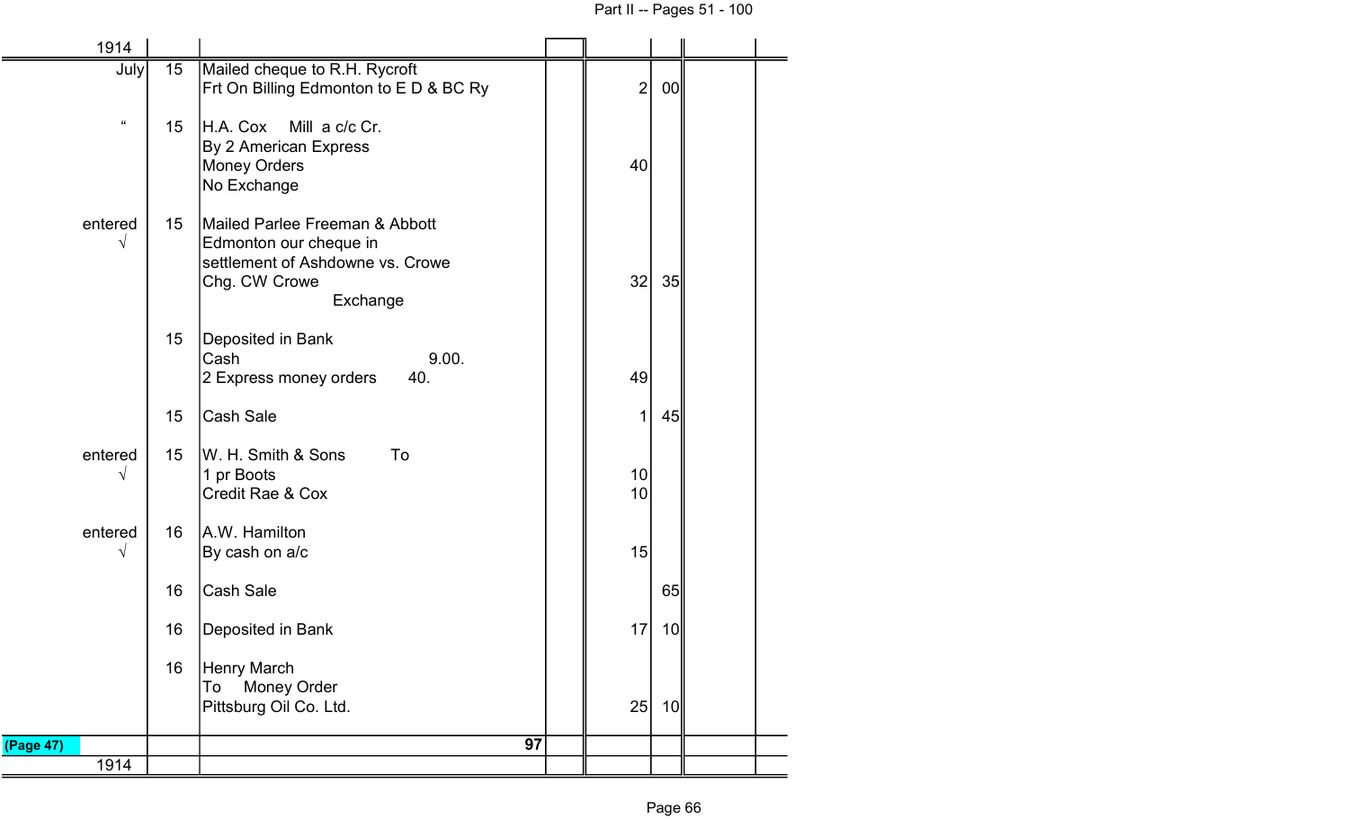| 1914 | | | | | | |
|---|---|---|---|---|---|---|
| July | 15 | Mailed cheque to R.H. Rycroft<br>Frt On Billing Edmonton to E D & BC Ry | | 2 | 00 | |
| " | 15 | H.A. Cox Mill a c/c Cr.<br>By 2 American Express<br>Money Orders<br>No Exchange | | 40 | | |
| entered √ | 15 | Mailed Parlee Freeman & Abbott<br>Edmonton our cheque in<br>settlement of Ashdowne vs. Crowe<br>Chg. CW Crowe<br>Exchange | | 32 | 35 | |
| | 15 | Deposited in Bank<br>Cash 9.00.<br>2 Express money orders 40. | | 49 | | |
| | 15 | Cash Sale | | 1 | 45 | |
| entered √ | 15 | W. H. Smith & Sons To<br>1 pr Boots<br>Credit Rae & Cox | | 10<br>10 | | |
| entered √ | 16 | A.W. Hamilton<br>By cash on a/c | | 15 | | |
| | 16 | Cash Sale | | | 65 | |
| | 16 | Deposited in Bank | | 17 | 10 | |
| | 16 | Henry March<br>To Money Order<br>Pittsburg Oil Co. Ltd. | | 25 | 10 | |
| (Page 47) | | 97 | | | | |
| 1914 | | | | | | |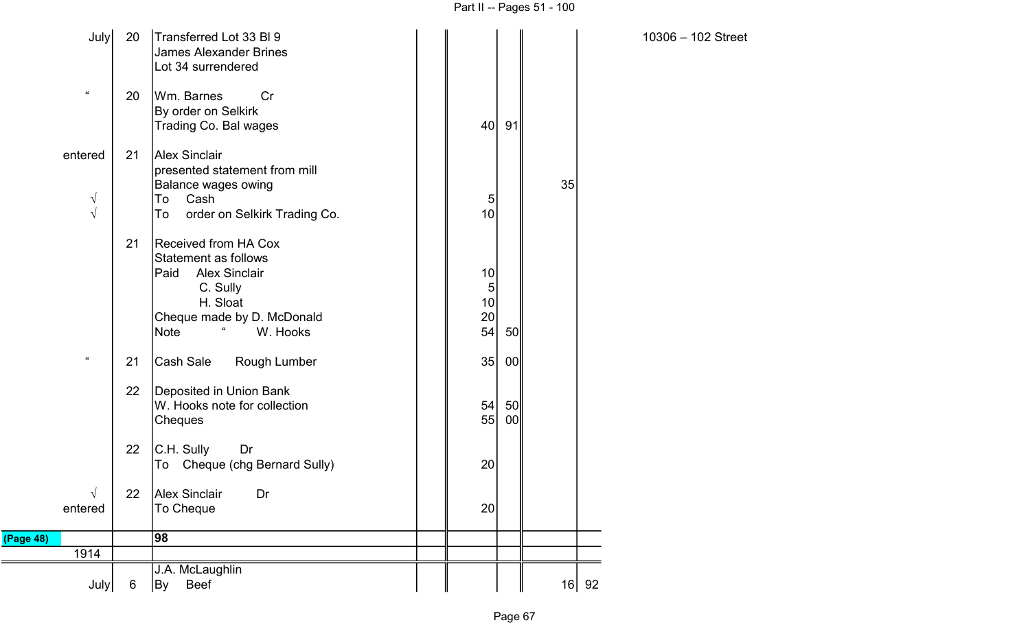| | | | | | | | | |
|---|---|---|---|---|---|---|---|---|
| July | 20 | Transferred Lot 33 Bl 9<br>James Alexander Brines<br>Lot 34 surrendered | | | | | | |
| " | 20 | Wm. Barnes Cr<br>By order on Selkirk<br>Trading Co. Bal wages | | 40 | 91 | | | |
| entered | 21 | Alex Sinclair<br>presented statement from mill<br>Balance wages owing | | | | 35 | | |
| √ | | To Cash | | 5 | | | | |
| √ | | To order on Selkirk Trading Co. | | 10 | | | | |
| | 21 | Received from HA Cox<br>Statement as follows | | | | | | |
| | | Paid Alex Sinclair | | 10 | | | | |
| | | C. Sully | | 5 | | | | |
| | | H. Sloat | | 10 | | | | |
| | | Cheque made by D. McDonald | | 20 | | | | |
| | | Note " W. Hooks | | 54 | 50 | | | |
| " | 21 | Cash Sale Rough Lumber | | 35 | 00 | | | |
| | 22 | Deposited in Union Bank<br>W. Hooks note for collection | | 54 | 50 | | | |
| | | Cheques | | 55 | 00 | | | |
| | 22 | C.H. Sully Dr<br>To Cheque (chg Bernard Sully) | | 20 | | | | |
| √<br>entered | 22 | Alex Sinclair Dr<br>To Cheque | | 20 | | | | |
| (Page 48) | | **98** | | | | | | |
| 1914 | | | | | | | | |
| July | 6 | J.A. McLaughlin<br>By Beef | | | | 16 | 92 | |

10306 – 102 Street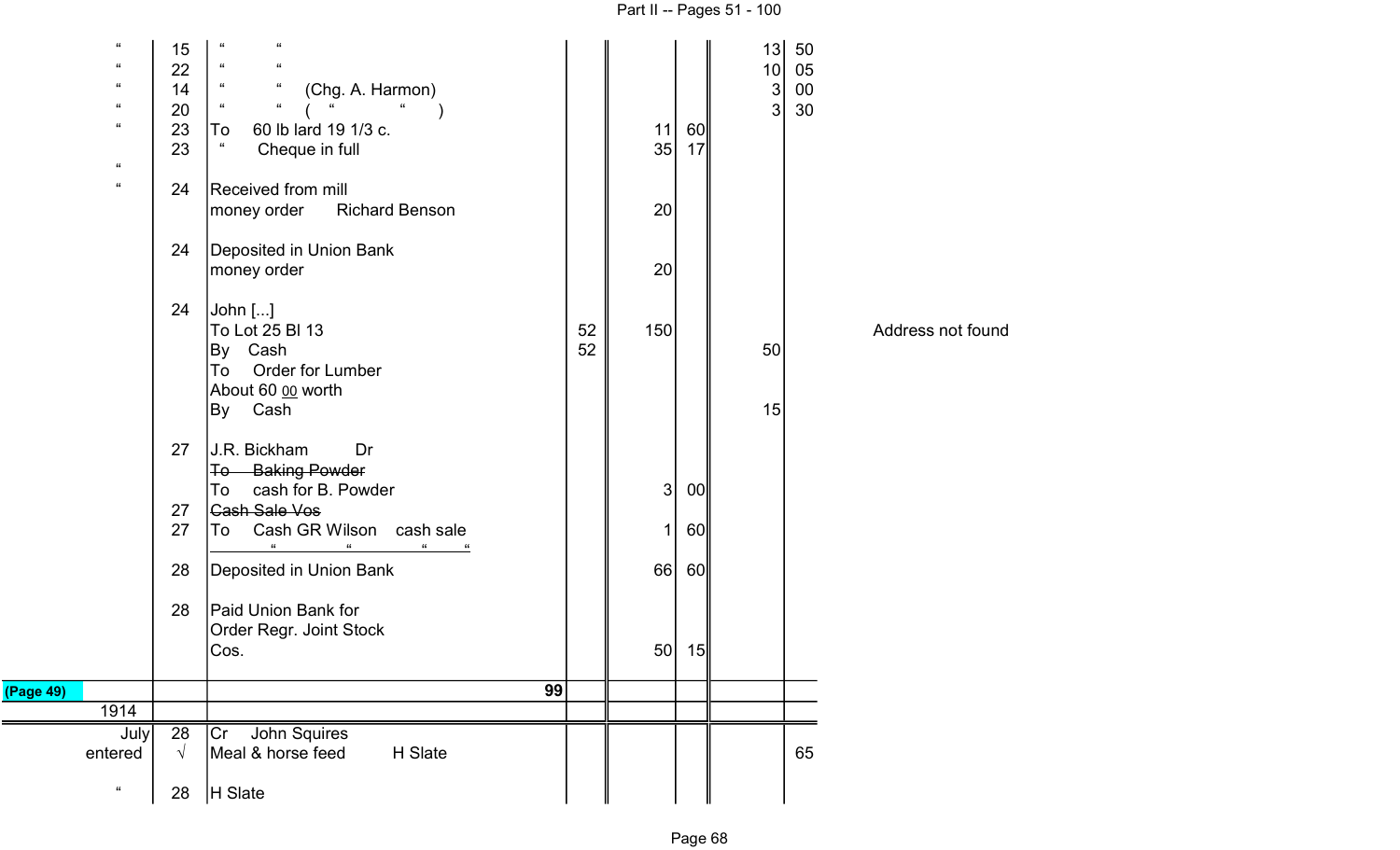| | | | | | | | | |
|---|---|---|---|---|---|---|---|---|
| " | 15 | " " | | | | 13 | 50 | |
| " | 22 | " " | | | | 10 | 05 | |
| " | 14 | " " (Chg. A. Harmon) | | | | 3 | 00 | |
| " | 20 | " " ( " " ) | | | | 3 | 30 | |
| " | 23 | To 60 lb lard 19 1/3 c. | | 11 | 60 | | | |
| | 23 | " Cheque in full | | 35 | 17 | | | |
| " | | | | | | | | |
| " | 24 | Received from mill<br>money order Richard Benson | | 20 | | | | |
| | 24 | Deposited in Union Bank<br>money order | | 20 | | | | |
| | 24 | John [...] | | | | | | |
| | | To Lot 25 Bl 13 | 52 | 150 | | | | Address not found |
| | | By Cash | 52 | | | 50 | | |
| | | To Order for Lumber<br>About 60 00 worth | | | | | | |
| | | By Cash | | | | 15 | | |
| | 27 | J.R. Bickham Dr | | | | | | |
| | | ~~To Baking Powder~~ | | | | | | |
| | | To cash for B. Powder | | 3 | 00 | | | |
| | 27 | ~~Cash Sale Vos~~ | | | | | | |
| | 27 | To Cash GR Wilson cash sale<br>" " " " | | 1 | 60 | | | |
| | 28 | Deposited in Union Bank | | 66 | 60 | | | |
| | 28 | Paid Union Bank for<br>Order Regr. Joint Stock<br>Cos. | | 50 | 15 | | | |
| (Page 49) | | 99 | | | | | | |
| 1914 | | | | | | | | |
| July | 28 | Cr John Squires | | | | | | |
| entered | √ | Meal & horse feed H Slate | | | | | 65 | |
| " | 28 | H Slate | | | | | | |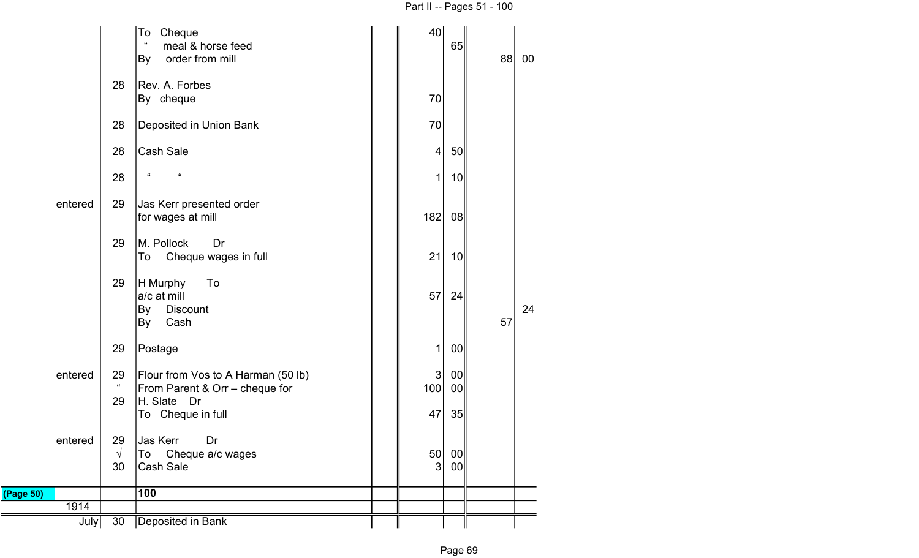| | | | | | | | |
|---|---|---|---|---|---|---|---|
| | | To Cheque | | 40 | | | |
| | | " meal & horse feed | | | 65 | | |
| | | By order from mill | | | | 88 | 00 |
| | 28 | Rev. A. Forbes | | | | | |
| | | By cheque | | 70 | | | |
| | 28 | Deposited in Union Bank | | 70 | | | |
| | 28 | Cash Sale | | 4 | 50 | | |
| | 28 | " " | | 1 | 10 | | |
| entered | 29 | Jas Kerr presented order | | | | | |
| | | for wages at mill | | 182 | 08 | | |
| | 29 | M. Pollock Dr | | | | | |
| | | To Cheque wages in full | | 21 | 10 | | |
| | 29 | H Murphy To | | | | | |
| | | a/c at mill | | 57 | 24 | | |
| | | By Discount | | | | | 24 |
| | | By Cash | | | | 57 | |
| | 29 | Postage | | 1 | 00 | | |
| entered | 29 | Flour from Vos to A Harman (50 lb) | | 3 | 00 | | |
| | " | From Parent & Orr – cheque for | | 100 | 00 | | |
| | 29 | H. Slate Dr | | | | | |
| | | To Cheque in full | | 47 | 35 | | |
| entered | 29 | Jas Kerr Dr | | | | | |
| | √ | To Cheque a/c wages | | 50 | 00 | | |
| | 30 | Cash Sale | | 3 | 00 | | |
| (Page 50) | | **100** | | | | | |
| 1914 | | | | | | | |
| July | 30 | Deposited in Bank | | | | | |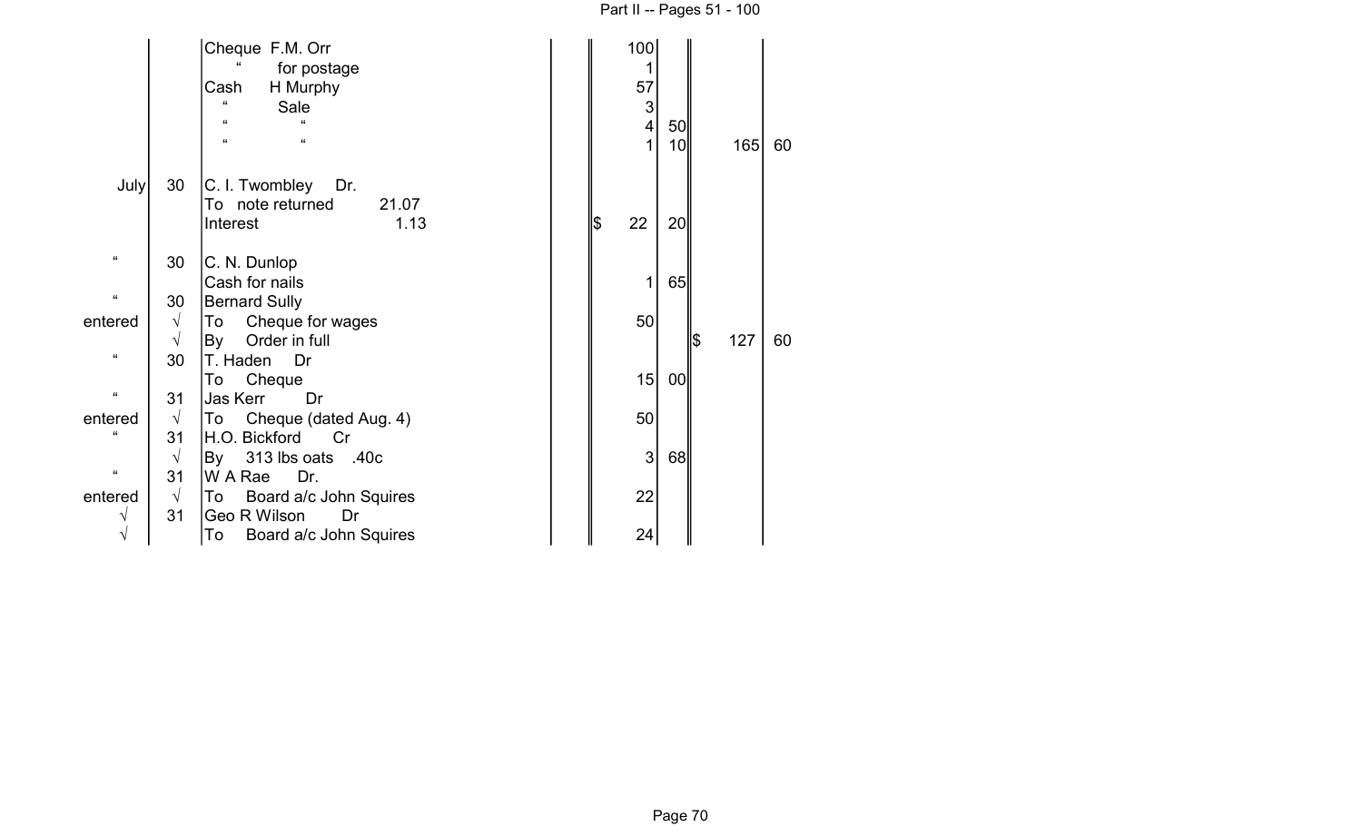| | | | | | | |
|---|---|---|---|---|---|---|
| | | Cheque F.M. Orr | 100 | | | |
| | | " for postage | 1 | | | |
| | | Cash H Murphy | 57 | | | |
| | | " Sale | 3 | | | |
| | | " " | 4 | 50 | | |
| | | " " | 1 | 10 | 165 | 60 |
| July | 30 | C. I. Twombley Dr. | | | | |
| | | To note returned 21.07 | | | | |
| | | Interest 1.13 | $ 22 | 20 | | |
| " | 30 | C. N. Dunlop | | | | |
| | | Cash for nails | 1 | 65 | | |
| " | 30 | Bernard Sully | | | | |
| entered | √ | To Cheque for wages | 50 | | | |
| | √ | By Order in full | | | $ 127 | 60 |
| " | 30 | T. Haden Dr | | | | |
| | | To Cheque | 15 | 00 | | |
| " | 31 | Jas Kerr Dr | | | | |
| entered | √ | To Cheque (dated Aug. 4) | 50 | | | |
| " | 31 | H.O. Bickford Cr | | | | |
| | √ | By 313 lbs oats .40c | 3 | 68 | | |
| " | 31 | W A Rae Dr. | | | | |
| entered | √ | To Board a/c John Squires | 22 | | | |
| √ | 31 | Geo R Wilson Dr | | | | |
| √ | | To Board a/c John Squires | 24 | | | |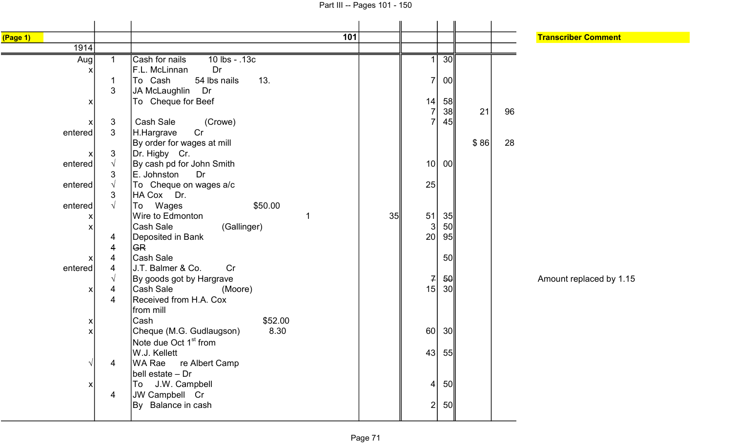| (Page 1) | | 101 | | | | | | Transcriber Comment |
|---|---|---|---|---|---|---|---|---|
| 1914 | | | | | | | | |
| Aug | 1 | Cash for nails 10 lbs - .13c | | 1 | 30 | | | |
| x | | F.L. McLinnan Dr | | | | | | |
| | 1 | To Cash 54 lbs nails 13. | | 7 | 00 | | | |
| | 3 | JA McLaughlin Dr | | | | | | |
| x | | To Cheque for Beef | | 14 | 58 | | | |
| | | | | 7 | 38 | 21 | 96 | |
| x | 3 | Cash Sale (Crowe) | | 7 | 45 | | | |
| entered | 3 | H.Hargrave Cr | | | | | | |
| | | By order for wages at mill | | | | $ 86 | 28 | |
| x | 3 | Dr. Higby Cr. | | | | | | |
| entered | √ | By cash pd for John Smith | | 10 | 00 | | | |
| | 3 | E. Johnston Dr | | | | | | |
| entered | √ | To Cheque on wages a/c | | 25 | | | | |
| | 3 | HA Cox Dr. | | | | | | |
| entered | √ | To Wages $50.00 | | | | | | |
| x | | Wire to Edmonton 1 | 35 | 51 | 35 | | | |
| x | | Cash Sale (Gallinger) | | 3 | 50 | | | |
| | 4 | Deposited in Bank | | 20 | 95 | | | |
| | ~~4~~ | ~~GR~~ | | | | | | |
| x | 4 | Cash Sale | | | 50 | | | |
| entered | 4 | J.T. Balmer & Co. Cr | | | | | | |
| | √ | By goods got by Hargrave | | ~~7~~ | ~~50~~ | | | Amount replaced by 1.15 |
| x | 4 | Cash Sale (Moore) | | 15 | 30 | | | |
| | 4 | Received from H.A. Cox | | | | | | |
| | | from mill | | | | | | |
| x | | Cash $52.00 | | | | | | |
| x | | Cheque (M.G. Gudlaugson) 8.30 | | 60 | 30 | | | |
| | | Note due Oct 1st from | | | | | | |
| | | W.J. Kellett | | 43 | 55 | | | |
| √ | 4 | WA Rae re Albert Camp | | | | | | |
| | | bell estate – Dr | | | | | | |
| x | | To J.W. Campbell | | 4 | 50 | | | |
| | 4 | JW Campbell Cr | | | | | | |
| | | By Balance in cash | | 2 | 50 | | | |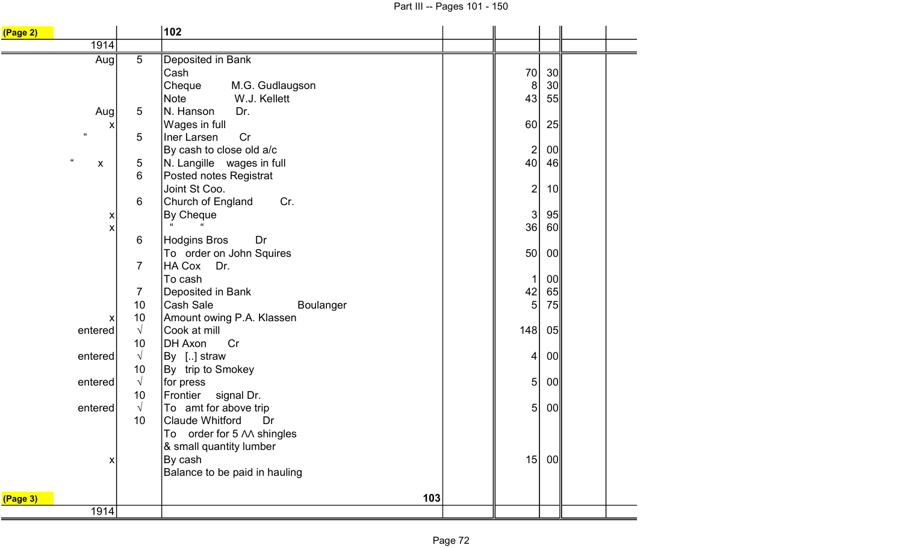(Page 2)

| | | 102 | | | | | |
|---|---|---|---|---|---|---|---|
| 1914 | | | | | | | |
| Aug | 5 | Deposited in Bank | | | | | |
| | | Cash | | 70 | 30 | | |
| | | Cheque M.G. Gudlaugson | | 8 | 30 | | |
| | | Note W.J. Kellett | | 43 | 55 | | |
| Aug | 5 | N. Hanson Dr. | | | | | |
| x | | Wages in full | | 60 | 25 | | |
| " | 5 | Iner Larsen Cr | | | | | |
| | | By cash to close old a/c | | 2 | 00 | | |
| " x | 5 | N. Langille wages in full | | 40 | 46 | | |
| | 6 | Posted notes Registrat | | | | | |
| | | Joint St Coo. | | 2 | 10 | | |
| | 6 | Church of England Cr. | | | | | |
| x | | By Cheque | | 3 | 95 | | |
| x | | " " | | 36 | 60 | | |
| | 6 | Hodgins Bros Dr | | | | | |
| | | To order on John Squires | | 50 | 00 | | |
| | 7 | HA Cox Dr. | | | | | |
| | | To cash | | 1 | 00 | | |
| | 7 | Deposited in Bank | | 42 | 65 | | |
| | 10 | Cash Sale Boulanger | | 5 | 75 | | |
| x | 10 | Amount owing P.A. Klassen | | | | | |
| entered | √ | Cook at mill | | 148 | 05 | | |
| | 10 | DH Axon Cr | | | | | |
| entered | √ | By [..] straw | | 4 | 00 | | |
| | 10 | By trip to Smokey | | | | | |
| entered | √ | for press | | 5 | 00 | | |
| | 10 | Frontier signal Dr. | | | | | |
| entered | √ | To amt for above trip | | 5 | 00 | | |
| | 10 | Claude Whitford Dr | | | | | |
| | | To order for 5 ΛΛ shingles | | | | | |
| | | & small quantity lumber | | | | | |
| x | | By cash | | 15 | 00 | | |
| | | Balance to be paid in hauling | | | | | |

(Page 3)

| | | 103 | | | | | |
|---|---|---|---|---|---|---|---|
| 1914 | | | | | | | |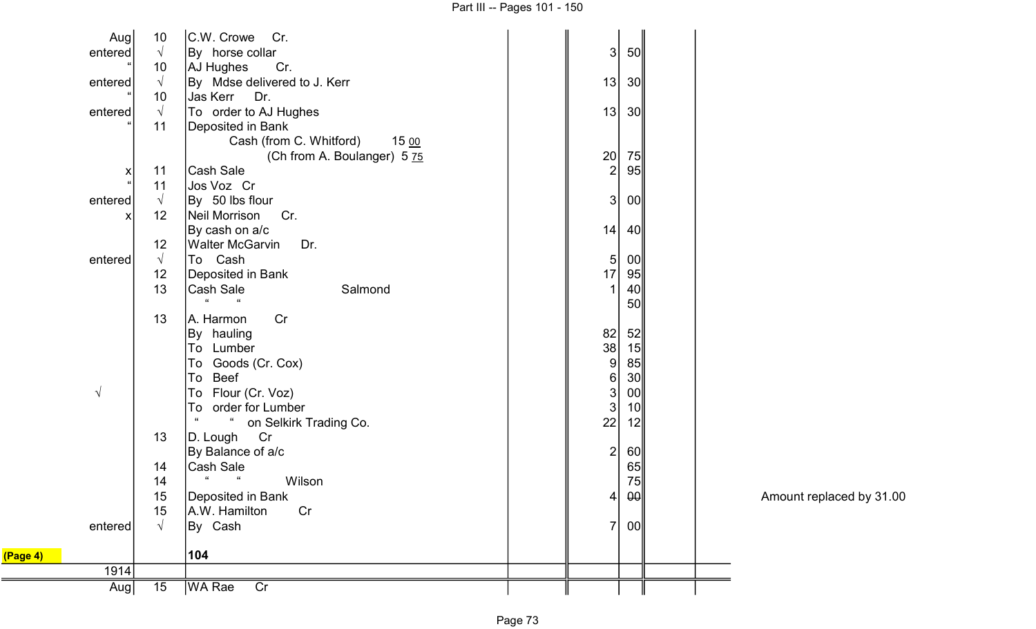| | | | | | | |
|---|---|---|---|---|---|---|
| Aug | 10 | C.W. Crowe Cr. | | | | |
| entered | √ | By horse collar | | 3 | 50 | |
| " | 10 | AJ Hughes Cr. | | | | |
| entered | √ | By Mdse delivered to J. Kerr | | 13 | 30 | |
| " | 10 | Jas Kerr Dr. | | | | |
| entered | √ | To order to AJ Hughes | | 13 | 30 | |
| " | 11 | Deposited in Bank | | | | |
| | | Cash (from C. Whitford) 15 00 | | | | |
| | | (Ch from A. Boulanger) 5 75 | | 20 | 75 | |
| x | 11 | Cash Sale | | 2 | 95 | |
| " | 11 | Jos Voz Cr | | | | |
| entered | √ | By 50 lbs flour | | 3 | 00 | |
| x | 12 | Neil Morrison Cr. | | | | |
| | | By cash on a/c | | 14 | 40 | |
| | 12 | Walter McGarvin Dr. | | | | |
| entered | √ | To Cash | | 5 | 00 | |
| | 12 | Deposited in Bank | | 17 | 95 | |
| | 13 | Cash Sale Salmond | | 1 | 40 | |
| | | " " | | | 50 | |
| | 13 | A. Harmon Cr | | | | |
| | | By hauling | | 82 | 52 | |
| | | To Lumber | | 38 | 15 | |
| | | To Goods (Cr. Cox) | | 9 | 85 | |
| | | To Beef | | 6 | 30 | |
| √ | | To Flour (Cr. Voz) | | 3 | 00 | |
| | | To order for Lumber | | 3 | 10 | |
| | | " " on Selkirk Trading Co. | | 22 | 12 | |
| | 13 | D. Lough Cr | | | | |
| | | By Balance of a/c | | 2 | 60 | |
| | 14 | Cash Sale | | | 65 | |
| | 14 | " " Wilson | | | 75 | |
| | 15 | Deposited in Bank | | 4 | ~~00~~ | Amount replaced by 31.00 |
| | 15 | A.W. Hamilton Cr | | | | |
| entered | √ | By Cash | | 7 | 00 | |
| (Page 4) | | 104 | | | | |
| 1914 | | | | | | |
| Aug | 15 | WA Rae Cr | | | | |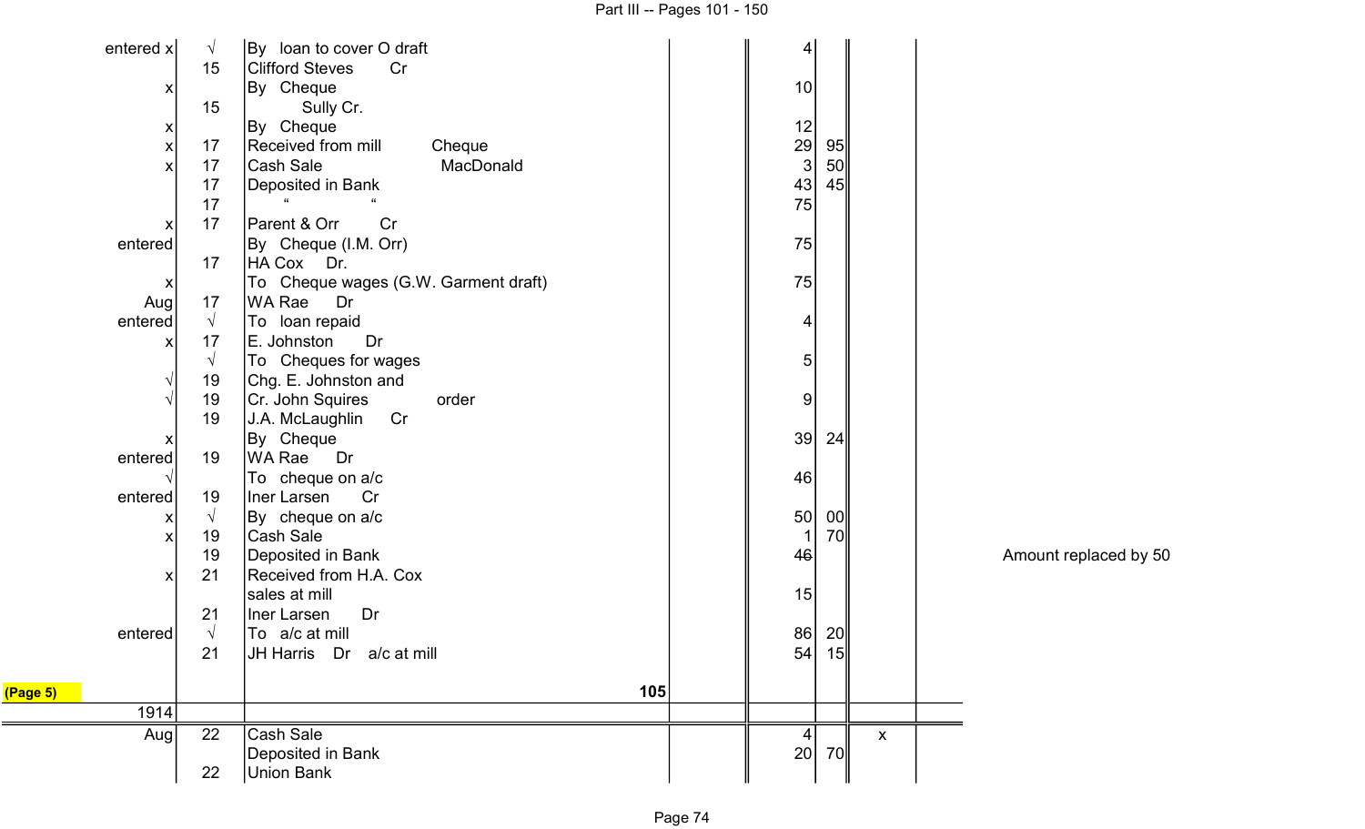| | | | | | | | |
|---|---|---|---|---|---|---|---|
| entered x | √ | By loan to cover O draft | | 4 | | | |
| | 15 | Clifford Steves Cr | | | | | |
| x | | By Cheque | | 10 | | | |
| | 15 | Sully Cr. | | | | | |
| x | | By Cheque | | 12 | | | |
| x | 17 | Received from mill Cheque | | 29 | 95 | | |
| x | 17 | Cash Sale MacDonald | | 3 | 50 | | |
| | 17 | Deposited in Bank | | 43 | 45 | | |
| | 17 | " " | | 75 | | | |
| x | 17 | Parent & Orr Cr | | | | | |
| entered | | By Cheque (I.M. Orr) | | 75 | | | |
| | 17 | HA Cox Dr. | | | | | |
| x | | To Cheque wages (G.W. Garment draft) | | 75 | | | |
| Aug | 17 | WA Rae Dr | | | | | |
| entered | √ | To loan repaid | | 4 | | | |
| x | 17 | E. Johnston Dr | | | | | |
| | √ | To Cheques for wages | | 5 | | | |
| √ | 19 | Chg. E. Johnston and | | | | | |
| √ | 19 | Cr. John Squires order | | 9 | | | |
| | 19 | J.A. McLaughlin Cr | | | | | |
| x | | By Cheque | | 39 | 24 | | |
| entered | 19 | WA Rae Dr | | | | | |
| √ | | To cheque on a/c | | 46 | | | |
| entered | 19 | Iner Larsen Cr | | | | | |
| x | √ | By cheque on a/c | | 50 | 00 | | |
| x | 19 | Cash Sale | | 1 | 70 | | |
| | 19 | Deposited in Bank | | ~~46~~ | | | Amount replaced by 50 |
| x | 21 | Received from H.A. Cox | | | | | |
| | | sales at mill | | 15 | | | |
| | 21 | Iner Larsen Dr | | | | | |
| entered | √ | To a/c at mill | | 86 | 20 | | |
| | 21 | JH Harris Dr a/c at mill | | 54 | 15 | | |
| (Page 5) | | | 105 | | | | |
| 1914 | | | | | | | |
| Aug | 22 | Cash Sale | | 4 | | x | |
| | | Deposited in Bank | | 20 | 70 | | |
| | 22 | Union Bank | | | | | |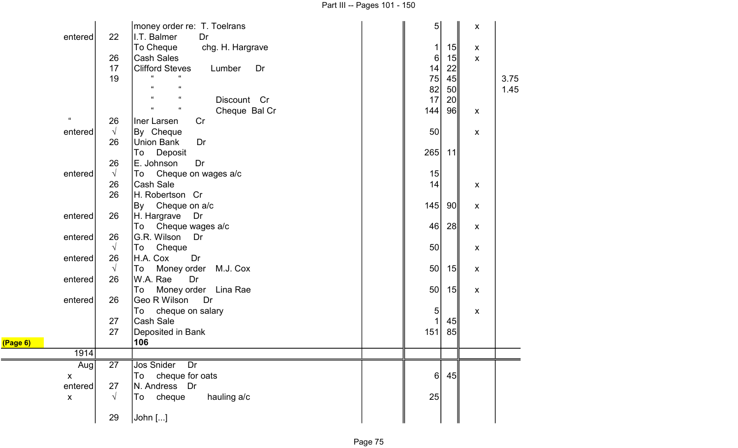| | | | | | | | | |
|---|---|---|---|---|---|---|---|---|
| | | money order re: T. Toelrans | | 5 | | x | | |
| entered | 22 | I.T. Balmer Dr | | | | | | |
| | | To Cheque chg. H. Hargrave | | 1 | 15 | x | | |
| | 26 | Cash Sales | | 6 | 15 | x | | |
| | 17 | Clifford Steves Lumber Dr | | 14 | 22 | | | |
| | 19 | " " | | 75 | 45 | | 3.75 | |
| | | " " | | 82 | 50 | | 1.45 | |
| | | " " Discount Cr | | 17 | 20 | | | |
| | | " " Cheque Bal Cr | | 144 | 96 | x | | |
| " | 26 | Iner Larsen Cr | | | | | | |
| entered | √ | By Cheque | | 50 | | x | | |
| | 26 | Union Bank Dr | | | | | | |
| | | To Deposit | | 265 | 11 | | | |
| | 26 | E. Johnson Dr | | | | | | |
| entered | √ | To Cheque on wages a/c | | 15 | | | | |
| | 26 | Cash Sale | | 14 | | x | | |
| | 26 | H. Robertson Cr | | | | | | |
| | | By Cheque on a/c | | 145 | 90 | x | | |
| entered | 26 | H. Hargrave Dr | | | | | | |
| | | To Cheque wages a/c | | 46 | 28 | x | | |
| entered | 26 | G.R. Wilson Dr | | | | | | |
| | √ | To Cheque | | 50 | | x | | |
| entered | 26 | H.A. Cox Dr | | | | | | |
| | √ | To Money order M.J. Cox | | 50 | 15 | x | | |
| entered | 26 | W.A. Rae Dr | | | | | | |
| | | To Money order Lina Rae | | 50 | 15 | x | | |
| entered | 26 | Geo R Wilson Dr | | | | | | |
| | | To cheque on salary | | 5 | | x | | |
| | 27 | Cash Sale | | 1 | 45 | | | |
| | 27 | Deposited in Bank | | 151 | 85 | | | |
| (Page 6) | | **106** | | | | | | |
| 1914 | | | | | | | | |
| Aug | 27 | Jos Snider Dr | | | | | | |
| x | | To cheque for oats | | 6 | 45 | | | |
| entered | 27 | N. Andress Dr | | | | | | |
| x | √ | To cheque hauling a/c | | 25 | | | | |
| | 29 | John [...] | | | | | | |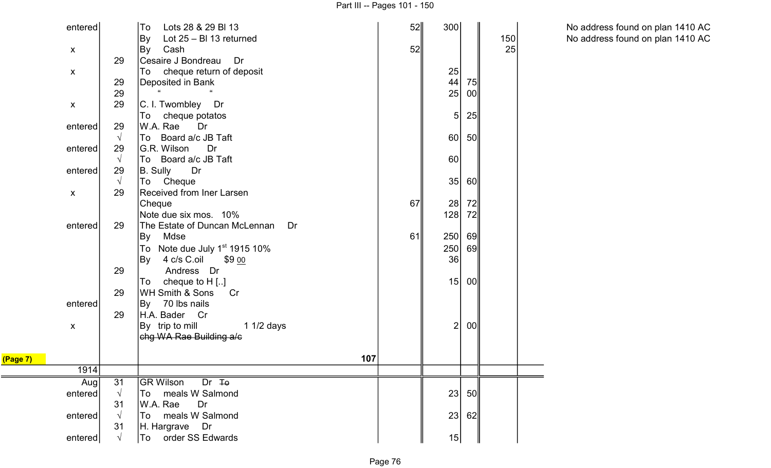| | | | | | | | | |
|---|---|---|---|---|---|---|---|---|
| entered | | To Lots 28 & 29 Bl 13 | 52 | 300 | | | | No address found on plan 1410 AC |
| | | By Lot 25 – Bl 13 returned | | | | 150 | | No address found on plan 1410 AC |
| x | | By Cash | 52 | | | 25 | | |
| | 29 | Cesaire J Bondreau Dr | | | | | | |
| x | | To cheque return of deposit | | 25 | | | | |
| | 29 | Deposited in Bank | | 44 | 75 | | | |
| | 29 | " " | | 25 | 00 | | | |
| x | 29 | C. I. Twombley Dr | | | | | | |
| | | To cheque potatos | | 5 | 25 | | | |
| entered | 29 | W.A. Rae Dr | | | | | | |
| | √ | To Board a/c JB Taft | | 60 | 50 | | | |
| entered | 29 | G.R. Wilson Dr | | | | | | |
| | √ | To Board a/c JB Taft | | 60 | | | | |
| entered | 29 | B. Sully Dr | | | | | | |
| | √ | To Cheque | | 35 | 60 | | | |
| x | 29 | Received from Iner Larsen | | | | | | |
| | | Cheque | 67 | 28 | 72 | | | |
| | | Note due six mos. 10% | | 128 | 72 | | | |
| entered | 29 | The Estate of Duncan McLennan Dr | | | | | | |
| | | By Mdse | 61 | 250 | 69 | | | |
| | | To Note due July 1st 1915 10% | | 250 | 69 | | | |
| | | By 4 c/s C.oil $9 00 | | 36 | | | | |
| | 29 | Andress Dr | | | | | | |
| | | To cheque to H [..] | | 15 | 00 | | | |
| | 29 | WH Smith & Sons Cr | | | | | | |
| entered | | By 70 lbs nails | | | | | | |
| | 29 | H.A. Bader Cr | | | | | | |
| x | | By trip to mill 1 1/2 days | | 2 | 00 | | | |
| | | ~~chg WA Rae Building a/c~~ | | | | | | |
| (Page 7) | | 107 | | | | | | |
| 1914 | | | | | | | | |
| Aug | 31 | GR Wilson Dr ~~To~~ | | | | | | |
| entered | √ | To meals W Salmond | | 23 | 50 | | | |
| | 31 | W.A. Rae Dr | | | | | | |
| entered | √ | To meals W Salmond | | 23 | 62 | | | |
| | 31 | H. Hargrave Dr | | | | | | |
| entered | √ | To order SS Edwards | | 15 | | | | |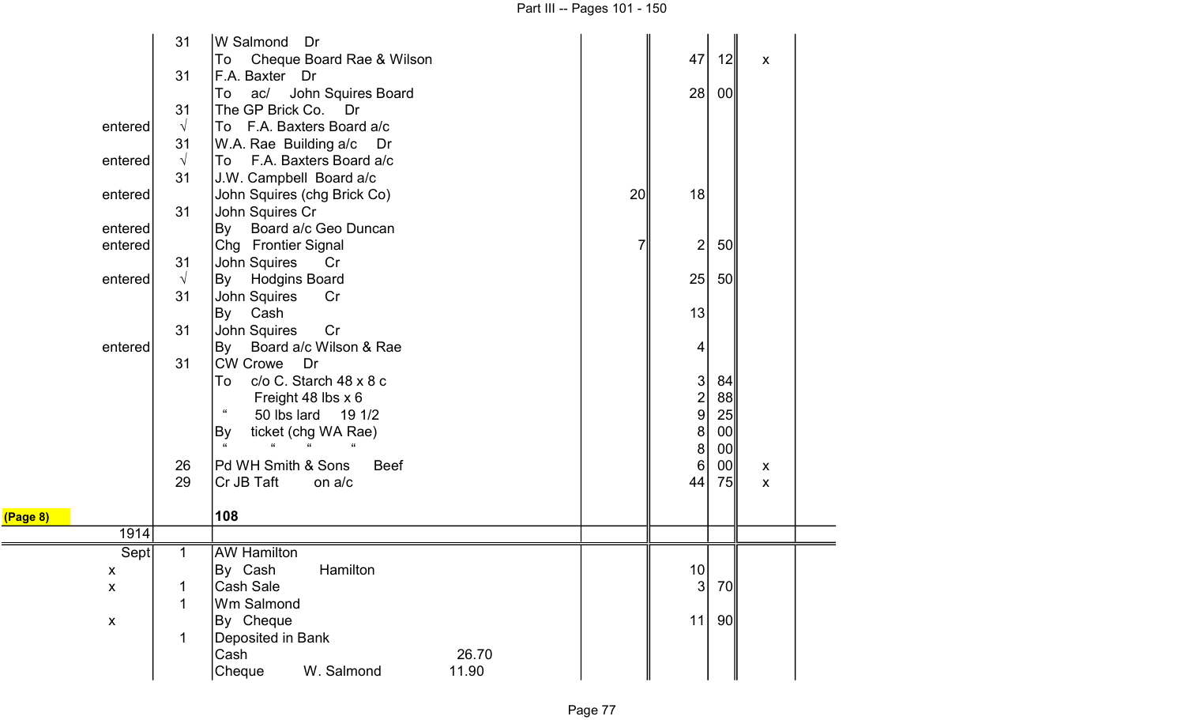| | | | | | | | |
|---|---|---|---|---|---|---|---|
| | 31 | W Salmond Dr | | | | | |
| | | To Cheque Board Rae & Wilson | | | 47 | 12 | x |
| | 31 | F.A. Baxter Dr | | | | | |
| | | To ac/ John Squires Board | | | 28 | 00 | |
| | 31 | The GP Brick Co. Dr | | | | | |
| entered | √ | To F.A. Baxters Board a/c | | | | | |
| | 31 | W.A. Rae Building a/c Dr | | | | | |
| entered | √ | To F.A. Baxters Board a/c | | | | | |
| | 31 | J.W. Campbell Board a/c | | | | | |
| entered | | John Squires (chg Brick Co) | | 20 | 18 | | |
| | 31 | John Squires Cr | | | | | |
| entered | | By Board a/c Geo Duncan | | | | | |
| entered | | Chg Frontier Signal | | 7 | 2 | 50 | |
| | 31 | John Squires Cr | | | | | |
| entered | √ | By Hodgins Board | | | 25 | 50 | |
| | 31 | John Squires Cr | | | | | |
| | | By Cash | | | 13 | | |
| | 31 | John Squires Cr | | | | | |
| entered | | By Board a/c Wilson & Rae | | | 4 | | |
| | 31 | CW Crowe Dr | | | | | |
| | | To c/o C. Starch 48 x 8 c | | | 3 | 84 | |
| | | Freight 48 lbs x 6 | | | 2 | 88 | |
| | | " 50 lbs lard 19 1/2 | | | 9 | 25 | |
| | | By ticket (chg WA Rae) | | | 8 | 00 | |
| | | " " " " | | | 8 | 00 | |
| | 26 | Pd WH Smith & Sons Beef | | | 6 | 00 | x |
| | 29 | Cr JB Taft on a/c | | | 44 | 75 | x |
| (Page 8) | | **108** | | | | | |
| 1914 | | | | | | | |
| Sept | 1 | AW Hamilton | | | | | |
| x | | By Cash Hamilton | | | 10 | | |
| x | 1 | Cash Sale | | | 3 | 70 | |
| | 1 | Wm Salmond | | | | | |
| x | | By Cheque | | | 11 | 90 | |
| | 1 | Deposited in Bank | | | | | |
| | | Cash | 26.70 | | | | |
| | | Cheque W. Salmond | 11.90 | | | | |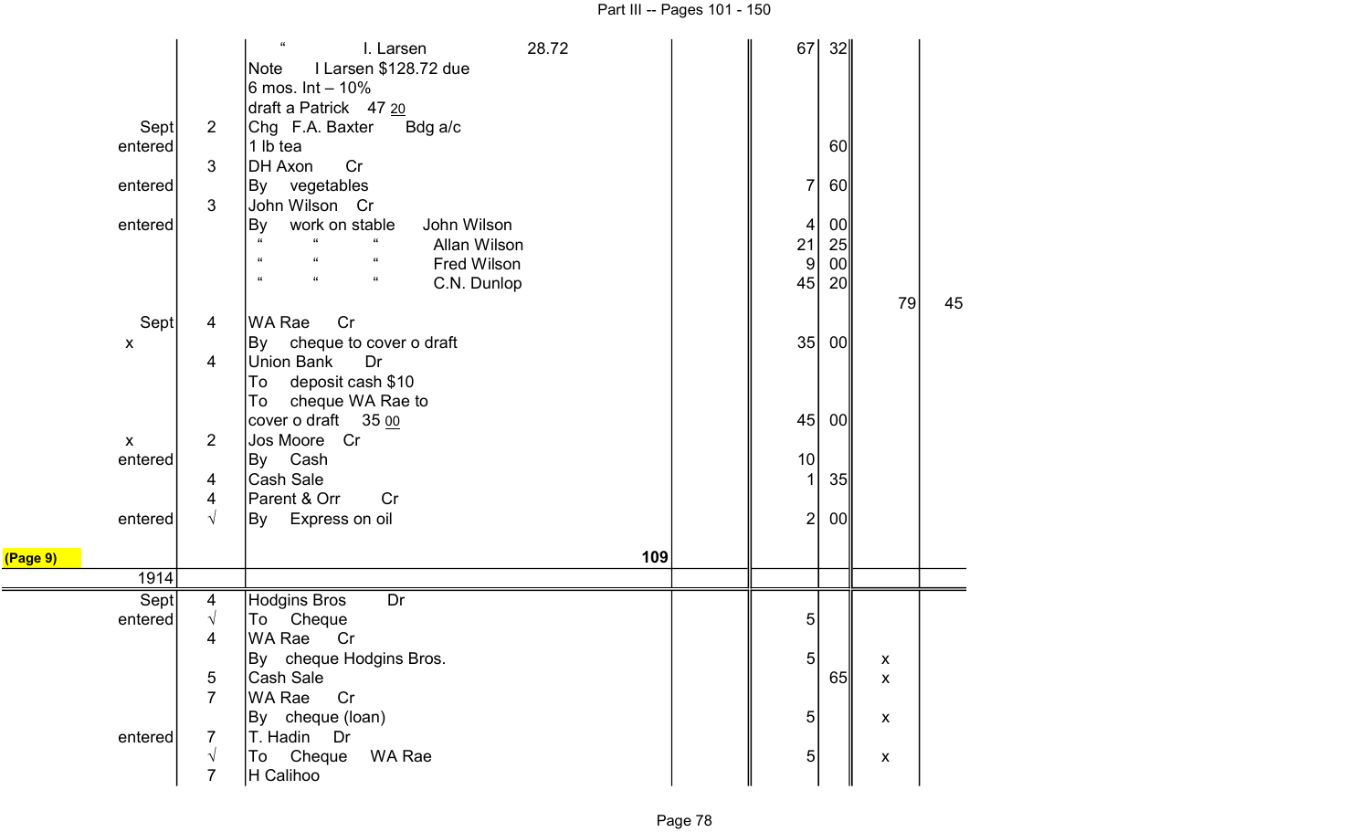| | | | | | | | |
|---|---|---|---|---|---|---|---|
| | | " I. Larsen 28.72 | | 67 | 32 | | |
| | | Note I Larsen $128.72 due | | | | | |
| | | 6 mos. Int – 10% | | | | | |
| | | draft a Patrick 47 20 | | | | | |
| Sept | 2 | Chg F.A. Baxter Bdg a/c | | | | | |
| entered | | 1 lb tea | | | 60 | | |
| | 3 | DH Axon Cr | | | | | |
| entered | | By vegetables | | 7 | 60 | | |
| | 3 | John Wilson Cr | | | | | |
| entered | | By work on stable John Wilson | | 4 | 00 | | |
| | | " " " Allan Wilson | | 21 | 25 | | |
| | | " " " Fred Wilson | | 9 | 00 | | |
| | | " " " C.N. Dunlop | | 45 | 20 | | |
| | | | | | | 79 | 45 |
| Sept | 4 | WA Rae Cr | | | | | |
| x | | By cheque to cover o draft | | 35 | 00 | | |
| | 4 | Union Bank Dr | | | | | |
| | | To deposit cash $10 | | | | | |
| | | To cheque WA Rae to | | | | | |
| | | cover o draft 35 00 | | 45 | 00 | | |
| x | 2 | Jos Moore Cr | | | | | |
| entered | | By Cash | | 10 | | | |
| | 4 | Cash Sale | | 1 | 35 | | |
| | 4 | Parent & Orr Cr | | | | | |
| entered | √ | By Express on oil | | 2 | 00 | | |
| (Page 9) | | | 109 | | | | |
| 1914 | | | | | | | |
| Sept | 4 | Hodgins Bros Dr | | | | | |
| entered | √ | To Cheque | | 5 | | | |
| | 4 | WA Rae Cr | | | | | |
| | | By cheque Hodgins Bros. | | 5 | | x | |
| | 5 | Cash Sale | | | 65 | x | |
| | 7 | WA Rae Cr | | | | | |
| | | By cheque (loan) | | 5 | | x | |
| entered | 7 | T. Hadin Dr | | | | | |
| | √ | To Cheque WA Rae | | 5 | | x | |
| | 7 | H Calihoo | | | | | |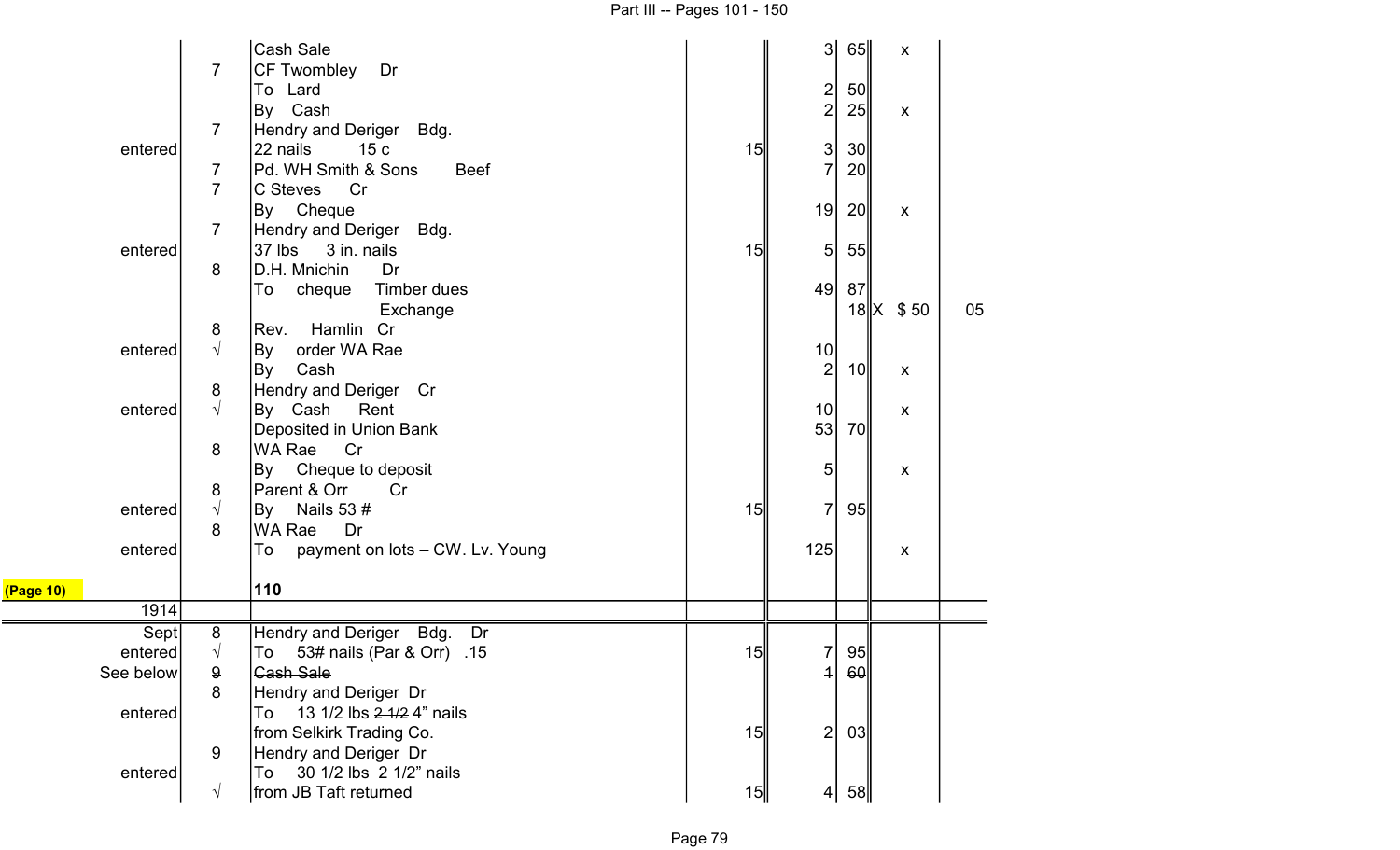| | | | | | | | | |
|---|---|---|---|---|---|---|---|---|
| | | Cash Sale | | | 3 | 65 | x | |
| | 7 | CF Twombley Dr | | | | | | |
| | | To Lard | | | 2 | 50 | | |
| | | By Cash | | | 2 | 25 | x | |
| | 7 | Hendry and Deriger Bdg. | | | | | | |
| entered | | 22 nails 15 c | | 15 | 3 | 30 | | |
| | 7 | Pd. WH Smith & Sons Beef | | | 7 | 20 | | |
| | 7 | C Steves Cr | | | | | | |
| | | By Cheque | | | 19 | 20 | x | |
| | 7 | Hendry and Deriger Bdg. | | | | | | |
| entered | | 37 lbs 3 in. nails | | 15 | 5 | 55 | | |
| | 8 | D.H. Mnichin Dr | | | | | | |
| | | To cheque Timber dues | | | 49 | 87 | | |
| | | Exchange | | | | 18 | X $ 50 | 05 |
| | 8 | Rev. Hamlin Cr | | | | | | |
| entered | √ | By order WA Rae | | | 10 | | | |
| | | By Cash | | | 2 | 10 | x | |
| | 8 | Hendry and Deriger Cr | | | | | | |
| entered | √ | By Cash Rent | | | 10 | | x | |
| | | Deposited in Union Bank | | | 53 | 70 | | |
| | 8 | WA Rae Cr | | | | | | |
| | | By Cheque to deposit | | | 5 | | x | |
| | 8 | Parent & Orr Cr | | | | | | |
| entered | √ | By Nails 53 # | | 15 | 7 | 95 | | |
| | 8 | WA Rae Dr | | | | | | |
| entered | | To payment on lots – CW. Lv. Young | | | 125 | | x | |
| (Page 10) | | **110** | | | | | | |
| 1914 | | | | | | | | |
| Sept | 8 | Hendry and Deriger Bdg. Dr | | | | | | |
| entered | √ | To 53# nails (Par & Orr) .15 | | 15 | 7 | 95 | | |
| See below | ~~9~~ | ~~Cash Sale~~ | | | ~~1~~ | ~~60~~ | | |
| | 8 | Hendry and Deriger Dr | | | | | | |
| entered | | To 13 1/2 lbs ~~2 1/2~~ 4" nails | | | | | | |
| | | from Selkirk Trading Co. | | 15 | 2 | 03 | | |
| | 9 | Hendry and Deriger Dr | | | | | | |
| entered | | To 30 1/2 lbs 2 1/2" nails | | | | | | |
| | √ | from JB Taft returned | | 15 | 4 | 58 | | |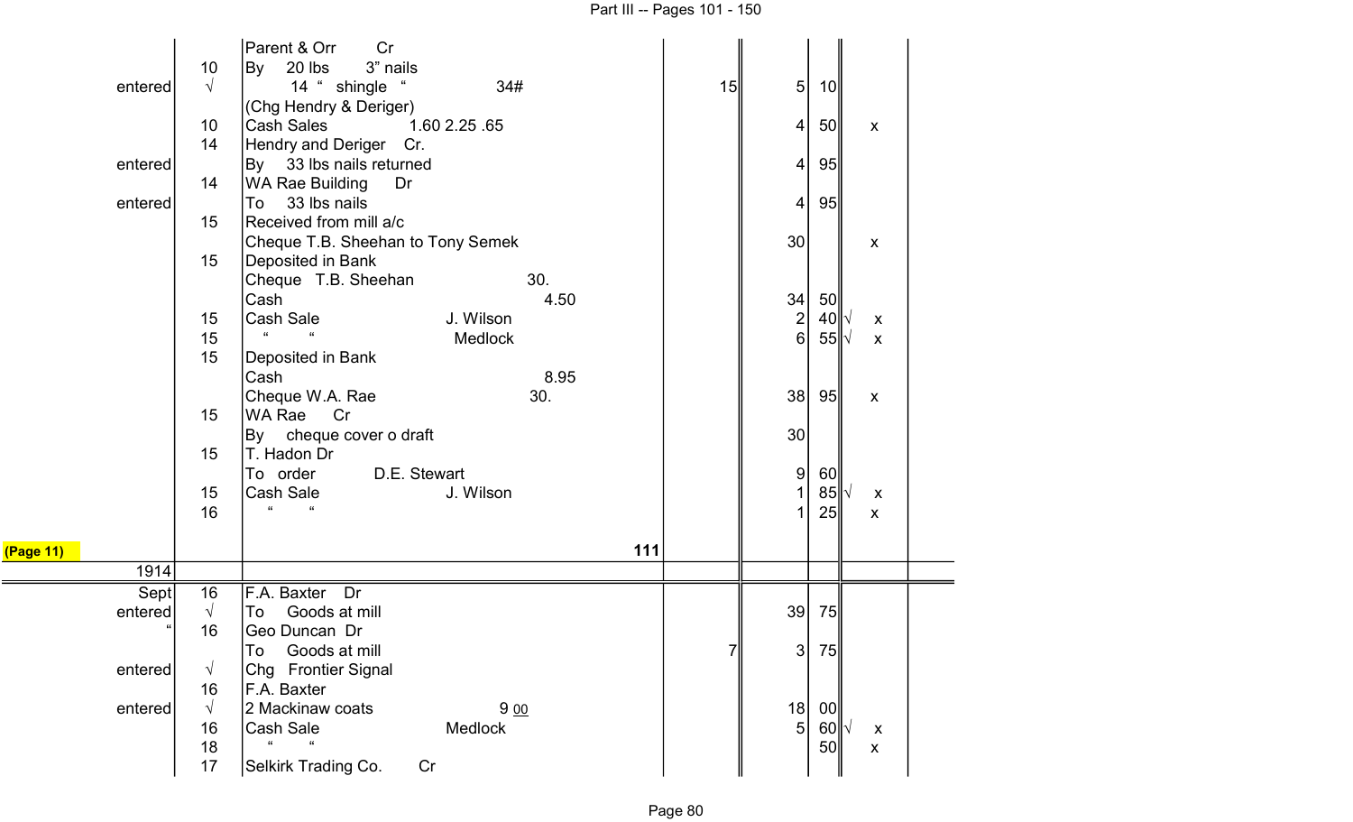| | | | | | | | | |
|---|---|---|---|---|---|---|---|---|
| | | Parent & Orr Cr | | | | | | |
| | 10 | By 20 lbs 3" nails | | | | | | |
| entered | √ | 14 " shingle " 34# | | 15 | 5 | 10 | | |
| | | (Chg Hendry & Deriger) | | | | | | |
| | 10 | Cash Sales 1.60 2.25 .65 | | | 4 | 50 | | x |
| | 14 | Hendry and Deriger Cr. | | | | | | |
| entered | | By 33 lbs nails returned | | | 4 | 95 | | |
| | 14 | WA Rae Building Dr | | | | | | |
| entered | | To 33 lbs nails | | | 4 | 95 | | |
| | 15 | Received from mill a/c | | | | | | |
| | | Cheque T.B. Sheehan to Tony Semek | | | 30 | | | x |
| | 15 | Deposited in Bank | | | | | | |
| | | Cheque T.B. Sheehan 30. | | | | | | |
| | | Cash 4.50 | | | 34 | 50 | | |
| | 15 | Cash Sale J. Wilson | | | 2 | 40 | √ | x |
| | 15 | " " Medlock | | | 6 | 55 | √ | x |
| | 15 | Deposited in Bank | | | | | | |
| | | Cash 8.95 | | | | | | |
| | | Cheque W.A. Rae 30. | | | 38 | 95 | | x |
| | 15 | WA Rae Cr | | | | | | |
| | | By cheque cover o draft | | | 30 | | | |
| | 15 | T. Hadon Dr | | | | | | |
| | | To order D.E. Stewart | | | 9 | 60 | | |
| | 15 | Cash Sale J. Wilson | | | 1 | 85 | √ | x |
| | 16 | " " | | | 1 | 25 | | x |
| (Page 11) | | | 111 | | | | | |
| 1914 | | | | | | | | |
| Sept | 16 | F.A. Baxter Dr | | | | | | |
| entered | √ | To Goods at mill | | | 39 | 75 | | |
| " | 16 | Geo Duncan Dr | | | | | | |
| | | To Goods at mill | | 7 | 3 | 75 | | |
| entered | √ | Chg Frontier Signal | | | | | | |
| | 16 | F.A. Baxter | | | | | | |
| entered | √ | 2 Mackinaw coats 9 00 | | | 18 | 00 | | |
| | 16 | Cash Sale Medlock | | | 5 | 60 | √ | x |
| | 18 | " " | | | | 50 | | x |
| | 17 | Selkirk Trading Co. Cr | | | | | | |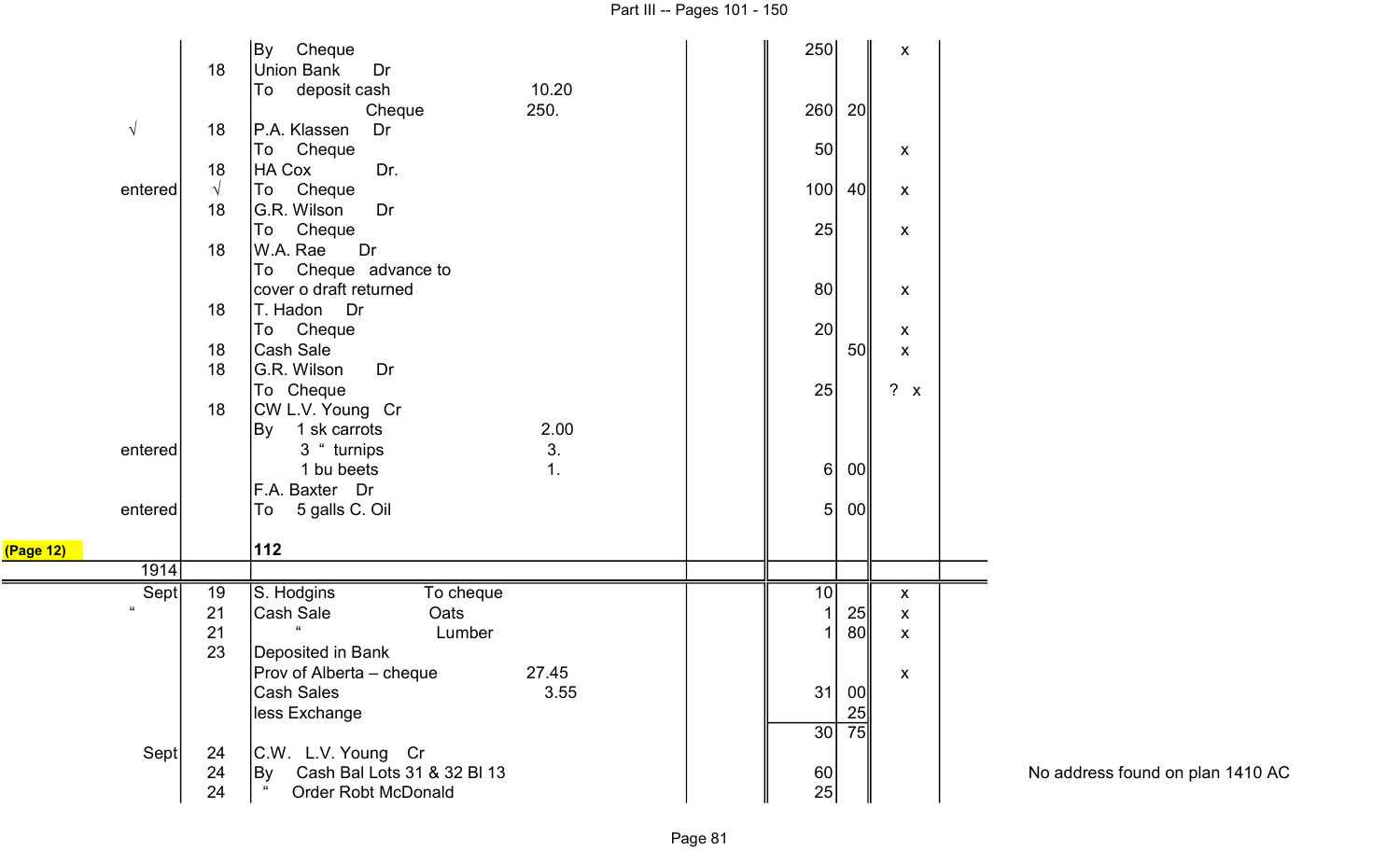| | | | | | | | |
|---|---|---|---|---|---|---|---|
| | | By Cheque | | 250 | | x | |
| | 18 | Union Bank Dr | | | | | |
| | | To deposit cash | 10.20 | | | | |
| | | Cheque | 250. | 260 | 20 | | |
| √ | 18 | P.A. Klassen Dr | | | | | |
| | | To Cheque | | 50 | | x | |
| | 18 | HA Cox Dr. | | | | | |
| entered | √ | To Cheque | | 100 | 40 | x | |
| | 18 | G.R. Wilson Dr | | | | | |
| | | To Cheque | | 25 | | x | |
| | 18 | W.A. Rae Dr | | | | | |
| | | To Cheque advance to | | | | | |
| | | cover o draft returned | | 80 | | x | |
| | 18 | T. Hadon Dr | | | | | |
| | | To Cheque | | 20 | | x | |
| | 18 | Cash Sale | | | 50 | x | |
| | 18 | G.R. Wilson Dr | | | | | |
| | | To Cheque | | 25 | | ? x | |
| | 18 | CW L.V. Young Cr | | | | | |
| | | By 1 sk carrots | 2.00 | | | | |
| entered | | 3 " turnips | 3. | | | | |
| | | 1 bu beets | 1. | 6 | 00 | | |
| | | F.A. Baxter Dr | | | | | |
| entered | | To 5 galls C. Oil | | 5 | 00 | | |
| (Page 12) | | **112** | | | | | |
| 1914 | | | | | | | |
| Sept | 19 | S. Hodgins To cheque | | 10 | | x | |
| " | 21 | Cash Sale Oats | | 1 | 25 | x | |
| | 21 | " Lumber | | 1 | 80 | x | |
| | 23 | Deposited in Bank | | | | | |
| | | Prov of Alberta – cheque | 27.45 | | | x | |
| | | Cash Sales | 3.55 | 31 | 00 | | |
| | | less Exchange | | | 25 | | |
| | | | | 30 | 75 | | |
| Sept | 24 | C.W. L.V. Young Cr | | | | | |
| | 24 | By Cash Bal Lots 31 & 32 Bl 13 | | 60 | | | No address found on plan 1410 AC |
| | 24 | " Order Robt McDonald | | 25 | | | |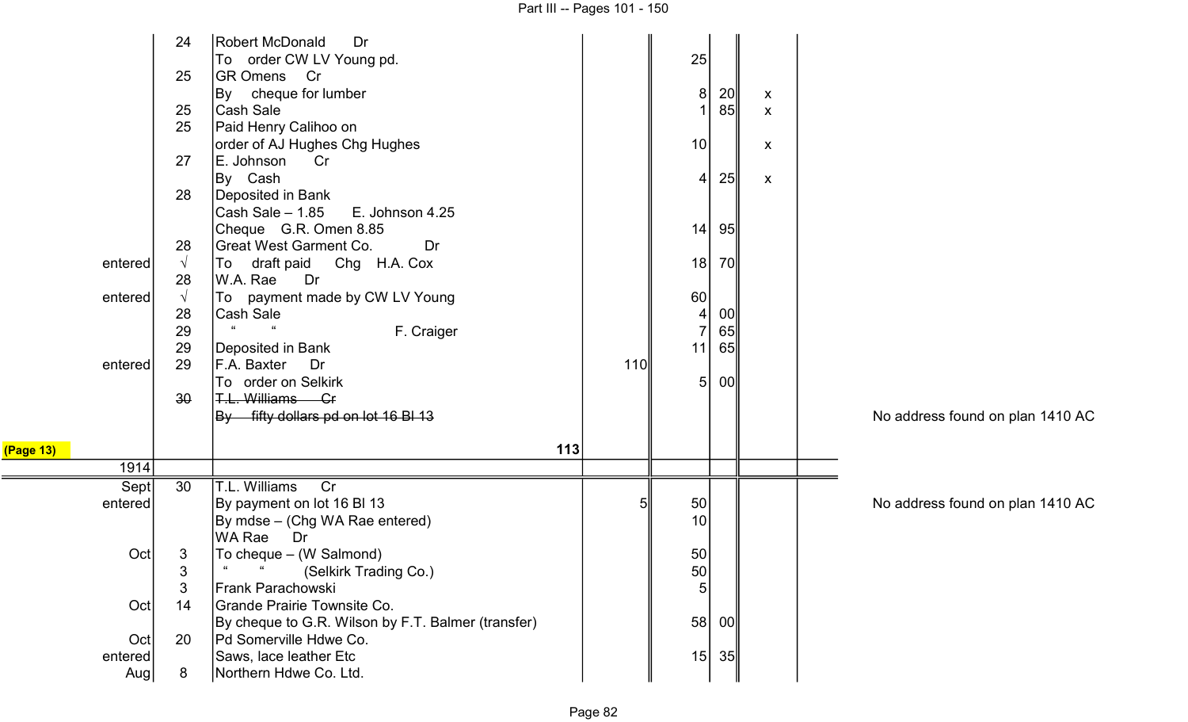| | | | | | | | | |
|---|---|---|---|---|---|---|---|---|
| | 24 | Robert McDonald Dr | | | | | | |
| | | To order CW LV Young pd. | | 25 | | | | |
| | 25 | GR Omens Cr | | | | | | |
| | | By cheque for lumber | | 8 | 20 | x | | |
| | 25 | Cash Sale | | 1 | 85 | x | | |
| | 25 | Paid Henry Calihoo on | | | | | | |
| | | order of AJ Hughes Chg Hughes | | 10 | | x | | |
| | 27 | E. Johnson Cr | | | | | | |
| | | By Cash | | 4 | 25 | x | | |
| | 28 | Deposited in Bank | | | | | | |
| | | Cash Sale – 1.85 E. Johnson 4.25 | | | | | | |
| | | Cheque G.R. Omen 8.85 | | 14 | 95 | | | |
| | 28 | Great West Garment Co. Dr | | | | | | |
| entered | √ | To draft paid Chg H.A. Cox | | 18 | 70 | | | |
| | 28 | W.A. Rae Dr | | | | | | |
| entered | √ | To payment made by CW LV Young | | 60 | | | | |
| | 28 | Cash Sale | | 4 | 00 | | | |
| | 29 | " " F. Craiger | | 7 | 65 | | | |
| | 29 | Deposited in Bank | | 11 | 65 | | | |
| entered | 29 | F.A. Baxter Dr | 110 | | | | | |
| | | To order on Selkirk | | 5 | 00 | | | |
| | ~~30~~ | ~~T.L. Williams Cr~~ | | | | | | |
| | | ~~By fifty dollars pd on lot 16 Bl 13~~ | | | | | | No address found on plan 1410 AC |
| (Page 13) | | 113 | | | | | | |
| 1914 | | | | | | | | |
| Sept | 30 | T.L. Williams Cr | | | | | | |
| entered | | By payment on lot 16 Bl 13 | 5 | 50 | | | | No address found on plan 1410 AC |
| | | By mdse – (Chg WA Rae entered) | | 10 | | | | |
| | | WA Rae Dr | | | | | | |
| Oct | 3 | To cheque – (W Salmond) | | 50 | | | | |
| | 3 | " " (Selkirk Trading Co.) | | 50 | | | | |
| | 3 | Frank Parachowski | | 5 | | | | |
| Oct | 14 | Grande Prairie Townsite Co. | | | | | | |
| | | By cheque to G.R. Wilson by F.T. Balmer (transfer) | | 58 | 00 | | | |
| Oct | 20 | Pd Somerville Hdwe Co. | | | | | | |
| entered | | Saws, lace leather Etc | | 15 | 35 | | | |
| Aug | 8 | Northern Hdwe Co. Ltd. | | | | | | |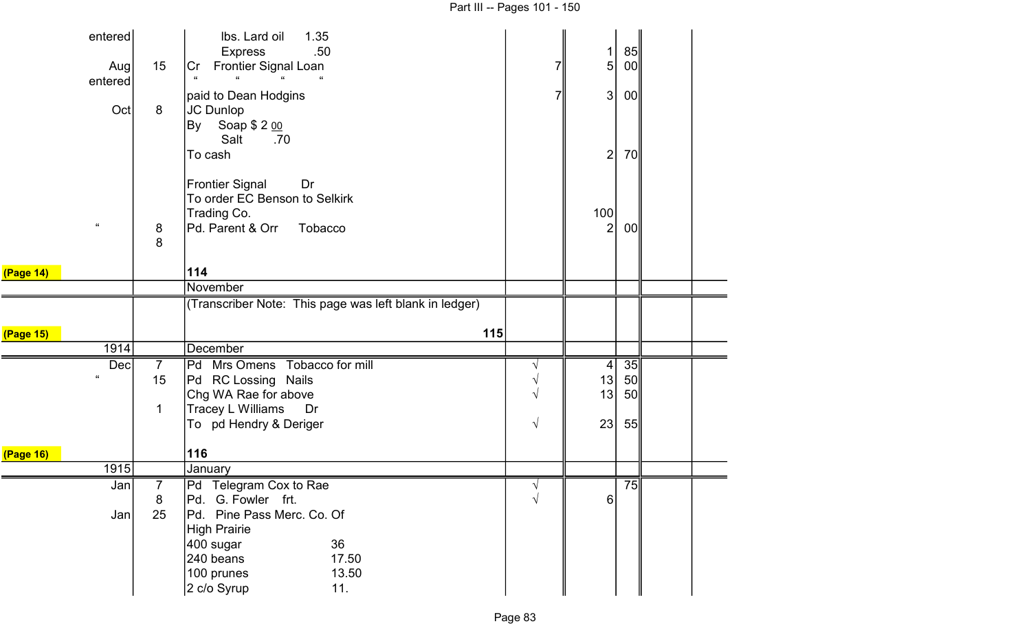| | | | | | | | |
|---|---|---|---|---|---|---|---|
| entered | | lbs. Lard oil 1.35 | | | | | |
| | | Express .50 | | | 1 | 85 | |
| Aug | 15 | Cr Frontier Signal Loan | 7 | | 5 | 00 | |
| entered | | " " " " | | | | | |
| | | paid to Dean Hodgins | 7 | | 3 | 00 | |
| Oct | 8 | JC Dunlop | | | | | |
| | | By Soap $ 2 00 | | | | | |
| | | Salt .70 | | | | | |
| | | To cash | | | 2 | 70 | |
| | | | | | | | |
| | | Frontier Signal Dr | | | | | |
| | | To order EC Benson to Selkirk | | | | | |
| | | Trading Co. | | | 100 | | |
| " | 8 | Pd. Parent & Orr Tobacco | | | 2 | 00 | |
| | 8 | | | | | | |
| (Page 14) | | **114** | | | | | |
| | | November | | | | | |
| | | (Transcriber Note: This page was left blank in ledger) | | | | | |
| (Page 15) | | **115** | | | | | |
| 1914 | | December | | | | | |
| Dec | 7 | Pd Mrs Omens Tobacco for mill | √ | | 4 | 35 | |
| " | 15 | Pd RC Lossing Nails | √ | | 13 | 50 | |
| | | Chg WA Rae for above | √ | | 13 | 50 | |
| | 1 | Tracey L Williams Dr | | | | | |
| | | To pd Hendry & Deriger | √ | | 23 | 55 | |
| (Page 16) | | **116** | | | | | |
| 1915 | | January | | | | | |
| Jan | 7 | Pd Telegram Cox to Rae | √ | | | 75 | |
| | 8 | Pd. G. Fowler frt. | √ | | 6 | | |
| Jan | 25 | Pd. Pine Pass Merc. Co. Of | | | | | |
| | | High Prairie | | | | | |
| | | 400 sugar 36 | | | | | |
| | | 240 beans 17.50 | | | | | |
| | | 100 prunes 13.50 | | | | | |
| | | 2 c/o Syrup 11. | | | | | |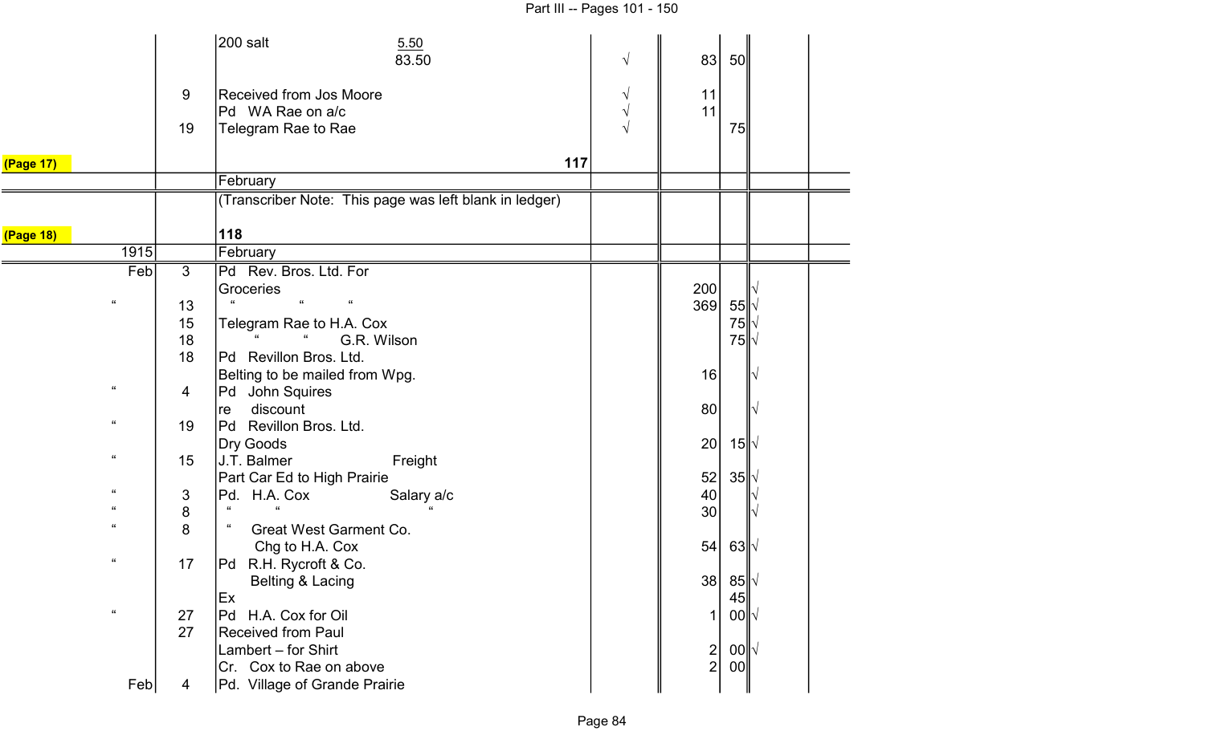| | | | | | | | |
|---|---|---|---|---|---|---|---|
| | | 200 salt 5.50 | | | | | |
| | | 83.50 | √ | 83 | 50 | | |
| | 9 | Received from Jos Moore | √ | 11 | | | |
| | | Pd WA Rae on a/c | √ | 11 | | | |
| | 19 | Telegram Rae to Rae | √ | | 75 | | |
| (Page 17) | | 117 | | | | | |
| | | February | | | | | |
| | | (Transcriber Note: This page was left blank in ledger) | | | | | |
| (Page 18) | | 118 | | | | | |
| 1915 | | February | | | | | |
| Feb | 3 | Pd Rev. Bros. Ltd. For | | | | | |
| | | Groceries | | 200 | | √ | |
| " | 13 | " " " | | 369 | 55 | √ | |
| | 15 | Telegram Rae to H.A. Cox | | | 75 | √ | |
| | 18 | " " G.R. Wilson | | | 75 | √ | |
| | 18 | Pd Revillon Bros. Ltd. | | | | | |
| | | Belting to be mailed from Wpg. | | 16 | | √ | |
| " | 4 | Pd John Squires | | | | | |
| | | re discount | | 80 | | √ | |
| " | 19 | Pd Revillon Bros. Ltd. | | | | | |
| | | Dry Goods | | 20 | 15 | √ | |
| " | 15 | J.T. Balmer Freight | | | | | |
| | | Part Car Ed to High Prairie | | 52 | 35 | √ | |
| " | 3 | Pd. H.A. Cox Salary a/c | | 40 | | √ | |
| " | 8 | " " " | | 30 | | √ | |
| " | 8 | " Great West Garment Co. | | | | | |
| | | Chg to H.A. Cox | | 54 | 63 | √ | |
| " | 17 | Pd R.H. Rycroft & Co. | | | | | |
| | | Belting & Lacing | | 38 | 85 | √ | |
| | | Ex | | | 45 | | |
| " | 27 | Pd H.A. Cox for Oil | | 1 | 00 | √ | |
| | 27 | Received from Paul | | | | | |
| | | Lambert – for Shirt | | 2 | 00 | √ | |
| | | Cr. Cox to Rae on above | | 2 | 00 | | |
| Feb | 4 | Pd. Village of Grande Prairie | | | | | |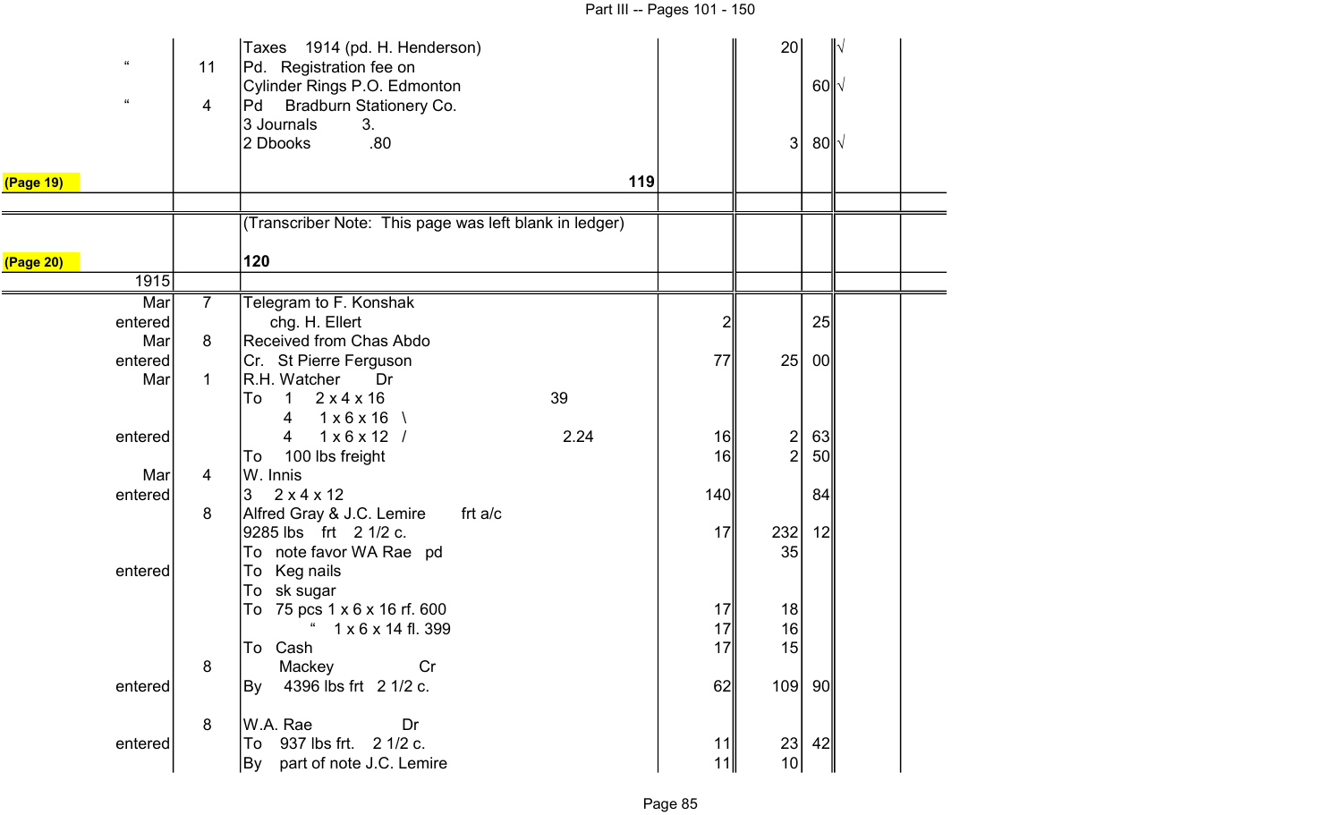| | | | | | | |
|---|---|---|---|---|---|---|
| " | | Taxes 1914 (pd. H. Henderson) | | 20 | | √ |
| " | 11 | Pd. Registration fee on | | | | |
| | | Cylinder Rings P.O. Edmonton | | | 60 | √ |
| " | 4 | Pd Bradburn Stationery Co. | | | | |
| | | 3 Journals 3. | | | | |
| | | 2 Dbooks .80 | | 3 | 80 | √ |
| (Page 19) | | 119 | | | | |
| | | | | | | |
| | | (Transcriber Note: This page was left blank in ledger) | | | | |
| (Page 20) | | 120 | | | | |
| 1915 | | | | | | |
| Mar | 7 | Telegram to F. Konshak | | | | |
| entered | | chg. H. Ellert | 2 | | 25 | |
| Mar | 8 | Received from Chas Abdo | | | | |
| entered | | Cr. St Pierre Ferguson | 77 | 25 | 00 | |
| Mar | 1 | R.H. Watcher Dr | | | | |
| | | To 1 2 x 4 x 16 39 | | | | |
| | | 4 1 x 6 x 16 \ | | | | |
| entered | | 4 1 x 6 x 12 / 2.24 | 16 | 2 | 63 | |
| | | To 100 lbs freight | 16 | 2 | 50 | |
| Mar | 4 | W. Innis | | | | |
| entered | | 3 2 x 4 x 12 | 140 | | 84 | |
| | 8 | Alfred Gray & J.C. Lemire frt a/c | | | | |
| | | 9285 lbs frt 2 1/2 c. | 17 | 232 | 12 | |
| | | To note favor WA Rae pd | | 35 | | |
| entered | | To Keg nails | | | | |
| | | To sk sugar | | | | |
| | | To 75 pcs 1 x 6 x 16 rf. 600 | 17 | 18 | | |
| | | " 1 x 6 x 14 fl. 399 | 17 | 16 | | |
| | | To Cash | 17 | 15 | | |
| | 8 | Mackey Cr | | | | |
| entered | | By 4396 lbs frt 2 1/2 c. | 62 | 109 | 90 | |
| | | | | | | |
| | 8 | W.A. Rae Dr | | | | |
| entered | | To 937 lbs frt. 2 1/2 c. | 11 | 23 | 42 | |
| | | By part of note J.C. Lemire | 11 | 10 | | |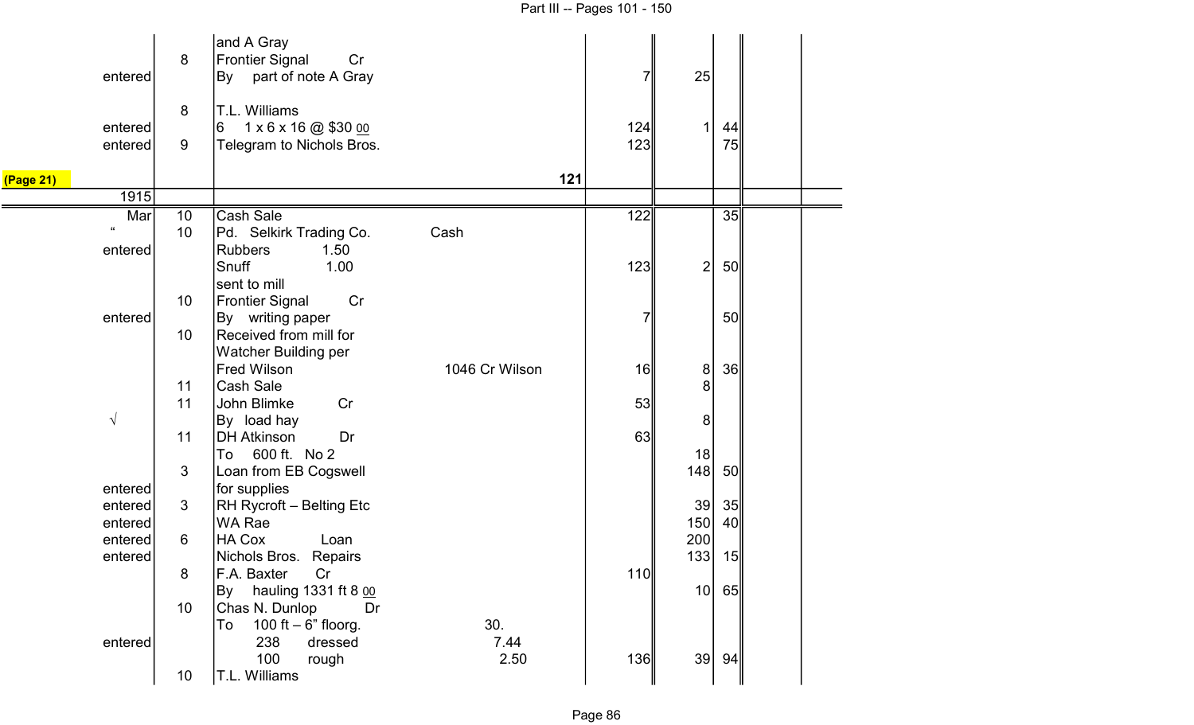|  |  |  |  |  |  |  |  |
|---|---|---|---|---|---|---|---|
|  |  | and A Gray |  |  |  |  |  |
|  | 8 | Frontier Signal Cr |  |  |  |  |  |
| entered |  | By part of note A Gray |  | 7 | 25 |  |  |
|  | 8 | T.L. Williams |  |  |  |  |  |
| entered |  | 6 1 x 6 x 16 @ $30 00 |  | 124 | 1 | 44 |  |
| entered | 9 | Telegram to Nichols Bros. |  | 123 |  | 75 |  |
| (Page 21) |  |  | 121 |  |  |  |  |
| 1915 |  |  |  |  |  |  |  |
| Mar | 10 | Cash Sale |  | 122 |  | 35 |  |
| " | 10 | Pd. Selkirk Trading Co. | Cash |  |  |  |  |
| entered |  | Rubbers 1.50 |  |  |  |  |  |
|  |  | Snuff 1.00 |  | 123 | 2 | 50 |  |
|  |  | sent to mill |  |  |  |  |  |
|  | 10 | Frontier Signal Cr |  |  |  |  |  |
| entered |  | By writing paper |  | 7 |  | 50 |  |
|  | 10 | Received from mill for |  |  |  |  |  |
|  |  | Watcher Building per |  |  |  |  |  |
|  |  | Fred Wilson | 1046 Cr Wilson | 16 | 8 | 36 |  |
|  | 11 | Cash Sale |  |  | 8 |  |  |
|  | 11 | John Blimke Cr |  | 53 |  |  |  |
| √ |  | By load hay |  |  | 8 |  |  |
|  | 11 | DH Atkinson Dr |  | 63 |  |  |  |
|  |  | To 600 ft. No 2 |  |  | 18 |  |  |
|  | 3 | Loan from EB Cogswell |  |  | 148 | 50 |  |
| entered |  | for supplies |  |  |  |  |  |
| entered | 3 | RH Rycroft – Belting Etc |  |  | 39 | 35 |  |
| entered |  | WA Rae |  |  | 150 | 40 |  |
| entered | 6 | HA Cox Loan |  |  | 200 |  |  |
| entered |  | Nichols Bros. Repairs |  |  | 133 | 15 |  |
|  | 8 | F.A. Baxter Cr |  | 110 |  |  |  |
|  |  | By hauling 1331 ft 8 00 |  |  | 10 | 65 |  |
|  | 10 | Chas N. Dunlop Dr |  |  |  |  |  |
|  |  | To 100 ft – 6" floorg. | 30. |  |  |  |  |
| entered |  | 238 dressed | 7.44 |  |  |  |  |
|  |  | 100 rough | 2.50 | 136 | 39 | 94 |  |
|  | 10 | T.L. Williams |  |  |  |  |  |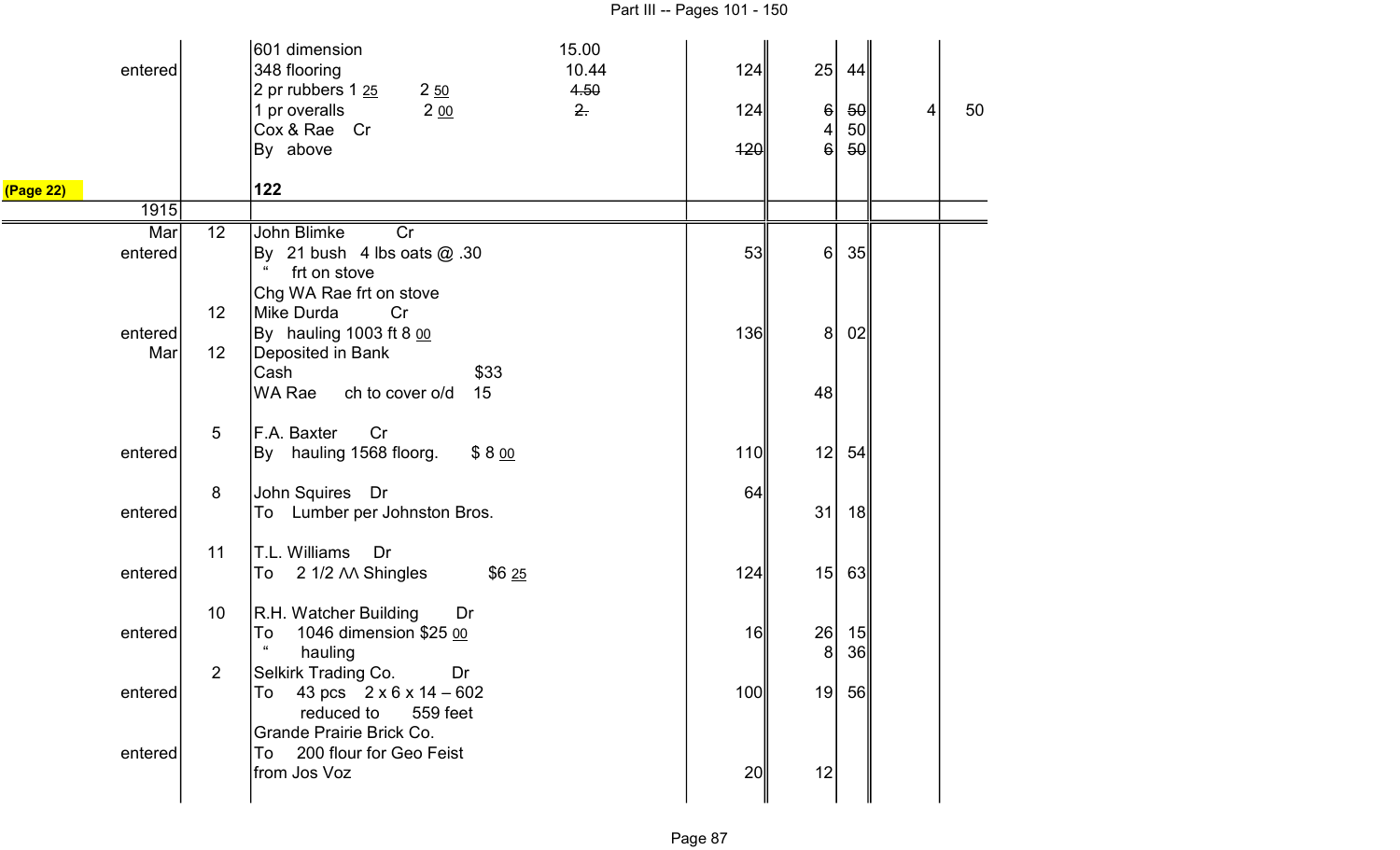| | | | | | | | | |
|---|---|---|---|---|---|---|---|---|
| | | 601 dimension | 15.00 | | | | | |
| entered | | 348 flooring | 10.44 | 124 | 25 | 44 | | |
| | | 2 pr rubbers 1 25     2 50 | ~~4.50~~ | | | | | |
| | | 1 pr overalls     2 00 | ~~2.~~ | 124 | ~~6~~ | ~~50~~ | 4 | 50 |
| | | Cox & Rae   Cr | | | 4 | 50 | | |
| | | By  above | | ~~120~~ | ~~6~~ | ~~50~~ | | |
| (Page 22) | | **122** | | | | | | |
| 1915 | | | | | | | | |
| Mar | 12 | John Blimke   Cr | | | | | | |
| entered | | By  21 bush  4 lbs oats @ .30 | | 53 | 6 | 35 | | |
| | | "   frt on stove | | | | | | |
| | | Chg WA Rae frt on stove | | | | | | |
| | 12 | Mike Durda   Cr | | | | | | |
| entered | | By  hauling 1003 ft 8 00 | | 136 | 8 | 02 | | |
| Mar | 12 | Deposited in Bank | | | | | | |
| | | Cash   $33 | | | | | | |
| | | WA Rae   ch to cover o/d   15 | | | 48 | | | |
| | 5 | F.A. Baxter   Cr | | | | | | |
| entered | | By  hauling 1568 floorg.   $ 8 00 | | 110 | 12 | 54 | | |
| | 8 | John Squires   Dr | | 64 | | | | |
| entered | | To  Lumber per Johnston Bros. | | | 31 | 18 | | |
| | 11 | T.L. Williams   Dr | | | | | | |
| entered | | To  2 1/2 ΛΛ Shingles   $6 25 | | 124 | 15 | 63 | | |
| | 10 | R.H. Watcher Building   Dr | | | | | | |
| entered | | To  1046 dimension $25 00 | | 16 | 26 | 15 | | |
| | | "   hauling | | | 8 | 36 | | |
| | 2 | Selkirk Trading Co.   Dr | | | | | | |
| entered | | To  43 pcs  2 x 6 x 14 – 602 | | 100 | 19 | 56 | | |
| | | reduced to   559 feet | | | | | | |
| | | Grande Prairie Brick Co. | | | | | | |
| entered | | To  200 flour for Geo Feist | | | | | | |
| | | from Jos Voz | | 20 | 12 | | | |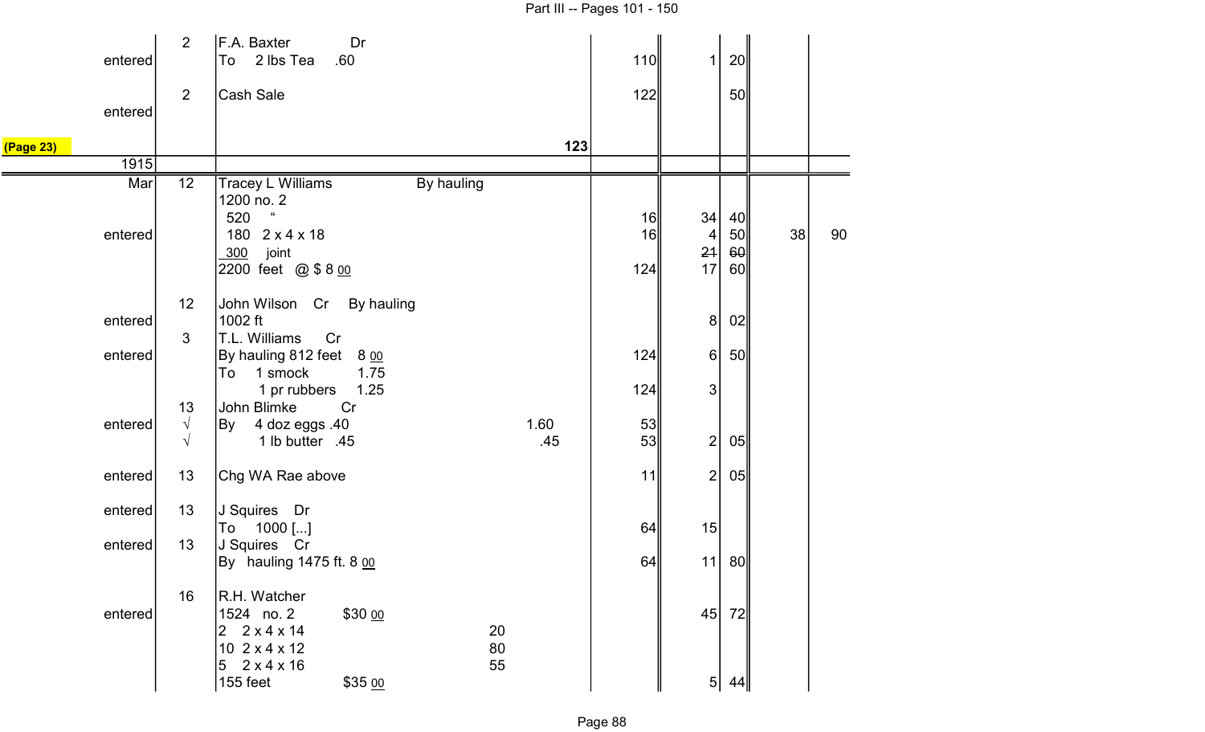| | | | | | | | | |
|---|---|---|---|---|---|---|---|---|
| | 2 | F.A. Baxter Dr | | | | | | |
| entered | | To 2 lbs Tea .60 | | 110 | 1 | 20 | | |
| | 2 | Cash Sale | | 122 | | 50 | | |
| entered | | | | | | | | |
| (Page 23) | | | 123 | | | | | |
| 1915 | | | | | | | | |
| Mar | 12 | Tracey L Williams By hauling | | | | | | |
| | | 1200 no. 2 | | | | | | |
| | | 520 " | | 16 | 34 | 40 | | |
| entered | | 180 2 x 4 x 18 | | 16 | 4 | 50 | 38 | 90 |
| | | 300 joint | | | ~~21~~ | ~~60~~ | | |
| | | 2200 feet @ $ 8 00 | | 124 | 17 | 60 | | |
| | 12 | John Wilson Cr By hauling | | | | | | |
| entered | | 1002 ft | | | 8 | 02 | | |
| | 3 | T.L. Williams Cr | | | | | | |
| entered | | By hauling 812 feet 8 00 | | 124 | 6 | 50 | | |
| | | To 1 smock 1.75 | | | | | | |
| | | 1 pr rubbers 1.25 | | 124 | 3 | | | |
| | 13 | John Blimke Cr | | | | | | |
| entered | √ | By 4 doz eggs .40 | 1.60 | 53 | | | | |
| | √ | 1 lb butter .45 | .45 | 53 | 2 | 05 | | |
| entered | 13 | Chg WA Rae above | | 11 | 2 | 05 | | |
| entered | 13 | J Squires Dr | | | | | | |
| | | To 1000 [...] | | 64 | 15 | | | |
| entered | 13 | J Squires Cr | | | | | | |
| | | By hauling 1475 ft. 8 00 | | 64 | 11 | 80 | | |
| | 16 | R.H. Watcher | | | | | | |
| entered | | 1524 no. 2 $30 00 | | | 45 | 72 | | |
| | | 2 2 x 4 x 14 | 20 | | | | | |
| | | 10 2 x 4 x 12 | 80 | | | | | |
| | | 5 2 x 4 x 16 | 55 | | | | | |
| | | 155 feet $35 00 | | | 5 | 44 | | |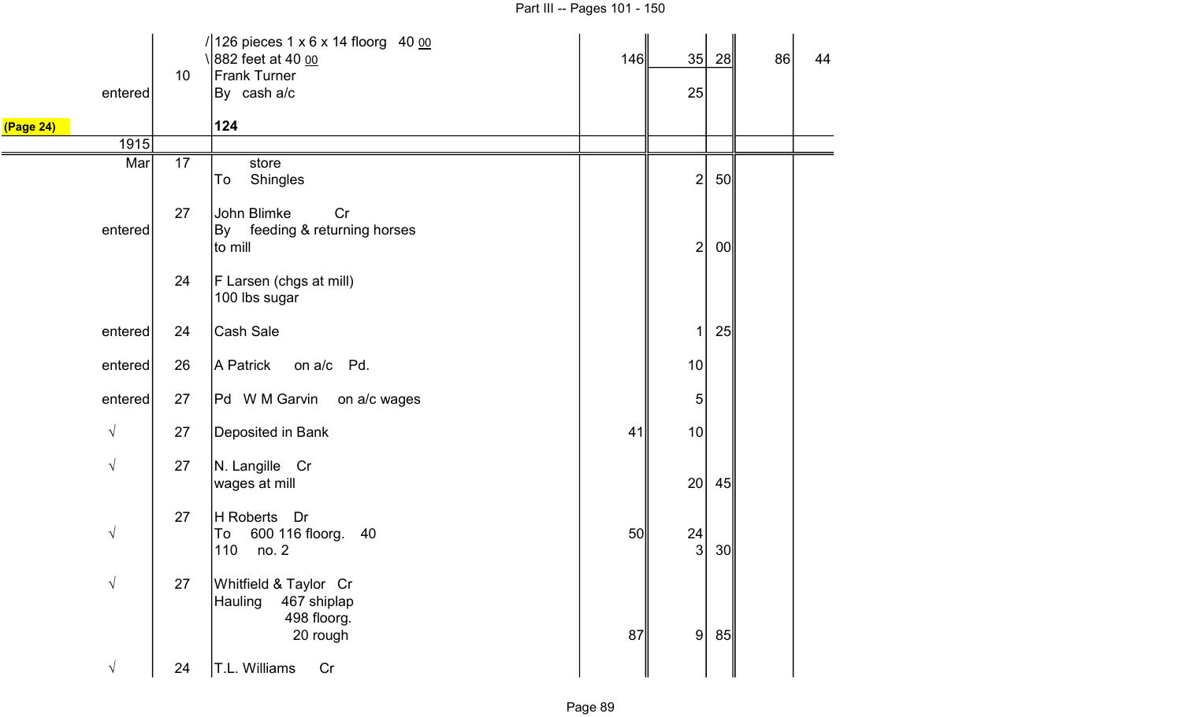| | | | | | | | |
|---|---|---|---|---|---|---|---|
| | | /126 pieces 1 x 6 x 14 floorg 40 00 | | | | | |
| | | \882 feet at 40 00 | 146 | 35 | 28 | 86 | 44 |
| | 10 | Frank Turner | | | | | |
| entered | | By cash a/c | | 25 | | | |
| (Page 24) | | **124** | | | | | |
| 1915 | | | | | | | |
| Mar | 17 | store | | | | | |
| | | To Shingles | | 2 | 50 | | |
| | 27 | John Blimke Cr | | | | | |
| entered | | By feeding & returning horses | | | | | |
| | | to mill | | 2 | 00 | | |
| | 24 | F Larsen (chgs at mill) | | | | | |
| | | 100 lbs sugar | | | | | |
| entered | 24 | Cash Sale | | 1 | 25 | | |
| entered | 26 | A Patrick on a/c Pd. | | 10 | | | |
| entered | 27 | Pd W M Garvin on a/c wages | | 5 | | | |
| √ | 27 | Deposited in Bank | 41 | 10 | | | |
| √ | 27 | N. Langille Cr | | | | | |
| | | wages at mill | | 20 | 45 | | |
| | 27 | H Roberts Dr | | | | | |
| √ | | To 600 116 floorg. 40 | 50 | 24 | | | |
| | | 110 no. 2 | | 3 | 30 | | |
| √ | 27 | Whitfield & Taylor Cr | | | | | |
| | | Hauling 467 shiplap | | | | | |
| | | 498 floorg. | | | | | |
| | | 20 rough | 87 | 9 | 85 | | |
| √ | 24 | T.L. Williams Cr | | | | | |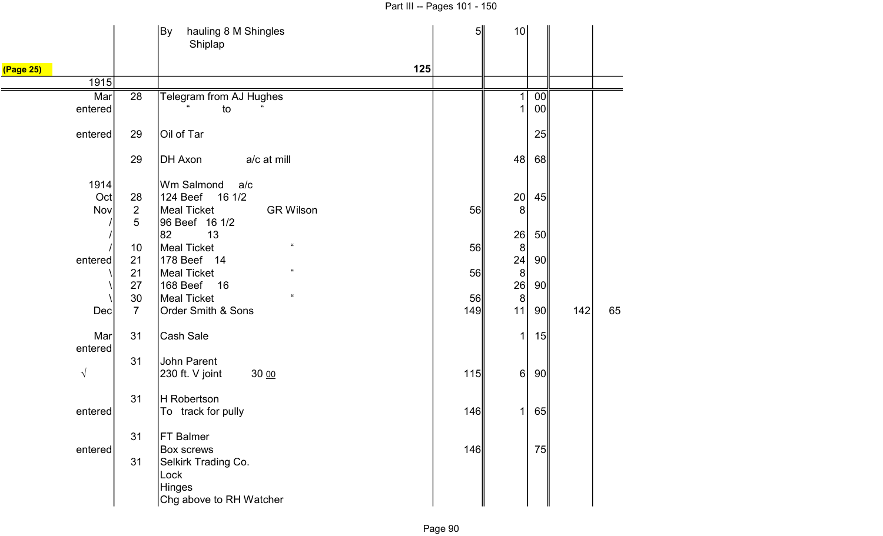| | | | | | | | |
|---|---|---|---|---|---|---|---|
| | | By hauling 8 M Shingles<br>Shiplap | | 5 | 10 | | |
| (Page 25) | | 125 | | | | | |
| 1915 | | | | | | | |
| Mar | 28 | Telegram from AJ Hughes | | | 1 | 00 | | |
| entered | | " to " | | | 1 | 00 | | |
| entered | 29 | Oil of Tar | | | | 25 | | |
| | 29 | DH Axon a/c at mill | | | 48 | 68 | | |
| 1914 | | Wm Salmond a/c | | | | | | |
| Oct | 28 | 124 Beef 16 1/2 | | | 20 | 45 | | |
| Nov | 2 | Meal Ticket GR Wilson | | 56 | 8 | | | |
| / | 5 | 96 Beef 16 1/2 | | | | | | |
| / | | 82 13 | | | 26 | 50 | | |
| / | 10 | Meal Ticket " | | 56 | 8 | | | |
| entered | 21 | 178 Beef 14 | | | 24 | 90 | | |
| \ | 21 | Meal Ticket " | | 56 | 8 | | | |
| \ | 27 | 168 Beef 16 | | | 26 | 90 | | |
| \ | 30 | Meal Ticket " | | 56 | 8 | | | |
| Dec | 7 | Order Smith & Sons | | 149 | 11 | 90 | 142 | 65 |
| Mar | 31 | Cash Sale | | | 1 | 15 | | |
| entered | | | | | | | | |
| | 31 | John Parent | | | | | | |
| √ | | 230 ft. V joint 30 00 | | 115 | 6 | 90 | | |
| | 31 | H Robertson | | | | | | |
| entered | | To track for pully | | 146 | 1 | 65 | | |
| | 31 | FT Balmer | | | | | | |
| entered | | Box screws | | 146 | | 75 | | |
| | 31 | Selkirk Trading Co. | | | | | | |
| | | Lock | | | | | | |
| | | Hinges | | | | | | |
| | | Chg above to RH Watcher | | | | | | |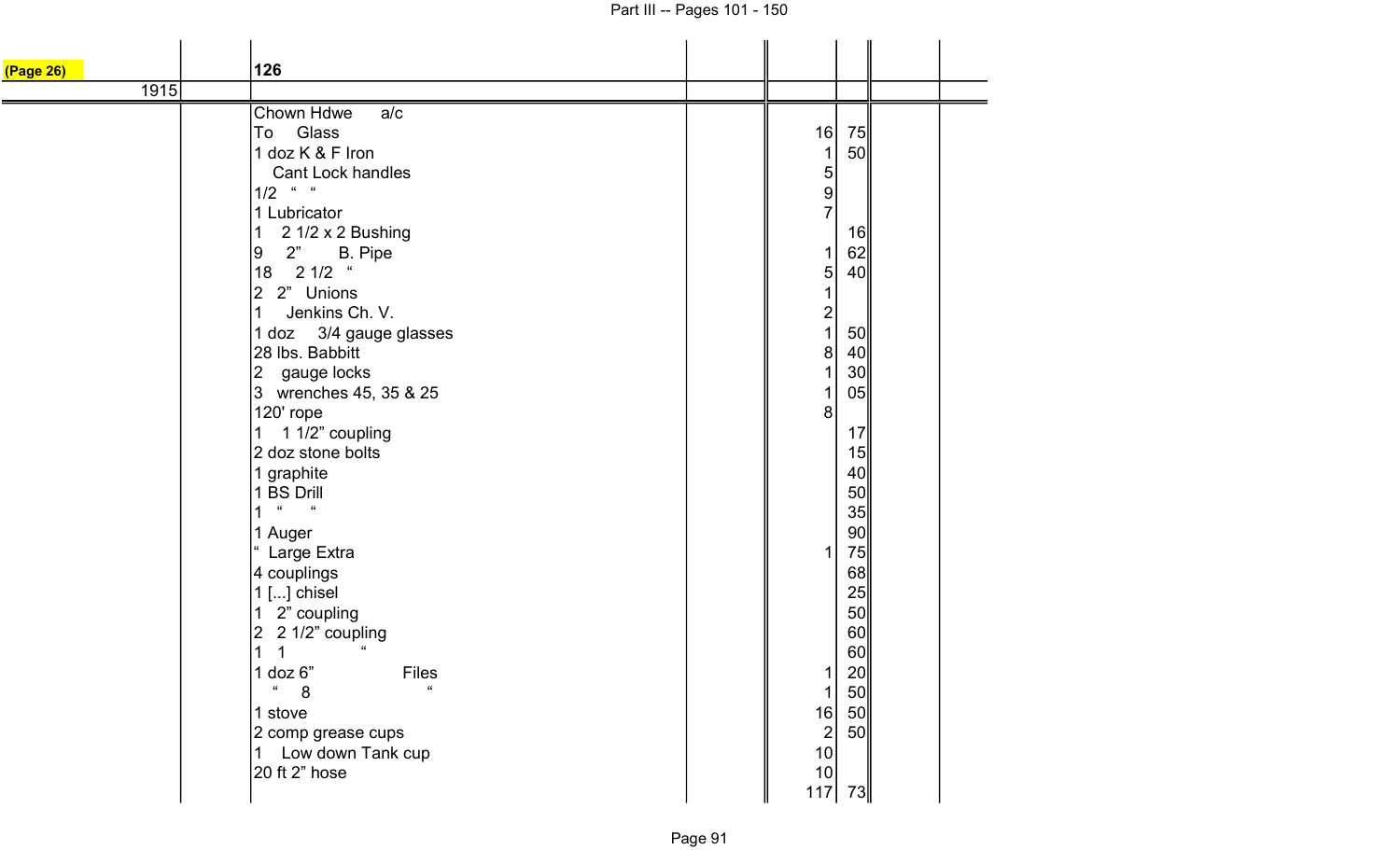(Page 26)

| | | 126 | | | | | |
|---|---|---|---|---|---|---|---|
| 1915 | | | | | | | |
| | | Chown Hdwe a/c | | | | | |
| | | To Glass | | 16 | 75 | | |
| | | 1 doz K & F Iron | | 1 | 50 | | |
| | | Cant Lock handles | | 5 | | | |
| | | 1/2 " " | | 9 | | | |
| | | 1 Lubricator | | 7 | | | |
| | | 1 2 1/2 x 2 Bushing | | | 16 | | |
| | | 9 2" B. Pipe | | 1 | 62 | | |
| | | 18 2 1/2 " | | 5 | 40 | | |
| | | 2 2" Unions | | 1 | | | |
| | | 1 Jenkins Ch. V. | | 2 | | | |
| | | 1 doz 3/4 gauge glasses | | 1 | 50 | | |
| | | 28 lbs. Babbitt | | 8 | 40 | | |
| | | 2 gauge locks | | 1 | 30 | | |
| | | 3 wrenches 45, 35 & 25 | | 1 | 05 | | |
| | | 120' rope | | 8 | | | |
| | | 1 1 1/2" coupling | | | 17 | | |
| | | 2 doz stone bolts | | | 15 | | |
| | | 1 graphite | | | 40 | | |
| | | 1 BS Drill | | | 50 | | |
| | | 1 " " | | | 35 | | |
| | | 1 Auger | | | 90 | | |
| | | " Large Extra | | 1 | 75 | | |
| | | 4 couplings | | | 68 | | |
| | | 1 [...] chisel | | | 25 | | |
| | | 1 2" coupling | | | 50 | | |
| | | 2 2 1/2" coupling | | | 60 | | |
| | | 1 1 " | | | 60 | | |
| | | 1 doz 6" Files | | 1 | 20 | | |
| | | " 8 " | | 1 | 50 | | |
| | | 1 stove | | 16 | 50 | | |
| | | 2 comp grease cups | | 2 | 50 | | |
| | | 1 Low down Tank cup | | 10 | | | |
| | | 20 ft 2" hose | | 10 | | | |
| | | | | 117 | 73 | | |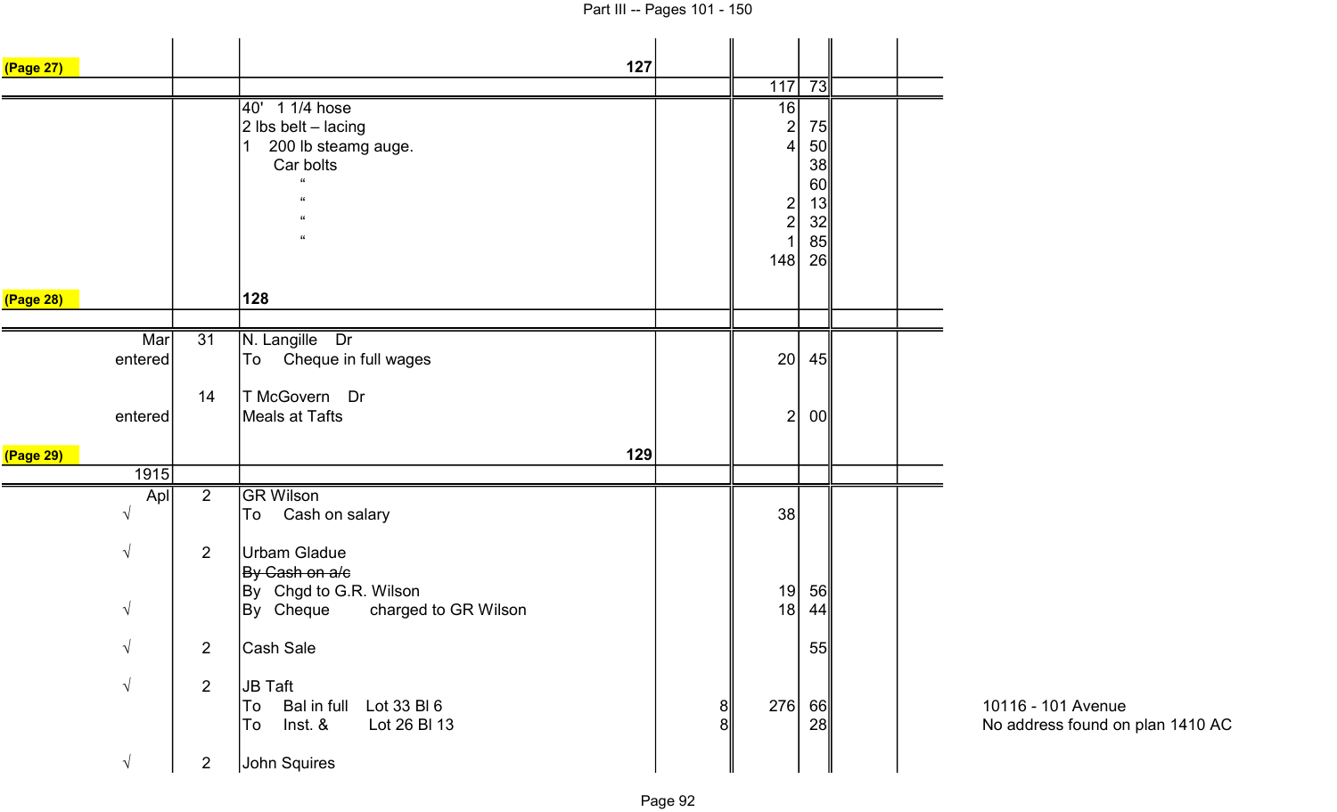| (Page 27) | | 127 | | | | | |
|---|---|---|---|---|---|---|---|
| | | | | 117 | 73 | | |
| | | 40' 1 1/4 hose | | 16 | | | |
| | | 2 lbs belt – lacing | | 2 | 75 | | |
| | | 1 200 lb steamg auge. | | 4 | 50 | | |
| | | Car bolts | | | 38 | | |
| | | " | | | 60 | | |
| | | " | | 2 | 13 | | |
| | | " | | 2 | 32 | | |
| | | " | | 1 | 85 | | |
| | | | | 148 | 26 | | |

| (Page 28) | | 128 | | | | | |
|---|---|---|---|---|---|---|---|
| Mar | 31 | N. Langille Dr | | | | | |
| entered | | To Cheque in full wages | | 20 | 45 | | |
| | 14 | T McGovern Dr | | | | | |
| entered | | Meals at Tafts | | 2 | 00 | | |

| (Page 29) | | 129 | | | | | |
|---|---|---|---|---|---|---|---|
| 1915 | | | | | | | |
| Apl | 2 | GR Wilson | | | | | |
| √ | | To Cash on salary | | 38 | | | |
| √ | 2 | Urbam Gladue | | | | | |
| | | ~~By Cash on a/c~~ | | | | | |
| | | By Chgd to G.R. Wilson | | 19 | 56 | | |
| √ | | By Cheque charged to GR Wilson | | 18 | 44 | | |
| √ | 2 | Cash Sale | | | 55 | | |
| √ | 2 | JB Taft | | | | | |
| | | To Bal in full Lot 33 Bl 6 | 8 | 276 | 66 | | |
| | | To Inst. & Lot 26 Bl 13 | 8 | | 28 | | |
| √ | 2 | John Squires | | | | | |

10116 - 101 Avenue
No address found on plan 1410 AC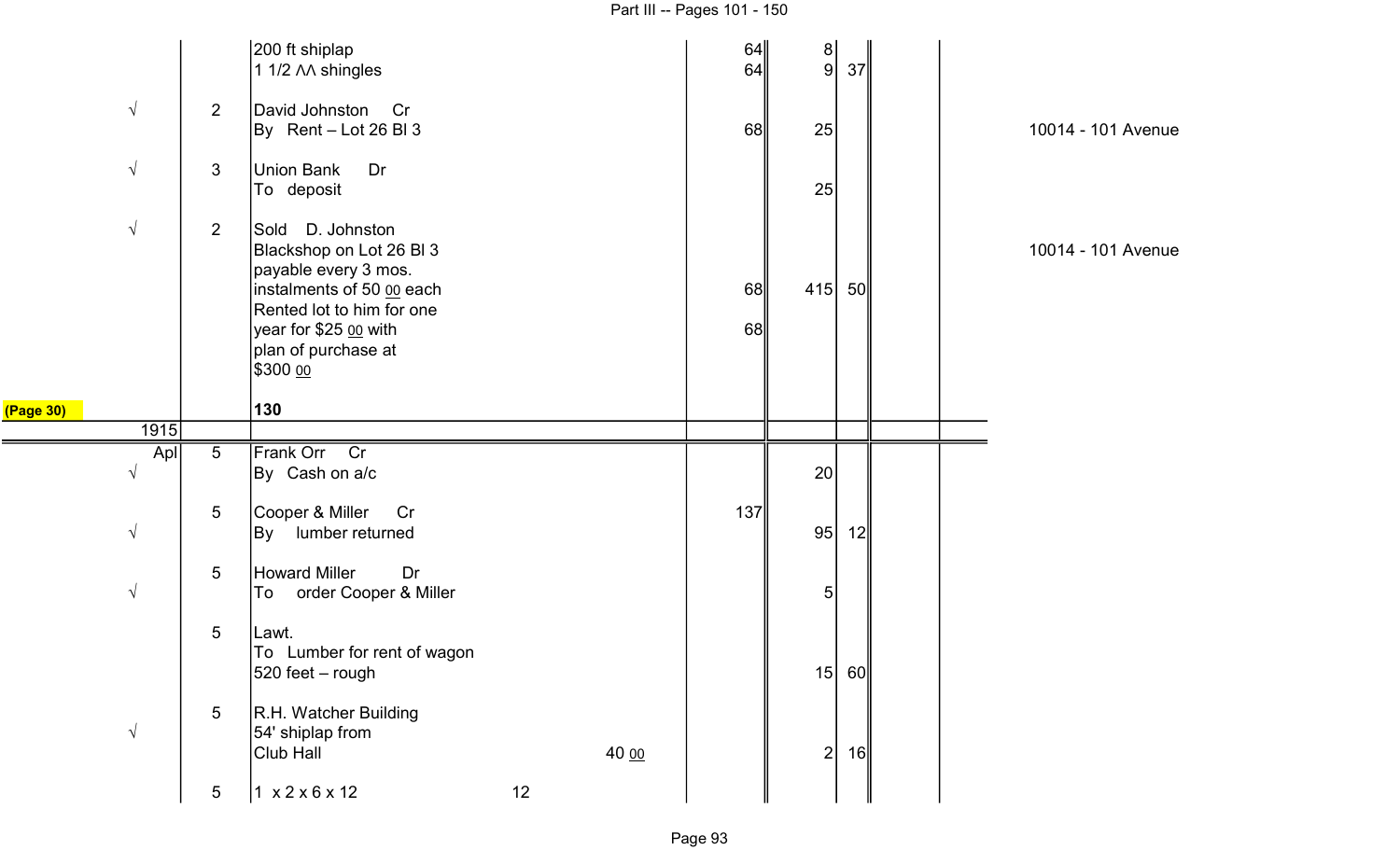| | | | | | | | | | |
|---|---|---|---|---|---|---|---|---|---|
| | | 200 ft shiplap | | 64 | 8 | | | | |
| | | 1 1/2 ΛΛ shingles | | 64 | 9 | 37 | | | |
| √ | 2 | David Johnston Cr | | | | | | | |
| | | By Rent – Lot 26 Bl 3 | | 68 | 25 | | | | 10014 - 101 Avenue |
| √ | 3 | Union Bank Dr | | | | | | | |
| | | To deposit | | | 25 | | | | |
| √ | 2 | Sold D. Johnston | | | | | | | |
| | | Blackshop on Lot 26 Bl 3 | | | | | | | 10014 - 101 Avenue |
| | | payable every 3 mos. | | | | | | | |
| | | instalments of 50 00 each | | 68 | 415 | 50 | | | |
| | | Rented lot to him for one | | | | | | | |
| | | year for $25 00 with | | 68 | | | | | |
| | | plan of purchase at | | | | | | | |
| | | $300 00 | | | | | | | |
| (Page 30) | | **130** | | | | | | | |
| 1915 | | | | | | | | | |
| Apl | 5 | Frank Orr Cr | | | | | | | |
| √ | | By Cash on a/c | | | 20 | | | | |
| | 5 | Cooper & Miller Cr | | 137 | | | | | |
| √ | | By lumber returned | | | 95 | 12 | | | |
| | 5 | Howard Miller Dr | | | | | | | |
| √ | | To order Cooper & Miller | | | 5 | | | | |
| | 5 | Lawt. | | | | | | | |
| | | To Lumber for rent of wagon | | | | | | | |
| | | 520 feet – rough | | | 15 | 60 | | | |
| | 5 | R.H. Watcher Building | | | | | | | |
| √ | | 54' shiplap from | | | | | | | |
| | | Club Hall | 40 00 | | 2 | 16 | | | |
| | 5 | 1 x 2 x 6 x 12 | 12 | | | | | | |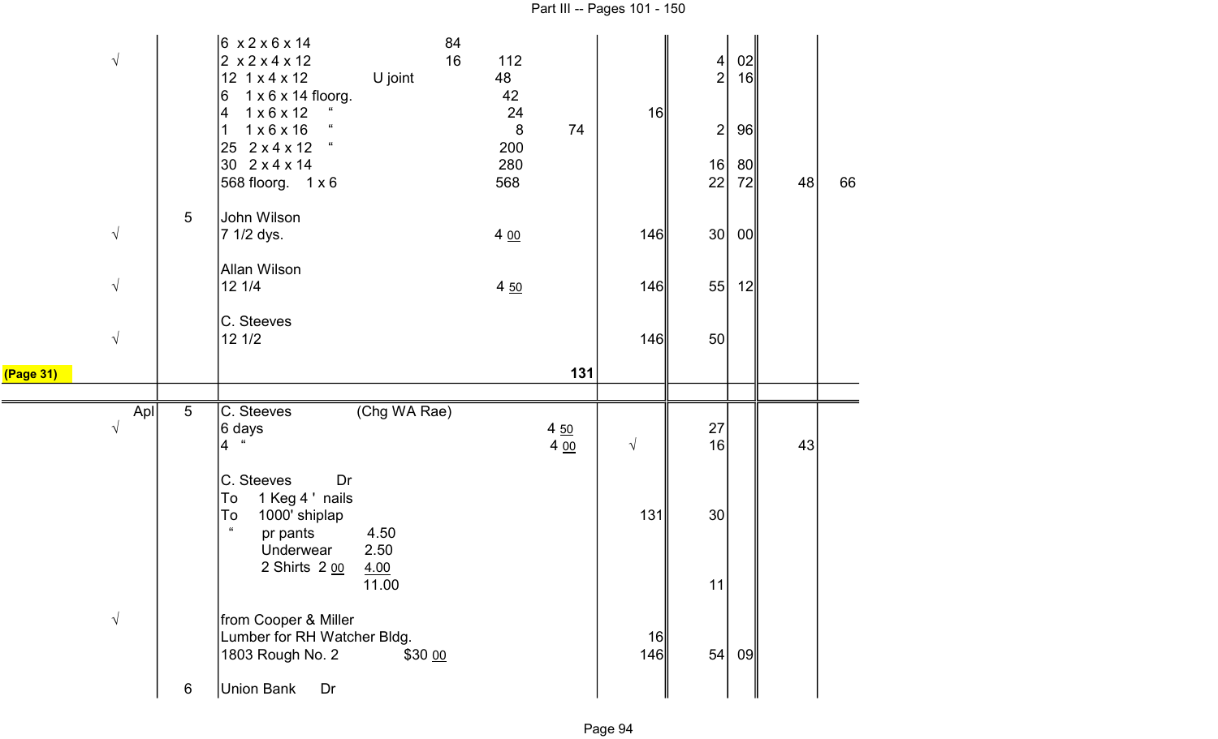| | | | | | | | | | | |
|---|---|---|---|---|---|---|---|---|---|---|
| | | 6 x 2 x 6 x 14 | 84 | | | | | | | |
| √ | | 2 x 2 x 4 x 12 | 16 | 112 | | | 4 | 02 | | |
| | | 12 1 x 4 x 12 U joint | | 48 | | | 2 | 16 | | |
| | | 6 1 x 6 x 14 floorg. | | 42 | | | | | | |
| | | 4 1 x 6 x 12 " | | 24 | | 16 | | | | |
| | | 1 1 x 6 x 16 " | | 8 | 74 | | 2 | 96 | | |
| | | 25 2 x 4 x 12 " | | 200 | | | | | | |
| | | 30 2 x 4 x 14 | | 280 | | | 16 | 80 | | |
| | | 568 floorg. 1 x 6 | | 568 | | | 22 | 72 | 48 | 66 |
| | 5 | John Wilson | | | | | | | | |
| √ | | 7 1/2 dys. | | 4 00 | | 146 | 30 | 00 | | |
| | | Allan Wilson | | | | | | | | |
| √ | | 12 1/4 | | 4 50 | | 146 | 55 | 12 | | |
| | | C. Steeves | | | | | | | | |
| √ | | 12 1/2 | | | | 146 | 50 | | | |
| (Page 31) | | | | | **131** | | | | | |
| Apl | 5 | C. Steeves (Chg WA Rae) | | | | | | | | |
| √ | | 6 days | | | 4 50 | | 27 | | | |
| | | 4 " | | | 4 00 | √ | 16 | | 43 | |
| | | C. Steeves Dr | | | | | | | | |
| | | To 1 Keg 4 ' nails | | | | | | | | |
| | | To 1000' shiplap | | | | 131 | 30 | | | |
| | | " pr pants 4.50 | | | | | | | | |
| | | Underwear 2.50 | | | | | | | | |
| | | 2 Shirts 2 00 4.00 | | | | | | | | |
| | | 11.00 | | | | | 11 | | | |
| √ | | from Cooper & Miller | | | | | | | | |
| | | Lumber for RH Watcher Bldg. | | | | 16 | | | | |
| | | 1803 Rough No. 2 $30 00 | | | | 146 | 54 | 09 | | |
| | 6 | Union Bank Dr | | | | | | | | |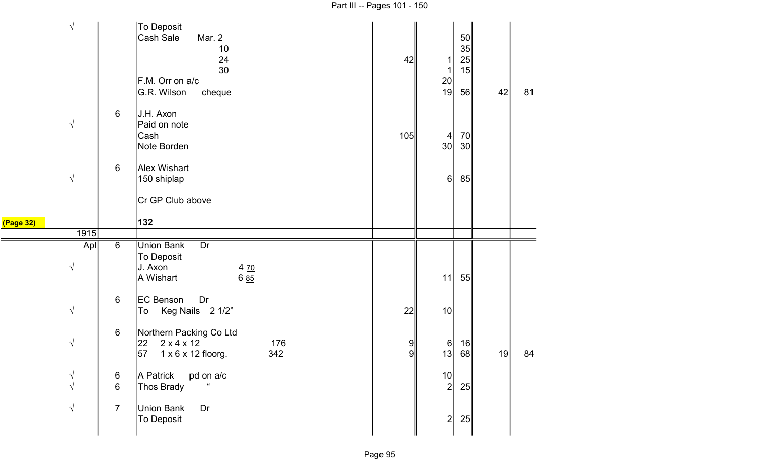| | | | | | | | |
|---|---|---|---|---|---|---|---|
| √ | | To Deposit | | | | | |
| | | Cash Sale Mar. 2 | | | 50 | | |
| | | 10 | | | 35 | | |
| | | 24 | 42 | 1 | 25 | | |
| | | 30 | | 1 | 15 | | |
| | | F.M. Orr on a/c | | 20 | | | |
| | | G.R. Wilson cheque | | 19 | 56 | 42 | 81 |
| | 6 | J.H. Axon | | | | | |
| √ | | Paid on note | | | | | |
| | | Cash | 105 | 4 | 70 | | |
| | | Note Borden | | 30 | 30 | | |
| | 6 | Alex Wishart | | | | | |
| √ | | 150 shiplap | | 6 | 85 | | |
| | | Cr GP Club above | | | | | |
| (Page 32) | | **132** | | | | | |
| 1915 | | | | | | | |
| Apl | 6 | Union Bank Dr | | | | | |
| | | To Deposit | | | | | |
| √ | | J. Axon 4 70 | | | | | |
| | | A Wishart 6 85 | | 11 | 55 | | |
| | 6 | EC Benson Dr | | | | | |
| √ | | To Keg Nails 2 1/2" | 22 | 10 | | | |
| | 6 | Northern Packing Co Ltd | | | | | |
| √ | | 22 2 x 4 x 12 176 | 9 | 6 | 16 | | |
| | | 57 1 x 6 x 12 floorg. 342 | 9 | 13 | 68 | 19 | 84 |
| √ | 6 | A Patrick pd on a/c | | 10 | | | |
| √ | 6 | Thos Brady " | | 2 | 25 | | |
| √ | 7 | Union Bank Dr | | | | | |
| | | To Deposit | | 2 | 25 | | |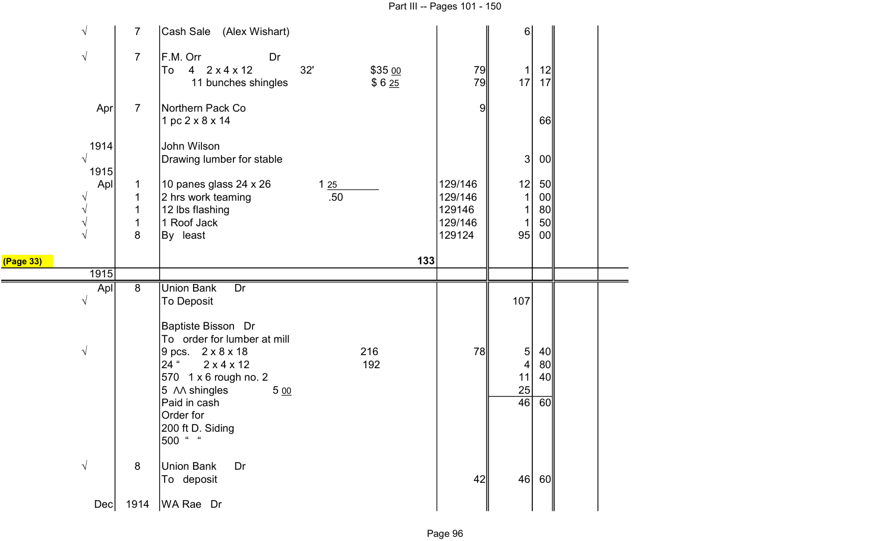| | | | | | | | | |
|---|---|---|---|---|---|---|---|---|
| √ | 7 | Cash Sale (Alex Wishart) | | | | 6 | | |
| √ | 7 | F.M. Orr Dr | | | | | | |
| | | To 4 2 x 4 x 12 | 32' | $35 00 | 79 | 1 | 12 | |
| | | 11 bunches shingles | | $ 6 25 | 79 | 17 | 17 | |
| Apr | 7 | Northern Pack Co | | | 9 | | | |
| | | 1 pc 2 x 8 x 14 | | | | | 66 | |
| 1914 | | John Wilson | | | | | | |
| √ | | Drawing lumber for stable | | | | 3 | 00 | |
| 1915 | | | | | | | | |
| Apl | 1 | 10 panes glass 24 x 26 | 1 25 | | 129/146 | 12 | 50 | |
| √ | 1 | 2 hrs work teaming | .50 | | 129/146 | 1 | 00 | |
| √ | 1 | 12 lbs flashing | | | 129146 | 1 | 80 | |
| √ | 1 | 1 Roof Jack | | | 129/146 | 1 | 50 | |
| √ | 8 | By least | | | 129124 | 95 | 00 | |
| (Page 33) | | | | 133 | | | | |
| 1915 | | | | | | | | |
| Apl | 8 | Union Bank Dr | | | | | | |
| √ | | To Deposit | | | | 107 | | |
| | | Baptiste Bisson Dr | | | | | | |
| | | To order for lumber at mill | | | | | | |
| √ | | 9 pcs. 2 x 8 x 18 | | 216 | 78 | 5 | 40 | |
| | | 24 " 2 x 4 x 12 | | 192 | | 4 | 80 | |
| | | 570 1 x 6 rough no. 2 | | | | 11 | 40 | |
| | | 5 ʌʌ shingles | 5 00 | | | 25 | | |
| | | Paid in cash | | | | 46 | 60 | |
| | | Order for | | | | | | |
| | | 200 ft D. Siding | | | | | | |
| | | 500 " " | | | | | | |
| √ | 8 | Union Bank Dr | | | | | | |
| | | To deposit | | | 42 | 46 | 60 | |
| Dec | 1914 | WA Rae Dr | | | | | | |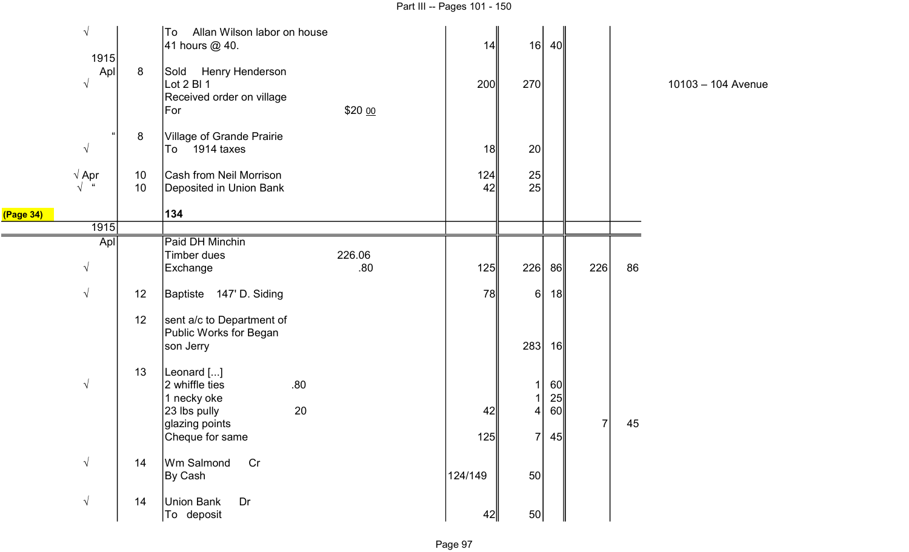| | | | | | | | | |
|---|---|---|---|---|---|---|---|---|
| √ | | To Allan Wilson labor on house<br>41 hours @ 40. | | 14 | 16 | 40 | | |
| 1915<br>Apl<br>√ | 8 | Sold Henry Henderson<br>Lot 2 Bl 1<br>Received order on village<br>For | $20 00 | 200 | 270 | | | |
| "<br>√ | 8 | Village of Grande Prairie<br>To 1914 taxes | | 18 | 20 | | | |
| √ Apr | 10 | Cash from Neil Morrison | | 124 | 25 | | | |
| √ " | 10 | Deposited in Union Bank | | 42 | 25 | | | |
| (Page 34) | | **134** | | | | | | |

10103 – 104 Avenue

| | | | | | | | | |
|---|---|---|---|---|---|---|---|---|
| 1915 | | | | | | | | |
| Apl<br>√ | | Paid DH Minchin<br>Timber dues<br>Exchange | 226.06<br>.80 | 125 | 226 | 86 | 226 | 86 |
| √ | 12 | Baptiste 147' D. Siding | | 78 | 6 | 18 | | |
| | 12 | sent a/c to Department of<br>Public Works for Began<br>son Jerry | | | 283 | 16 | | |
| | 13 | Leonard [...] | | | | | | |
| √ | | 2 whiffle ties | .80 | | 1 | 60 | | |
| | | 1 necky oke | | | 1 | 25 | | |
| | | 23 lbs pully | 20 | 42 | 4 | 60 | | |
| | | glazing points | | | | | 7 | 45 |
| | | Cheque for same | | 125 | 7 | 45 | | |
| √ | 14 | Wm Salmond Cr<br>By Cash | | 124/149 | 50 | | | |
| √ | 14 | Union Bank Dr<br>To deposit | | 42 | 50 | | | |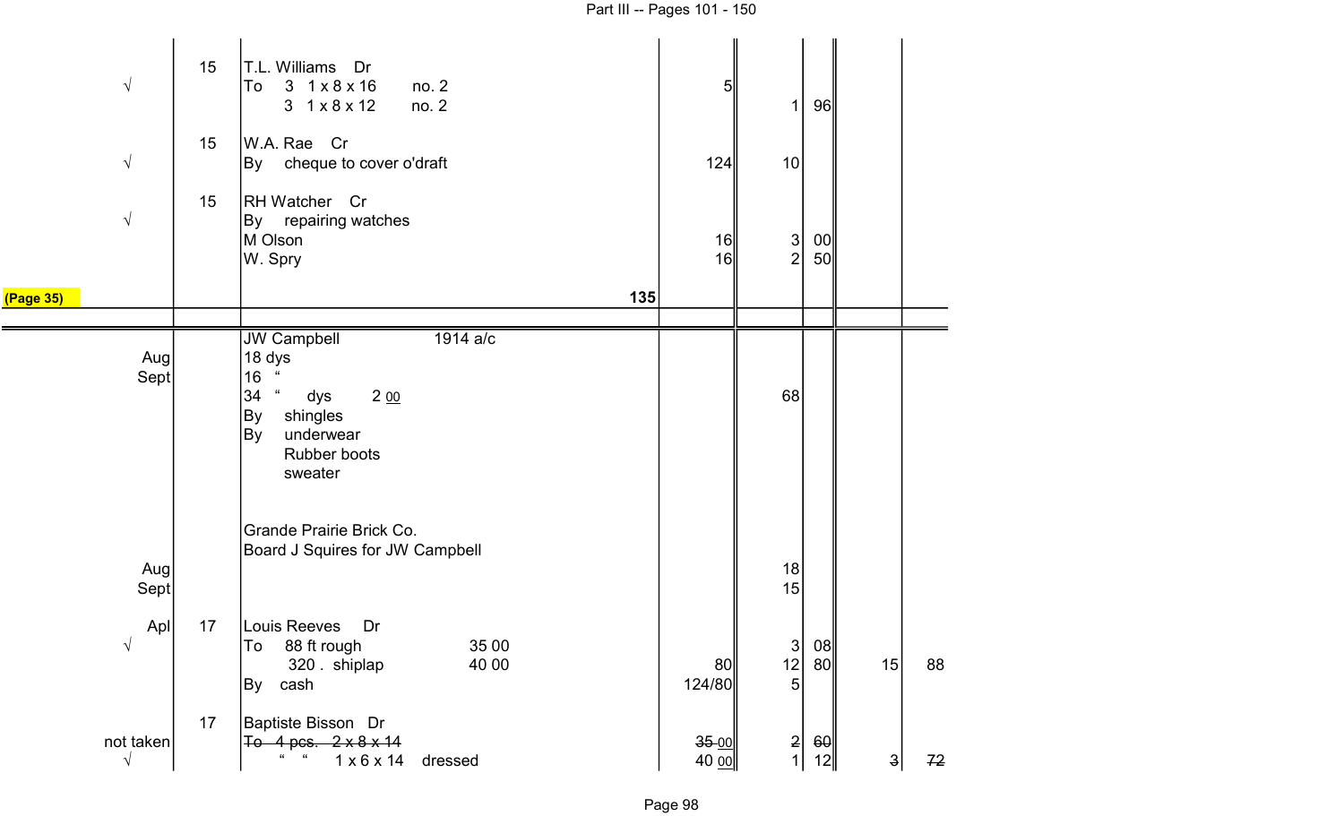| | | | | | | | |
|---|---|---|---|---|---|---|---|
| | 15 | T.L. Williams Dr | | | | | |
| √ | | To 3 1 x 8 x 16 no. 2 | 5 | | | | |
| | | 3 1 x 8 x 12 no. 2 | | 1 | 96 | | |
| | 15 | W.A. Rae Cr | | | | | |
| √ | | By cheque to cover o'draft | 124 | 10 | | | |
| | 15 | RH Watcher Cr | | | | | |
| √ | | By repairing watches | | | | | |
| | | M Olson | 16 | 3 | 00 | | |
| | | W. Spry | 16 | 2 | 50 | | |
| (Page 35) | | 135 | | | | | |

| | | | | | | | |
|---|---|---|---|---|---|---|---|
| | | JW Campbell 1914 a/c | | | | | |
| Aug | | 18 dys | | | | | |
| Sept | | 16 " | | | | | |
| | | 34 " dys 2 00 | | 68 | | | |
| | | By shingles | | | | | |
| | | By underwear | | | | | |
| | | Rubber boots | | | | | |
| | | sweater | | | | | |
| | | Grande Prairie Brick Co. | | | | | |
| | | Board J Squires for JW Campbell | | | | | |
| Aug | | | | 18 | | | |
| Sept | | | | 15 | | | |
| Apl | 17 | Louis Reeves Dr | | | | | |
| √ | | To 88 ft rough 35 00 | | 3 | 08 | | |
| | | 320 . shiplap 40 00 | 80 | 12 | 80 | 15 | 88 |
| | | By cash | 124/80 | 5 | | | |
| | 17 | Baptiste Bisson Dr | | | | | |
| not taken | | ~~To 4 pcs. 2 x 8 x 14~~ | ~~35~~ 00 | ~~2~~ | ~~60~~ | | |
| √ | | " " 1 x 6 x 14 dressed | 40 00 | 1 | 12 | ~~3~~ | ~~72~~ |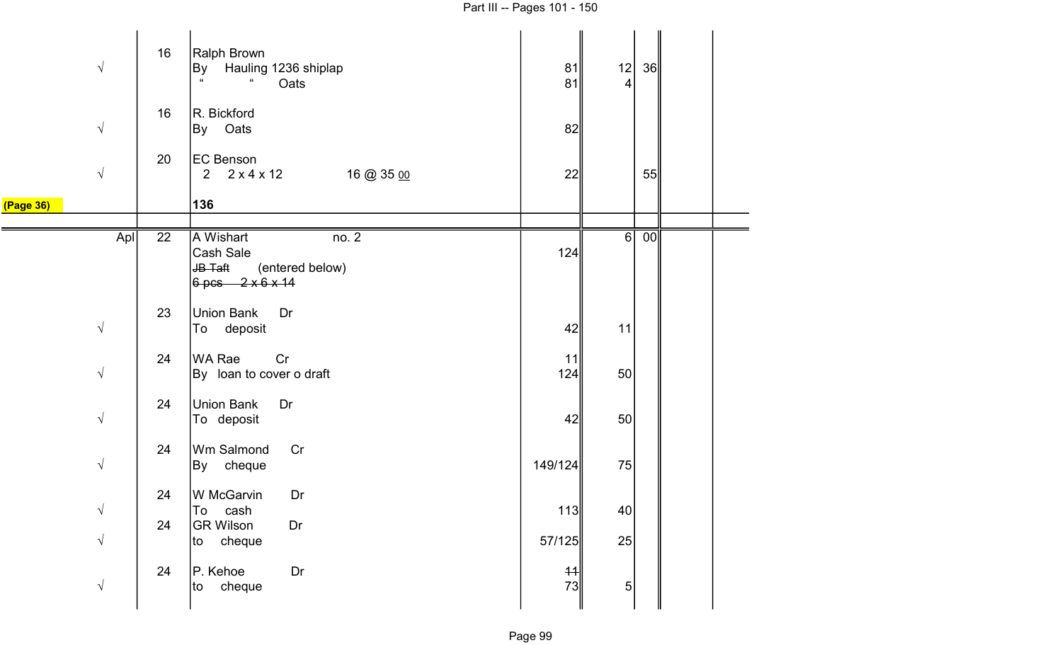| | | | | | | | |
|---|---|---|---|---|---|---|---|
| | 16 | Ralph Brown | | | | | |
| √ | | By Hauling 1236 shiplap | 81 | 12 | 36 | | |
| | | " " Oats | 81 | 4 | | | |
| | 16 | R. Bickford | | | | | |
| √ | | By Oats | 82 | | | | |
| | 20 | EC Benson | | | | | |
| √ | | 2 2 x 4 x 12 16 @ 35 00 | 22 | | 55 | | |
| (Page 36) | | **136** | | | | | |
| Apl | 22 | A Wishart no. 2 | | 6 | 00 | | |
| | | Cash Sale | 124 | | | | |
| | | ~~JB Taft~~ (entered below) | | | | | |
| | | ~~6 pcs 2 x 6 x 14~~ | | | | | |
| | 23 | Union Bank Dr | | | | | |
| √ | | To deposit | 42 | 11 | | | |
| | 24 | WA Rae Cr | 11 | | | | |
| √ | | By loan to cover o draft | 124 | 50 | | | |
| | 24 | Union Bank Dr | | | | | |
| √ | | To deposit | 42 | 50 | | | |
| | 24 | Wm Salmond Cr | | | | | |
| √ | | By cheque | 149/124 | 75 | | | |
| | 24 | W McGarvin Dr | | | | | |
| √ | | To cash | 113 | 40 | | | |
| | 24 | GR Wilson Dr | | | | | |
| √ | | to cheque | 57/125 | 25 | | | |
| | 24 | P. Kehoe Dr | ~~11~~ | | | | |
| √ | | to cheque | 73 | 5 | | | |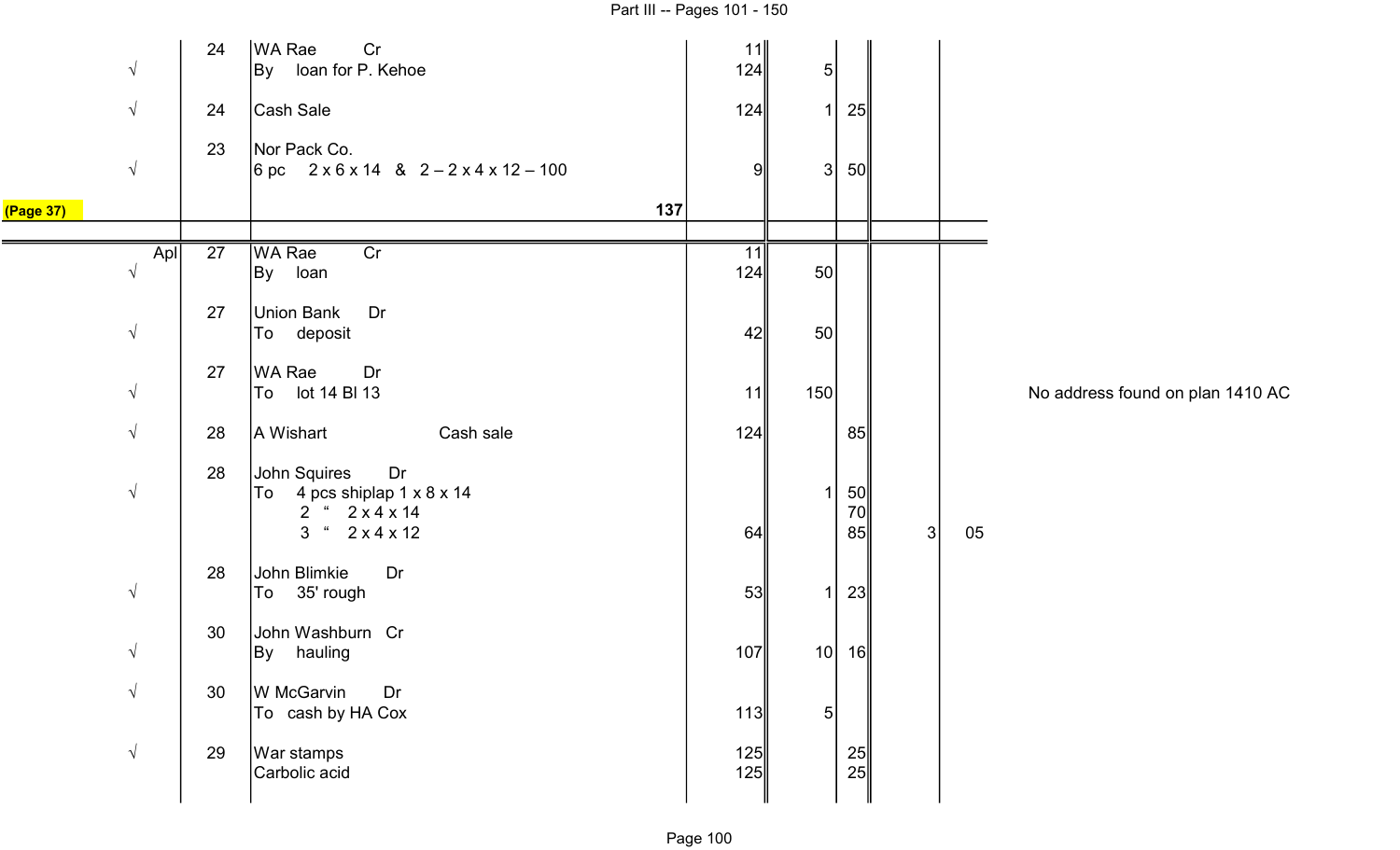| | | | | | | | |
|---|---|---|---|---|---|---|---|
| | 24 | WA Rae Cr | 11 | | | | |
| √ | | By loan for P. Kehoe | 124 | 5 | | | |
| √ | 24 | Cash Sale | 124 | 1 | 25 | | |
| | 23 | Nor Pack Co. | | | | | |
| √ | | 6 pc 2 x 6 x 14 & 2 – 2 x 4 x 12 – 100 | 9 | 3 | 50 | | |
| (Page 37) | | 137 | | | | | |
| Apl | 27 | WA Rae Cr | 11 | | | | |
| √ | | By loan | 124 | 50 | | | |
| | 27 | Union Bank Dr | | | | | |
| √ | | To deposit | 42 | 50 | | | |
| | 27 | WA Rae Dr | | | | | |
| √ | | To lot 14 Bl 13 | 11 | 150 | | | |
| √ | 28 | A Wishart Cash sale | 124 | | 85 | | |
| | 28 | John Squires Dr | | | | | |
| √ | | To 4 pcs shiplap 1 x 8 x 14 | | 1 | 50 | | |
| | | 2 " 2 x 4 x 14 | | | 70 | | |
| | | 3 " 2 x 4 x 12 | 64 | | 85 | 3 | 05 |
| | 28 | John Blimkie Dr | | | | | |
| √ | | To 35' rough | 53 | 1 | 23 | | |
| | 30 | John Washburn Cr | | | | | |
| √ | | By hauling | 107 | 10 | 16 | | |
| √ | 30 | W McGarvin Dr | | | | | |
| | | To cash by HA Cox | 113 | 5 | | | |
| √ | 29 | War stamps | 125 | | 25 | | |
| | | Carbolic acid | 125 | | 25 | | |

No address found on plan 1410 AC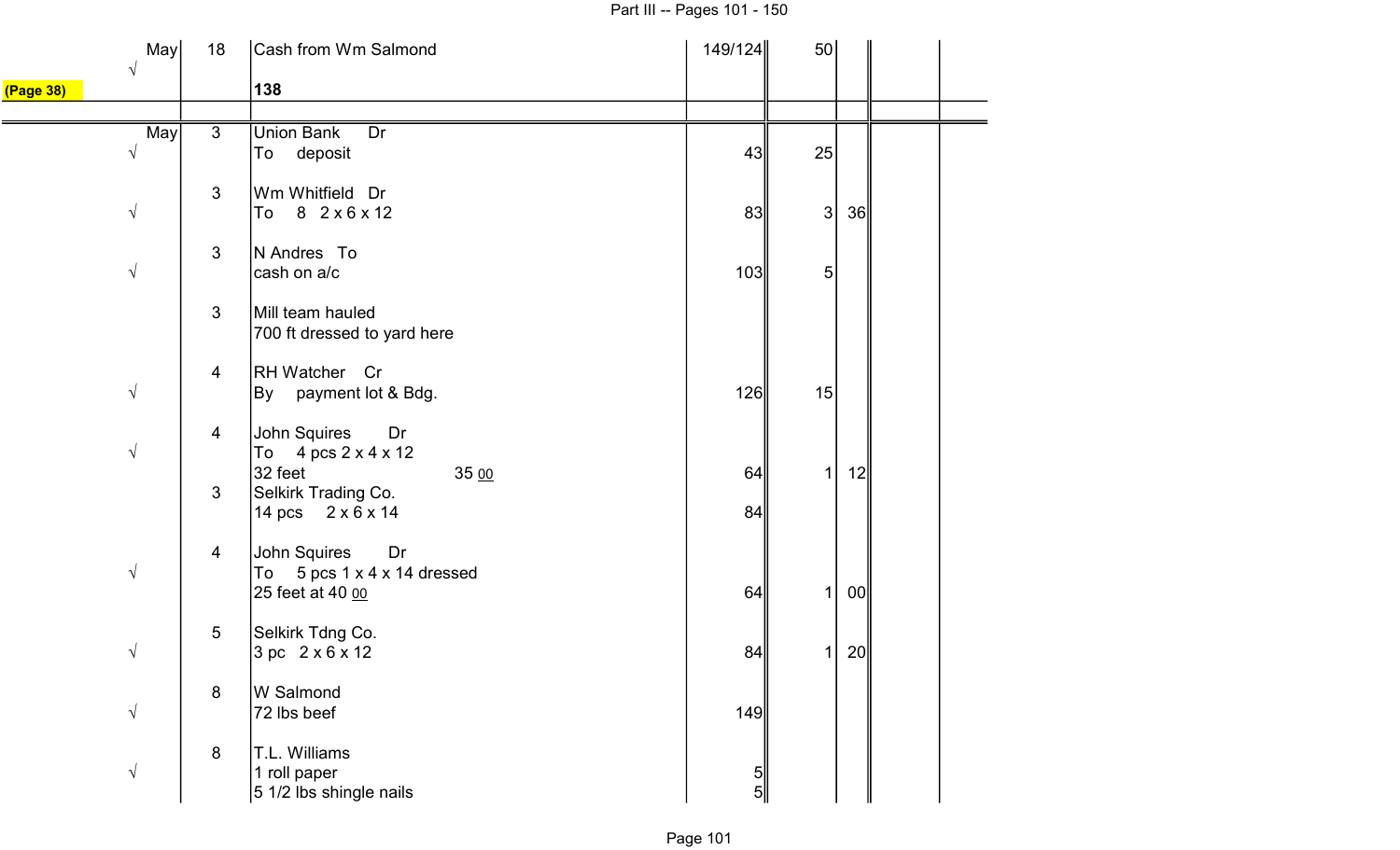| | | | | | | | |
|---|---|---|---|---|---|---|---|
| May | 18 | Cash from Wm Salmond | 149/124 | 50 | | | |
| √ | | | | | | | |
| (Page 38) | | **138** | | | | | |
| | | | | | | | |
| May | 3 | Union Bank Dr | | | | | |
| √ | | To deposit | 43 | 25 | | | |
| | 3 | Wm Whitfield Dr | | | | | |
| √ | | To 8 2 x 6 x 12 | 83 | 3 | 36 | | |
| | 3 | N Andres To | | | | | |
| √ | | cash on a/c | 103 | 5 | | | |
| | 3 | Mill team hauled | | | | | |
| | | 700 ft dressed to yard here | | | | | |
| | 4 | RH Watcher Cr | | | | | |
| √ | | By payment lot & Bdg. | 126 | 15 | | | |
| | 4 | John Squires Dr | | | | | |
| √ | | To 4 pcs 2 x 4 x 12 | | | | | |
| | | 32 feet 35 00 | 64 | 1 | 12 | | |
| | 3 | Selkirk Trading Co. | | | | | |
| | | 14 pcs 2 x 6 x 14 | 84 | | | | |
| | 4 | John Squires Dr | | | | | |
| √ | | To 5 pcs 1 x 4 x 14 dressed | | | | | |
| | | 25 feet at 40 00 | 64 | 1 | 00 | | |
| | 5 | Selkirk Tdng Co. | | | | | |
| √ | | 3 pc 2 x 6 x 12 | 84 | 1 | 20 | | |
| | 8 | W Salmond | | | | | |
| √ | | 72 lbs beef | 149 | | | | |
| | 8 | T.L. Williams | | | | | |
| √ | | 1 roll paper | 5 | | | | |
| | | 5 1/2 lbs shingle nails | 5 | | | | |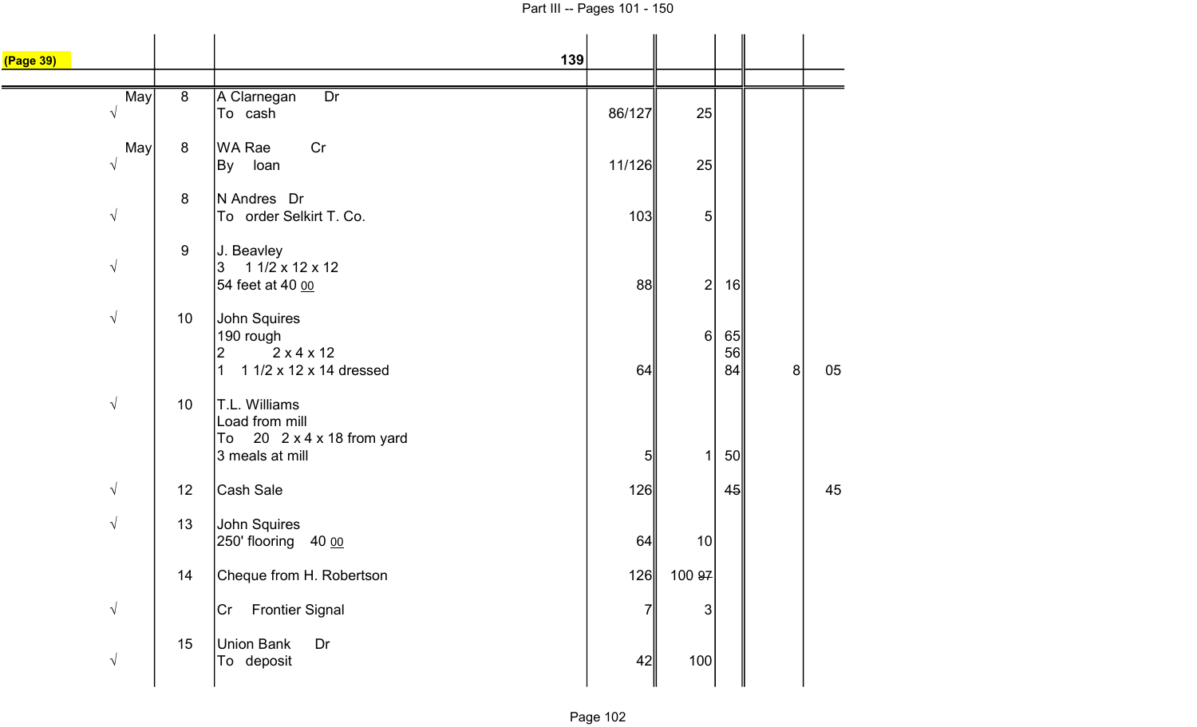(Page 39)

| | | 139 | | | | | |
|---|---|---|---|---|---|---|---|
| May √ | 8 | A Clarnegan Dr<br>To cash | 86/127 | 25 | | | |
| May √ | 8 | WA Rae Cr<br>By loan | 11/126 | 25 | | | |
| √ | 8 | N Andres Dr<br>To order Selkirt T. Co. | 103 | 5 | | | |
| √ | 9 | J. Beavley<br>3 1 1/2 x 12 x 12<br>54 feet at 40 00 | 88 | 2 | 16 | | |
| √ | 10 | John Squires<br>190 rough<br>2 2 x 4 x 12<br>1 1 1/2 x 12 x 14 dressed | 64 | 6 | 65<br>56<br>84 | 8 | 05 |
| √ | 10 | T.L. Williams<br>Load from mill<br>To 20 2 x 4 x 18 from yard<br>3 meals at mill | 5 | 1 | 50 | | |
| √ | 12 | Cash Sale | 126 | | ~~45~~ | | 45 |
| √ | 13 | John Squires<br>250' flooring 40 00 | 64 | 10 | | | |
| | 14 | Cheque from H. Robertson | 126 | 100 ~~97~~ | | | |
| √ | | Cr Frontier Signal | 7 | 3 | | | |
| √ | 15 | Union Bank Dr<br>To deposit | 42 | 100 | | | |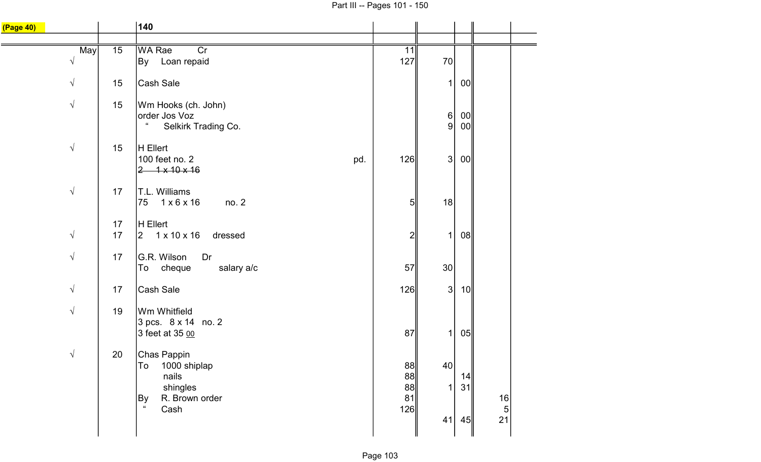| (Page 40) | | 140 | | | | |
|---|---|---|---|---|---|---|
| May | 15 | WA Rae Cr | 11 | | | |
| √ | | By Loan repaid | 127 | 70 | | |
| √ | 15 | Cash Sale | | 1 | 00 | |
| √ | 15 | Wm Hooks (ch. John) | | | | |
| | | order Jos Voz | | 6 | 00 | |
| | | " Selkirk Trading Co. | | 9 | 00 | |
| √ | 15 | H Ellert | | | | |
| | | 100 feet no. 2 pd. | 126 | 3 | 00 | |
| | | ~~2 1 x 10 x 16~~ | | | | |
| √ | 17 | T.L. Williams | | | | |
| | | 75 1 x 6 x 16 no. 2 | 5 | 18 | | |
| | 17 | H Ellert | | | | |
| √ | 17 | 2 1 x 10 x 16 dressed | 2 | 1 | 08 | |
| √ | 17 | G.R. Wilson Dr | | | | |
| | | To cheque salary a/c | 57 | 30 | | |
| √ | 17 | Cash Sale | 126 | 3 | 10 | |
| √ | 19 | Wm Whitfield | | | | |
| | | 3 pcs. 8 x 14 no. 2 | | | | |
| | | 3 feet at 35 00 | 87 | 1 | 05 | |
| √ | 20 | Chas Pappin | | | | |
| | | To 1000 shiplap | 88 | 40 | | |
| | | nails | 88 | | 14 | |
| | | shingles | 88 | 1 | 31 | |
| | | By R. Brown order | 81 | | | 16 |
| | | " Cash | 126 | | | 5 |
| | | | | 41 | 45 | 21 |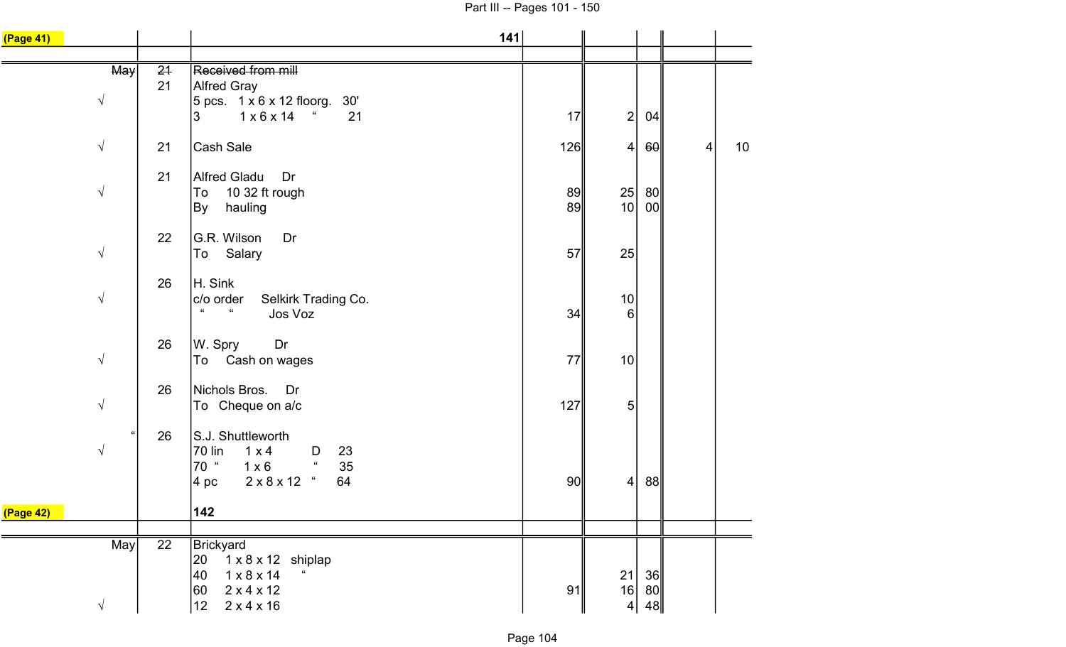| (Page 41) | | 141 | | | | | |
|---|---|---|---|---|---|---|---|
| | | | | | | | |
| ~~May~~ | ~~21~~ | ~~Received from mill~~ | | | | | |
| | 21 | Alfred Gray | | | | | |
| √ | | 5 pcs. 1 x 6 x 12 floorg. 30' | | | | | |
| | | 3 1 x 6 x 14 " 21 | 17 | 2 | 04 | | |
| √ | 21 | Cash Sale | 126 | 4 | ~~60~~ | 4 | 10 |
| | 21 | Alfred Gladu Dr | | | | | |
| √ | | To 10 32 ft rough | 89 | 25 | 80 | | |
| | | By hauling | 89 | 10 | 00 | | |
| | 22 | G.R. Wilson Dr | | | | | |
| √ | | To Salary | 57 | 25 | | | |
| | 26 | H. Sink | | | | | |
| √ | | c/o order Selkirk Trading Co. | | 10 | | | |
| | | " " Jos Voz | 34 | 6 | | | |
| | 26 | W. Spry Dr | | | | | |
| √ | | To Cash on wages | 77 | 10 | | | |
| | 26 | Nichols Bros. Dr | | | | | |
| √ | | To Cheque on a/c | 127 | 5 | | | |
| " | 26 | S.J. Shuttleworth | | | | | |
| √ | | 70 lin 1 x 4 D 23 | | | | | |
| | | 70 " 1 x 6 " 35 | | | | | |
| | | 4 pc 2 x 8 x 12 " 64 | 90 | 4 | 88 | | |

| (Page 42) | | 142 | | | | | |
|---|---|---|---|---|---|---|---|
| | | | | | | | |
| May | 22 | Brickyard | | | | | |
| | | 20 1 x 8 x 12 shiplap | | | | | |
| | | 40 1 x 8 x 14 " | | 21 | 36 | | |
| | | 60 2 x 4 x 12 | 91 | 16 | 80 | | |
| √ | | 12 2 x 4 x 16 | | 4 | 48 | | |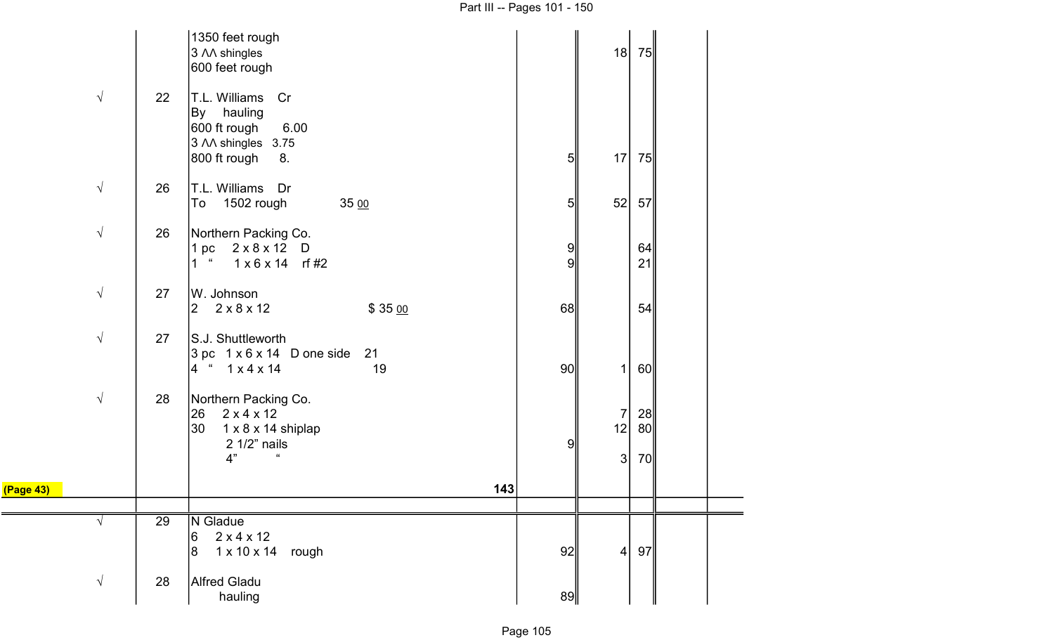| | | | | | | |
|---|---|---|---|---|---|---|
| | | 1350 feet rough<br>3 ΛΛ shingles<br>600 feet rough | | 18 | 75 | |
| √ | 22 | T.L. Williams Cr<br>By hauling<br>600 ft rough 6.00<br>3 ΛΛ shingles 3.75<br>800 ft rough 8. | 5 | 17 | 75 | |
| √ | 26 | T.L. Williams Dr<br>To 1502 rough 35 00 | 5 | 52 | 57 | |
| √ | 26 | Northern Packing Co.<br>1 pc 2 x 8 x 12 D<br>1 " 1 x 6 x 14 rf #2 | 9<br>9 | | 64<br>21 | |
| √ | 27 | W. Johnson<br>2 2 x 8 x 12 $ 35 00 | 68 | | 54 | |
| √ | 27 | S.J. Shuttleworth<br>3 pc 1 x 6 x 14 D one side 21<br>4 " 1 x 4 x 14 19 | 90 | 1 | 60 | |
| √ | 28 | Northern Packing Co.<br>26 2 x 4 x 12<br>30 1 x 8 x 14 shiplap<br>2 1/2" nails<br>4" " | 9 | 7<br>12<br><br>3 | 28<br>80<br><br>70 | |
| (Page 43) | | 143 | | | | |
| √ | 29 | N Gladue<br>6 2 x 4 x 12<br>8 1 x 10 x 14 rough | 92 | 4 | 97 | |
| √ | 28 | Alfred Gladu<br>hauling | 89 | | | |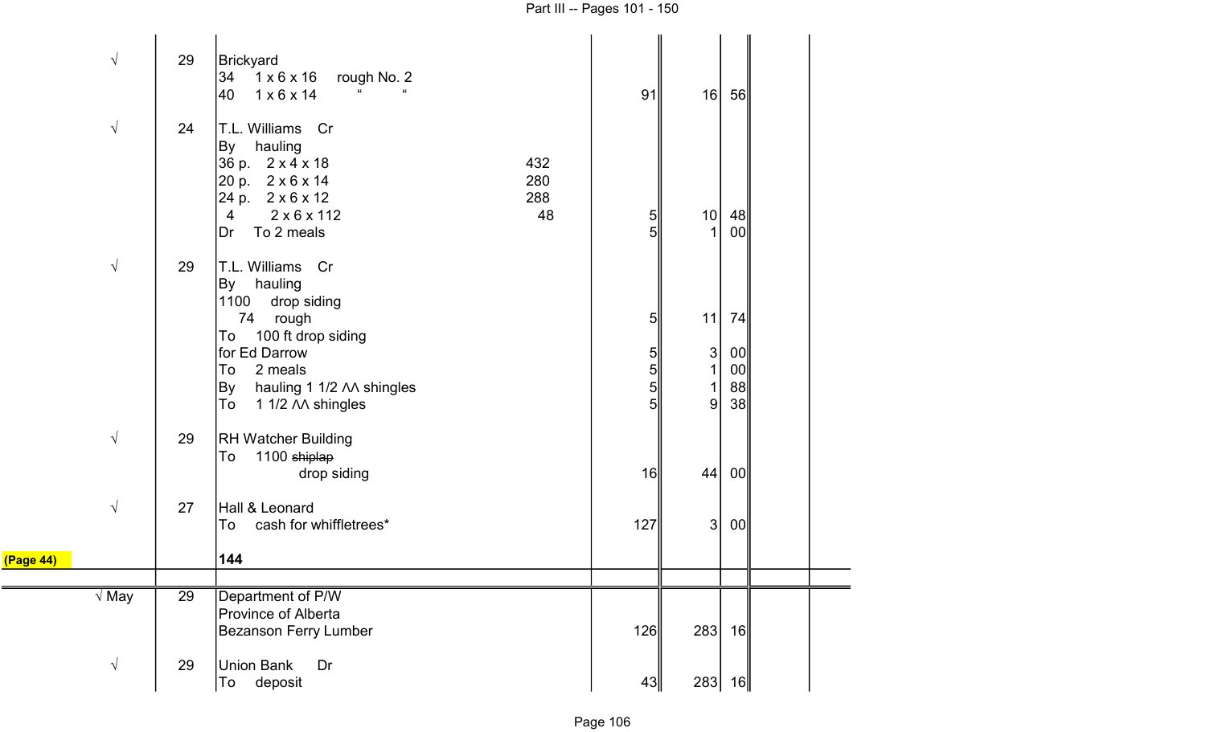| | | | | | | | | |
|---|---|---|---|---|---|---|---|---|
| √ | 29 | Brickyard | | | | | | |
| | | 34 1 x 6 x 16 rough No. 2 | | | | | | |
| | | 40 1 x 6 x 14 " " | | 91 | 16 | 56 | | |
| √ | 24 | T.L. Williams Cr | | | | | | |
| | | By hauling | | | | | | |
| | | 36 p. 2 x 4 x 18 | 432 | | | | | |
| | | 20 p. 2 x 6 x 14 | 280 | | | | | |
| | | 24 p. 2 x 6 x 12 | 288 | | | | | |
| | | 4 2 x 6 x 112 | 48 | 5 | 10 | 48 | | |
| | | Dr To 2 meals | | 5 | 1 | 00 | | |
| √ | 29 | T.L. Williams Cr | | | | | | |
| | | By hauling | | | | | | |
| | | 1100 drop siding | | | | | | |
| | | 74 rough | | 5 | 11 | 74 | | |
| | | To 100 ft drop siding | | | | | | |
| | | for Ed Darrow | | 5 | 3 | 00 | | |
| | | To 2 meals | | 5 | 1 | 00 | | |
| | | By hauling 1 1/2 ΛΛ shingles | | 5 | 1 | 88 | | |
| | | To 1 1/2 ΛΛ shingles | | 5 | 9 | 38 | | |
| √ | 29 | RH Watcher Building | | | | | | |
| | | To 1100 ~~shiplap~~ | | | | | | |
| | | drop siding | | 16 | 44 | 00 | | |
| √ | 27 | Hall & Leonard | | | | | | |
| | | To cash for whiffletrees* | | 127 | 3 | 00 | | |
| (Page 44) | | **144** | | | | | | |
| √ May | 29 | Department of P/W | | | | | | |
| | | Province of Alberta | | | | | | |
| | | Bezanson Ferry Lumber | | 126 | 283 | 16 | | |
| √ | 29 | Union Bank Dr | | | | | | |
| | | To deposit | | 43 | 283 | 16 | | |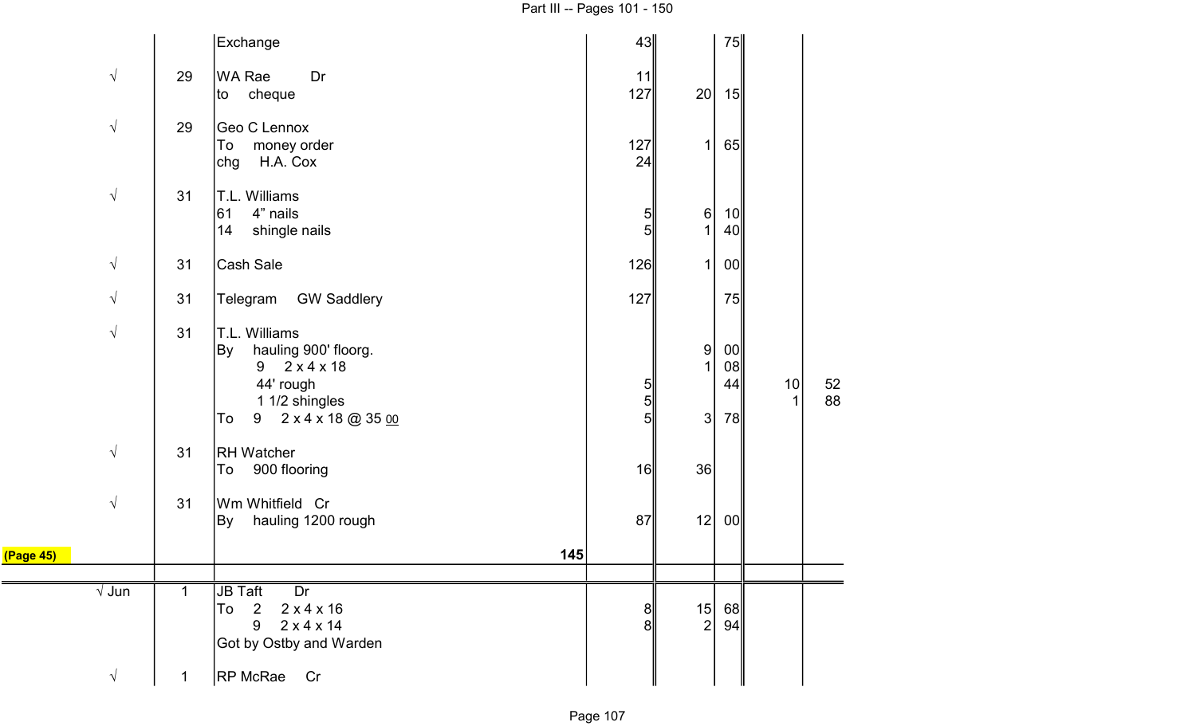| | | | | | | | |
|---|---|---|---|---|---|---|---|
| | | Exchange | 43 | | 75 | | |
| √ | 29 | WA Rae Dr | 11 | | | | |
| | | to cheque | 127 | 20 | 15 | | |
| √ | 29 | Geo C Lennox | | | | | |
| | | To money order | 127 | 1 | 65 | | |
| | | chg H.A. Cox | 24 | | | | |
| √ | 31 | T.L. Williams | | | | | |
| | | 61 4" nails | 5 | 6 | 10 | | |
| | | 14 shingle nails | 5 | 1 | 40 | | |
| √ | 31 | Cash Sale | 126 | 1 | 00 | | |
| √ | 31 | Telegram GW Saddlery | 127 | | 75 | | |
| √ | 31 | T.L. Williams | | | | | |
| | | By hauling 900' floorg. | | 9 | 00 | | |
| | | 9 2 x 4 x 18 | | 1 | 08 | | |
| | | 44' rough | 5 | | 44 | 10 | 52 |
| | | 1 1/2 shingles | 5 | | | 1 | 88 |
| | | To 9 2 x 4 x 18 @ 35 00 | 5 | 3 | 78 | | |
| √ | 31 | RH Watcher | | | | | |
| | | To 900 flooring | 16 | 36 | | | |
| √ | 31 | Wm Whitfield Cr | | | | | |
| | | By hauling 1200 rough | 87 | 12 | 00 | | |
| (Page 45) | | 145 | | | | | |
| √ Jun | 1 | JB Taft Dr | | | | | |
| | | To 2 2 x 4 x 16 | 8 | 15 | 68 | | |
| | | 9 2 x 4 x 14 | 8 | 2 | 94 | | |
| | | Got by Ostby and Warden | | | | | |
| √ | 1 | RP McRae Cr | | | | | |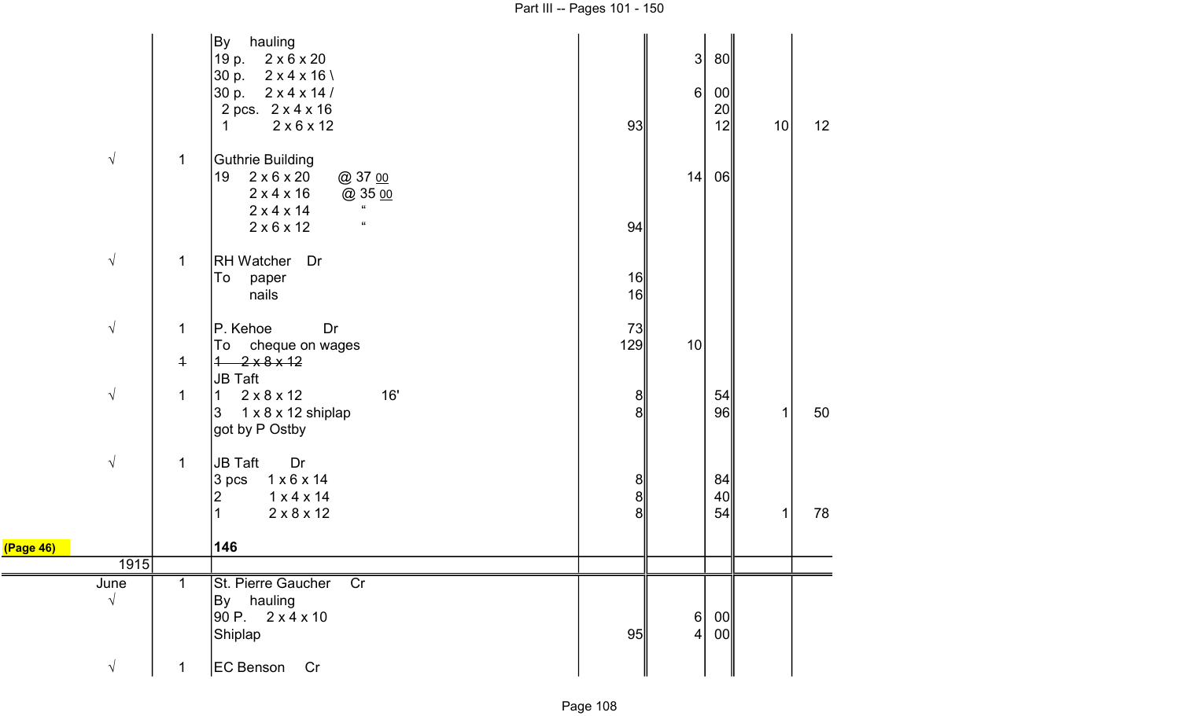| | | | | | | | |
|---|---|---|---|---|---|---|---|
| | | By hauling | | | | | |
| | | 19 p. 2 x 6 x 20 | | 3 | 80 | | |
| | | 30 p. 2 x 4 x 16 \ | | | | | |
| | | 30 p. 2 x 4 x 14 / | | 6 | 00 | | |
| | | 2 pcs. 2 x 4 x 16 | | | 20 | | |
| | | 1 2 x 6 x 12 | 93 | | 12 | 10 | 12 |
| √ | 1 | Guthrie Building | | | | | |
| | | 19 2 x 6 x 20 @ 37 00 | | 14 | 06 | | |
| | | 2 x 4 x 16 @ 35 00 | | | | | |
| | | 2 x 4 x 14 " | | | | | |
| | | 2 x 6 x 12 " | 94 | | | | |
| √ | 1 | RH Watcher Dr | | | | | |
| | | To paper | 16 | | | | |
| | | nails | 16 | | | | |
| √ | 1 | P. Kehoe Dr | 73 | | | | |
| | | To cheque on wages | 129 | 10 | | | |
| | ~~1~~ | ~~1 2 x 8 x 12~~ | | | | | |
| | | JB Taft | | | | | |
| √ | 1 | 1 2 x 8 x 12 16' | 8 | | 54 | | |
| | | 3 1 x 8 x 12 shiplap | 8 | | 96 | 1 | 50 |
| | | got by P Ostby | | | | | |
| √ | 1 | JB Taft Dr | | | | | |
| | | 3 pcs 1 x 6 x 14 | 8 | | 84 | | |
| | | 2 1 x 4 x 14 | 8 | | 40 | | |
| | | 1 2 x 8 x 12 | 8 | | 54 | 1 | 78 |
| (Page 46) | | **146** | | | | | |
| 1915 | | | | | | | |
| June | 1 | St. Pierre Gaucher Cr | | | | | |
| √ | | By hauling | | | | | |
| | | 90 P. 2 x 4 x 10 | | 6 | 00 | | |
| | | Shiplap | 95 | 4 | 00 | | |
| √ | 1 | EC Benson Cr | | | | | |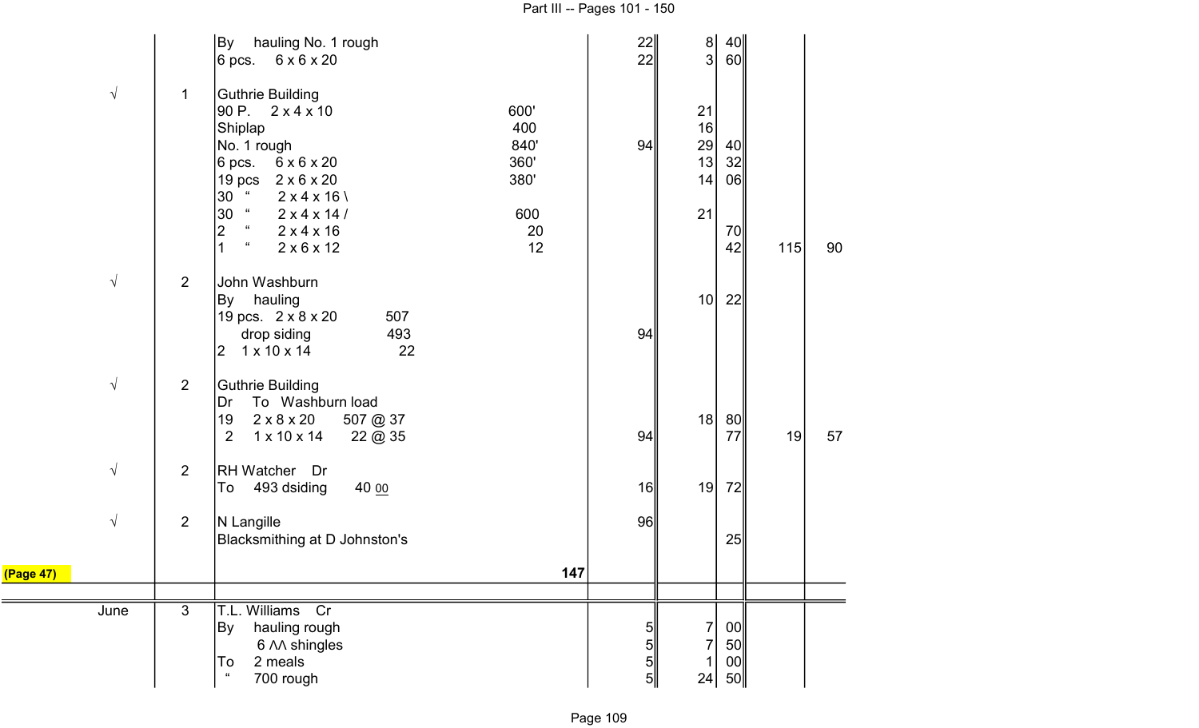| | | | | | | | | |
|---|---|---|---|---|---|---|---|---|
| | | By hauling No. 1 rough | | 22 | 8 | 40 | | |
| | | 6 pcs. 6 x 6 x 20 | | 22 | 3 | 60 | | |
| √ | 1 | Guthrie Building | | | | | | |
| | | 90 P. 2 x 4 x 10 | 600' | | 21 | | | |
| | | Shiplap | 400 | | 16 | | | |
| | | No. 1 rough | 840' | 94 | 29 | 40 | | |
| | | 6 pcs. 6 x 6 x 20 | 360' | | 13 | 32 | | |
| | | 19 pcs 2 x 6 x 20 | 380' | | 14 | 06 | | |
| | | 30 " 2 x 4 x 16 \ | | | | | | |
| | | 30 " 2 x 4 x 14 / | 600 | | 21 | | | |
| | | 2 " 2 x 4 x 16 | 20 | | | 70 | | |
| | | 1 " 2 x 6 x 12 | 12 | | | 42 | 115 | 90 |
| √ | 2 | John Washburn | | | | | | |
| | | By hauling | | | 10 | 22 | | |
| | | 19 pcs. 2 x 8 x 20 507 | | | | | | |
| | | drop siding 493 | | 94 | | | | |
| | | 2 1 x 10 x 14 22 | | | | | | |
| √ | 2 | Guthrie Building | | | | | | |
| | | Dr To Washburn load | | | | | | |
| | | 19 2 x 8 x 20 507 @ 37 | | | 18 | 80 | | |
| | | 2 1 x 10 x 14 22 @ 35 | | 94 | | 77 | 19 | 57 |
| √ | 2 | RH Watcher Dr | | | | | | |
| | | To 493 dsiding 40 00 | | 16 | 19 | 72 | | |
| √ | 2 | N Langille | | 96 | | | | |
| | | Blacksmithing at D Johnston's | | | | 25 | | |
| (Page 47) | | | 147 | | | | | |
| June | 3 | T.L. Williams Cr | | | | | | |
| | | By hauling rough | | 5 | 7 | 00 | | |
| | | 6 ^^ shingles | | 5 | 7 | 50 | | |
| | | To 2 meals | | 5 | 1 | 00 | | |
| | | " 700 rough | | 5 | 24 | 50 | | |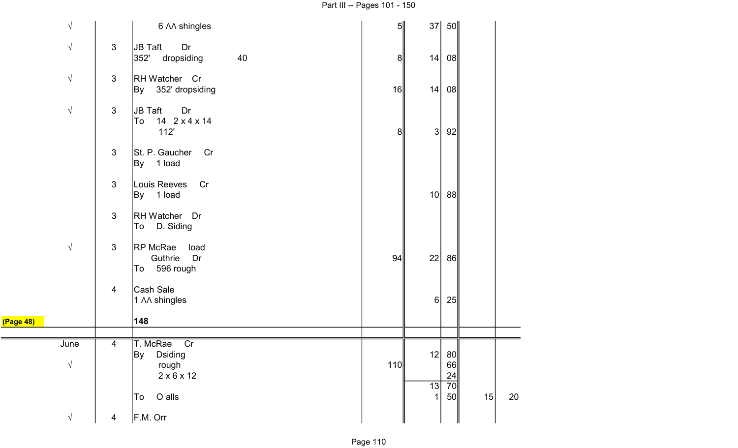| | | | | | | | |
|---|---|---|---|---|---|---|---|
| √ | | 6 ΛΛ shingles | 5 | 37 | 50 | | |
| √ | 3 | JB Taft Dr<br>352' dropsiding 40 | 8 | 14 | 08 | | |
| √ | 3 | RH Watcher Cr<br>By 352' dropsiding | 16 | 14 | 08 | | |
| √ | 3 | JB Taft Dr<br>To 14 2 x 4 x 14<br>112' | 8 | 3 | 92 | | |
| | 3 | St. P. Gaucher Cr<br>By 1 load | | | | | |
| | 3 | Louis Reeves Cr<br>By 1 load | | 10 | 88 | | |
| | 3 | RH Watcher Dr<br>To D. Siding | | | | | |
| √ | 3 | RP McRae load<br>Guthrie Dr<br>To 596 rough | 94 | 22 | 86 | | |
| | 4 | Cash Sale<br>1 ΛΛ shingles | | 6 | 25 | | |
| (Page 48) | | **148** | | | | | |
| June | 4 | T. McRae Cr<br>By Dsiding | | 12 | 80 | | |
| √ | | rough | 110 | | 66 | | |
| | | 2 x 6 x 12 | | | 24 | | |
| | | | | 13 | 70 | | |
| | | To O alls | | 1 | 50 | 15 | 20 |
| √ | 4 | F.M. Orr | | | | | |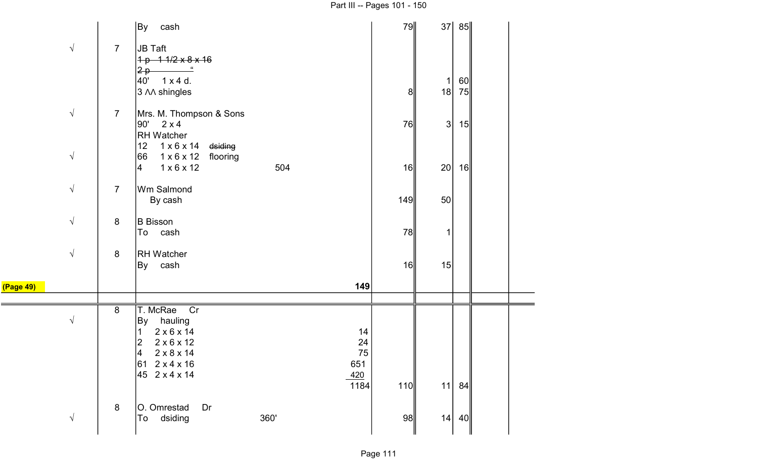| | | | | | | |
|---|---|---|---|---|---|---|
| | | By cash | | 79 | 37 | 85 |
| √ | 7 | JB Taft | | | | |
| | | ~~1 p 1 1/2 x 8 x 16~~ | | | | |
| | | ~~2 p "~~ | | | | |
| | | 40' 1 x 4 d. | | | 1 | 60 |
| | | 3 ΛΛ shingles | | 8 | 18 | 75 |
| √ | 7 | Mrs. M. Thompson & Sons | | | | |
| | | 90' 2 x 4 | | 76 | 3 | 15 |
| | | RH Watcher | | | | |
| | | 12 1 x 6 x 14 ~~dsiding~~ | | | | |
| √ | | 66 1 x 6 x 12 flooring | | | | |
| | | 4 1 x 6 x 12 504 | | 16 | 20 | 16 |
| √ | 7 | Wm Salmond | | | | |
| | | By cash | | 149 | 50 | |
| √ | 8 | B Bisson | | | | |
| | | To cash | | 78 | 1 | |
| √ | 8 | RH Watcher | | | | |
| | | By cash | | 16 | 15 | |
| (Page 49) | | | 149 | | | |
| | 8 | T. McRae Cr | | | | |
| √ | | By hauling | | | | |
| | | 1 2 x 6 x 14 | 14 | | | |
| | | 2 2 x 6 x 12 | 24 | | | |
| | | 4 2 x 8 x 14 | 75 | | | |
| | | 61 2 x 4 x 16 | 651 | | | |
| | | 45 2 x 4 x 14 | 420 | | | |
| | | | 1184 | 110 | 11 | 84 |
| | 8 | O. Omrestad Dr | | | | |
| √ | | To dsiding 360' | | 98 | 14 | 40 |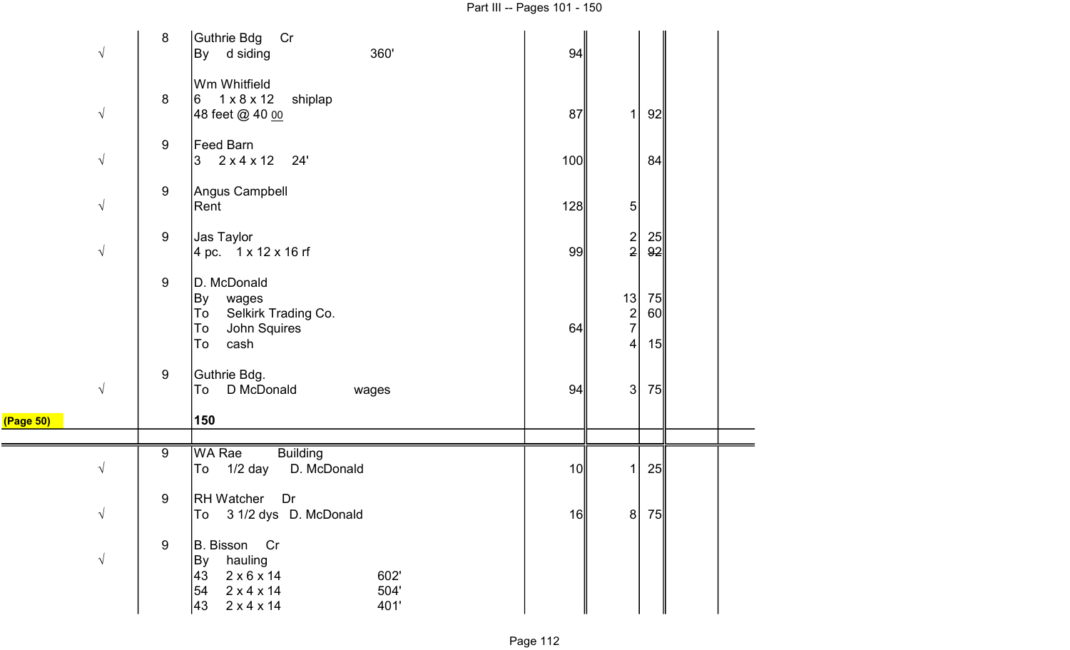| | | | | | | |
|---|---|---|---|---|---|---|
| | 8 | Guthrie Bdg Cr | | | | |
| √ | | By d siding 360' | 94 | | | |
| | | Wm Whitfield | | | | |
| | 8 | 6 1 x 8 x 12 shiplap | | | | |
| √ | | 48 feet @ 40 00 | 87 | 1 | 92 | |
| | 9 | Feed Barn | | | | |
| √ | | 3 2 x 4 x 12 24' | 100 | | 84 | |
| | 9 | Angus Campbell | | | | |
| √ | | Rent | 128 | 5 | | |
| | 9 | Jas Taylor | | 2 | 25 | |
| √ | | 4 pc. 1 x 12 x 16 rf | 99 | ~~2~~ | ~~92~~ | |
| | 9 | D. McDonald | | | | |
| | | By wages | | 13 | 75 | |
| | | To Selkirk Trading Co. | | 2 | 60 | |
| | | To John Squires | 64 | 7 | | |
| | | To cash | | 4 | 15 | |
| | 9 | Guthrie Bdg. | | | | |
| √ | | To D McDonald wages | 94 | 3 | 75 | |
| (Page 50) | | **150** | | | | |
| | | | | | | |
| | 9 | WA Rae Building | | | | |
| √ | | To 1/2 day D. McDonald | 10 | 1 | 25 | |
| | 9 | RH Watcher Dr | | | | |
| √ | | To 3 1/2 dys D. McDonald | 16 | 8 | 75 | |
| | 9 | B. Bisson Cr | | | | |
| √ | | By hauling | | | | |
| | | 43 2 x 6 x 14 602' | | | | |
| | | 54 2 x 4 x 14 504' | | | | |
| | | 43 2 x 4 x 14 401' | | | | |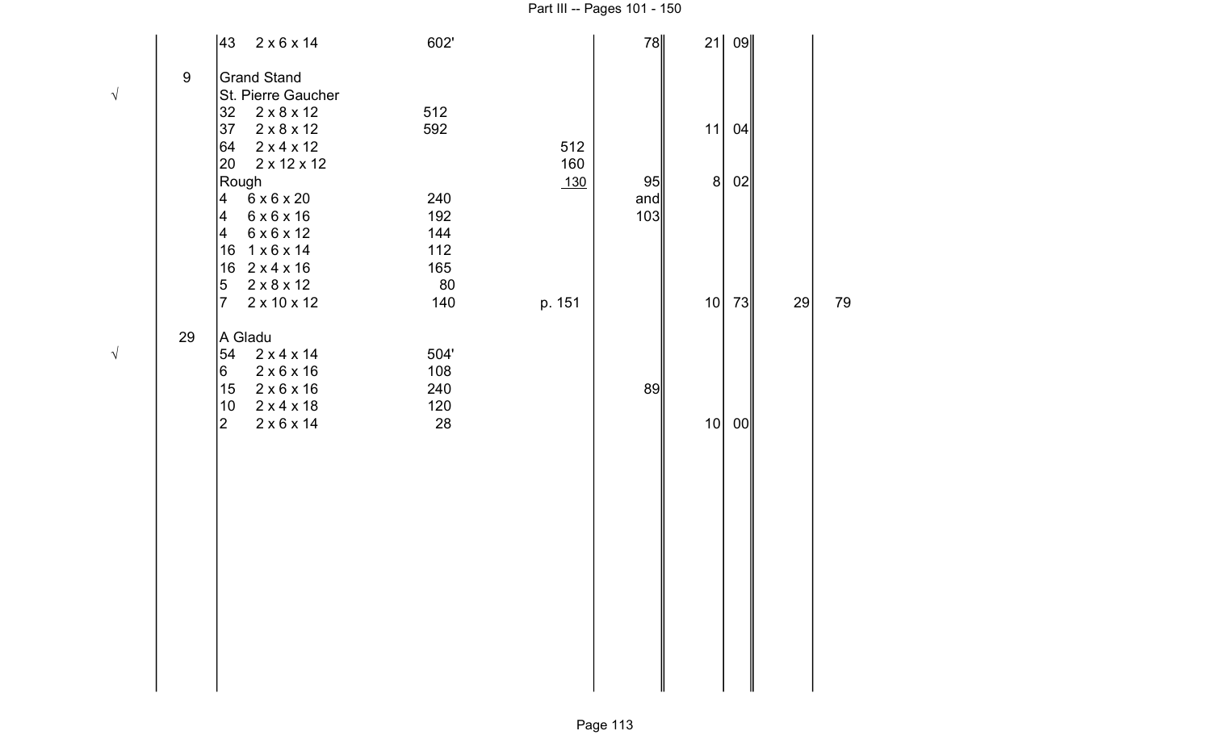| | | | | | | | | | |
|---|---|---|---|---|---|---|---|---|---|
| | | 43 2 x 6 x 14 | 602' | | 78 | 21 | 09 | | |
| | 9 | Grand Stand | | | | | | | |
| √ | | St. Pierre Gaucher | | | | | | | |
| | | 32 2 x 8 x 12 | 512 | | | | | | |
| | | 37 2 x 8 x 12 | 592 | | | 11 | 04 | | |
| | | 64 2 x 4 x 12 | | 512 | | | | | |
| | | 20 2 x 12 x 12 | | 160 | | | | | |
| | | Rough | | 130 | 95 | 8 | 02 | | |
| | | 4 6 x 6 x 20 | 240 | | and | | | | |
| | | 4 6 x 6 x 16 | 192 | | 103 | | | | |
| | | 4 6 x 6 x 12 | 144 | | | | | | |
| | | 16 1 x 6 x 14 | 112 | | | | | | |
| | | 16 2 x 4 x 16 | 165 | | | | | | |
| | | 5 2 x 8 x 12 | 80 | | | | | | |
| | | 7 2 x 10 x 12 | 140 | p. 151 | | 10 | 73 | 29 | 79 |
| | 29 | A Gladu | | | | | | | |
| √ | | 54 2 x 4 x 14 | 504' | | | | | | |
| | | 6 2 x 6 x 16 | 108 | | | | | | |
| | | 15 2 x 6 x 16 | 240 | | 89 | | | | |
| | | 10 2 x 4 x 18 | 120 | | | | | | |
| | | 2 2 x 6 x 14 | 28 | | | 10 | 00 | | |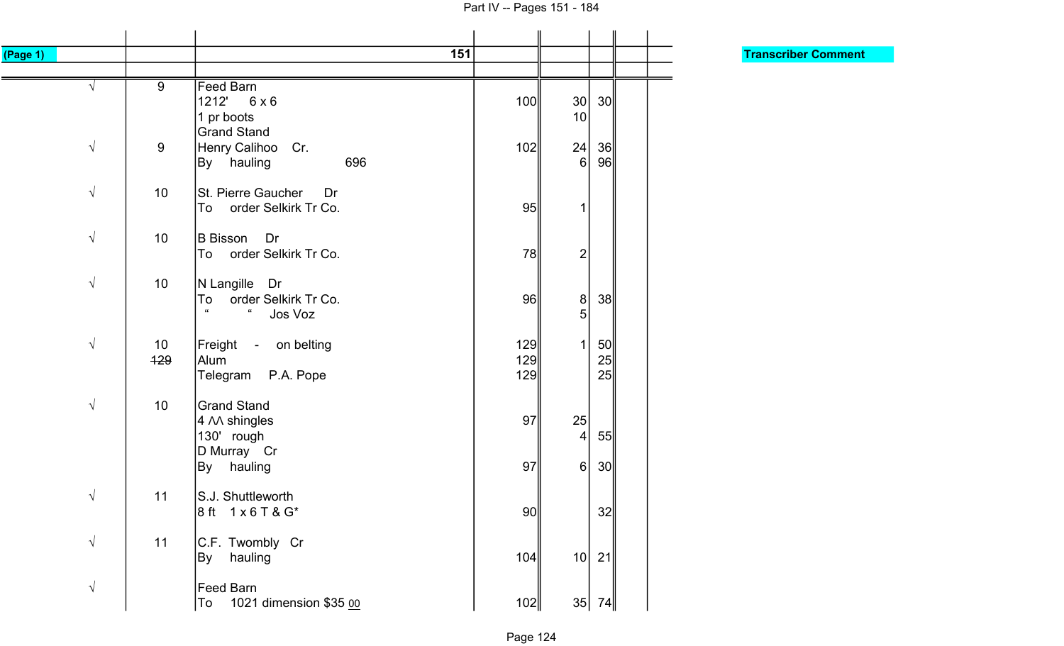| (Page 1) | | 151 | | | | | | Transcriber Comment |
|---|---|---|---|---|---|---|---|---|
| | | | | | | | | |
| √ | 9 | Feed Barn | | | | | | |
| | | 1212'      6 x 6 | 100 | 30 | 30 | | | |
| | | 1 pr boots | | 10 | | | | |
| | | Grand Stand | | | | | | |
| √ | 9 | Henry Calihoo    Cr. | 102 | 24 | 36 | | | |
| | | By    hauling                696 | | 6 | 96 | | | |
| | | | | | | | | |
| √ | 10 | St. Pierre Gaucher    Dr | | | | | | |
| | | To    order Selkirk Tr Co. | 95 | 1 | | | | |
| | | | | | | | | |
| √ | 10 | B Bisson    Dr | | | | | | |
| | | To    order Selkirk Tr Co. | 78 | 2 | | | | |
| | | | | | | | | |
| √ | 10 | N Langille    Dr | | | | | | |
| | | To    order Selkirk Tr Co. | 96 | 8 | 38 | | | |
| | | "       "    Jos Voz | | 5 | | | | |
| | | | | | | | | |
| √ | 10 | Freight    -    on belting | 129 | 1 | 50 | | | |
| | ~~129~~ | Alum | 129 | | 25 | | | |
| | | Telegram    P.A. Pope | 129 | | 25 | | | |
| | | | | | | | | |
| √ | 10 | Grand Stand | | | | | | |
| | | 4 ΛΛ shingles | 97 | 25 | | | | |
| | | 130'    rough | | 4 | 55 | | | |
| | | D Murray    Cr | | | | | | |
| | | By    hauling | 97 | 6 | 30 | | | |
| | | | | | | | | |
| √ | 11 | S.J. Shuttleworth | | | | | | |
| | | 8 ft    1 x 6 T & G* | 90 | | 32 | | | |
| | | | | | | | | |
| √ | 11 | C.F. Twombly    Cr | | | | | | |
| | | By    hauling | 104 | 10 | 21 | | | |
| | | | | | | | | |
| √ | | Feed Barn | | | | | | |
| | | To    1021 dimension $35 00 | 102 | 35 | 74 | | | |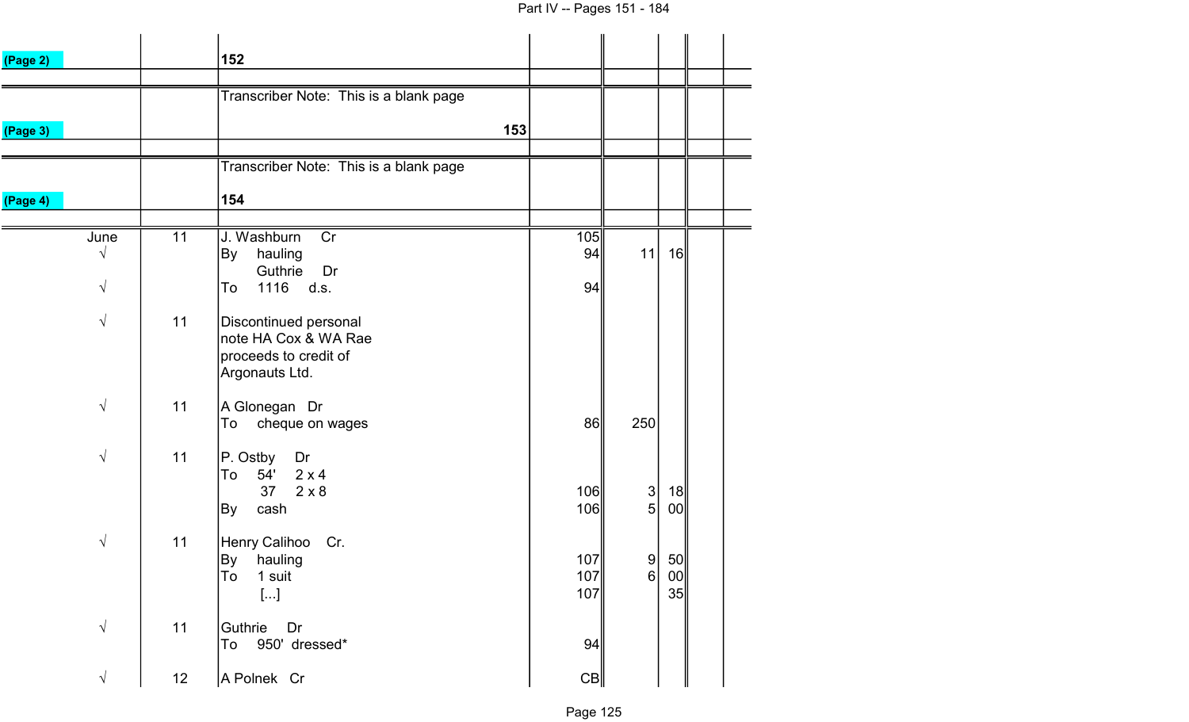| | | | | | | | |
|---|---|---|---|---|---|---|---|
| (Page 2) | | 152 | | | | | |
| | | Transcriber Note: This is a blank page | | | | | |
| (Page 3) | | 153 | | | | | |
| | | Transcriber Note: This is a blank page | | | | | |
| (Page 4) | | 154 | | | | | |
| June | 11 | J. Washburn Cr | 105 | | | | |
| √ | | By hauling | 94 | 11 | 16 | | |
| | | Guthrie Dr | | | | | |
| √ | | To 1116 d.s. | 94 | | | | |
| √ | 11 | Discontinued personal note HA Cox & WA Rae proceeds to credit of Argonauts Ltd. | | | | | |
| √ | 11 | A Glonegan Dr | | | | | |
| | | To cheque on wages | 86 | 250 | | | |
| √ | 11 | P. Ostby Dr | | | | | |
| | | To 54' 2 x 4 | | | | | |
| | | 37 2 x 8 | 106 | 3 | 18 | | |
| | | By cash | 106 | 5 | 00 | | |
| √ | 11 | Henry Calihoo Cr. | | | | | |
| | | By hauling | 107 | 9 | 50 | | |
| | | To 1 suit | 107 | 6 | 00 | | |
| | | [...] | 107 | | 35 | | |
| √ | 11 | Guthrie Dr | | | | | |
| | | To 950' dressed* | 94 | | | | |
| √ | 12 | A Polnek Cr | CB | | | | |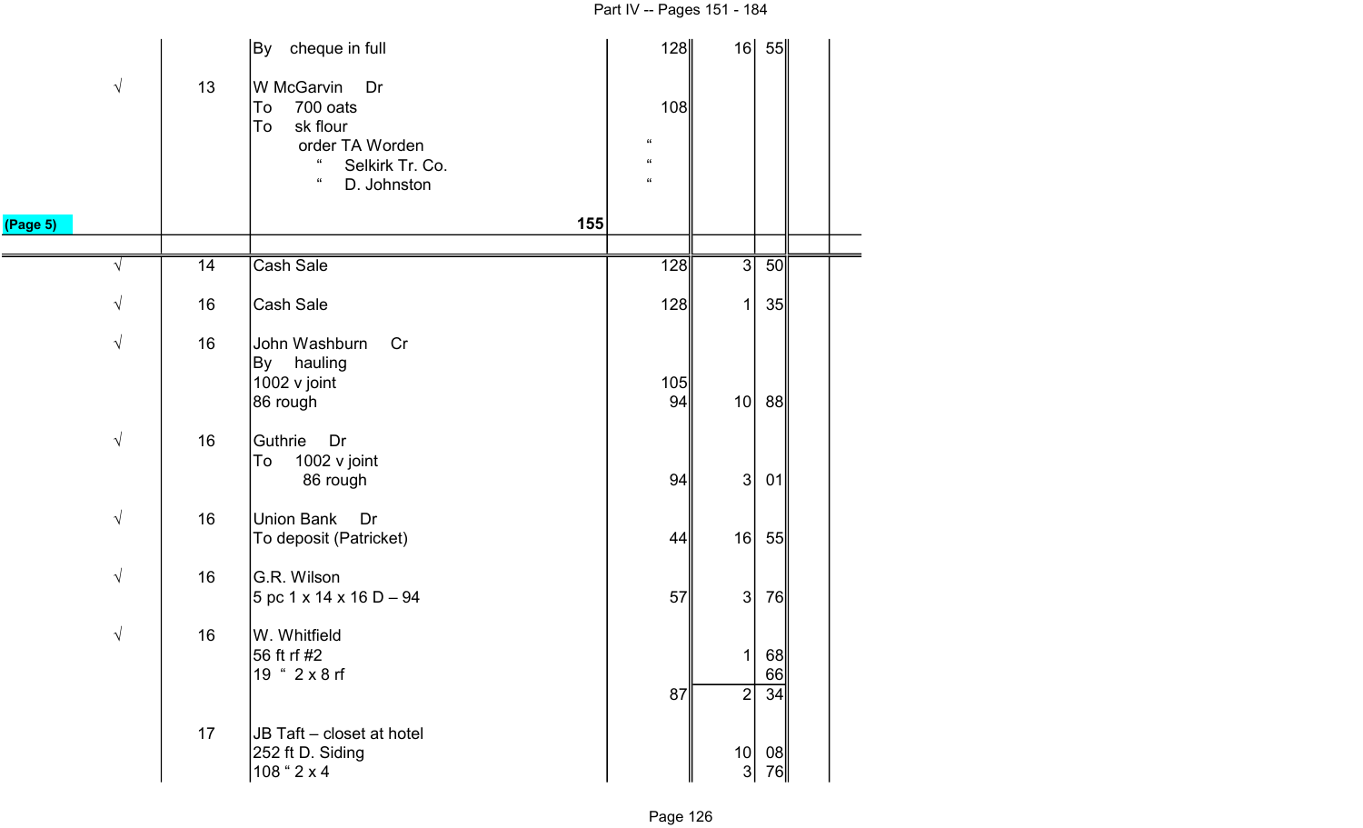| | | | | | | | |
|---|---|---|---|---|---|---|---|
| | | By cheque in full | 128 | 16 | 55 | | |
| √ | 13 | W McGarvin Dr | | | | | |
| | | To 700 oats | 108 | | | | |
| | | To sk flour | | | | | |
| | | order TA Worden | " | | | | |
| | | " Selkirk Tr. Co. | " | | | | |
| | | " D. Johnston | " | | | | |
| (Page 5) | | 155 | | | | | |
| √ | 14 | Cash Sale | 128 | 3 | 50 | | |
| √ | 16 | Cash Sale | 128 | 1 | 35 | | |
| √ | 16 | John Washburn Cr | | | | | |
| | | By hauling | | | | | |
| | | 1002 v joint | 105 | | | | |
| | | 86 rough | 94 | 10 | 88 | | |
| √ | 16 | Guthrie Dr | | | | | |
| | | To 1002 v joint | | | | | |
| | | 86 rough | 94 | 3 | 01 | | |
| √ | 16 | Union Bank Dr | | | | | |
| | | To deposit (Patricket) | 44 | 16 | 55 | | |
| √ | 16 | G.R. Wilson | | | | | |
| | | 5 pc 1 x 14 x 16 D – 94 | 57 | 3 | 76 | | |
| √ | 16 | W. Whitfield | | | | | |
| | | 56 ft rf #2 | | 1 | 68 | | |
| | | 19 " 2 x 8 rf | | | 66 | | |
| | | | 87 | 2 | 34 | | |
| | 17 | JB Taft – closet at hotel | | | | | |
| | | 252 ft D. Siding | | 10 | 08 | | |
| | | 108 " 2 x 4 | | 3 | 76 | | |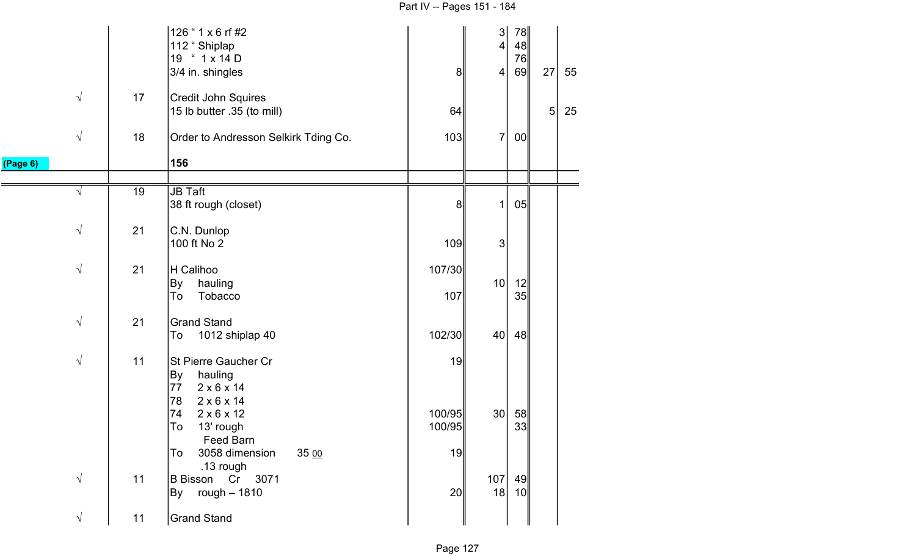| | | | | | | | |
|---|---|---|---|---|---|---|---|
| | | 126 " 1 x 6 rf #2 | | 3 | 78 | | |
| | | 112 " Shiplap | | 4 | 48 | | |
| | | 19 " 1 x 14 D | | | 76 | | |
| | | 3/4 in. shingles | 8 | 4 | 69 | 27 | 55 |
| √ | 17 | Credit John Squires | | | | | |
| | | 15 lb butter .35 (to mill) | 64 | | | 5 | 25 |
| √ | 18 | Order to Andresson Selkirk Tding Co. | 103 | 7 | 00 | | |
| (Page 6) | | **156** | | | | | |
| √ | 19 | JB Taft | | | | | |
| | | 38 ft rough (closet) | 8 | 1 | 05 | | |
| √ | 21 | C.N. Dunlop | | | | | |
| | | 100 ft No 2 | 109 | 3 | | | |
| √ | 21 | H Calihoo | 107/30 | | | | |
| | | By hauling | | 10 | 12 | | |
| | | To Tobacco | 107 | | 35 | | |
| √ | 21 | Grand Stand | | | | | |
| | | To 1012 shiplap 40 | 102/30 | 40 | 48 | | |
| √ | 11 | St Pierre Gaucher Cr | 19 | | | | |
| | | By hauling | | | | | |
| | | 77 2 x 6 x 14 | | | | | |
| | | 78 2 x 6 x 14 | | | | | |
| | | 74 2 x 6 x 12 | 100/95 | 30 | 58 | | |
| | | To 13' rough | 100/95 | | 33 | | |
| | | Feed Barn | | | | | |
| | | To 3058 dimension 35 00 | 19 | | | | |
| | | .13 rough | | | | | |
| √ | 11 | B Bisson Cr 3071 | | 107 | 49 | | |
| | | By rough – 1810 | 20 | 18 | 10 | | |
| √ | 11 | Grand Stand | | | | | |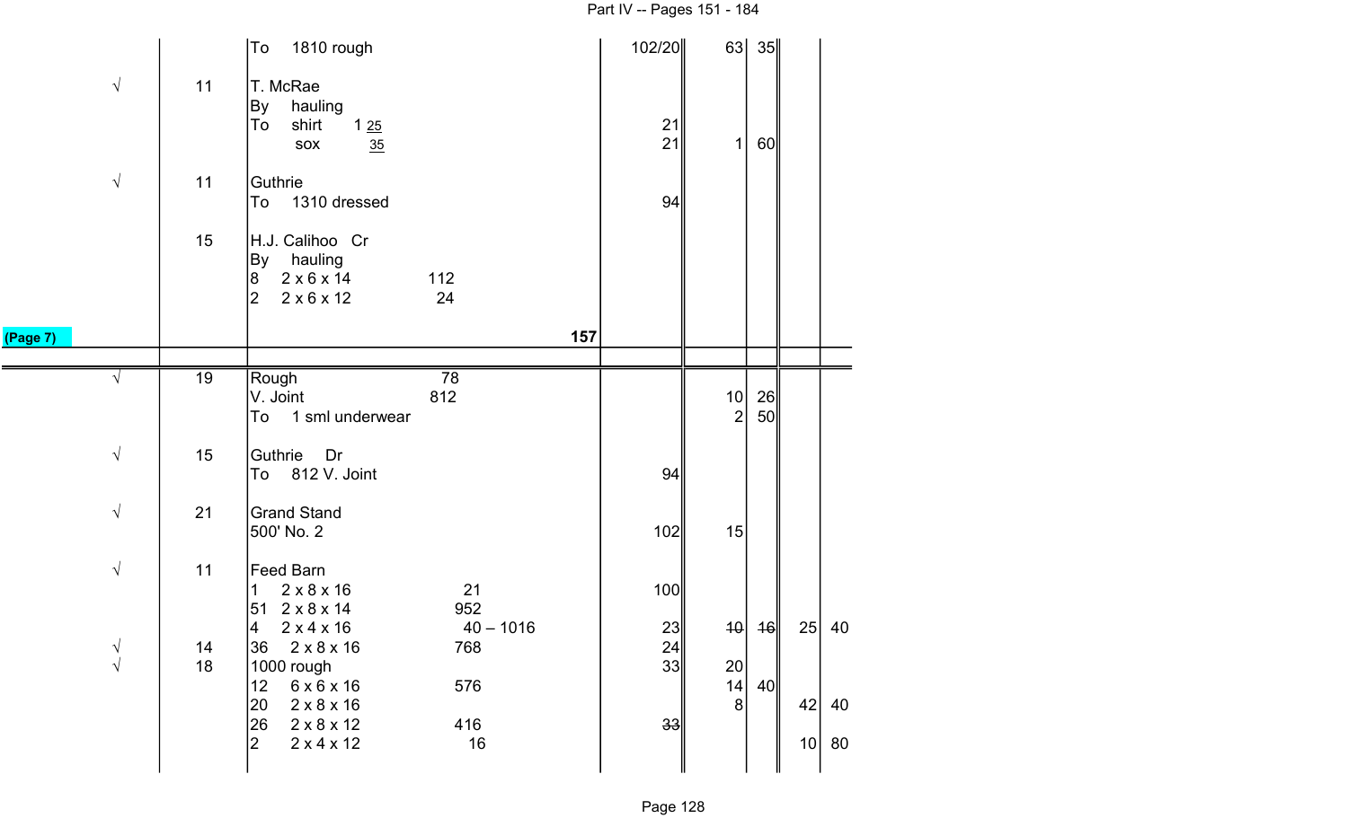| | | | | | | | |
|---|---|---|---|---|---|---|---|
| | | To 1810 rough | 102/20 | 63 | 35 | | |
| √ | 11 | T. McRae | | | | | |
| | | By hauling | | | | | |
| | | To shirt 1 25 | 21 | | | | |
| | | sox 35 | 21 | 1 | 60 | | |
| √ | 11 | Guthrie | | | | | |
| | | To 1310 dressed | 94 | | | | |
| | 15 | H.J. Calihoo Cr | | | | | |
| | | By hauling | | | | | |
| | | 8 2 x 6 x 14 112 | | | | | |
| | | 2 2 x 6 x 12 24 | | | | | |
| (Page 7) | | 157 | | | | | |
| √ | 19 | Rough 78 | | | | | |
| | | V. Joint 812 | | 10 | 26 | | |
| | | To 1 sml underwear | | 2 | 50 | | |
| √ | 15 | Guthrie Dr | | | | | |
| | | To 812 V. Joint | 94 | | | | |
| √ | 21 | Grand Stand | | | | | |
| | | 500' No. 2 | 102 | 15 | | | |
| √ | 11 | Feed Barn | | | | | |
| | | 1 2 x 8 x 16 21 | 100 | | | | |
| | | 51 2 x 8 x 14 952 | | | | | |
| | | 4 2 x 4 x 16 40 – 1016 | 23 | ~~10~~ | ~~16~~ | 25 | 40 |
| √ | 14 | 36 2 x 8 x 16 768 | 24 | | | | |
| √ | 18 | 1000 rough | 33 | 20 | | | |
| | | 12 6 x 6 x 16 576 | | 14 | 40 | | |
| | | 20 2 x 8 x 16 | | 8 | | 42 | 40 |
| | | 26 2 x 8 x 12 416 | ~~33~~ | | | | |
| | | 2 2 x 4 x 12 16 | | | | 10 | 80 |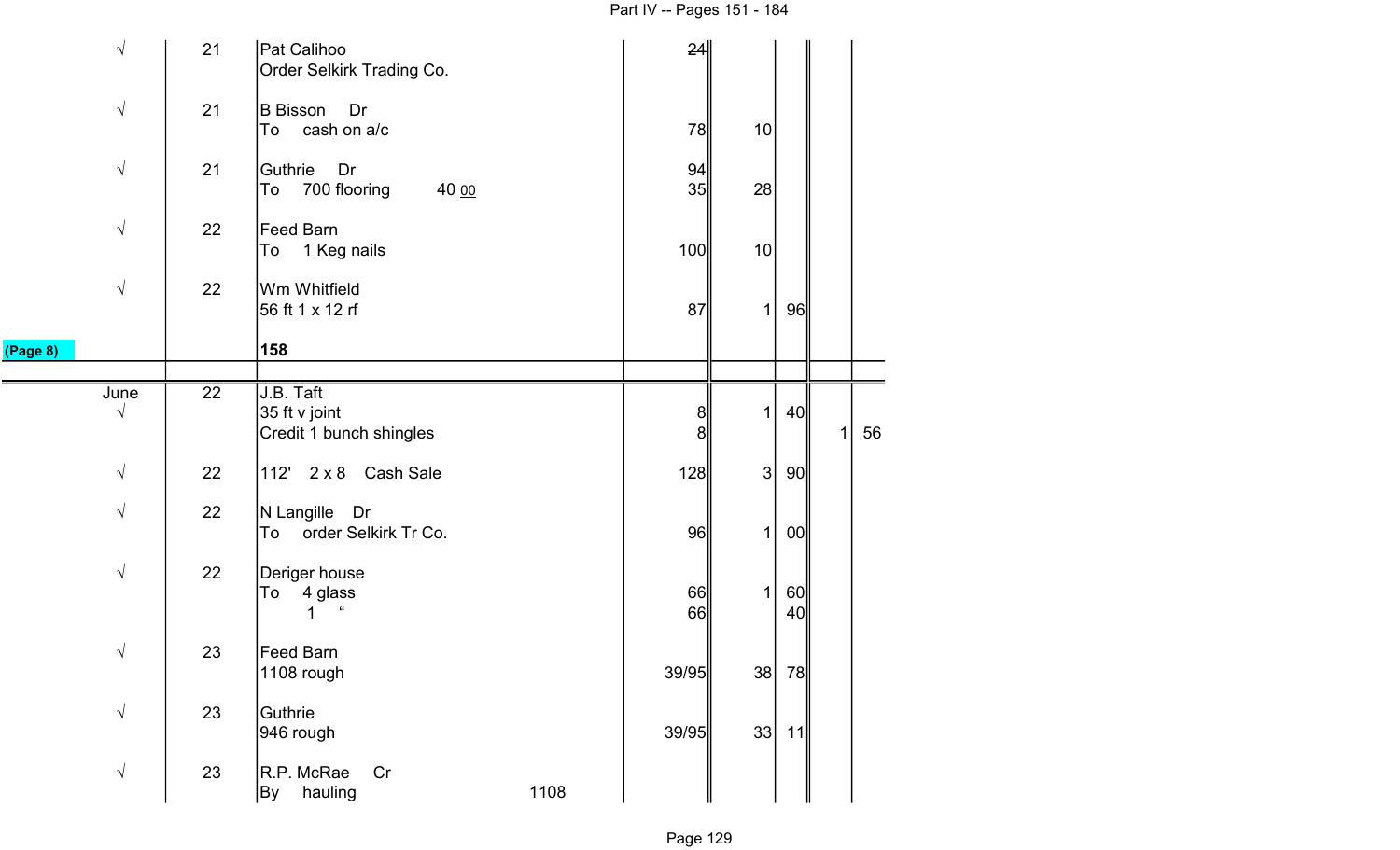| | | | | | | | |
|---|---|---|---|---|---|---|---|
| √ | 21 | Pat Calihoo<br>Order Selkirk Trading Co. | ~~24~~ | | | | |
| √ | 21 | B Bisson Dr<br>To cash on a/c | 78 | 10 | | | |
| √ | 21 | Guthrie Dr<br>To 700 flooring 40 00 | 94<br>35 | 28 | | | |
| √ | 22 | Feed Barn<br>To 1 Keg nails | 100 | 10 | | | |
| √ | 22 | Wm Whitfield<br>56 ft 1 x 12 rf | 87 | 1 | 96 | | |
| (Page 8) | | **158** | | | | | |
| June<br>√ | 22 | J.B. Taft<br>35 ft v joint<br>Credit 1 bunch shingles | 8<br>8 | 1 | 40 | 1 | 56 |
| √ | 22 | 112' 2 x 8 Cash Sale | 128 | 3 | 90 | | |
| √ | 22 | N Langille Dr<br>To order Selkirk Tr Co. | 96 | 1 | 00 | | |
| √ | 22 | Deriger house<br>To 4 glass<br>1 " | 66<br>66 | 1 | 60<br>40 | | |
| √ | 23 | Feed Barn<br>1108 rough | 39/95 | 38 | 78 | | |
| √ | 23 | Guthrie<br>946 rough | 39/95 | 33 | 11 | | |
| √ | 23 | R.P. McRae Cr<br>By hauling 1108 | | | | | |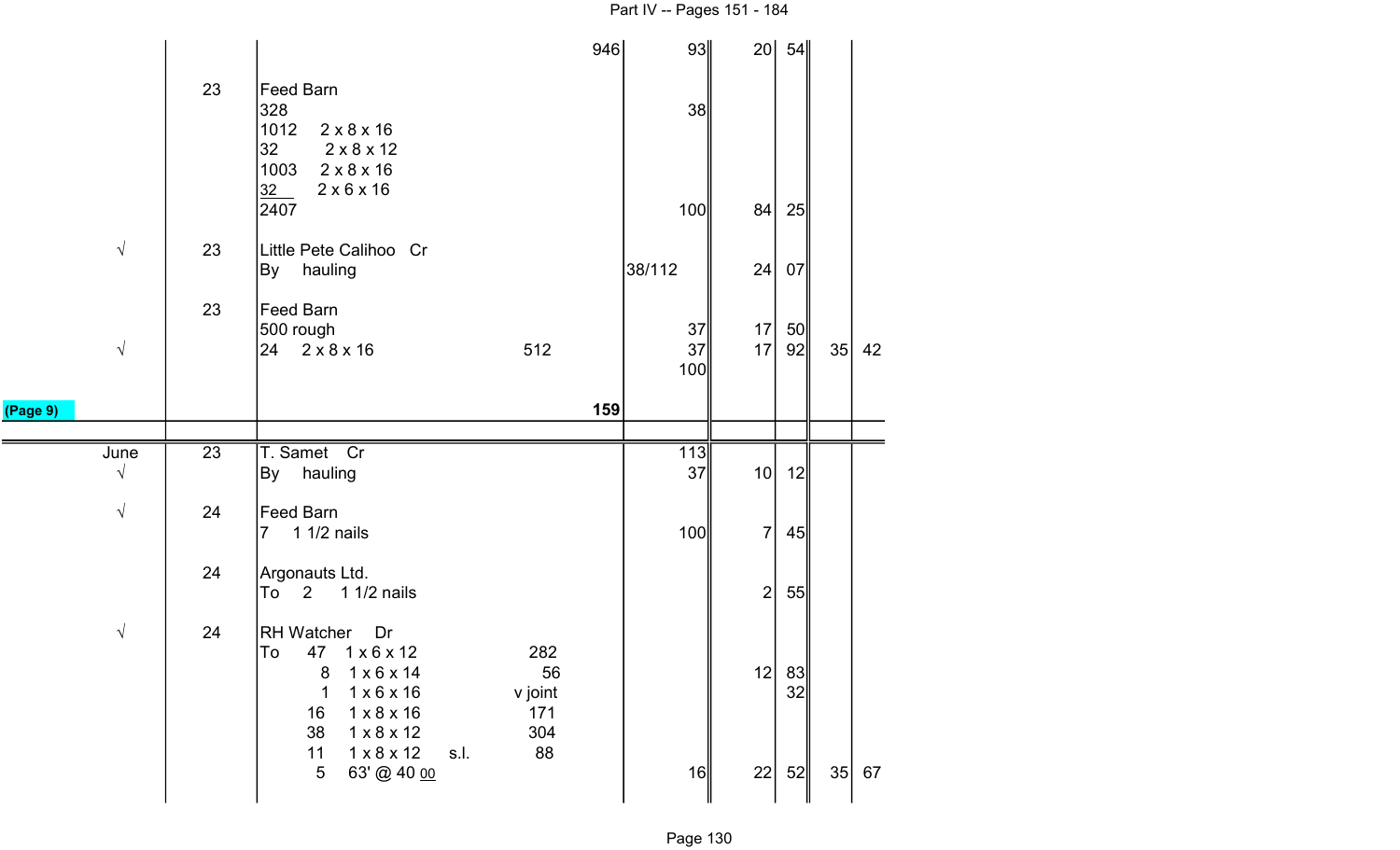| | | | | | | | | |
|---|---|---|---|---|---|---|---|---|
| | | | 946 | 93 | 20 | 54 | | |
| | 23 | Feed Barn | | | | | | |
| | | 328 | | 38 | | | | |
| | | 1012 2 x 8 x 16 | | | | | | |
| | | 32 2 x 8 x 12 | | | | | | |
| | | 1003 2 x 8 x 16 | | | | | | |
| | | 32 2 x 6 x 16 | | | | | | |
| | | 2407 | | 100 | 84 | 25 | | |
| √ | 23 | Little Pete Calihoo Cr | | | | | | |
| | | By hauling | | 38/112 | 24 | 07 | | |
| | 23 | Feed Barn | | | | | | |
| | | 500 rough | | 37 | 17 | 50 | | |
| √ | | 24 2 x 8 x 16 512 | | 37 | 17 | 92 | 35 | 42 |
| | | | | 100 | | | | |
| (Page 9) | | | **159** | | | | | |
| June | 23 | T. Samet Cr | | 113 | | | | |
| √ | | By hauling | | 37 | 10 | 12 | | |
| √ | 24 | Feed Barn | | | | | | |
| | | 7 1 1/2 nails | | 100 | 7 | 45 | | |
| | 24 | Argonauts Ltd. | | | | | | |
| | | To 2 1 1/2 nails | | | 2 | 55 | | |
| √ | 24 | RH Watcher Dr | | | | | | |
| | | To 47 1 x 6 x 12 282 | | | | | | |
| | | 8 1 x 6 x 14 56 | | | 12 | 83 | | |
| | | 1 1 x 6 x 16 v joint | | | | 32 | | |
| | | 16 1 x 8 x 16 171 | | | | | | |
| | | 38 1 x 8 x 12 304 | | | | | | |
| | | 11 1 x 8 x 12 s.l. 88 | | | | | | |
| | | 5 63' @ 40 00 | | 16 | 22 | 52 | 35 | 67 |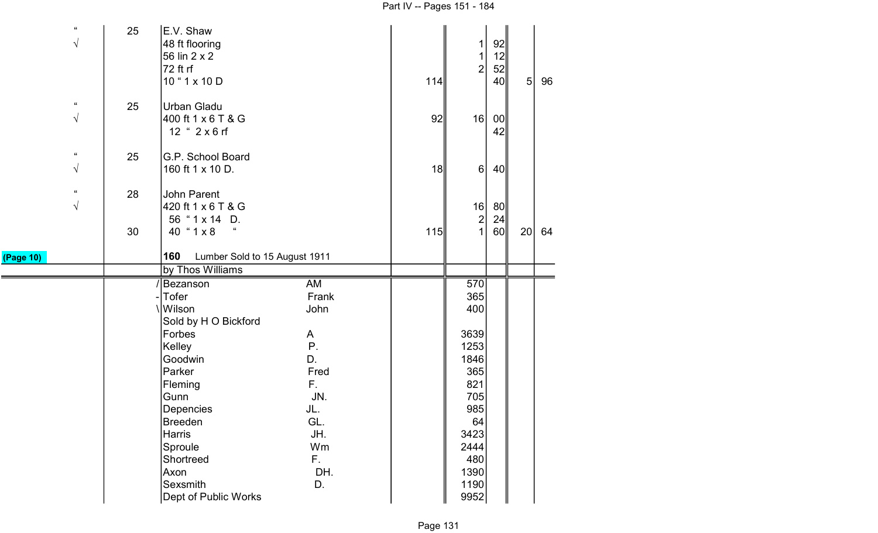| | | | | | | | |
|---|---|---|---|---|---|---|---|
| " | 25 | E.V. Shaw | | | | | |
| √ | | 48 ft flooring | | 1 | 92 | | |
| | | 56 lin 2 x 2 | | 1 | 12 | | |
| | | 72 ft rf | | 2 | 52 | | |
| | | 10 " 1 x 10 D | 114 | | 40 | 5 | 96 |
| " | 25 | Urban Gladu | | | | | |
| √ | | 400 ft 1 x 6 T & G | 92 | 16 | 00 | | |
| | | 12 " 2 x 6 rf | | | 42 | | |
| " | 25 | G.P. School Board | | | | | |
| √ | | 160 ft 1 x 10 D. | 18 | 6 | 40 | | |
| " | 28 | John Parent | | | | | |
| √ | | 420 ft 1 x 6 T & G | | 16 | 80 | | |
| | | 56 " 1 x 14 D. | | 2 | 24 | | |
| | 30 | 40 " 1 x 8 " | 115 | 1 | 60 | 20 | 64 |

(Page 10)

**160** Lumber Sold to 15 August 1911

| | | | |
|---|---|---|---|
| by Thos Williams | | | |
| / Bezanson | AM | | 570 |
| - Tofer | Frank | | 365 |
| \ Wilson | John | | 400 |
| Sold by H O Bickford | | | |
| Forbes | A | | 3639 |
| Kelley | P. | | 1253 |
| Goodwin | D. | | 1846 |
| Parker | Fred | | 365 |
| Fleming | F. | | 821 |
| Gunn | JN. | | 705 |
| Depencies | JL. | | 985 |
| Breeden | GL. | | 64 |
| Harris | JH. | | 3423 |
| Sproule | Wm | | 2444 |
| Shortreed | F. | | 480 |
| Axon | DH. | | 1390 |
| Sexsmith | D. | | 1190 |
| Dept of Public Works | | | 9952 |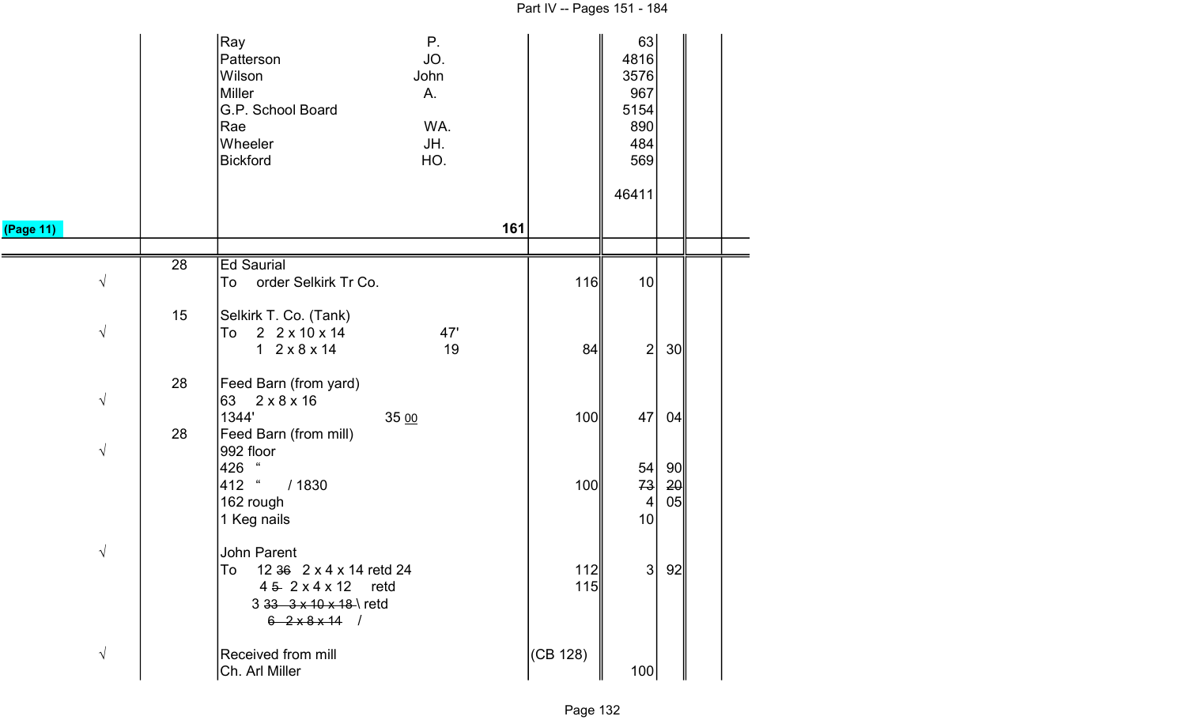| | | | | | | |
|---|---|---|---|---|---|---|
| | | Ray P. | | 63 | | |
| | | Patterson JO. | | 4816 | | |
| | | Wilson John | | 3576 | | |
| | | Miller A. | | 967 | | |
| | | G.P. School Board | | 5154 | | |
| | | Rae WA. | | 890 | | |
| | | Wheeler JH. | | 484 | | |
| | | Bickford HO. | | 569 | | |
| | | | | 46411 | | |
| (Page 11) | | 161 | | | | |
| | 28 | Ed Saurial | | | | |
| √ | | To order Selkirk Tr Co. | 116 | 10 | | |
| | 15 | Selkirk T. Co. (Tank) | | | | |
| √ | | To 2 2 x 10 x 14 47' | | | | |
| | | 1 2 x 8 x 14 19 | 84 | 2 | 30 | |
| | 28 | Feed Barn (from yard) | | | | |
| √ | | 63 2 x 8 x 16 | | | | |
| | | 1344' 35 00 | 100 | 47 | 04 | |
| | 28 | Feed Barn (from mill) | | | | |
| √ | | 992 floor | | | | |
| | | 426 " | | 54 | 90 | |
| | | 412 " / 1830 | 100 | ~~73~~ | ~~20~~ | |
| | | 162 rough | | 4 | 05 | |
| | | 1 Keg nails | | 10 | | |
| √ | | John Parent | | | | |
| | | To 12 ~~36~~ 2 x 4 x 14 retd 24 | 112 | 3 | 92 | |
| | | 4 ~~5~~ 2 x 4 x 12 retd | 115 | | | |
| | | 3 ~~33 3 x 10 x 18~~ \ retd | | | | |
| | | ~~6 2 x 8 x 14~~ / | | | | |
| √ | | Received from mill | (CB 128) | | | |
| | | Ch. Arl Miller | | 100 | | |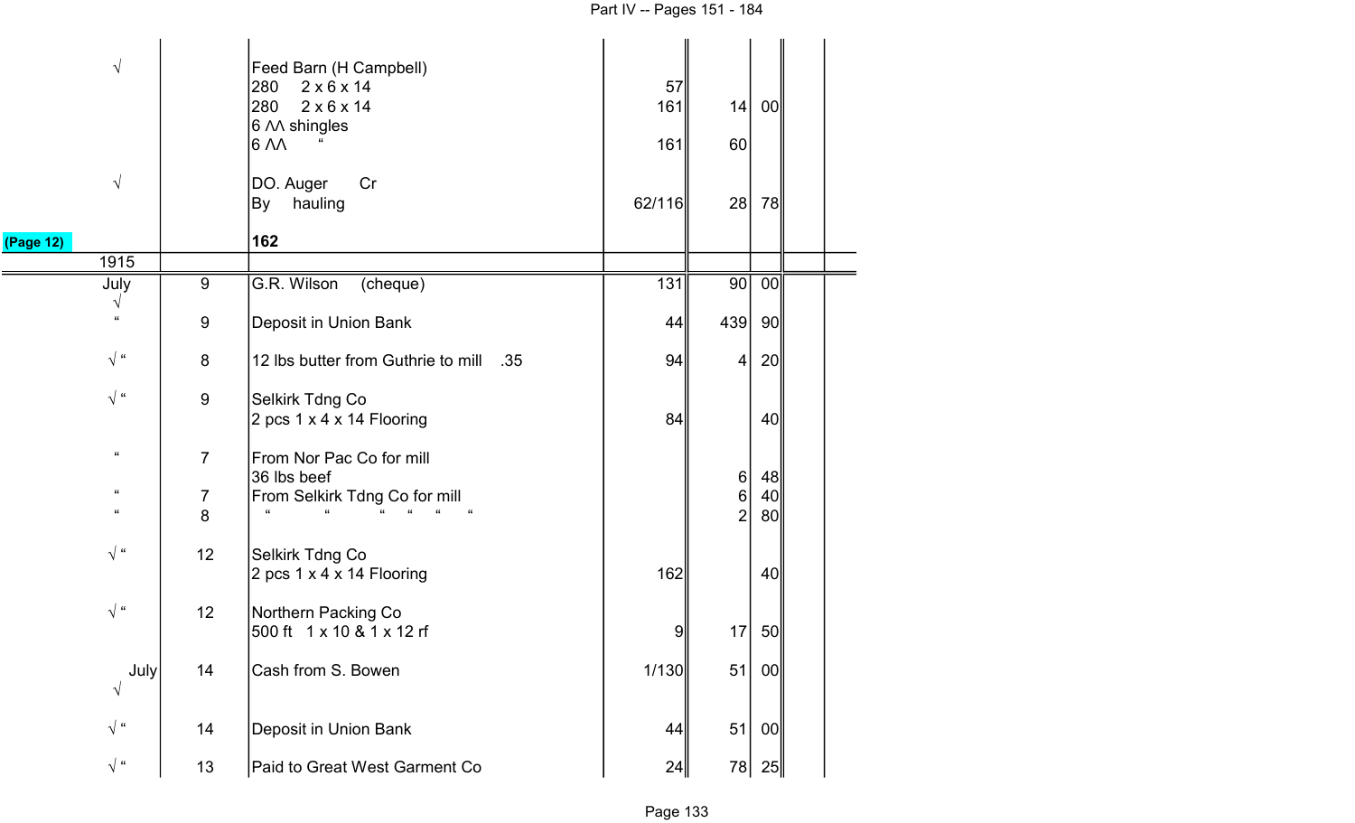| | | | | | | |
|---|---|---|---|---|---|---|
| √ | | Feed Barn (H Campbell) | | | | |
| | | 280 2 x 6 x 14 | 57 | | | |
| | | 280 2 x 6 x 14 | 161 | 14 | 00 | |
| | | 6 ΛΛ shingles | | | | |
| | | 6 ΛΛ " | 161 | 60 | | |
| √ | | DO. Auger Cr | | | | |
| | | By hauling | 62/116 | 28 | 78 | |
| (Page 12) | | **162** | | | | |
| 1915 | | | | | | |
| July | 9 | G.R. Wilson (cheque) | 131 | 90 | 00 | |
| √ " | 9 | Deposit in Union Bank | 44 | 439 | 90 | |
| √ " | 8 | 12 lbs butter from Guthrie to mill .35 | 94 | 4 | 20 | |
| √ " | 9 | Selkirk Tdng Co | | | | |
| | | 2 pcs 1 x 4 x 14 Flooring | 84 | | 40 | |
| " | 7 | From Nor Pac Co for mill | | | | |
| | | 36 lbs beef | | 6 | 48 | |
| " | 7 | From Selkirk Tdng Co for mill | | 6 | 40 | |
| " | 8 | " " " " " " | | 2 | 80 | |
| √ " | 12 | Selkirk Tdng Co | | | | |
| | | 2 pcs 1 x 4 x 14 Flooring | 162 | | 40 | |
| √ " | 12 | Northern Packing Co | | | | |
| | | 500 ft 1 x 10 & 1 x 12 rf | 9 | 17 | 50 | |
| July √ | 14 | Cash from S. Bowen | 1/130 | 51 | 00 | |
| √ " | 14 | Deposit in Union Bank | 44 | 51 | 00 | |
| √ " | 13 | Paid to Great West Garment Co | 24 | 78 | 25 | |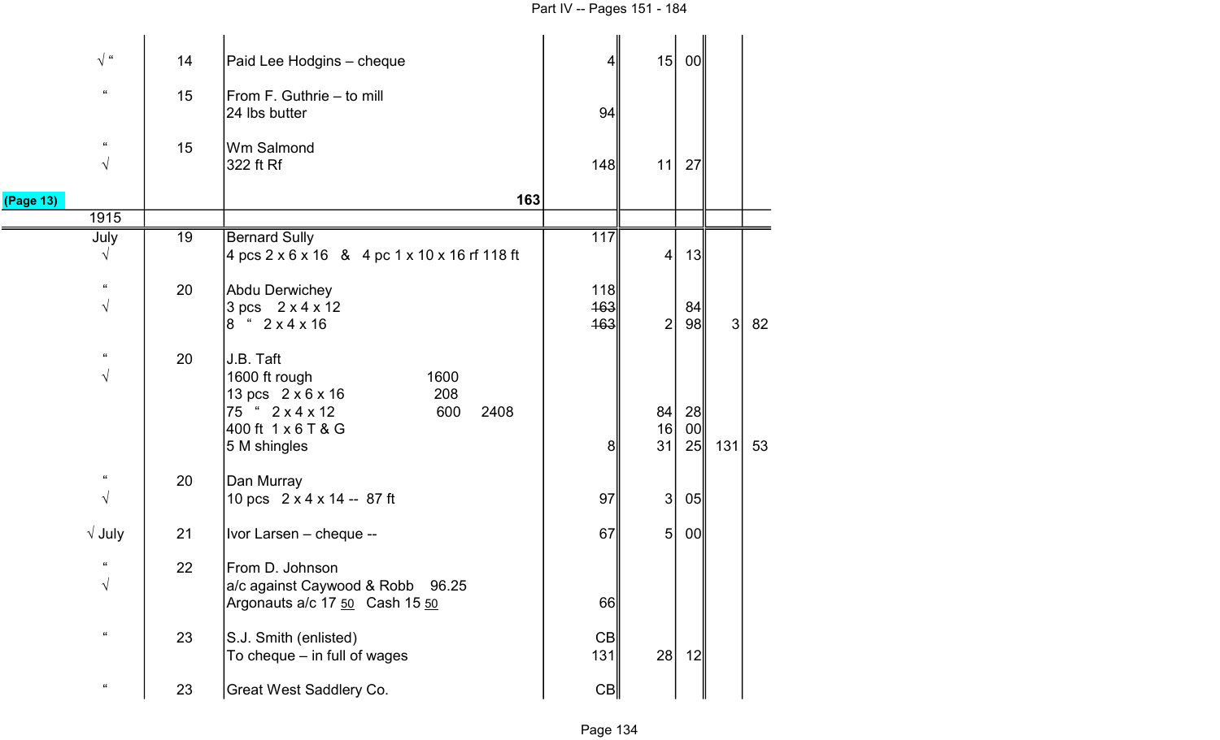| | | | | | | | |
|---|---|---|---|---|---|---|---|
| √ " | 14 | Paid Lee Hodgins – cheque | 4 | 15 | 00 | | |
| " | 15 | From F. Guthrie – to mill<br>24 lbs butter | 94 | | | | |
| "<br>√ | 15 | Wm Salmond<br>322 ft Rf | 148 | 11 | 27 | | |
| (Page 13) | | 163 | | | | | |
| 1915 | | | | | | | |
| July<br>√ | 19 | Bernard Sully<br>4 pcs 2 x 6 x 16 & 4 pc 1 x 10 x 16 rf 118 ft | 117 | 4 | 13 | | |
| "<br>√ | 20 | Abdu Derwichey<br>3 pcs 2 x 4 x 12<br>8 " 2 x 4 x 16 | 118<br>~~163~~<br>~~163~~ | 2 | 84<br>98 | 3 | 82 |
| "<br>√ | 20 | J.B. Taft<br>1600 ft rough 1600<br>13 pcs 2 x 6 x 16 208<br>75 " 2 x 4 x 12 600 2408<br>400 ft 1 x 6 T & G<br>5 M shingles | 8 | 84<br>16<br>31 | 28<br>00<br>25 | 131 | 53 |
| "<br>√ | 20 | Dan Murray<br>10 pcs 2 x 4 x 14 -- 87 ft | 97 | 3 | 05 | | |
| √ July | 21 | Ivor Larsen – cheque -- | 67 | 5 | 00 | | |
| "<br>√ | 22 | From D. Johnson<br>a/c against Caywood & Robb 96.25<br>Argonauts a/c 17 50 Cash 15 50 | 66 | | | | |
| " | 23 | S.J. Smith (enlisted)<br>To cheque – in full of wages | CB<br>131 | 28 | 12 | | |
| " | 23 | Great West Saddlery Co. | CB | | | | |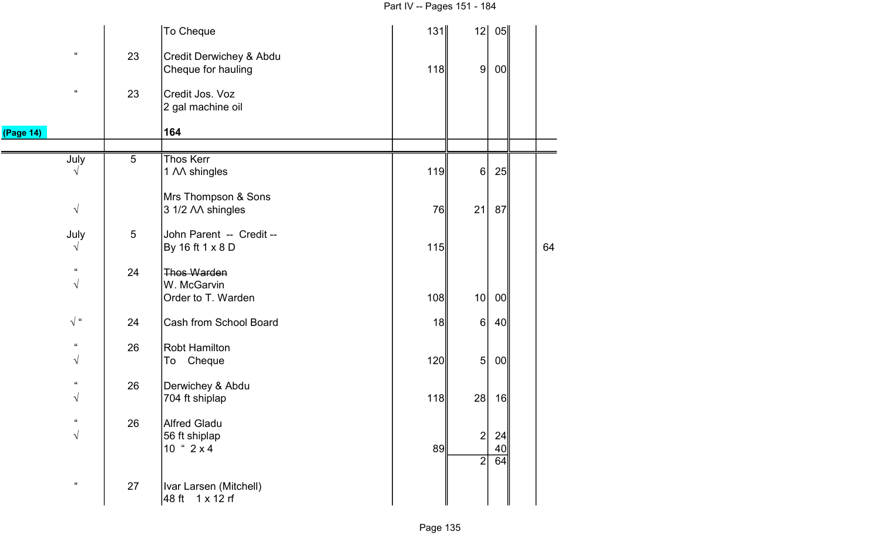| | | | | | | | |
|---|---|---|---|---|---|---|---|
| | | To Cheque | 131 | 12 | 05 | | |
| " | 23 | Credit Derwichey & Abdu<br>Cheque for hauling | 118 | 9 | 00 | | |
| " | 23 | Credit Jos. Voz<br>2 gal machine oil | | | | | |
| (Page 14) | | **164** | | | | | |
| July<br>√ | 5 | Thos Kerr<br>1 ΛΛ shingles | 119 | 6 | 25 | | |
| √ | | Mrs Thompson & Sons<br>3 1/2 ΛΛ shingles | 76 | 21 | 87 | | |
| July<br>√ | 5 | John Parent -- Credit --<br>By 16 ft 1 x 8 D | 115 | | | | 64 |
| "<br>√ | 24 | ~~Thos Warden~~<br>W. McGarvin<br>Order to T. Warden | 108 | 10 | 00 | | |
| √ " | 24 | Cash from School Board | 18 | 6 | 40 | | |
| "<br>√ | 26 | Robt Hamilton<br>To Cheque | 120 | 5 | 00 | | |
| "<br>√ | 26 | Derwichey & Abdu<br>704 ft shiplap | 118 | 28 | 16 | | |
| "<br>√ | 26 | Alfred Gladu<br>56 ft shiplap<br>10 " 2 x 4 | 89 | 2<br><br>2 | 24<br>40<br>64 | | |
| " | 27 | Ivar Larsen (Mitchell)<br>48 ft 1 x 12 rf | | | | | |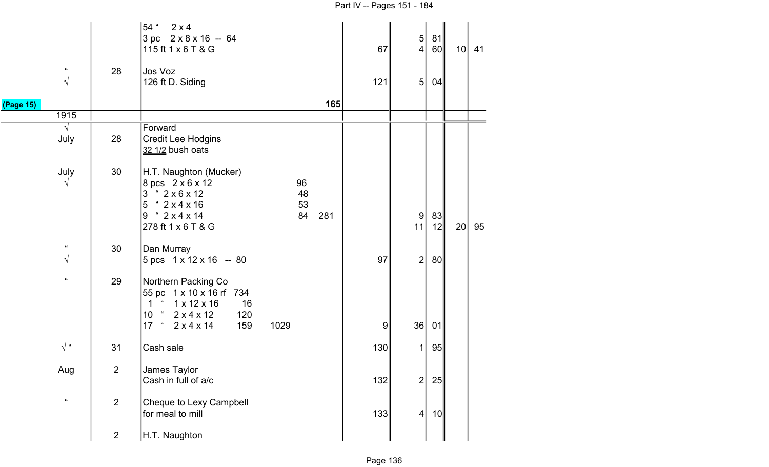| | | | | | | | |
|---|---|---|---|---|---|---|---|
| | | 54 " 2 x 4 | | | | | |
| | | 3 pc 2 x 8 x 16 -- 64 | | 5 | 81 | | |
| | | 115 ft 1 x 6 T & G | 67 | 4 | 60 | 10 | 41 |
| " | 28 | Jos Voz | | | | | |
| √ | | 126 ft D. Siding | 121 | 5 | 04 | | |
| (Page 15) | | 165 | | | | | |
| 1915 | | | | | | | |
| √ | | Forward | | | | | |
| July | 28 | Credit Lee Hodgins | | | | | |
| | | 32 1/2 bush oats | | | | | |
| July | 30 | H.T. Naughton (Mucker) | | | | | |
| √ | | 8 pcs 2 x 6 x 12 96 | | | | | |
| | | 3 " 2 x 6 x 12 48 | | | | | |
| | | 5 " 2 x 4 x 16 53 | | | | | |
| | | 9 " 2 x 4 x 14 84 281 | | 9 | 83 | | |
| | | 278 ft 1 x 6 T & G | | 11 | 12 | 20 | 95 |
| " | 30 | Dan Murray | | | | | |
| √ | | 5 pcs 1 x 12 x 16 -- 80 | 97 | 2 | 80 | | |
| " | 29 | Northern Packing Co | | | | | |
| | | 55 pc 1 x 10 x 16 rf 734 | | | | | |
| | | 1 " 1 x 12 x 16 16 | | | | | |
| | | 10 " 2 x 4 x 12 120 | | | | | |
| | | 17 " 2 x 4 x 14 159 1029 | 9 | 36 | 01 | | |
| √ " | 31 | Cash sale | 130 | 1 | 95 | | |
| Aug | 2 | James Taylor | | | | | |
| | | Cash in full of a/c | 132 | 2 | 25 | | |
| " | 2 | Cheque to Lexy Campbell | | | | | |
| | | for meal to mill | 133 | 4 | 10 | | |
| | 2 | H.T. Naughton | | | | | |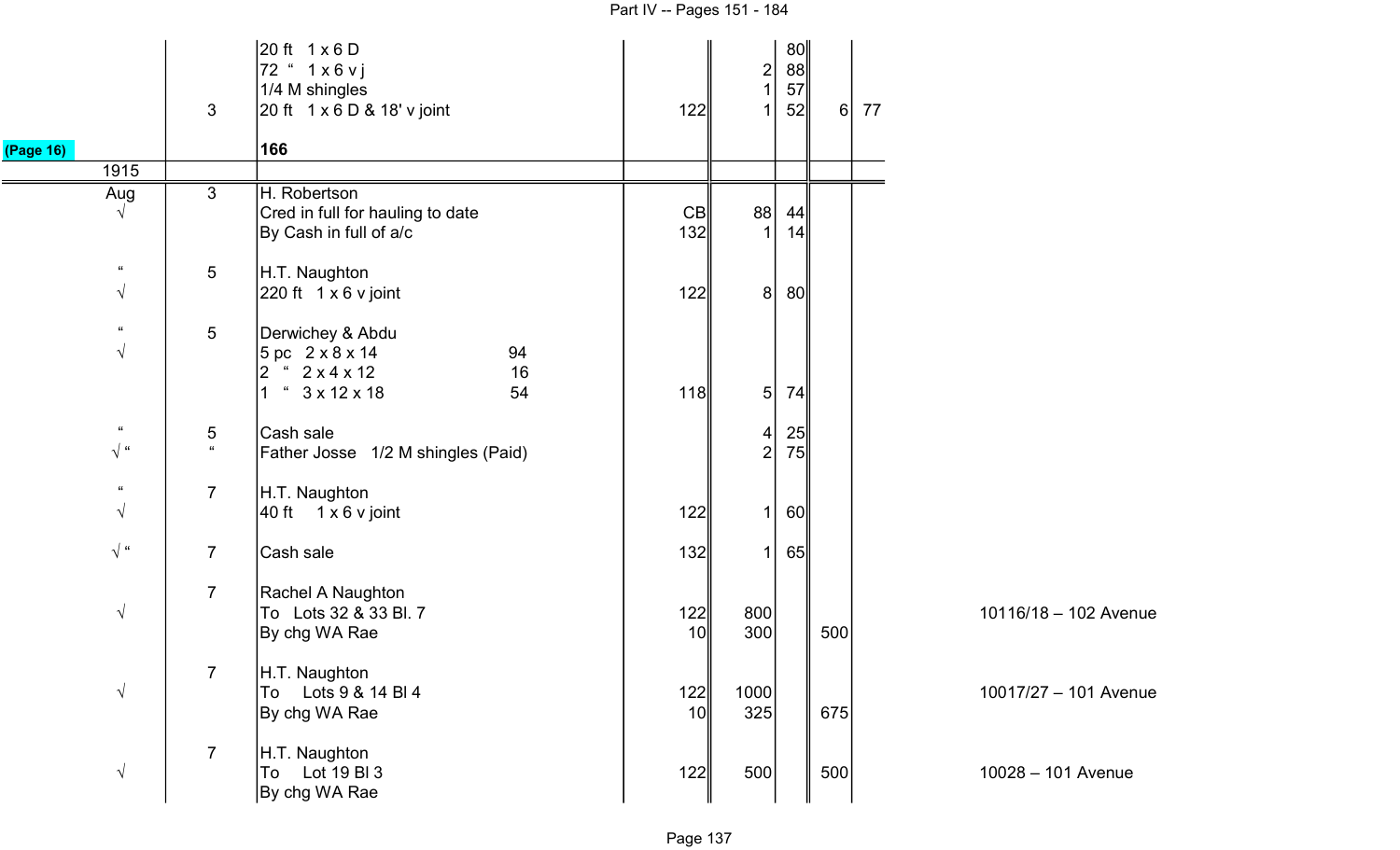| | | | | | | | | |
|---|---|---|---|---|---|---|---|---|
| | | 20 ft 1 x 6 D | | | 80 | | | |
| | | 72 " 1 x 6 v j | | 2 | 88 | | | |
| | | 1/4 M shingles | | 1 | 57 | | | |
| | 3 | 20 ft 1 x 6 D & 18' v joint | 122 | 1 | 52 | 6 | 77 | |
| (Page 16) | | **166** | | | | | | |
| 1915 | | | | | | | | |
| Aug | 3 | H. Robertson | | | | | | |
| √ | | Cred in full for hauling to date | CB | 88 | 44 | | | |
| | | By Cash in full of a/c | 132 | 1 | 14 | | | |
| " | 5 | H.T. Naughton | | | | | | |
| √ | | 220 ft 1 x 6 v joint | 122 | 8 | 80 | | | |
| " | 5 | Derwichey & Abdu | | | | | | |
| √ | | 5 pc 2 x 8 x 14 — 94 | | | | | | |
| | | 2 " 2 x 4 x 12 — 16 | | | | | | |
| | | 1 " 3 x 12 x 18 — 54 | 118 | 5 | 74 | | | |
| " | 5 | Cash sale | | 4 | 25 | | | |
| √ " | " | Father Josse 1/2 M shingles (Paid) | | 2 | 75 | | | |
| " | 7 | H.T. Naughton | | | | | | |
| √ | | 40 ft 1 x 6 v joint | 122 | 1 | 60 | | | |
| √ " | 7 | Cash sale | 132 | 1 | 65 | | | |
| | 7 | Rachel A Naughton | | | | | | |
| √ | | To Lots 32 & 33 Bl. 7 | 122 | 800 | | | | 10116/18 – 102 Avenue |
| | | By chg WA Rae | 10 | 300 | | 500 | | |
| | 7 | H.T. Naughton | | | | | | |
| √ | | To Lots 9 & 14 Bl 4 | 122 | 1000 | | | | 10017/27 – 101 Avenue |
| | | By chg WA Rae | 10 | 325 | | 675 | | |
| | 7 | H.T. Naughton | | | | | | |
| √ | | To Lot 19 Bl 3 | 122 | 500 | | 500 | | 10028 – 101 Avenue |
| | | By chg WA Rae | | | | | | |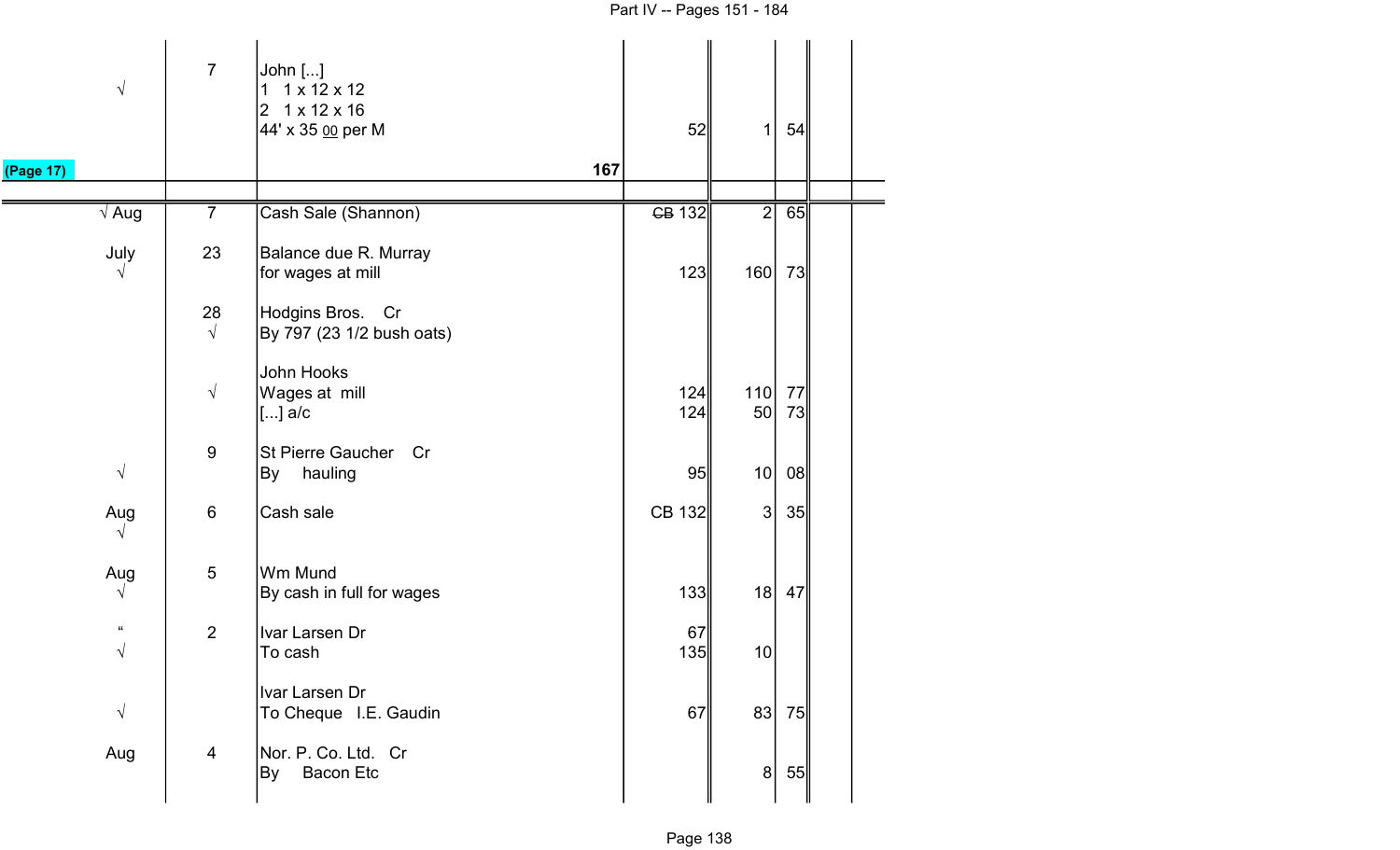| | | | | | | | |
|---|---|---|---|---|---|---|---|
| √ | 7 | John [...]<br>1 1 x 12 x 12<br>2 1 x 12 x 16<br>44' x 35 00 per M | 52 | 1 | 54 | | |
| (Page 17) | | 167 | | | | | |
| √ Aug | 7 | Cash Sale (Shannon) | ~~CB~~ 132 | 2 | 65 | | |
| July<br>√ | 23 | Balance due R. Murray<br>for wages at mill | 123 | 160 | 73 | | |
| | 28<br>√ | Hodgins Bros. Cr<br>By 797 (23 1/2 bush oats) | | | | | |
| | √ | John Hooks<br>Wages at mill<br>[...] a/c | 124<br>124 | 110<br>50 | 77<br>73 | | |
| √ | 9 | St Pierre Gaucher Cr<br>By hauling | 95 | 10 | 08 | | |
| Aug<br>√ | 6 | Cash sale | CB 132 | 3 | 35 | | |
| Aug<br>√ | 5 | Wm Mund<br>By cash in full for wages | 133 | 18 | 47 | | |
| "<br>√ | 2 | Ivar Larsen Dr<br>To cash | 67<br>135 | 10 | | | |
| √ | | Ivar Larsen Dr<br>To Cheque I.E. Gaudin | 67 | 83 | 75 | | |
| Aug | 4 | Nor. P. Co. Ltd. Cr<br>By Bacon Etc | | 8 | 55 | | |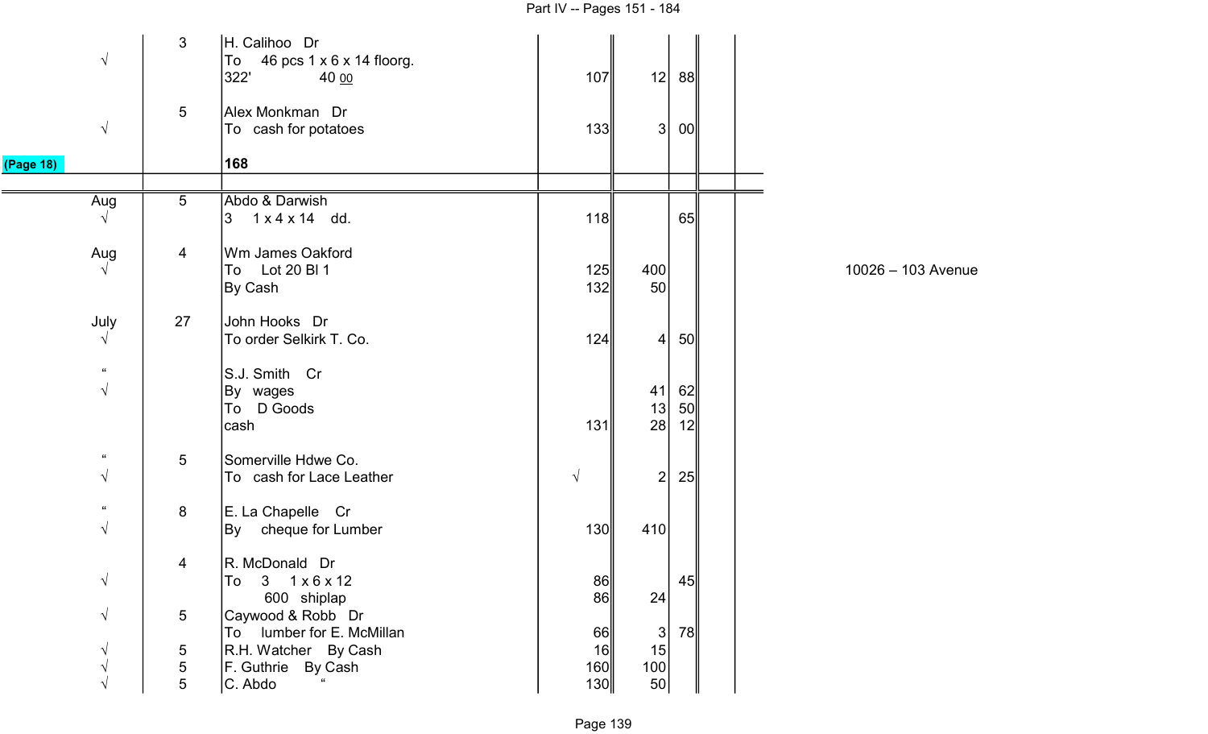| | | | | | | |
|---|---|---|---|---|---|---|
| √ | 3 | H. Calihoo Dr<br>To 46 pcs 1 x 6 x 14 floorg.<br>322' 40 00 | 107 | 12 | 88 | |
| √ | 5 | Alex Monkman Dr<br>To cash for potatoes | 133 | 3 | 00 | |
| (Page 18) | | 168 | | | | |
| Aug<br>√ | 5 | Abdo & Darwish<br>3 1 x 4 x 14 dd. | 118 | | 65 | |
| Aug<br>√ | 4 | Wm James Oakford<br>To Lot 20 Bl 1<br>By Cash | 125<br>132 | 400<br>50 | | 10026 – 103 Avenue |
| July<br>√ | 27 | John Hooks Dr<br>To order Selkirk T. Co. | 124 | 4 | 50 | |
| "<br>√ | | S.J. Smith Cr<br>By wages<br>To D Goods<br>cash | <br><br><br>131 | <br>41<br>13<br>28 | <br>62<br>50<br>12 | |
| "<br>√ | 5 | Somerville Hdwe Co.<br>To cash for Lace Leather | √ | 2 | 25 | |
| "<br>√ | 8 | E. La Chapelle Cr<br>By cheque for Lumber | 130 | 410 | | |
| √ | 4 | R. McDonald Dr<br>To 3 1 x 6 x 12<br>600 shiplap | 86<br>86 | <br>24 | 45 | |
| √ | 5 | Caywood & Robb Dr<br>To lumber for E. McMillan | 66 | 3 | 78 | |
| √ | 5 | R.H. Watcher By Cash | 16 | 15 | | |
| √ | 5 | F. Guthrie By Cash | 160 | 100 | | |
| √ | 5 | C. Abdo " | 130 | 50 | | |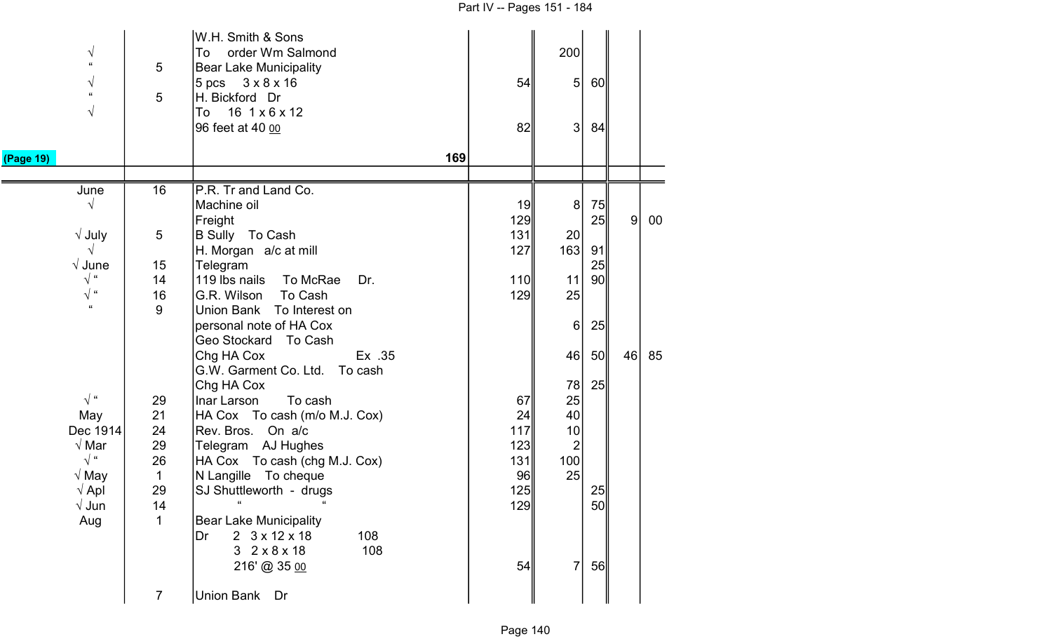|  |  | W.H. Smith & Sons |  |  |  |  |  |
|---|---|---|---|---|---|---|---|
| √ |  | To order Wm Salmond |  | 200 |  |  |  |
| " | 5 | Bear Lake Municipality |  |  |  |  |  |
| √ |  | 5 pcs 3 x 8 x 16 | 54 | 5 | 60 |  |  |
| " | 5 | H. Bickford Dr |  |  |  |  |  |
| √ |  | To 16 1 x 6 x 12 |  |  |  |  |  |
|  |  | 96 feet at 40 00 | 82 | 3 | 84 |  |  |
| (Page 19) |  | 169 |  |  |  |  |  |

| | | | | | | | |
|---|---|---|---|---|---|---|---|
| June | 16 | P.R. Tr and Land Co. |  |  |  |  |  |
| √ |  | Machine oil | 19 | 8 | 75 |  |  |
|  |  | Freight | 129 |  | 25 | 9 | 00 |
| √ July | 5 | B Sully To Cash | 131 | 20 |  |  |  |
| √ |  | H. Morgan a/c at mill | 127 | 163 | 91 |  |  |
| √ June | 15 | Telegram |  |  | 25 |  |  |
| √ " | 14 | 119 lbs nails To McRae Dr. | 110 | 11 | 90 |  |  |
| √ " | 16 | G.R. Wilson To Cash | 129 | 25 |  |  |  |
| " | 9 | Union Bank To Interest on |  |  |  |  |  |
|  |  | personal note of HA Cox |  | 6 | 25 |  |  |
|  |  | Geo Stockard To Cash |  |  |  |  |  |
|  |  | Chg HA Cox Ex .35 |  | 46 | 50 | 46 | 85 |
|  |  | G.W. Garment Co. Ltd. To cash |  |  |  |  |  |
|  |  | Chg HA Cox |  | 78 | 25 |  |  |
| √ " | 29 | Inar Larson To cash | 67 | 25 |  |  |  |
| May | 21 | HA Cox To cash (m/o M.J. Cox) | 24 | 40 |  |  |  |
| Dec 1914 | 24 | Rev. Bros. On a/c | 117 | 10 |  |  |  |
| √ Mar | 29 | Telegram AJ Hughes | 123 | 2 |  |  |  |
| √ " | 26 | HA Cox To cash (chg M.J. Cox) | 131 | 100 |  |  |  |
| √ May | 1 | N Langille To cheque | 96 | 25 |  |  |  |
| √ Apl | 29 | SJ Shuttleworth - drugs | 125 |  | 25 |  |  |
| √ Jun | 14 | " " | 129 |  | 50 |  |  |
| Aug | 1 | Bear Lake Municipality |  |  |  |  |  |
|  |  | Dr 2 3 x 12 x 18 108 |  |  |  |  |  |
|  |  | 3 2 x 8 x 18 108 |  |  |  |  |  |
|  |  | 216' @ 35 00 | 54 | 7 | 56 |  |  |
|  | 7 | Union Bank Dr |  |  |  |  |  |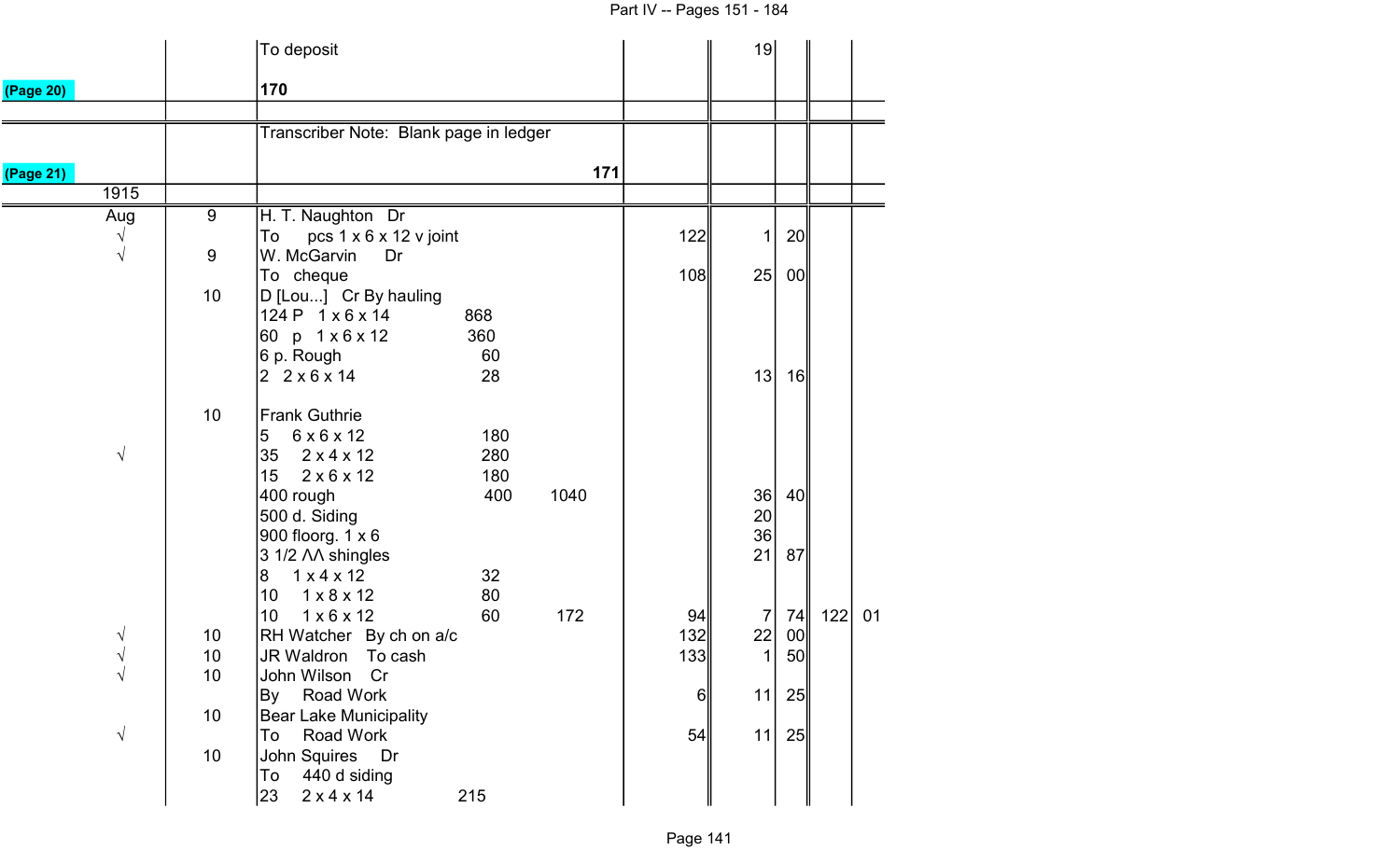| | | | | | | | |
|---|---|---|---|---|---|---|---|
| | | To deposit | | 19 | | | |
| (Page 20) | | 170 | | | | | |
| | | | | | | | |
| | | Transcriber Note: Blank page in ledger | | | | | |
| (Page 21) | | 171 | | | | | |
| 1915 | | | | | | | |
| Aug | 9 | H. T. Naughton Dr | | | | | |
| √ | | To pcs 1 x 6 x 12 v joint | 122 | 1 | 20 | | |
| √ | 9 | W. McGarvin Dr | | | | | |
| | | To cheque | 108 | 25 | 00 | | |
| | 10 | D [Lou...] Cr By hauling | | | | | |
| | | 124 P 1 x 6 x 14 868 | | | | | |
| | | 60 p 1 x 6 x 12 360 | | | | | |
| | | 6 p. Rough 60 | | | | | |
| | | 2 2 x 6 x 14 28 | | 13 | 16 | | |
| | | | | | | | |
| | 10 | Frank Guthrie | | | | | |
| | | 5 6 x 6 x 12 180 | | | | | |
| √ | | 35 2 x 4 x 12 280 | | | | | |
| | | 15 2 x 6 x 12 180 | | | | | |
| | | 400 rough 400 1040 | | 36 | 40 | | |
| | | 500 d. Siding | | 20 | | | |
| | | 900 floorg. 1 x 6 | | 36 | | | |
| | | 3 1/2 ΛΛ shingles | | 21 | 87 | | |
| | | 8 1 x 4 x 12 32 | | | | | |
| | | 10 1 x 8 x 12 80 | | | | | |
| | | 10 1 x 6 x 12 60 172 | 94 | 7 | 74 | 122 | 01 |
| √ | 10 | RH Watcher By ch on a/c | 132 | 22 | 00 | | |
| √ | 10 | JR Waldron To cash | 133 | 1 | 50 | | |
| √ | 10 | John Wilson Cr | | | | | |
| | | By Road Work | 6 | 11 | 25 | | |
| | 10 | Bear Lake Municipality | | | | | |
| √ | | To Road Work | 54 | 11 | 25 | | |
| | 10 | John Squires Dr | | | | | |
| | | To 440 d siding | | | | | |
| | | 23 2 x 4 x 14 215 | | | | | |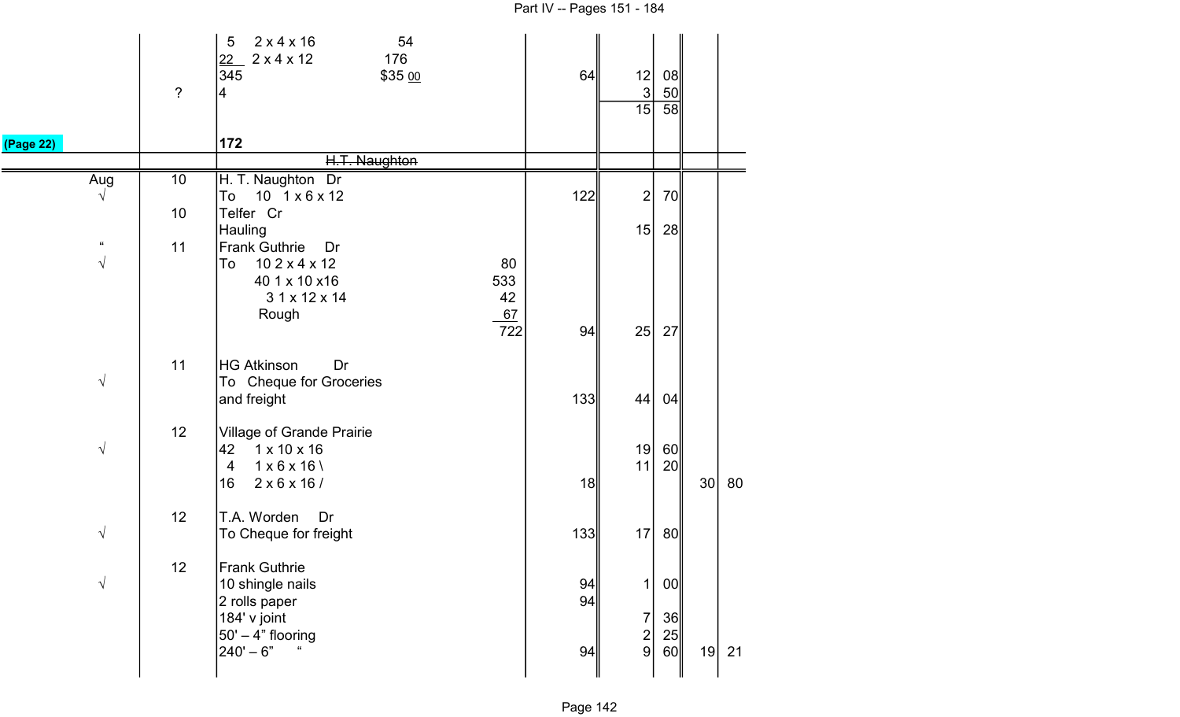| | | | | | | | | |
|---|---|---|---|---|---|---|---|---|
| | | 5 2 x 4 x 16 54 | | | | | | |
| | | 22 2 x 4 x 12 176 | | | | | | |
| | | 345 $35 00 | | 64 | 12 | 08 | | |
| | ? | 4 | | | 3 | 50 | | |
| | | | | | 15 | 58 | | |
| (Page 22) | | **172** | | | | | | |
| | | ~~H.T. Naughton~~ | | | | | | |
| Aug | 10 | H. T. Naughton Dr | | | | | | |
| √ | | To 10 1 x 6 x 12 | | 122 | 2 | 70 | | |
| | 10 | Telfer Cr | | | | | | |
| | | Hauling | | | 15 | 28 | | |
| " | 11 | Frank Guthrie Dr | | | | | | |
| √ | | To 10 2 x 4 x 12 | 80 | | | | | |
| | | 40 1 x 10 x16 | 533 | | | | | |
| | | 3 1 x 12 x 14 | 42 | | | | | |
| | | Rough | 67 | | | | | |
| | | | 722 | 94 | 25 | 27 | | |
| | 11 | HG Atkinson Dr | | | | | | |
| √ | | To Cheque for Groceries | | | | | | |
| | | and freight | | 133 | 44 | 04 | | |
| | 12 | Village of Grande Prairie | | | | | | |
| √ | | 42 1 x 10 x 16 | | | 19 | 60 | | |
| | | 4 1 x 6 x 16 \ | | | 11 | 20 | | |
| | | 16 2 x 6 x 16 / | | 18 | | | 30 | 80 |
| | 12 | T.A. Worden Dr | | | | | | |
| √ | | To Cheque for freight | | 133 | 17 | 80 | | |
| | 12 | Frank Guthrie | | | | | | |
| √ | | 10 shingle nails | | 94 | 1 | 00 | | |
| | | 2 rolls paper | | 94 | | | | |
| | | 184' v joint | | | 7 | 36 | | |
| | | 50' – 4" flooring | | | 2 | 25 | | |
| | | 240' – 6" " | | 94 | 9 | 60 | 19 | 21 |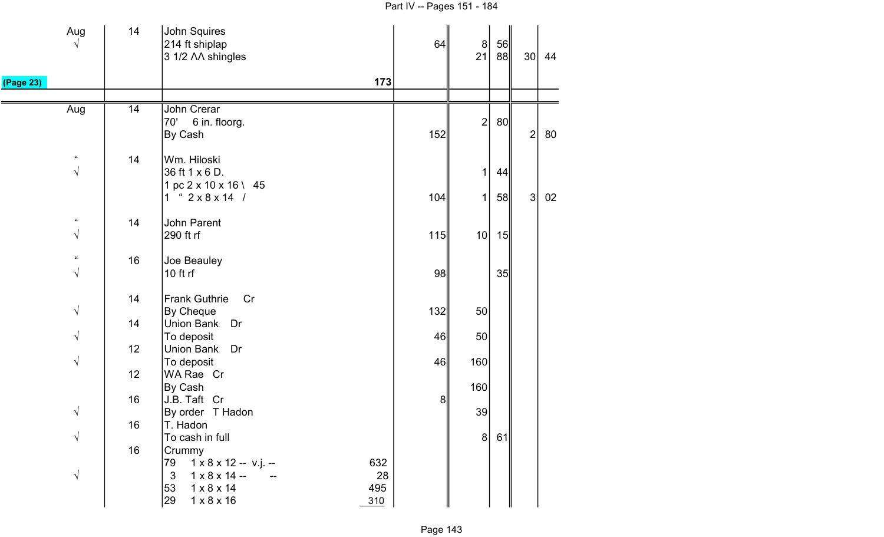| | | | | | | | | |
|---|---|---|---|---|---|---|---|---|
| Aug | 14 | John Squires | | | | | | |
| √ | | 214 ft shiplap | | 64 | 8 | 56 | | |
| | | 3 1/2 ΛΛ shingles | | | 21 | 88 | 30 | 44 |
| (Page 23) | | | 173 | | | | | |
| | | | | | | | | |
| Aug | 14 | John Crerar | | | | | | |
| | | 70' 6 in. floorg. | | | 2 | 80 | | |
| | | By Cash | | 152 | | | 2 | 80 |
| " | 14 | Wm. Hiloski | | | | | | |
| √ | | 36 ft 1 x 6 D. | | | 1 | 44 | | |
| | | 1 pc 2 x 10 x 16 \ 45 | | | | | | |
| | | 1 " 2 x 8 x 14 / | | 104 | 1 | 58 | 3 | 02 |
| " | 14 | John Parent | | | | | | |
| √ | | 290 ft rf | | 115 | 10 | 15 | | |
| " | 16 | Joe Beauley | | | | | | |
| √ | | 10 ft rf | | 98 | | 35 | | |
| | 14 | Frank Guthrie Cr | | | | | | |
| √ | | By Cheque | | 132 | 50 | | | |
| | 14 | Union Bank Dr | | | | | | |
| √ | | To deposit | | 46 | 50 | | | |
| | 12 | Union Bank Dr | | | | | | |
| √ | | To deposit | | 46 | 160 | | | |
| | 12 | WA Rae Cr | | | | | | |
| | | By Cash | | | 160 | | | |
| | 16 | J.B. Taft Cr | | 8 | | | | |
| √ | | By order T Hadon | | | 39 | | | |
| | 16 | T. Hadon | | | | | | |
| √ | | To cash in full | | | 8 | 61 | | |
| | 16 | Crummy | | | | | | |
| | | 79 1 x 8 x 12 -- v.j. -- | 632 | | | | | |
| √ | | 3 1 x 8 x 14 -- -- | 28 | | | | | |
| | | 53 1 x 8 x 14 | 495 | | | | | |
| | | 29 1 x 8 x 16 | 310 | | | | | |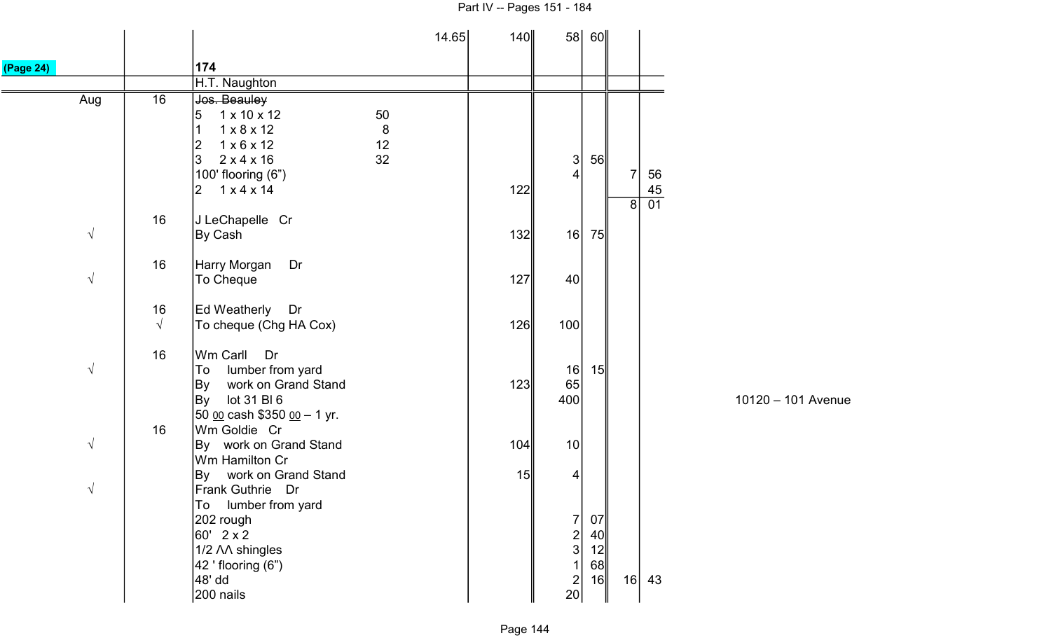| | | | | | | | | |
|---|---|---|---|---|---|---|---|---|
| | | | 14.65 | 140 | 58 | 60 | | |
| (Page 24) | | **174** | | | | | | |
| | | H.T. Naughton | | | | | | |
| Aug | 16 | ~~Jos. Beauley~~ | | | | | | |
| | | 5 1 x 10 x 12 | 50 | | | | | |
| | | 1 1 x 8 x 12 | 8 | | | | | |
| | | 2 1 x 6 x 12 | 12 | | | | | |
| | | 3 2 x 4 x 16 | 32 | | 3 | 56 | | |
| | | 100' flooring (6") | | | 4 | | 7 | 56 |
| | | 2 1 x 4 x 14 | | 122 | | | | 45 |
| | | | | | | | 8 | 01 |
| | 16 | J LeChapelle Cr | | | | | | |
| √ | | By Cash | | 132 | 16 | 75 | | |
| | 16 | Harry Morgan Dr | | | | | | |
| √ | | To Cheque | | 127 | 40 | | | |
| | 16 | Ed Weatherly Dr | | | | | | |
| | √ | To cheque (Chg HA Cox) | | 126 | 100 | | | |
| | 16 | Wm Carll Dr | | | | | | |
| √ | | To lumber from yard | | | 16 | 15 | | |
| | | By work on Grand Stand | | 123 | 65 | | | |
| | | By lot 31 Bl 6 | | | 400 | | | |
| | | 50 00 cash $350 00 – 1 yr. | | | | | | |
| | 16 | Wm Goldie Cr | | | | | | |
| √ | | By work on Grand Stand | | 104 | 10 | | | |
| | | Wm Hamilton Cr | | | | | | |
| | | By work on Grand Stand | | 15 | 4 | | | |
| √ | | Frank Guthrie Dr | | | | | | |
| | | To lumber from yard | | | | | | |
| | | 202 rough | | | 7 | 07 | | |
| | | 60' 2 x 2 | | | 2 | 40 | | |
| | | 1/2 ΛΛ shingles | | | 3 | 12 | | |
| | | 42 ' flooring (6") | | | 1 | 68 | | |
| | | 48' dd | | | 2 | 16 | 16 | 43 |
| | | 200 nails | | | 20 | | | |

10120 – 101 Avenue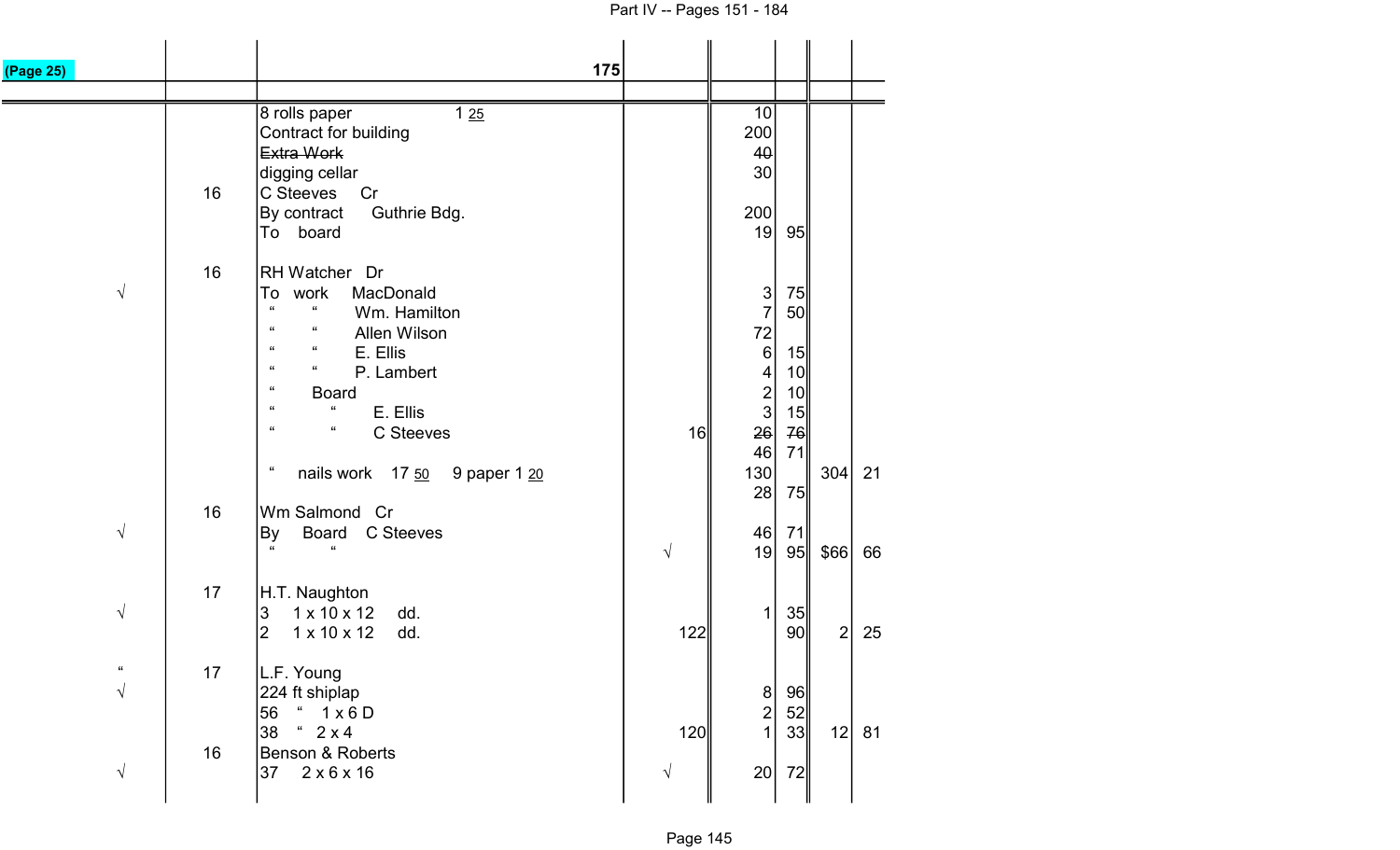| (Page 25) | | 175 | | | | | |
|---|---|---|---|---|---|---|---|
| | | 8 rolls paper 1 25 | | 10 | | | |
| | | Contract for building | | 200 | | | |
| | | ~~Extra Work~~ | | ~~40~~ | | | |
| | | digging cellar | | 30 | | | |
| | 16 | C Steeves Cr | | | | | |
| | | By contract Guthrie Bdg. | | 200 | | | |
| | | To board | | 19 | 95 | | |
| | | | | | | | |
| | 16 | RH Watcher Dr | | | | | |
| √ | | To work MacDonald | | 3 | 75 | | |
| | | " " Wm. Hamilton | | 7 | 50 | | |
| | | " " Allen Wilson | | 72 | | | |
| | | " " E. Ellis | | 6 | 15 | | |
| | | " " P. Lambert | | 4 | 10 | | |
| | | " Board | | 2 | 10 | | |
| | | " " E. Ellis | | 3 | 15 | | |
| | | " " C Steeves | 16 | ~~26~~ | ~~76~~ | | |
| | | | | 46 | 71 | | |
| | | " nails work 17 50 9 paper 1 20 | | 130 | | 304 | 21 |
| | | | | 28 | 75 | | |
| | 16 | Wm Salmond Cr | | | | | |
| √ | | By Board C Steeves | | 46 | 71 | | |
| | | " " | √ | 19 | 95 | $66 | 66 |
| | | | | | | | |
| | 17 | H.T. Naughton | | | | | |
| √ | | 3 1 x 10 x 12 dd. | | 1 | 35 | | |
| | | 2 1 x 10 x 12 dd. | 122 | | 90 | 2 | 25 |
| | | | | | | | |
| " | 17 | L.F. Young | | | | | |
| √ | | 224 ft shiplap | | 8 | 96 | | |
| | | 56 " 1 x 6 D | | 2 | 52 | | |
| | | 38 " 2 x 4 | 120 | 1 | 33 | 12 | 81 |
| | 16 | Benson & Roberts | | | | | |
| √ | | 37 2 x 6 x 16 | √ | 20 | 72 | | |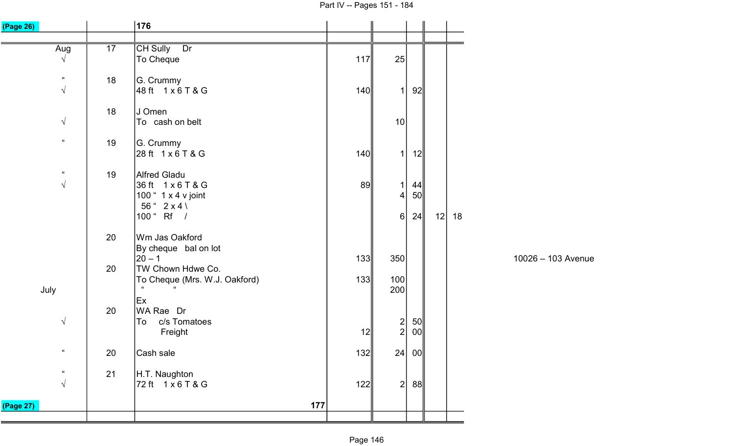| (Page 26) | | 176 | | | | | |
|---|---|---|---|---|---|---|---|
| | | | | | | | |
| Aug | 17 | CH Sully Dr | | | | | |
| √ | | To Cheque | 117 | 25 | | | |
| " | 18 | G. Crummy | | | | | |
| √ | | 48 ft 1 x 6 T & G | 140 | 1 | 92 | | |
| | 18 | J Omen | | | | | |
| √ | | To cash on belt | | 10 | | | |
| " | 19 | G. Crummy | | | | | |
| | | 28 ft 1 x 6 T & G | 140 | 1 | 12 | | |
| " | 19 | Alfred Gladu | | | | | |
| √ | | 36 ft 1 x 6 T & G | 89 | 1 | 44 | | |
| | | 100 " 1 x 4 v joint | | 4 | 50 | | |
| | | 56 " 2 x 4 \ | | | | | |
| | | 100 " Rf / | | 6 | 24 | 12 | 18 |
| | 20 | Wm Jas Oakford | | | | | |
| | | By cheque bal on lot | | | | | |
| | | 20 – 1 | 133 | 350 | | | |
| | 20 | TW Chown Hdwe Co. | | | | | |
| | | To Cheque (Mrs. W.J. Oakford) | 133 | 100 | | | |
| July | | " " | | 200 | | | |
| | | Ex | | | | | |
| | 20 | WA Rae Dr | | | | | |
| √ | | To c/s Tomatoes | | 2 | 50 | | |
| | | Freight | 12 | 2 | 00 | | |
| " | 20 | Cash sale | 132 | 24 | 00 | | |
| " | 21 | H.T. Naughton | | | | | |
| √ | | 72 ft 1 x 6 T & G | 122 | 2 | 88 | | |
| (Page 27) | | 177 | | | | | |

10026 – 103 Avenue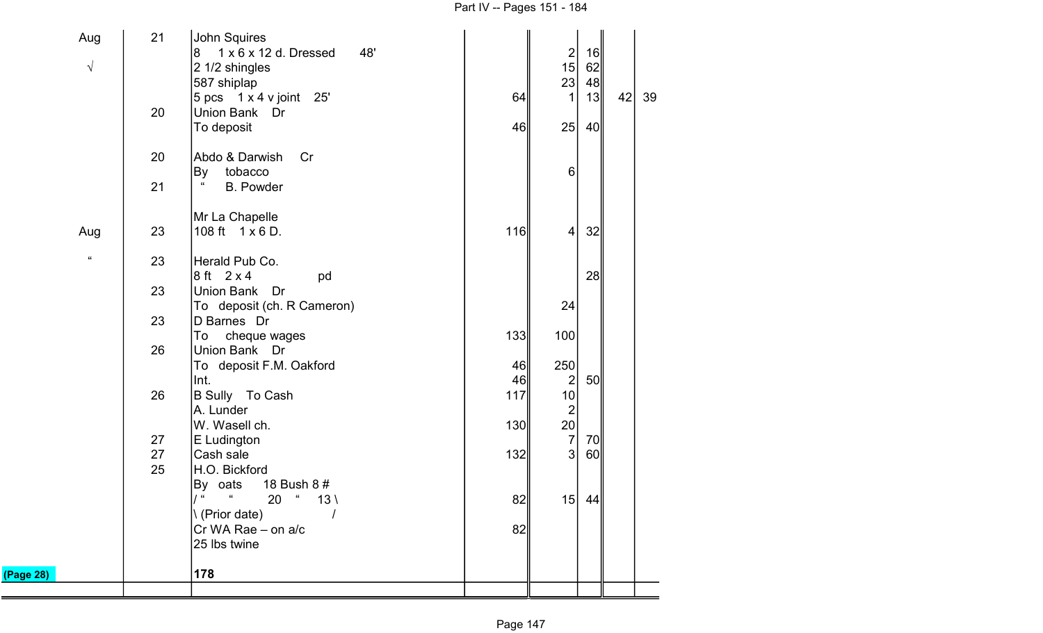| | | | | | | | |
|---|---|---|---|---|---|---|---|
| Aug | 21 | John Squires | | | | | |
| | | 8 1 x 6 x 12 d. Dressed 48' | | 2 | 16 | | |
| √ | | 2 1/2 shingles | | 15 | 62 | | |
| | | 587 shiplap | | 23 | 48 | | |
| | | 5 pcs 1 x 4 v joint 25' | 64 | 1 | 13 | 42 | 39 |
| | 20 | Union Bank Dr | | | | | |
| | | To deposit | 46 | 25 | 40 | | |
| | | | | | | | |
| | 20 | Abdo & Darwish Cr | | | | | |
| | | By tobacco | | 6 | | | |
| | 21 | " B. Powder | | | | | |
| | | | | | | | |
| | | Mr La Chapelle | | | | | |
| Aug | 23 | 108 ft 1 x 6 D. | 116 | 4 | 32 | | |
| | | | | | | | |
| " | 23 | Herald Pub Co. | | | | | |
| | | 8 ft 2 x 4 pd | | | 28 | | |
| | 23 | Union Bank Dr | | | | | |
| | | To deposit (ch. R Cameron) | | 24 | | | |
| | 23 | D Barnes Dr | | | | | |
| | | To cheque wages | 133 | 100 | | | |
| | 26 | Union Bank Dr | | | | | |
| | | To deposit F.M. Oakford | 46 | 250 | | | |
| | | Int. | 46 | 2 | 50 | | |
| | 26 | B Sully To Cash | 117 | 10 | | | |
| | | A. Lunder | | 2 | | | |
| | | W. Wasell ch. | 130 | 20 | | | |
| | 27 | E Ludington | | 7 | 70 | | |
| | 27 | Cash sale | 132 | 3 | 60 | | |
| | 25 | H.O. Bickford | | | | | |
| | | By oats 18 Bush 8 # | | | | | |
| | | / " " 20 " 13 \ | 82 | 15 | 44 | | |
| | | \ (Prior date) / | | | | | |
| | | Cr WA Rae – on a/c | 82 | | | | |
| | | 25 lbs twine | | | | | |
| | | | | | | | |
| (Page 28) | | **178** | | | | | |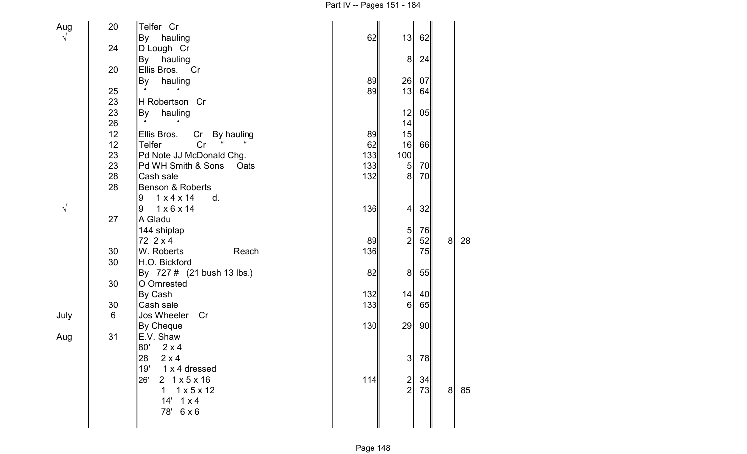| | | | | | | | |
|---|---|---|---|---|---|---|---|
| Aug | 20 | Telfer Cr | | | | | |
| √ | | By hauling | 62 | 13 | 62 | | |
| | 24 | D Lough Cr | | | | | |
| | | By hauling | | 8 | 24 | | |
| | 20 | Ellis Bros. Cr | | | | | |
| | | By hauling | 89 | 26 | 07 | | |
| | 25 | " " | 89 | 13 | 64 | | |
| | 23 | H Robertson Cr | | | | | |
| | 23 | By hauling | | 12 | 05 | | |
| | 26 | " " | | 14 | | | |
| | 12 | Ellis Bros. Cr By hauling | 89 | 15 | | | |
| | 12 | Telfer Cr " " | 62 | 16 | 66 | | |
| | 23 | Pd Note JJ McDonald Chg. | 133 | 100 | | | |
| | 23 | Pd WH Smith & Sons Oats | 133 | 5 | 70 | | |
| | 28 | Cash sale | 132 | 8 | 70 | | |
| | 28 | Benson & Roberts | | | | | |
| | | 9 1 x 4 x 14 d. | | | | | |
| √ | | 9 1 x 6 x 14 | 136 | 4 | 32 | | |
| | 27 | A Gladu | | | | | |
| | | 144 shiplap | | 5 | 76 | | |
| | | 72 2 x 4 | 89 | 2 | 52 | 8 | 28 |
| | 30 | W. Roberts Reach | 136 | | 75 | | |
| | 30 | H.O. Bickford | | | | | |
| | | By 727 # (21 bush 13 lbs.) | 82 | 8 | 55 | | |
| | 30 | O Omrested | | | | | |
| | | By Cash | 132 | 14 | 40 | | |
| | 30 | Cash sale | 133 | 6 | 65 | | |
| July | 6 | Jos Wheeler Cr | | | | | |
| | | By Cheque | 130 | 29 | 90 | | |
| Aug | 31 | E.V. Shaw | | | | | |
| | | 80' 2 x 4 | | | | | |
| | | 28 2 x 4 | | 3 | 78 | | |
| | | 19' 1 x 4 dressed | | | | | |
| | | ~~26'~~ 2 1 x 5 x 16 | 114 | 2 | 34 | | |
| | | 1 1 x 5 x 12 | | 2 | 73 | 8 | 85 |
| | | 14' 1 x 4 | | | | | |
| | | 78' 6 x 6 | | | | | |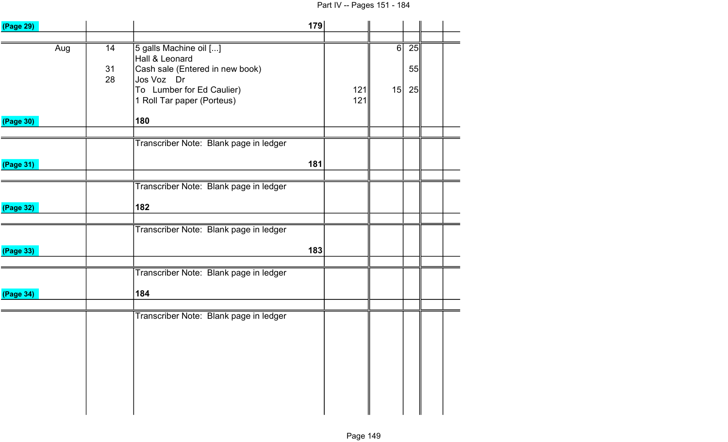| | | | | | | | |
|---|---|---|---|---|---|---|---|
| (Page 29) | | 179 | | | | | |
| Aug | 14 | 5 galls Machine oil [...] | | 6 | 25 | | |
| | | Hall & Leonard | | | | | |
| | 31 | Cash sale (Entered in new book) | | | 55 | | |
| | 28 | Jos Voz Dr | | | | | |
| | | To Lumber for Ed Caulier) | 121 | 15 | 25 | | |
| | | 1 Roll Tar paper (Porteus) | 121 | | | | |
| (Page 30) | | 180 | | | | | |
| | | Transcriber Note: Blank page in ledger | | | | | |
| (Page 31) | | 181 | | | | | |
| | | Transcriber Note: Blank page in ledger | | | | | |
| (Page 32) | | 182 | | | | | |
| | | Transcriber Note: Blank page in ledger | | | | | |
| (Page 33) | | 183 | | | | | |
| | | Transcriber Note: Blank page in ledger | | | | | |
| (Page 34) | | 184 | | | | | |
| | | Transcriber Note: Blank page in ledger | | | | | |